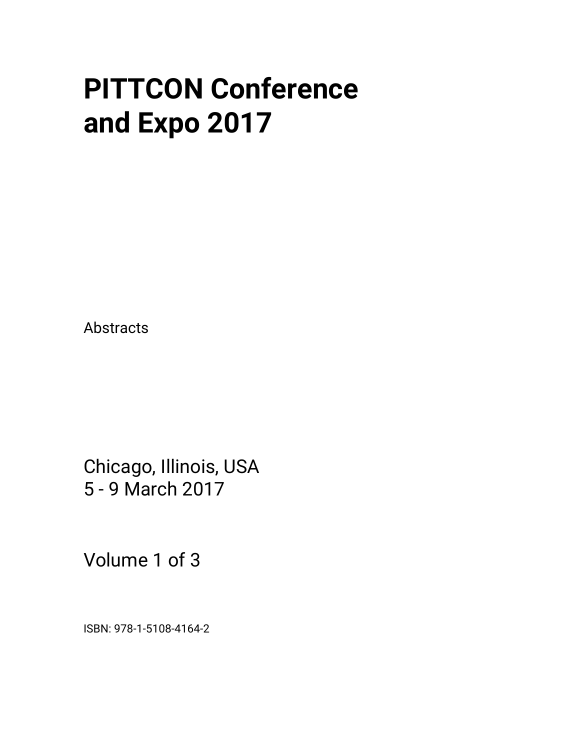# PITTCON Conference and Expo 2017

Abstracts

Chicago, Illinois, USA
5 - 9 March 2017

Volume 1 of 3

ISBN: 978-1-5108-4164-2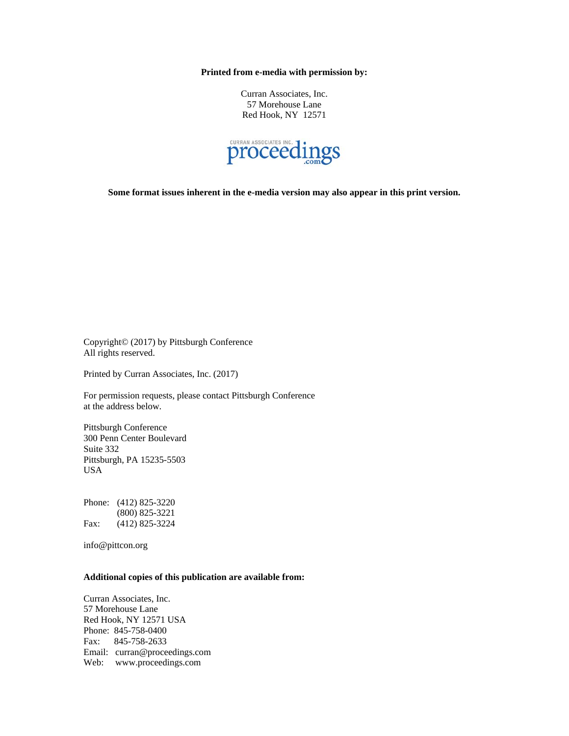**Printed from e-media with permission by:**

Curran Associates, Inc.
57 Morehouse Lane
Red Hook, NY 12571

CURRAN ASSOCIATES INC. proceedings.com

**Some format issues inherent in the e-media version may also appear in this print version.**

Copyright© (2017) by Pittsburgh Conference
All rights reserved.

Printed by Curran Associates, Inc. (2017)

For permission requests, please contact Pittsburgh Conference at the address below.

Pittsburgh Conference
300 Penn Center Boulevard
Suite 332
Pittsburgh, PA 15235-5503
USA

Phone: (412) 825-3220
(800) 825-3221
Fax: (412) 825-3224

info@pittcon.org

**Additional copies of this publication are available from:**

Curran Associates, Inc.
57 Morehouse Lane
Red Hook, NY 12571 USA
Phone: 845-758-0400
Fax: 845-758-2633
Email: curran@proceedings.com
Web: www.proceedings.com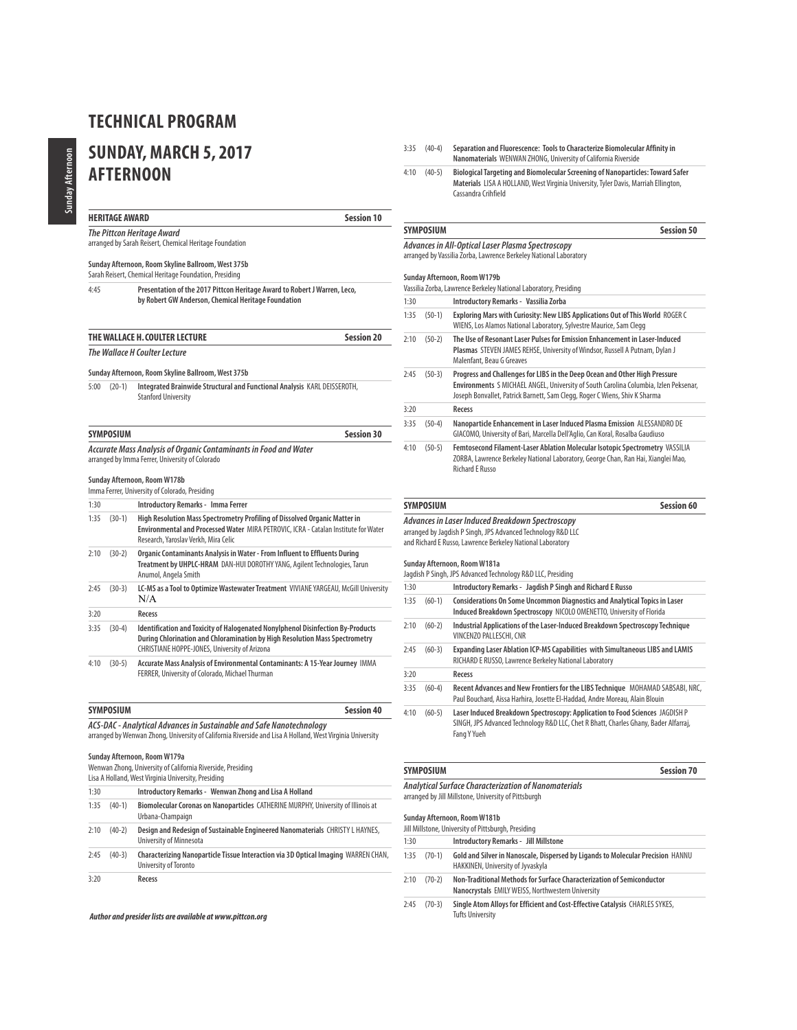# TECHNICAL PROGRAM

# SUNDAY, MARCH 5, 2017 AFTERNOON

## HERITAGE AWARD — Session 10

***The Pittcon Heritage Award***
arranged by Sarah Reisert, Chemical Heritage Foundation

**Sunday Afternoon, Room Skyline Ballroom, West 375b**
Sarah Reisert, Chemical Heritage Foundation, Presiding

| | | |
|---|---|---|
| 4:45 | | **Presentation of the 2017 Pittcon Heritage Award to Robert J Warren, Leco, by Robert GW Anderson, Chemical Heritage Foundation** |

## THE WALLACE H. COULTER LECTURE — Session 20

***The Wallace H Coulter Lecture***

**Sunday Afternoon, Room Skyline Ballroom, West 375b**

| | | |
|---|---|---|
| 5:00 | (20-1) | **Integrated Brainwide Structural and Functional Analysis** KARL DEISSEROTH, Stanford University |

## SYMPOSIUM — Session 30

***Accurate Mass Analysis of Organic Contaminants in Food and Water***
arranged by Imma Ferrer, University of Colorado

**Sunday Afternoon, Room W178b**
Imma Ferrer, University of Colorado, Presiding

| | | |
|---|---|---|
| 1:30 | | **Introductory Remarks - Imma Ferrer** |
| 1:35 | (30-1) | **High Resolution Mass Spectrometry Profiling of Dissolved Organic Matter in Environmental and Processed Water** MIRA PETROVIC, ICRA - Catalan Institute for Water Research, Yaroslav Verkh, Mira Celic |
| 2:10 | (30-2) | **Organic Contaminants Analysis in Water - From Influent to Effluents During Treatment by UHPLC-HRAM** DAN-HUI DOROTHY YANG, Agilent Technologies, Tarun Anumol, Angela Smith |
| 2:45 | (30-3) | **LC-MS as a Tool to Optimize Wastewater Treatment** VIVIANE YARGEAU, McGill University N/A |
| 3:20 | | **Recess** |
| 3:35 | (30-4) | **Identification and Toxicity of Halogenated Nonylphenol Disinfection By-Products During Chlorination and Chloramination by High Resolution Mass Spectrometry** CHRISTIANE HOPPE-JONES, University of Arizona |
| 4:10 | (30-5) | **Accurate Mass Analysis of Environmental Contaminants: A 15-Year Journey** IMMA FERRER, University of Colorado, Michael Thurman |

## SYMPOSIUM — Session 40

***ACS-DAC - Analytical Advances in Sustainable and Safe Nanotechnology***
arranged by Wenwan Zhong, University of California Riverside and Lisa A Holland, West Virginia University

**Sunday Afternoon, Room W179a**
Wenwan Zhong, University of California Riverside, Presiding
Lisa A Holland, West Virginia University, Presiding

| | | |
|---|---|---|
| 1:30 | | **Introductory Remarks - Wenwan Zhong and Lisa A Holland** |
| 1:35 | (40-1) | **Biomolecular Coronas on Nanoparticles** CATHERINE MURPHY, University of Illinois at Urbana-Champaign |
| 2:10 | (40-2) | **Design and Redesign of Sustainable Engineered Nanomaterials** CHRISTY L HAYNES, University of Minnesota |
| 2:45 | (40-3) | **Characterizing Nanoparticle Tissue Interaction via 3D Optical Imaging** WARREN CHAN, University of Toronto |
| 3:20 | | **Recess** |
| 3:35 | (40-4) | **Separation and Fluorescence: Tools to Characterize Biomolecular Affinity in Nanomaterials** WENWAN ZHONG, University of California Riverside |
| 4:10 | (40-5) | **Biological Targeting and Biomolecular Screening of Nanoparticles: Toward Safer Materials** LISA A HOLLAND, West Virginia University, Tyler Davis, Marriah Ellington, Cassandra Crihfield |

*Author and presider lists are available at www.pittcon.org*

## SYMPOSIUM — Session 50

***Advances in All-Optical Laser Plasma Spectroscopy***
arranged by Vassilia Zorba, Lawrence Berkeley National Laboratory

**Sunday Afternoon, Room W179b**
Vassilia Zorba, Lawrence Berkeley National Laboratory, Presiding

| | | |
|---|---|---|
| 1:30 | | **Introductory Remarks - Vassilia Zorba** |
| 1:35 | (50-1) | **Exploring Mars with Curiosity: New LIBS Applications Out of This World** ROGER C WIENS, Los Alamos National Laboratory, Sylvestre Maurice, Sam Clegg |
| 2:10 | (50-2) | **The Use of Resonant Laser Pulses for Emission Enhancement in Laser-Induced Plasmas** STEVEN JAMES REHSE, University of Windsor, Russell A Putnam, Dylan J Malenfant, Beau G Greaves |
| 2:45 | (50-3) | **Progress and Challenges for LIBS in the Deep Ocean and Other High Pressure Environments** S MICHAEL ANGEL, University of South Carolina Columbia, Izlen Peksenar, Joseph Bonvallet, Patrick Barnett, Sam Clegg, Roger C Wiens, Shiv K Sharma |
| 3:20 | | **Recess** |
| 3:35 | (50-4) | **Nanoparticle Enhancement in Laser Induced Plasma Emission** ALESSANDRO DE GIACOMO, University of Bari, Marcella Dell'Aglio, Can Koral, Rosalba Gaudiuso |
| 4:10 | (50-5) | **Femtosecond Filament-Laser Ablation Molecular Isotopic Spectrometry** VASSILIA ZORBA, Lawrence Berkeley National Laboratory, George Chan, Ran Hai, Xianglei Mao, Richard E Russo |

## SYMPOSIUM — Session 60

***Advances in Laser Induced Breakdown Spectroscopy***
arranged by Jagdish P Singh, JPS Advanced Technology R&D LLC and Richard E Russo, Lawrence Berkeley National Laboratory

**Sunday Afternoon, Room W181a**
Jagdish P Singh, JPS Advanced Technology R&D LLC, Presiding

| | | |
|---|---|---|
| 1:30 | | **Introductory Remarks - Jagdish P Singh and Richard E Russo** |
| 1:35 | (60-1) | **Considerations On Some Uncommon Diagnostics and Analytical Topics in Laser Induced Breakdown Spectroscopy** NICOLO OMENETTO, University of Florida |
| 2:10 | (60-2) | **Industrial Applications of the Laser-Induced Breakdown Spectroscopy Technique** VINCENZO PALLESCHI, CNR |
| 2:45 | (60-3) | **Expanding Laser Ablation ICP-MS Capabilities with Simultaneous LIBS and LAMIS** RICHARD E RUSSO, Lawrence Berkeley National Laboratory |
| 3:20 | | **Recess** |
| 3:35 | (60-4) | **Recent Advances and New Frontiers for the LIBS Technique** MOHAMAD SABSABI, NRC, Paul Bouchard, Aissa Harhira, Josette El-Haddad, Andre Moreau, Alain Blouin |
| 4:10 | (60-5) | **Laser Induced Breakdown Spectroscopy: Application to Food Sciences** JAGDISH P SINGH, JPS Advanced Technology R&D LLC, Chet R Bhatt, Charles Ghany, Bader Alfarraj, Fang Y Yueh |

## SYMPOSIUM — Session 70

***Analytical Surface Characterization of Nanomaterials***
arranged by Jill Millstone, University of Pittsburgh

**Sunday Afternoon, Room W181b**
Jill Millstone, University of Pittsburgh, Presiding

| | | |
|---|---|---|
| 1:30 | | **Introductory Remarks - Jill Millstone** |
| 1:35 | (70-1) | **Gold and Silver in Nanoscale, Dispersed by Ligands to Molecular Precision** HANNU HAKKINEN, University of Jyvaskyla |
| 2:10 | (70-2) | **Non-Traditional Methods for Surface Characterization of Semiconductor Nanocrystals** EMILY WEISS, Northwestern University |
| 2:45 | (70-3) | **Single Atom Alloys for Efficient and Cost-Effective Catalysis** CHARLES SYKES, Tufts University |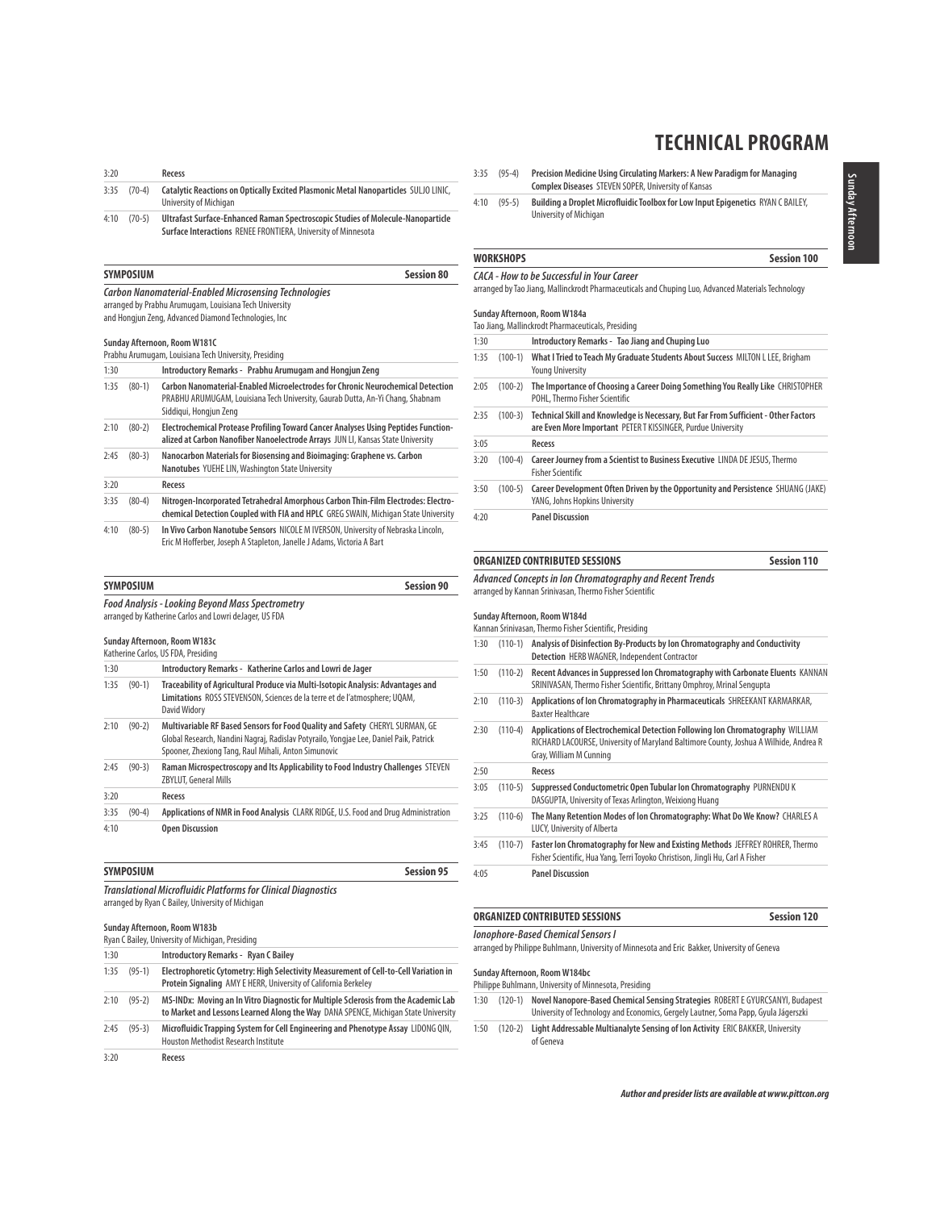# TECHNICAL PROGRAM

| | | |
|---|---|---|
| 3:20 | | **Recess** |
| 3:35 | (70-4) | **Catalytic Reactions on Optically Excited Plasmonic Metal Nanoparticles** SULJO LINIC, University of Michigan |
| 4:10 | (70-5) | **Ultrafast Surface-Enhanced Raman Spectroscopic Studies of Molecule-Nanoparticle Surface Interactions** RENEE FRONTIERA, University of Minnesota |

## SYMPOSIUM — Session 80

***Carbon Nanomaterial-Enabled Microsensing Technologies***
arranged by Prabhu Arumugam, Louisiana Tech University and Hongjun Zeng, Advanced Diamond Technologies, Inc

**Sunday Afternoon, Room W181C**
Prabhu Arumugam, Louisiana Tech University, Presiding

| | | |
|---|---|---|
| 1:30 | | **Introductory Remarks - Prabhu Arumugam and Hongjun Zeng** |
| 1:35 | (80-1) | **Carbon Nanomaterial-Enabled Microelectrodes for Chronic Neurochemical Detection** PRABHU ARUMUGAM, Louisiana Tech University, Gaurab Dutta, An-Yi Chang, Shabnam Siddiqui, Hongjun Zeng |
| 2:10 | (80-2) | **Electrochemical Protease Profiling Toward Cancer Analyses Using Peptides Functionalized at Carbon Nanofiber Nanoelectrode Arrays** JUN LI, Kansas State University |
| 2:45 | (80-3) | **Nanocarbon Materials for Biosensing and Bioimaging: Graphene vs. Carbon Nanotubes** YUEHE LIN, Washington State University |
| 3:20 | | **Recess** |
| 3:35 | (80-4) | **Nitrogen-Incorporated Tetrahedral Amorphous Carbon Thin-Film Electrodes: Electrochemical Detection Coupled with FIA and HPLC** GREG SWAIN, Michigan State University |
| 4:10 | (80-5) | **In Vivo Carbon Nanotube Sensors** NICOLE M IVERSON, University of Nebraska Lincoln, Eric M Hofferber, Joseph A Stapleton, Janelle J Adams, Victoria A Bart |

## SYMPOSIUM — Session 90

***Food Analysis - Looking Beyond Mass Spectrometry***
arranged by Katherine Carlos and Lowri deJager, US FDA

**Sunday Afternoon, Room W183c**
Katherine Carlos, US FDA, Presiding

| | | |
|---|---|---|
| 1:30 | | **Introductory Remarks - Katherine Carlos and Lowri de Jager** |
| 1:35 | (90-1) | **Traceability of Agricultural Produce via Multi-Isotopic Analysis: Advantages and Limitations** ROSS STEVENSON, Sciences de la terre et de l'atmosphere; UQAM, David Widory |
| 2:10 | (90-2) | **Multivariable RF Based Sensors for Food Quality and Safety** CHERYL SURMAN, GE Global Research, Nandini Nagraj, Radislav Potyrailo, Yongjae Lee, Daniel Paik, Patrick Spooner, Zhexiong Tang, Raul Mihali, Anton Simunovic |
| 2:45 | (90-3) | **Raman Microspectroscopy and Its Applicability to Food Industry Challenges** STEVEN ZBYLUT, General Mills |
| 3:20 | | **Recess** |
| 3:35 | (90-4) | **Applications of NMR in Food Analysis** CLARK RIDGE, U.S. Food and Drug Administration |
| 4:10 | | **Open Discussion** |

## SYMPOSIUM — Session 95

***Translational Microfluidic Platforms for Clinical Diagnostics***
arranged by Ryan C Bailey, University of Michigan

**Sunday Afternoon, Room W183b**
Ryan C Bailey, University of Michigan, Presiding

| | | |
|---|---|---|
| 1:30 | | **Introductory Remarks - Ryan C Bailey** |
| 1:35 | (95-1) | **Electrophoretic Cytometry: High Selectivity Measurement of Cell-to-Cell Variation in Protein Signaling** AMY E HERR, University of California Berkeley |
| 2:10 | (95-2) | **MS-INDx: Moving an In Vitro Diagnostic for Multiple Sclerosis from the Academic Lab to Market and Lessons Learned Along the Way** DANA SPENCE, Michigan State University |
| 2:45 | (95-3) | **Microfluidic Trapping System for Cell Engineering and Phenotype Assay** LIDONG QIN, Houston Methodist Research Institute |
| 3:20 | | **Recess** |
| 3:35 | (95-4) | **Precision Medicine Using Circulating Markers: A New Paradigm for Managing Complex Diseases** STEVEN SOPER, University of Kansas |
| 4:10 | (95-5) | **Building a Droplet Microfluidic Toolbox for Low Input Epigenetics** RYAN C BAILEY, University of Michigan |

## WORKSHOPS — Session 100

***CACA - How to be Successful in Your Career***
arranged by Tao Jiang, Mallinckrodt Pharmaceuticals and Chuping Luo, Advanced Materials Technology

**Sunday Afternoon, Room W184a**
Tao Jiang, Mallinckrodt Pharmaceuticals, Presiding

| | | |
|---|---|---|
| 1:30 | | **Introductory Remarks - Tao Jiang and Chuping Luo** |
| 1:35 | (100-1) | **What I Tried to Teach My Graduate Students About Success** MILTON L LEE, Brigham Young University |
| 2:05 | (100-2) | **The Importance of Choosing a Career Doing Something You Really Like** CHRISTOPHER POHL, Thermo Fisher Scientific |
| 2:35 | (100-3) | **Technical Skill and Knowledge is Necessary, But Far From Sufficient - Other Factors are Even More Important** PETER T KISSINGER, Purdue University |
| 3:05 | | **Recess** |
| 3:20 | (100-4) | **Career Journey from a Scientist to Business Executive** LINDA DE JESUS, Thermo Fisher Scientific |
| 3:50 | (100-5) | **Career Development Often Driven by the Opportunity and Persistence** SHUANG (JAKE) YANG, Johns Hopkins University |
| 4:20 | | **Panel Discussion** |

## ORGANIZED CONTRIBUTED SESSIONS — Session 110

***Advanced Concepts in Ion Chromatography and Recent Trends***
arranged by Kannan Srinivasan, Thermo Fisher Scientific

**Sunday Afternoon, Room W184d**
Kannan Srinivasan, Thermo Fisher Scientific, Presiding

| | | |
|---|---|---|
| 1:30 | (110-1) | **Analysis of Disinfection By-Products by Ion Chromatography and Conductivity Detection** HERB WAGNER, Independent Contractor |
| 1:50 | (110-2) | **Recent Advances in Suppressed Ion Chromatography with Carbonate Eluents** KANNAN SRINIVASAN, Thermo Fisher Scientific, Brittany Omphroy, Mrinal Sengupta |
| 2:10 | (110-3) | **Applications of Ion Chromatography in Pharmaceuticals** SHREEKANT KARMARKAR, Baxter Healthcare |
| 2:30 | (110-4) | **Applications of Electrochemical Detection Following Ion Chromatography** WILLIAM RICHARD LACOURSE, University of Maryland Baltimore County, Joshua A Wilhide, Andrea R Gray, William M Cunning |
| 2:50 | | **Recess** |
| 3:05 | (110-5) | **Suppressed Conductometric Open Tubular Ion Chromatography** PURNENDU K DASGUPTA, University of Texas Arlington, Weixiong Huang |
| 3:25 | (110-6) | **The Many Retention Modes of Ion Chromatography: What Do We Know?** CHARLES A LUCY, University of Alberta |
| 3:45 | (110-7) | **Faster Ion Chromatography for New and Existing Methods** JEFFREY ROHRER, Thermo Fisher Scientific, Hua Yang, Terri Toyoko Christison, Jingli Hu, Carl A Fisher |
| 4:05 | | **Panel Discussion** |

## ORGANIZED CONTRIBUTED SESSIONS — Session 120

***Ionophore-Based Chemical Sensors I***
arranged by Philippe Buhlmann, University of Minnesota and Eric Bakker, University of Geneva

**Sunday Afternoon, Room W184bc**
Philippe Buhlmann, University of Minnesota, Presiding

| | | |
|---|---|---|
| 1:30 | (120-1) | **Novel Nanopore-Based Chemical Sensing Strategies** ROBERT E GYURCSANYI, Budapest University of Technology and Economics, Gergely Lautner, Soma Papp, Gyula Jágerszki |
| 1:50 | (120-2) | **Light Addressable Multianalyte Sensing of Ion Activity** ERIC BAKKER, University of Geneva |

*Author and presider lists are available at www.pittcon.org*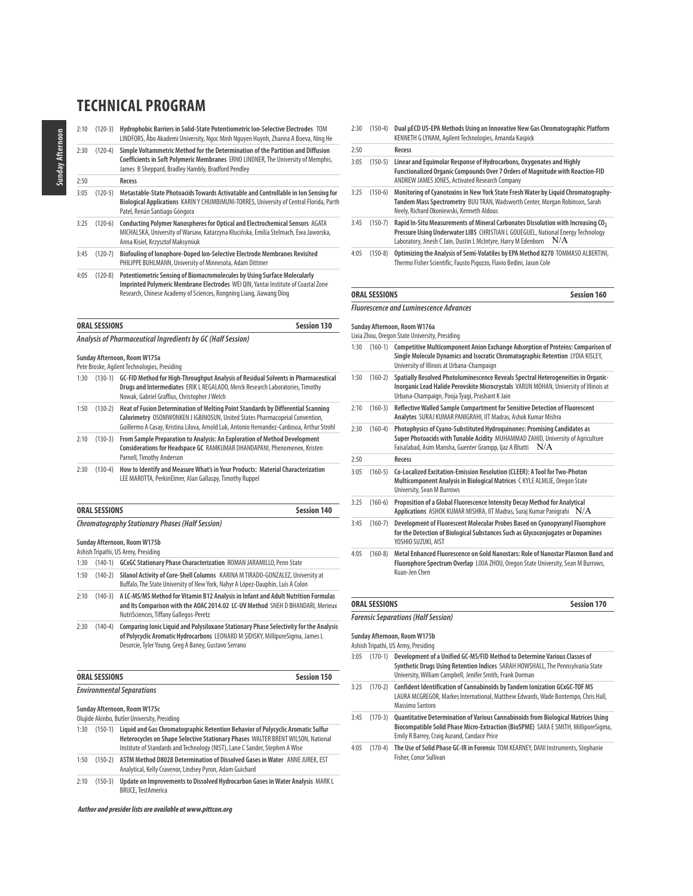# TECHNICAL PROGRAM

2:10 (120-3) **Hydrophobic Barriers in Solid-State Potentiometric Ion-Selective Electrodes** TOM LINDFORS, Åbo Akademi University, Ngoc Minh Nguyen Huynh, Zhanna A Boeva, Ning He

2:30 (120-4) **Simple Voltammetric Method for the Determination of the Partition and Diffusion Coefficients in Soft Polymeric Membranes** ERNO LINDNER, The University of Memphis, James B Sheppard, Bradley Hambly, Bradford Pendley

2:50 **Recess**

3:05 (120-5) **Metastable-State Photoacids Towards Activatable and Controllable in Ion Sensing for Biological Applications** KARIN Y CHUMBIMUNI-TORRES, University of Central Florida, Parth Patel, Renán Santiago Góngora

3:25 (120-6) **Conducting Polymer Nanospheres for Optical and Electrochemical Sensors** AGATA MICHALSKA, University of Warsaw, Katarzyna Kłucińska, Emilia Stelmach, Ewa Jaworska, Anna Kisiel, Krzysztof Maksymiuk

3:45 (120-7) **Biofouling of Ionophore-Doped Ion-Selective Electrode Membranes Revisited** PHILIPPE BUHLMANN, University of Minnesota, Adam Dittmer

4:05 (120-8) **Potentiometric Sensing of Biomacromolecules by Using Surface Molecularly Imprinted Polymeric Membrane Electrodes** WEI QIN, Yantai Institute of Coastal Zone Research, Chinese Academy of Sciences, Rongning Liang, Jiawang Ding

## ORAL SESSIONS — Session 130

***Analysis of Pharmaceutical Ingredients by GC (Half Session)***

**Sunday Afternoon, Room W175a**
Pete Broske, Agilent Technologies, Presiding

1:30 (130-1) **GC-FID Method for High-Throughput Analysis of Residual Solvents in Pharmaceutical Drugs and Intermediates** ERIK L REGALADO, Merck Research Laboratories, Timothy Nowak, Gabriel Graffius, Christopher J Welch

1:50 (130-2) **Heat of Fusion Determination of Melting Point Standards by Differential Scanning Calorimetry** OSOMWONKEN J IGBINOSUN, United States Pharmacopeial Convention, Guillermo A Casay, Kristina Lilova, Arnold Luk, Antonio Hernandez-Cardosoa, Arthur Strohl

2:10 (130-3) **From Sample Preparation to Analysis: An Exploration of Method Development Considerations for Headspace GC** RAMKUMAR DHANDAPANI, Phenomenex, Kristen Parnell, Timothy Anderson

2:30 (130-4) **How to Identify and Measure What's in Your Products: Material Characterization** LEE MAROTTA, PerkinElmer, Alan Gallaspy, Timothy Ruppel

## ORAL SESSIONS — Session 140

***Chromatography Stationary Phases (Half Session)***

**Sunday Afternoon, Room W175b**
Ashish Tripathi, US Army, Presiding

1:30 (140-1) **GCxGC Stationary Phase Characterization** ROMAN JARAMILLO, Penn State

1:50 (140-2) **Silanol Activity of Core-Shell Columns** KARINA M TIRADO-GONZALEZ, University at Buffalo, The State University of New York, Nahyr A López-Dauphin, Luis A Colon

2:10 (140-3) **A LC-MS/MS Method for Vitamin B12 Analysis in Infant and Adult Nutrition Formulas and Its Comparison with the AOAC 2014.02 LC-UV Method** SNEH D BHANDARI, Merieux NutriSciences, Tiffany Gallegos-Peretz

2:30 (140-4) **Comparing Ionic Liquid and Polysiloxane Stationary Phase Selectivity for the Analysis of Polycyclic Aromatic Hydrocarbons** LEONARD M SIDISKY, MilliporeSigma, James L Desorcie, Tyler Young, Greg A Baney, Gustavo Serrano

## ORAL SESSIONS — Session 150

***Environmental Separations***

**Sunday Afternoon, Room W175c**
Olujide Akinbo, Butler University, Presiding

1:30 (150-1) **Liquid and Gas Chromatographic Retention Behavior of Polycyclic Aromatic Sulfur Heterocycles on Shape Selective Stationary Phases** WALTER BRENT WILSON, National Institute of Standards and Technology (NIST), Lane C Sander, Stephen A Wise

1:50 (150-2) **ASTM Method D8028 Determination of Dissolved Gases in Water** ANNE JUREK, EST Analytical, Kelly Cravenor, Lindsey Pyron, Adam Guichard

2:10 (150-3) **Update on Improvements to Dissolved Hydrocarbon Gases in Water Analysis** MARK L BRUCE, TestAmerica

2:30 (150-4) **Dual μECD US-EPA Methods Using an Innovative New Gas Chromatographic Platform** KENNETH G LYNAM, Agilent Technologies, Amanda Kaspick

2:50 **Recess**

3:05 (150-5) **Linear and Equimolar Response of Hydrocarbons, Oxygenates and Highly Functionalized Organic Compounds Over 7 Orders of Magnitude with Reaction-FID** ANDREW JAMES JONES, Activated Research Company

3:25 (150-6) **Monitoring of Cyanotoxins in New York State Fresh Water by Liquid Chromatography-Tandem Mass Spectrometry** BUU TRAN, Wadsworth Center, Morgan Robinson, Sarah Neely, Richard Okoniewski, Kenneth Aldous

3:45 (150-7) **Rapid In-Situ Measurements of Mineral Carbonates Dissolution with Increasing $CO_2$ Pressure Using Underwater LIBS** CHRISTIAN L GOUEGUEL, National Energy Technology Laboratory, Jinesh C Jain, Dustin L McIntyre, Harry M Edenborn N/A

4:05 (150-8) **Optimizing the Analysis of Semi-Volatiles by EPA Method 8270** TOMMASO ALBERTINI, Thermo Fisher Scientific, Fausto Pigozzo, Flavio Bedini, Jason Cole

## ORAL SESSIONS — Session 160

***Fluorescence and Luminescence Advances***

**Sunday Afternoon, Room W176a**
Lixia Zhou, Oregon State University, Presiding

1:30 (160-1) **Competitive Multicomponent Anion Exchange Adsorption of Proteins: Comparison of Single Molecule Dynamics and Isocratic Chromatographic Retention** LYDIA KISLEY, University of Illinois at Urbana-Champaign

1:50 (160-2) **Spatially Resolved Photoluminescence Reveals Spectral Heterogeneities in Organic-Inorganic Lead Halide Perovskite Microcrystals** VARUN MOHAN, University of Illinois at Urbana-Champaign, Pooja Tyagi, Prashant K Jain

2:10 (160-3) **Reflective Walled Sample Compartment for Sensitive Detection of Fluorescent Analytes** SURAJ KUMAR PANIGRAHI, IIT Madras, Ashok Kumar Mishra

2:30 (160-4) **Photophysics of Cyano-Substituted Hydroquinones: Promising Candidates as Super Photoacids with Tunable Acidity** MUHAMMAD ZAHID, University of Agriculture Faisalabad, Asim Mansha, Guenter Grampp, Ijaz A Bhatti N/A

2:50 **Recess**

3:05 (160-5) **Co-Localized Excitation-Emission Resolution (CLEER): A Tool for Two-Photon Multicomponent Analysis in Biological Matrices** C KYLE ALMLIE, Oregon State University, Sean M Burrows

3:25 (160-6) **Proposition of a Global Fluorescence Intensity Decay Method for Analytical Applications** ASHOK KUMAR MISHRA, IIT Madras, Suraj Kumar Panigrahi N/A

3:45 (160-7) **Development of Fluorescent Molecular Probes Based on Cyanopyranyl Fluorophore for the Detection of Biological Substances Such as Glycoconjugates or Dopamines** YOSHIO SUZUKI, AIST

4:05 (160-8) **Metal Enhanced Fluorescence on Gold Nanostars: Role of Nanostar Plasmon Band and Fluorophore Spectrum Overlap** LIXIA ZHOU, Oregon State University, Sean M Burrows, Kuan-Jen Chen

## ORAL SESSIONS — Session 170

***Forensic Separations (Half Session)***

**Sunday Afternoon, Room W175b**
Ashish Tripathi, US Army, Presiding

3:05 (170-1) **Development of a Unified GC-MS/FID Method to Determine Various Classes of Synthetic Drugs Using Retention Indices** SARAH HOWSHALL, The Pennsylvania State University, William Campbell, Jenifer Smith, Frank Dorman

3:25 (170-2) **Confident Identification of Cannabinoids by Tandem Ionization GCxGC-TOF MS** LAURA MCGREGOR, Markes International, Matthew Edwards, Wade Bontempo, Chris Hall, Massimo Santoro

3:45 (170-3) **Quantitative Determination of Various Cannabinoids from Biological Matrices Using Biocompatible Solid Phase Micro-Extraction (BioSPME)** SARA E SMITH, MilliporeSigma, Emily R Barrey, Craig Aurand, Candace Price

4:05 (170-4) **The Use of Solid Phase GC-IR in Forensic** TOM KEARNEY, DANI Instruments, Stephanie Fisher, Conor Sullivan

*Author and presider lists are available at www.pittcon.org*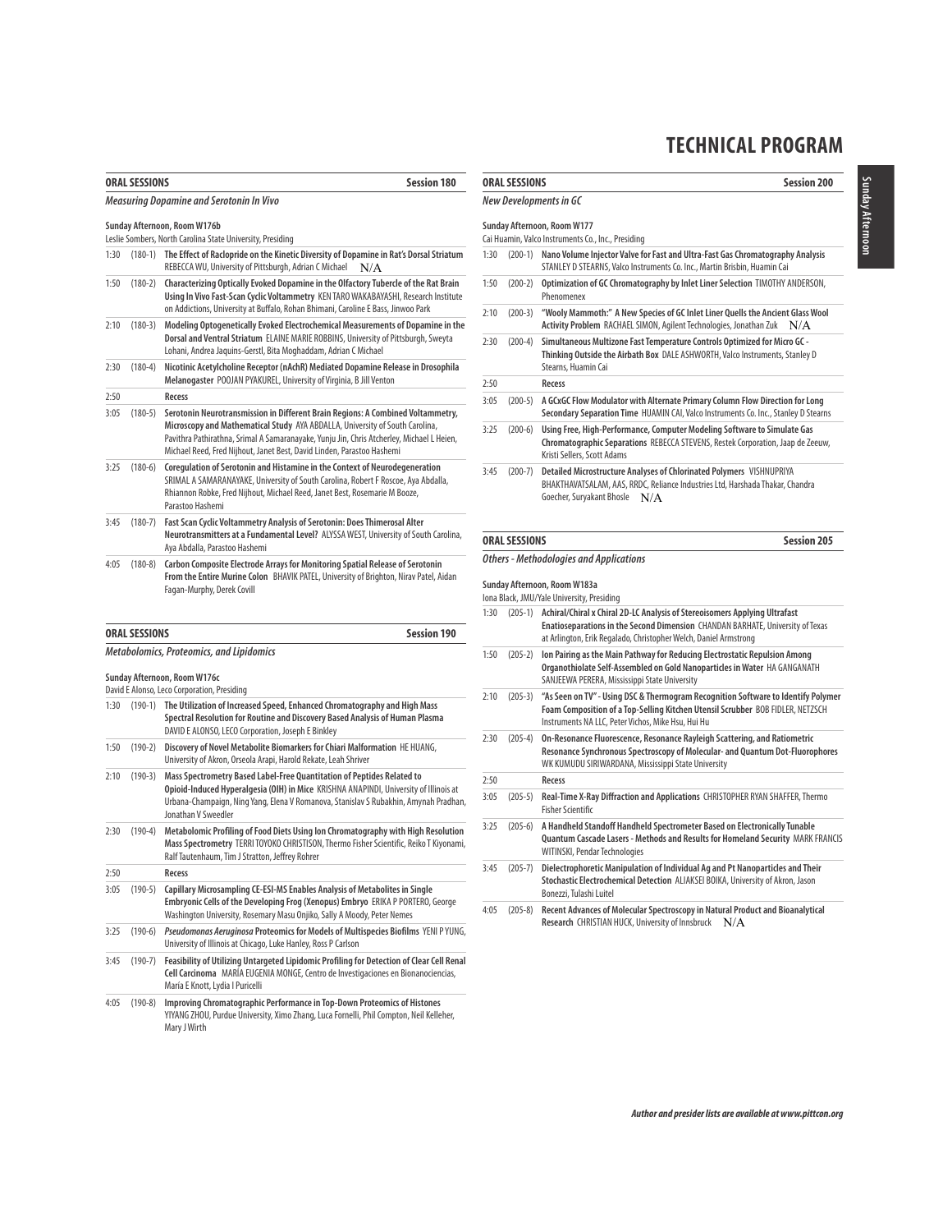# TECHNICAL PROGRAM

## ORAL SESSIONS — Session 180

### *Measuring Dopamine and Serotonin In Vivo*

**Sunday Afternoon, Room W176b**
Leslie Sombers, North Carolina State University, Presiding

| Time | No. | Title / Authors |
|---|---|---|
| 1:30 | (180-1) | **The Effect of Raclopride on the Kinetic Diversity of Dopamine in Rat's Dorsal Striatum** REBECCA WU, University of Pittsburgh, Adrian C Michael N/A |
| 1:50 | (180-2) | **Characterizing Optically Evoked Dopamine in the Olfactory Tubercle of the Rat Brain Using In Vivo Fast-Scan Cyclic Voltammetry** KENTARO WAKABAYASHI, Research Institute on Addictions, University at Buffalo, Rohan Bhimani, Caroline E Bass, Jinwoo Park |
| 2:10 | (180-3) | **Modeling Optogenetically Evoked Electrochemical Measurements of Dopamine in the Dorsal and Ventral Striatum** ELAINE MARIE ROBBINS, University of Pittsburgh, Sweyta Lohani, Andrea Jaquins-Gerstl, Bita Moghaddam, Adrian C Michael |
| 2:30 | (180-4) | **Nicotinic Acetylcholine Receptor (nAchR) Mediated Dopamine Release in Drosophila Melanogaster** POOJAN PYAKUREL, University of Virginia, B Jill Venton |
| 2:50 | | Recess |
| 3:05 | (180-5) | **Serotonin Neurotransmission in Different Brain Regions: A Combined Voltammetry, Microscopy and Mathematical Study** AYA ABDALLA, University of South Carolina, Pavithra Pathirathna, Srimal A Samaranayake, Yunju Jin, Chris Atcherley, Michael L Heien, Michael Reed, Fred Nijhout, Janet Best, David Linden, Parastoo Hashemi |
| 3:25 | (180-6) | **Coregulation of Serotonin and Histamine in the Context of Neurodegeneration** SRIMAL A SAMARANAYAKE, University of South Carolina, Robert F Roscoe, Aya Abdalla, Rhiannon Robke, Fred Nijhout, Michael Reed, Janet Best, Rosemarie M Booze, Parastoo Hashemi |
| 3:45 | (180-7) | **Fast Scan Cyclic Voltammetry Analysis of Serotonin: Does Thimerosal Alter Neurotransmitters at a Fundamental Level?** ALYSSA WEST, University of South Carolina, Aya Abdalla, Parastoo Hashemi |
| 4:05 | (180-8) | **Carbon Composite Electrode Arrays for Monitoring Spatial Release of Serotonin From the Entire Murine Colon** BHAVIK PATEL, University of Brighton, Nirav Patel, Aidan Fagan-Murphy, Derek Covill |

## ORAL SESSIONS — Session 190

### *Metabolomics, Proteomics, and Lipidomics*

**Sunday Afternoon, Room W176c**
David E Alonso, Leco Corporation, Presiding

| Time | No. | Title / Authors |
|---|---|---|
| 1:30 | (190-1) | **The Utilization of Increased Speed, Enhanced Chromatography and High Mass Spectral Resolution for Routine and Discovery Based Analysis of Human Plasma** DAVID E ALONSO, LECO Corporation, Joseph E Binkley |
| 1:50 | (190-2) | **Discovery of Novel Metabolite Biomarkers for Chiari Malformation** HE HUANG, University of Akron, Orseola Arapi, Harold Rekate, Leah Shriver |
| 2:10 | (190-3) | **Mass Spectrometry Based Label-Free Quantitation of Peptides Related to Opioid-Induced Hyperalgesia (OIH) in Mice** KRISHNA ANAPINDI, University of Illinois at Urbana-Champaign, Ning Yang, Elena V Romanova, Stanislav S Rubakhin, Amynah Pradhan, Jonathan V Sweedler |
| 2:30 | (190-4) | **Metabolomic Profiling of Food Diets Using Ion Chromatography with High Resolution Mass Spectrometry** TERRI TOYOKO CHRISTISON, Thermo Fisher Scientific, Reiko T Kiyonami, Ralf Tautenhaum, Tim J Stratton, Jeffrey Rohrer |
| 2:50 | | Recess |
| 3:05 | (190-5) | **Capillary Microsampling CE-ESI-MS Enables Analysis of Metabolites in Single Embryonic Cells of the Developing Frog (Xenopus) Embryo** ERIKA P PORTERO, George Washington University, Rosemary Masu Onjiko, Sally A Moody, Peter Nemes |
| 3:25 | (190-6) | ***Pseudomonas Aeruginosa* Proteomics for Models of Multispecies Biofilms** YENI P YUNG, University of Illinois at Chicago, Luke Hanley, Ross P Carlson |
| 3:45 | (190-7) | **Feasibility of Utilizing Untargeted Lipidomic Profiling for Detection of Clear Cell Renal Cell Carcinoma** MARÍA EUGENIA MONGE, Centro de Investigaciones en Bionanociencias, María E Knott, Lydia I Puricelli |
| 4:05 | (190-8) | **Improving Chromatographic Performance in Top-Down Proteomics of Histones** YIYANG ZHOU, Purdue University, Ximo Zhang, Luca Fornelli, Phil Compton, Neil Kelleher, Mary J Wirth |

## ORAL SESSIONS — Session 200

### *New Developments in GC*

**Sunday Afternoon, Room W177**
Cai Huamin, Valco Instruments Co., Inc., Presiding

| Time | No. | Title / Authors |
|---|---|---|
| 1:30 | (200-1) | **Nano Volume Injector Valve for Fast and Ultra-Fast Gas Chromatography Analysis** STANLEY D STEARNS, Valco Instruments Co. Inc., Martin Brisbin, Huamin Cai |
| 1:50 | (200-2) | **Optimization of GC Chromatography by Inlet Liner Selection** TIMOTHY ANDERSON, Phenomenex |
| 2:10 | (200-3) | **"Wooly Mammoth:" A New Species of GC Inlet Liner Quells the Ancient Glass Wool Activity Problem** RACHAEL SIMON, Agilent Technologies, Jonathan Zuk N/A |
| 2:30 | (200-4) | **Simultaneous Multizone Fast Temperature Controls Optimized for Micro GC - Thinking Outside the Airbath Box** DALE ASHWORTH, Valco Instruments, Stanley D Stearns, Huamin Cai |
| 2:50 | | Recess |
| 3:05 | (200-5) | **A GCxGC Flow Modulator with Alternate Primary Column Flow Direction for Long Secondary Separation Time** HUAMIN CAI, Valco Instruments Co. Inc., Stanley D Stearns |
| 3:25 | (200-6) | **Using Free, High-Performance, Computer Modeling Software to Simulate Gas Chromatographic Separations** REBECCA STEVENS, Restek Corporation, Jaap de Zeeuw, Kristi Sellers, Scott Adams |
| 3:45 | (200-7) | **Detailed Microstructure Analyses of Chlorinated Polymers** VISHNUPRIYA BHAKTHAVATSALAM, AAS, RRDC, Reliance Industries Ltd, Harshada Thakar, Chandra Goecher, Suryakant Bhosle N/A |

## ORAL SESSIONS — Session 205

### *Others - Methodologies and Applications*

**Sunday Afternoon, Room W183a**
Iona Black, JMU/Yale University, Presiding

| Time | No. | Title / Authors |
|---|---|---|
| 1:30 | (205-1) | **Achiral/Chiral x Chiral 2D-LC Analysis of Stereoisomers Applying Ultrafast Enatioseparations in the Second Dimension** CHANDAN BARHATE, University of Texas at Arlington, Erik Regalado, Christopher Welch, Daniel Armstrong |
| 1:50 | (205-2) | **Ion Pairing as the Main Pathway for Reducing Electrostatic Repulsion Among Organothiolate Self-Assembled on Gold Nanoparticles in Water** HA GANGANATH SANJEEWA PERERA, Mississippi State University |
| 2:10 | (205-3) | **"As Seen on TV" - Using DSC & Thermogram Recognition Software to Identify Polymer Foam Composition of a Top-Selling Kitchen Utensil Scrubber** BOB FIDLER, NETZSCH Instruments NA LLC, Peter Vichos, Mike Hsu, Hui Hu |
| 2:30 | (205-4) | **On-Resonance Fluorescence, Resonance Rayleigh Scattering, and Ratiometric Resonance Synchronous Spectroscopy of Molecular- and Quantum Dot-Fluorophores** WK KUMUDU SIRIWARDANA, Mississippi State University |
| 2:50 | | Recess |
| 3:05 | (205-5) | **Real-Time X-Ray Diffraction and Applications** CHRISTOPHER RYAN SHAFFER, Thermo Fisher Scientific |
| 3:25 | (205-6) | **A Handheld Standoff Handheld Spectrometer Based on Electronically Tunable Quantum Cascade Lasers - Methods and Results for Homeland Security** MARK FRANCIS WITINSKI, Pendar Technologies |
| 3:45 | (205-7) | **Dielectrophoretic Manipulation of Individual Ag and Pt Nanoparticles and Their Stochastic Electrochemical Detection** ALIAKSEI BOIKA, University of Akron, Jason Bonezzi, Tulashi Luitel |
| 4:05 | (205-8) | **Recent Advances of Molecular Spectroscopy in Natural Product and Bioanalytical Research** CHRISTIAN HUCK, University of Innsbruck N/A |

*Author and presider lists are available at www.pittcon.org*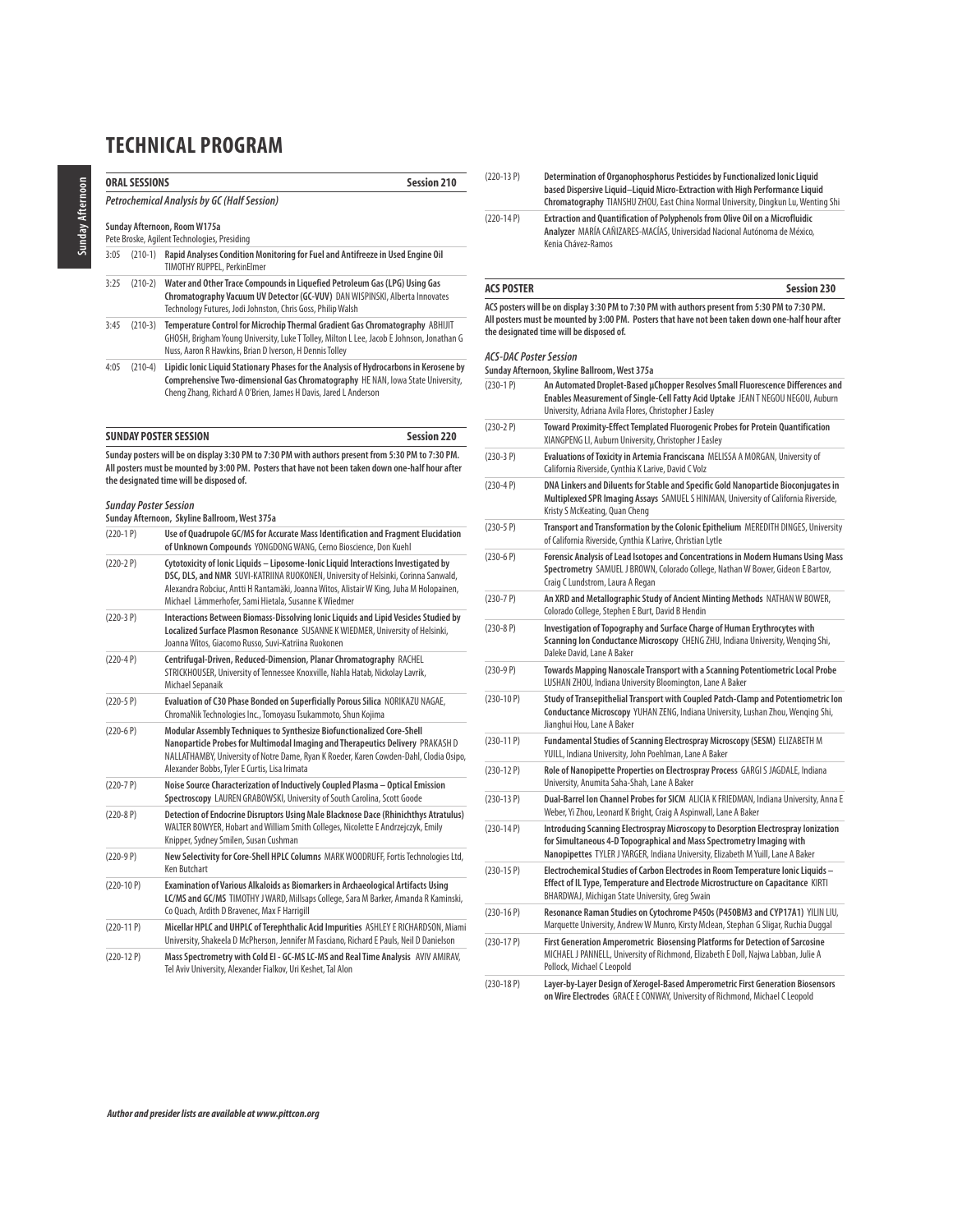# TECHNICAL PROGRAM

## ORAL SESSIONS — Session 210

### *Petrochemical Analysis by GC (Half Session)*

**Sunday Afternoon, Room W175a**
Pete Broske, Agilent Technologies, Presiding

| Time | No. | Title / Authors |
|---|---|---|
| 3:05 | (210-1) | **Rapid Analyses Condition Monitoring for Fuel and Antifreeze in Used Engine Oil** TIMOTHY RUPPEL, PerkinElmer |
| 3:25 | (210-2) | **Water and Other Trace Compounds in Liquefied Petroleum Gas (LPG) Using Gas Chromatography Vacuum UV Detector (GC-VUV)** DAN WISPINSKI, Alberta Innovates Technology Futures, Jodi Johnston, Chris Goss, Philip Walsh |
| 3:45 | (210-3) | **Temperature Control for Microchip Thermal Gradient Gas Chromatography** ABHIJIT GHOSH, Brigham Young University, Luke T Tolley, Milton L Lee, Jacob E Johnson, Jonathan G Nuss, Aaron R Hawkins, Brian D Iverson, H Dennis Tolley |
| 4:05 | (210-4) | **Lipidic Ionic Liquid Stationary Phases for the Analysis of Hydrocarbons in Kerosene by Comprehensive Two-dimensional Gas Chromatography** HE NAN, Iowa State University, Cheng Zhang, Richard A O'Brien, James H Davis, Jared L Anderson |

## SUNDAY POSTER SESSION — Session 220

**Sunday posters will be on display 3:30 PM to 7:30 PM with authors present from 5:30 PM to 7:30 PM. All posters must be mounted by 3:00 PM. Posters that have not been taken down one-half hour after the designated time will be disposed of.**

### *Sunday Poster Session*

**Sunday Afternoon, Skyline Ballroom, West 375a**

| No. | Title / Authors |
|---|---|
| (220-1 P) | **Use of Quadrupole GC/MS for Accurate Mass Identification and Fragment Elucidation of Unknown Compounds** YONGDONG WANG, Cerno Bioscience, Don Kuehl |
| (220-2 P) | **Cytotoxicity of Ionic Liquids – Liposome-Ionic Liquid Interactions Investigated by DSC, DLS, and NMR** SUVI-KATRIINA RUOKONEN, University of Helsinki, Corinna Sanwald, Alexandra Robciuc, Antti H Rantamäki, Joanna Witos, Alistair W King, Juha M Holopainen, Michael Lämmerhofer, Sami Hietala, Susanne K Wiedmer |
| (220-3 P) | **Interactions Between Biomass-Dissolving Ionic Liquids and Lipid Vesicles Studied by Localized Surface Plasmon Resonance** SUSANNE K WIEDMER, University of Helsinki, Joanna Witos, Giacomo Russo, Suvi-Katriina Ruokonen |
| (220-4 P) | **Centrifugal-Driven, Reduced-Dimension, Planar Chromatography** RACHEL STRICKHOUSER, University of Tennessee Knoxville, Nahla Hatab, Nickolay Lavrik, Michael Sepanaik |
| (220-5 P) | **Evaluation of C30 Phase Bonded on Superficially Porous Silica** NORIKAZU NAGAE, ChromaNik Technologies Inc., Tomoyasu Tsukammoto, Shun Kojima |
| (220-6 P) | **Modular Assembly Techniques to Synthesize Biofunctionalized Core-Shell Nanoparticle Probes for Multimodal Imaging and Therapeutics Delivery** PRAKASH D NALLATHAMBY, University of Notre Dame, Ryan K Roeder, Karen Cowden-Dahl, Clodia Osipo, Alexander Bobbs, Tyler E Curtis, Lisa Irimata |
| (220-7 P) | **Noise Source Characterization of Inductively Coupled Plasma – Optical Emission Spectroscopy** LAUREN GRABOWSKI, University of South Carolina, Scott Goode |
| (220-8 P) | **Detection of Endocrine Disruptors Using Male Blacknose Dace (Rhinichthys Atratulus)** WALTER BOWYER, Hobart and William Smith Colleges, Nicolette E Andrzejczyk, Emily Knipper, Sydney Smilen, Susan Cushman |
| (220-9 P) | **New Selectivity for Core-Shell HPLC Columns** MARK WOODRUFF, Fortis Technologies Ltd, Ken Butchart |
| (220-10 P) | **Examination of Various Alkaloids as Biomarkers in Archaeological Artifacts Using LC/MS and GC/MS** TIMOTHY J WARD, Millsaps College, Sara M Barker, Amanda R Kaminski, Co Quach, Ardith D Bravenec, Max F Harrigill |
| (220-11 P) | **Micellar HPLC and UHPLC of Terephthalic Acid Impurities** ASHLEY E RICHARDSON, Miami University, Shakeela D McPherson, Jennifer M Fasciano, Richard E Pauls, Neil D Danielson |
| (220-12 P) | **Mass Spectrometry with Cold EI - GC-MS LC-MS and Real Time Analysis** AVIV AMIRAV, Tel Aviv University, Alexander Fialkov, Uri Keshet, Tal Alon |
| (220-13 P) | **Determination of Organophosphorus Pesticides by Functionalized Ionic Liquid based Dispersive Liquid–Liquid Micro-Extraction with High Performance Liquid Chromatography** TIANSHU ZHOU, East China Normal University, Dingkun Lu, Wenting Shi |
| (220-14 P) | **Extraction and Quantification of Polyphenols from Olive Oil on a Microfluidic Analyzer** MARÍA CAÑIZARES-MACÍAS, Universidad Nacional Autónoma de México, Kenia Chávez-Ramos |

## ACS POSTER — Session 230

**ACS posters will be on display 3:30 PM to 7:30 PM with authors present from 5:30 PM to 7:30 PM. All posters must be mounted by 3:00 PM. Posters that have not been taken down one-half hour after the designated time will be disposed of.**

### *ACS-DAC Poster Session*

**Sunday Afternoon, Skyline Ballroom, West 375a**

| No. | Title / Authors |
|---|---|
| (230-1 P) | **An Automated Droplet-Based µChopper Resolves Small Fluorescence Differences and Enables Measurement of Single-Cell Fatty Acid Uptake** JEAN T NEGOU NEGOU, Auburn University, Adriana Avila Flores, Christopher J Easley |
| (230-2 P) | **Toward Proximity-Effect Templated Fluorogenic Probes for Protein Quantification** XIANGPENG LI, Auburn University, Christopher J Easley |
| (230-3 P) | **Evaluations of Toxicity in Artemia Franciscana** MELISSA A MORGAN, University of California Riverside, Cynthia K Larive, David C Volz |
| (230-4 P) | **DNA Linkers and Diluents for Stable and Specific Gold Nanoparticle Bioconjugates in Multiplexed SPR Imaging Assays** SAMUEL S HINMAN, University of California Riverside, Kristy S McKeating, Quan Cheng |
| (230-5 P) | **Transport and Transformation by the Colonic Epithelium** MEREDITH DINGES, University of California Riverside, Cynthia K Larive, Christian Lytle |
| (230-6 P) | **Forensic Analysis of Lead Isotopes and Concentrations in Modern Humans Using Mass Spectrometry** SAMUEL J BROWN, Colorado College, Nathan W Bower, Gideon E Bartov, Craig C Lundstrom, Laura A Regan |
| (230-7 P) | **An XRD and Metallographic Study of Ancient Minting Methods** NATHAN W BOWER, Colorado College, Stephen E Burt, David B Hendin |
| (230-8 P) | **Investigation of Topography and Surface Charge of Human Erythrocytes with Scanning Ion Conductance Microscopy** CHENG ZHU, Indiana University, Wenqing Shi, Daleke David, Lane A Baker |
| (230-9 P) | **Towards Mapping Nanoscale Transport with a Scanning Potentiometric Local Probe** LUSHAN ZHOU, Indiana University Bloomington, Lane A Baker |
| (230-10 P) | **Study of Transepithelial Transport with Coupled Patch-Clamp and Potentiometric Ion Conductance Microscopy** YUHAN ZENG, Indiana University, Lushan Zhou, Wenqing Shi, Jianghui Hou, Lane A Baker |
| (230-11 P) | **Fundamental Studies of Scanning Electrospray Microscopy (SESM)** ELIZABETH M YUILL, Indiana University, John Poehlman, Lane A Baker |
| (230-12 P) | **Role of Nanopipette Properties on Electrospray Process** GARGI S JAGDALE, Indiana University, Anumita Saha-Shah, Lane A Baker |
| (230-13 P) | **Dual-Barrel Ion Channel Probes for SICM** ALICIA K FRIEDMAN, Indiana University, Anna E Weber, Yi Zhou, Leonard K Bright, Craig A Aspinwall, Lane A Baker |
| (230-14 P) | **Introducing Scanning Electrospray Microscopy to Desorption Electrospray Ionization for Simultaneous 4-D Topographical and Mass Spectrometry Imaging with Nanopipettes** TYLER J YARGER, Indiana University, Elizabeth M Yuill, Lane A Baker |
| (230-15 P) | **Electrochemical Studies of Carbon Electrodes in Room Temperature Ionic Liquids – Effect of IL Type, Temperature and Electrode Microstructure on Capacitance** KIRTI BHARDWAJ, Michigan State University, Greg Swain |
| (230-16 P) | **Resonance Raman Studies on Cytochrome P450s (P450BM3 and CYP17A1)** YILIN LIU, Marquette University, Andrew W Munro, Kirsty Mclean, Stephan G Sligar, Ruchia Duggal |
| (230-17 P) | **First Generation Amperometric Biosensing Platforms for Detection of Sarcosine** MICHAEL J PANNELL, University of Richmond, Elizabeth E Doll, Najwa Labban, Julie A Pollock, Michael C Leopold |
| (230-18 P) | **Layer-by-Layer Design of Xerogel-Based Amperometric First Generation Biosensors on Wire Electrodes** GRACE E CONWAY, University of Richmond, Michael C Leopold |

*Author and presider lists are available at www.pittcon.org*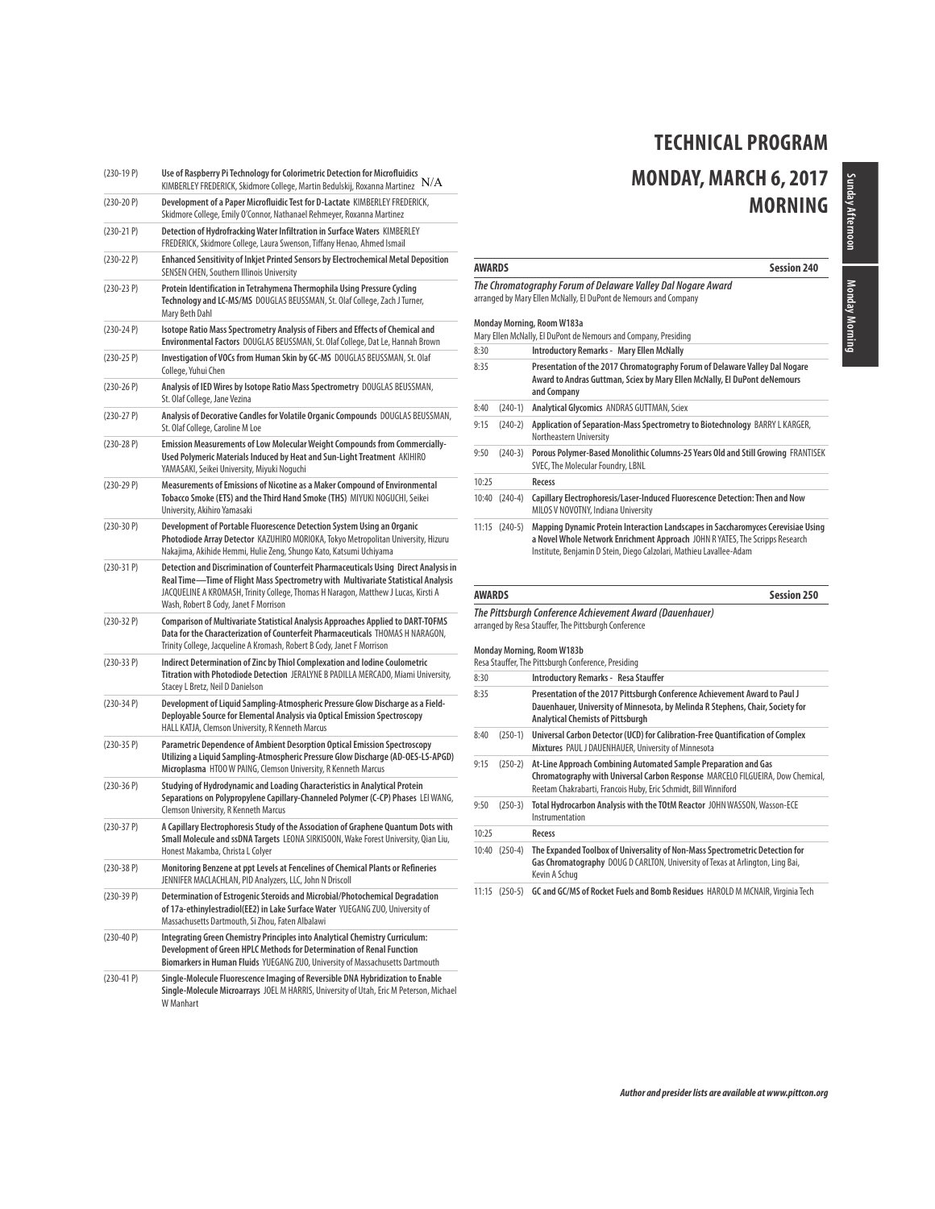| | |
|---|---|
| (230-19 P) | **Use of Raspberry Pi Technology for Colorimetric Detection for Microfluidics** KIMBERLEY FREDERICK, Skidmore College, Martin Bedulskij, Roxanna Martinez N/A |
| (230-20 P) | **Development of a Paper Microfluidic Test for D-Lactate** KIMBERLEY FREDERICK, Skidmore College, Emily O'Connor, Nathanael Rehmeyer, Roxanna Martinez |
| (230-21 P) | **Detection of Hydrofracking Water Infiltration in Surface Waters** KIMBERLEY FREDERICK, Skidmore College, Laura Swenson, Tiffany Henao, Ahmed Ismail |
| (230-22 P) | **Enhanced Sensitivity of Inkjet Printed Sensors by Electrochemical Metal Deposition** SENSEN CHEN, Southern Illinois University |
| (230-23 P) | **Protein Identification in Tetrahymena Thermophila Using Pressure Cycling Technology and LC-MS/MS** DOUGLAS BEUSSMAN, St. Olaf College, Zach J Turner, Mary Beth Dahl |
| (230-24 P) | **Isotope Ratio Mass Spectrometry Analysis of Fibers and Effects of Chemical and Environmental Factors** DOUGLAS BEUSSMAN, St. Olaf College, Dat Le, Hannah Brown |
| (230-25 P) | **Investigation of VOCs from Human Skin by GC-MS** DOUGLAS BEUSSMAN, St. Olaf College, Yuhui Chen |
| (230-26 P) | **Analysis of IED Wires by Isotope Ratio Mass Spectrometry** DOUGLAS BEUSSMAN, St. Olaf College, Jane Vezina |
| (230-27 P) | **Analysis of Decorative Candles for Volatile Organic Compounds** DOUGLAS BEUSSMAN, St. Olaf College, Caroline M Loe |
| (230-28 P) | **Emission Measurements of Low Molecular Weight Compounds from Commercially-Used Polymeric Materials Induced by Heat and Sun-Light Treatment** AKIHIRO YAMASAKI, Seikei University, Miyuki Noguchi |
| (230-29 P) | **Measurements of Emissions of Nicotine as a Maker Compound of Environmental Tobacco Smoke (ETS) and the Third Hand Smoke (THS)** MIYUKI NOGUCHI, Seikei University, Akihiro Yamasaki |
| (230-30 P) | **Development of Portable Fluorescence Detection System Using an Organic Photodiode Array Detector** KAZUHIRO MORIOKA, Tokyo Metropolitan University, Hizuru Nakajima, Akihide Hemmi, Hulie Zeng, Shungo Kato, Katsumi Uchiyama |
| (230-31 P) | **Detection and Discrimination of Counterfeit Pharmaceuticals Using Direct Analysis in Real Time—Time of Flight Mass Spectrometry with Multivariate Statistical Analysis** JACQUELINE A KROMASH, Trinity College, Thomas H Naragon, Matthew J Lucas, Kirsti A Wash, Robert B Cody, Janet F Morrison |
| (230-32 P) | **Comparison of Multivariate Statistical Analysis Approaches Applied to DART-TOFMS Data for the Characterization of Counterfeit Pharmaceuticals** THOMAS H NARAGON, Trinity College, Jacqueline A Kromash, Robert B Cody, Janet F Morrison |
| (230-33 P) | **Indirect Determination of Zinc by Thiol Complexation and Iodine Coulometric Titration with Photodiode Detection** JERALYNE B PADILLA MERCADO, Miami University, Stacey L Bretz, Neil D Danielson |
| (230-34 P) | **Development of Liquid Sampling-Atmospheric Pressure Glow Discharge as a Field-Deployable Source for Elemental Analysis via Optical Emission Spectroscopy** HALL KATJA, Clemson University, R Kenneth Marcus |
| (230-35 P) | **Parametric Dependence of Ambient Desorption Optical Emission Spectroscopy Utilizing a Liquid Sampling-Atmospheric Pressure Glow Discharge (AD-OES-LS-APGD) Microplasma** HTOO W PAING, Clemson University, R Kenneth Marcus |
| (230-36 P) | **Studying of Hydrodynamic and Loading Characteristics in Analytical Protein Separations on Polypropylene Capillary-Channeled Polymer (C-CP) Phases** LEI WANG, Clemson University, R Kenneth Marcus |
| (230-37 P) | **A Capillary Electrophoresis Study of the Association of Graphene Quantum Dots with Small Molecule and ssDNA Targets** LEONA SIRKISOON, Wake Forest University, Qian Liu, Honest Makamba, Christa L Colyer |
| (230-38 P) | **Monitoring Benzene at ppt Levels at Fencelines of Chemical Plants or Refineries** JENNIFER MACLACHLAN, PID Analyzers, LLC, John N Driscoll |
| (230-39 P) | **Determination of Estrogenic Steroids and Microbial/Photochemical Degradation of 17a-ethinylestradiol(EE2) in Lake Surface Water** YUEGANG ZUO, University of Massachusetts Dartmouth, Si Zhou, Faten Albalawi |
| (230-40 P) | **Integrating Green Chemistry Principles into Analytical Chemistry Curriculum: Development of Green HPLC Methods for Determination of Renal Function Biomarkers in Human Fluids** YUEGANG ZUO, University of Massachusetts Dartmouth |
| (230-41 P) | **Single-Molecule Fluorescence Imaging of Reversible DNA Hybridization to Enable Single-Molecule Microarrays** JOEL M HARRIS, University of Utah, Eric M Peterson, Michael W Manhart |

# TECHNICAL PROGRAM

## MONDAY, MARCH 6, 2017 MORNING

### AWARDS — Session 240

***The Chromatography Forum of Delaware Valley Dal Nogare Award***
arranged by Mary Ellen McNally, EI DuPont de Nemours and Company

**Monday Morning, Room W183a**
Mary Ellen McNally, EI DuPont de Nemours and Company, Presiding

| Time | No. | Title |
|---|---|---|
| 8:30 | | **Introductory Remarks - Mary Ellen McNally** |
| 8:35 | | **Presentation of the 2017 Chromatography Forum of Delaware Valley Dal Nogare Award to Andras Guttman, Sciex by Mary Ellen McNally, El DuPont deNemours and Company** |
| 8:40 | (240-1) | **Analytical Glycomics** ANDRAS GUTTMAN, Sciex |
| 9:15 | (240-2) | **Application of Separation-Mass Spectrometry to Biotechnology** BARRY L KARGER, Northeastern University |
| 9:50 | (240-3) | **Porous Polymer-Based Monolithic Columns-25 Years Old and Still Growing** FRANTISEK SVEC, The Molecular Foundry, LBNL |
| 10:25 | | **Recess** |
| 10:40 | (240-4) | **Capillary Electrophoresis/Laser-Induced Fluorescence Detection: Then and Now** MILOS V NOVOTNY, Indiana University |
| 11:15 | (240-5) | **Mapping Dynamic Protein Interaction Landscapes in Saccharomyces Cerevisiae Using a Novel Whole Network Enrichment Approach** JOHN R YATES, The Scripps Research Institute, Benjamin D Stein, Diego Calzolari, Mathieu Lavallee-Adam |

### AWARDS — Session 250

***The Pittsburgh Conference Achievement Award (Dauenhauer)***
arranged by Resa Stauffer, The Pittsburgh Conference

**Monday Morning, Room W183b**
Resa Stauffer, The Pittsburgh Conference, Presiding

| Time | No. | Title |
|---|---|---|
| 8:30 | | **Introductory Remarks - Resa Stauffer** |
| 8:35 | | **Presentation of the 2017 Pittsburgh Conference Achievement Award to Paul J Dauenhauer, University of Minnesota, by Melinda R Stephens, Chair, Society for Analytical Chemists of Pittsburgh** |
| 8:40 | (250-1) | **Universal Carbon Detector (UCD) for Calibration-Free Quantification of Complex Mixtures** PAUL J DAUENHAUER, University of Minnesota |
| 9:15 | (250-2) | **At-Line Approach Combining Automated Sample Preparation and Gas Chromatography with Universal Carbon Response** MARCELO FILGUEIRA, Dow Chemical, Reetam Chakrabarti, Francois Huby, Eric Schmidt, Bill Winniford |
| 9:50 | (250-3) | **Total Hydrocarbon Analysis with the TOtM Reactor** JOHN WASSON, Wasson-ECE Instrumentation |
| 10:25 | | **Recess** |
| 10:40 | (250-4) | **The Expanded Toolbox of Universality of Non-Mass Spectrometric Detection for Gas Chromatography** DOUG D CARLTON, University of Texas at Arlington, Ling Bai, Kevin A Schug |
| 11:15 | (250-5) | **GC and GC/MS of Rocket Fuels and Bomb Residues** HAROLD M MCNAIR, Virginia Tech |

***Author and presider lists are available at www.pittcon.org***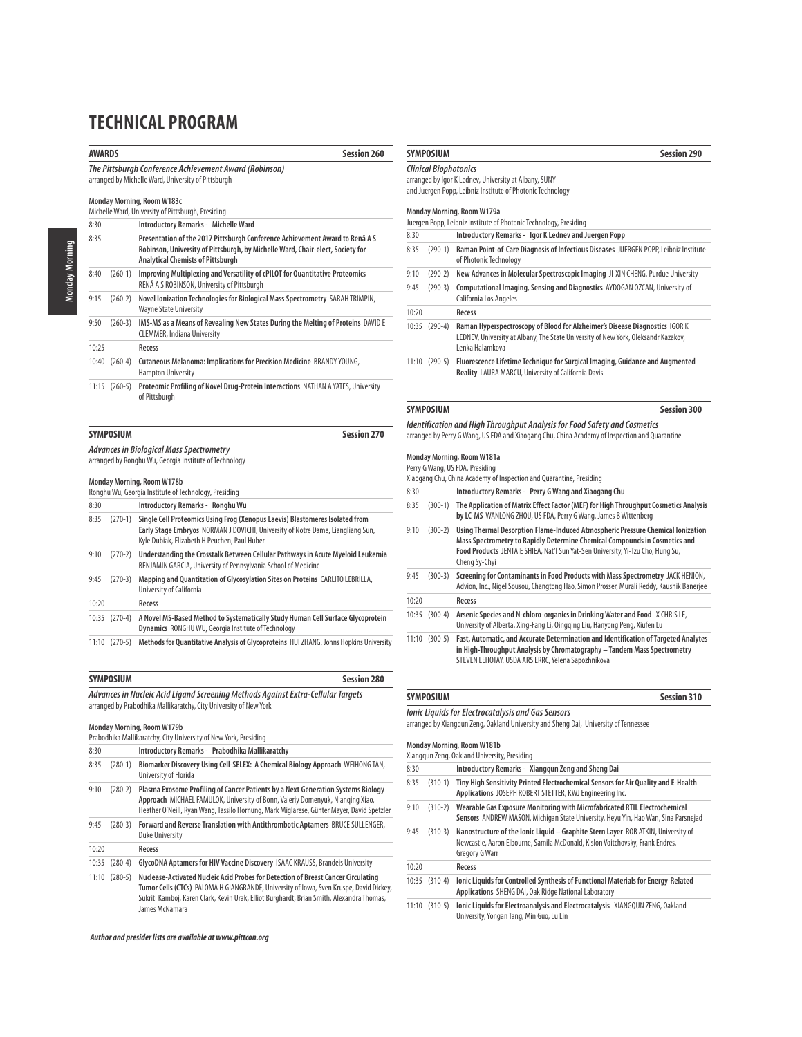# TECHNICAL PROGRAM

## AWARDS — Session 260

***The Pittsburgh Conference Achievement Award (Robinson)***
arranged by Michelle Ward, University of Pittsburgh

**Monday Morning, Room W183c**
Michelle Ward, University of Pittsburgh, Presiding

| Time | Paper | Title |
|---|---|---|
| 8:30 | | **Introductory Remarks - Michelle Ward** |
| 8:35 | | **Presentation of the 2017 Pittsburgh Conference Achievement Award to Renã A S Robinson, University of Pittsburgh, by Michelle Ward, Chair-elect, Society for Analytical Chemists of Pittsburgh** |
| 8:40 | (260-1) | **Improving Multiplexing and Versatility of cPILOT for Quantitative Proteomics** RENÃ A S ROBINSON, University of Pittsburgh |
| 9:15 | (260-2) | **Novel Ionization Technologies for Biological Mass Spectrometry** SARAH TRIMPIN, Wayne State University |
| 9:50 | (260-3) | **IMS-MS as a Means of Revealing New States During the Melting of Proteins** DAVID E CLEMMER, Indiana University |
| 10:25 | | **Recess** |
| 10:40 | (260-4) | **Cutaneous Melanoma: Implications for Precision Medicine** BRANDY YOUNG, Hampton University |
| 11:15 | (260-5) | **Proteomic Profiling of Novel Drug-Protein Interactions** NATHAN A YATES, University of Pittsburgh |

## SYMPOSIUM — Session 270

***Advances in Biological Mass Spectrometry***
arranged by Ronghu Wu, Georgia Institute of Technology

**Monday Morning, Room W178b**
Ronghu Wu, Georgia Institute of Technology, Presiding

| Time | Paper | Title |
|---|---|---|
| 8:30 | | **Introductory Remarks - Ronghu Wu** |
| 8:35 | (270-1) | **Single Cell Proteomics Using Frog (Xenopus Laevis) Blastomeres Isolated from Early Stage Embryos** NORMAN J DOVICHI, University of Notre Dame, Liangliang Sun, Kyle Dubiak, Elizabeth H Peuchen, Paul Huber |
| 9:10 | (270-2) | **Understanding the Crosstalk Between Cellular Pathways in Acute Myeloid Leukemia** BENJAMIN GARCIA, University of Pennsylvania School of Medicine |
| 9:45 | (270-3) | **Mapping and Quantitation of Glycosylation Sites on Proteins** CARLITO LEBRILLA, University of California |
| 10:20 | | **Recess** |
| 10:35 | (270-4) | **A Novel MS-Based Method to Systematically Study Human Cell Surface Glycoprotein Dynamics** RONGHU WU, Georgia Institute of Technology |
| 11:10 | (270-5) | **Methods for Quantitative Analysis of Glycoproteins** HUI ZHANG, Johns Hopkins University |

## SYMPOSIUM — Session 280

***Advances in Nucleic Acid Ligand Screening Methods Against Extra-Cellular Targets***
arranged by Prabodhika Mallikaratchy, City University of New York

**Monday Morning, Room W179b**
Prabodhika Mallikaratchy, City University of New York, Presiding

| Time | Paper | Title |
|---|---|---|
| 8:30 | | **Introductory Remarks - Prabodhika Mallikaratchy** |
| 8:35 | (280-1) | **Biomarker Discovery Using Cell-SELEX: A Chemical Biology Approach** WEIHONG TAN, University of Florida |
| 9:10 | (280-2) | **Plasma Exosome Profiling of Cancer Patients by a Next Generation Systems Biology Approach** MICHAEL FAMULOK, University of Bonn, Valeriy Domenyuk, Nianqing Xiao, Heather O'Neill, Ryan Wang, Tassilo Hornung, Mark Miglarese, Günter Mayer, David Spetzler |
| 9:45 | (280-3) | **Forward and Reverse Translation with Antithrombotic Aptamers** BRUCE SULLENGER, Duke University |
| 10:20 | | **Recess** |
| 10:35 | (280-4) | **GlycoDNA Aptamers for HIV Vaccine Discovery** ISAAC KRAUSS, Brandeis University |
| 11:10 | (280-5) | **Nuclease-Activated Nucleic Acid Probes for Detection of Breast Cancer Circulating Tumor Cells (CTCs)** PALOMA H GIANGRANDE, University of Iowa, Sven Kruspe, David Dickey, Sukriti Kamboj, Karen Clark, Kevin Urak, Elliot Burghardt, Brian Smith, Alexandra Thomas, James McNamara |

## SYMPOSIUM — Session 290

***Clinical Biophotonics***
arranged by Igor K Lednev, University at Albany, SUNY and Juergen Popp, Leibniz Institute of Photonic Technology

**Monday Morning, Room W179a**
Juergen Popp, Leibniz Institute of Photonic Technology, Presiding

| Time | Paper | Title |
|---|---|---|
| 8:30 | | **Introductory Remarks - Igor K Lednev and Juergen Popp** |
| 8:35 | (290-1) | **Raman Point-of-Care Diagnosis of Infectious Diseases** JUERGEN POPP, Leibniz Institute of Photonic Technology |
| 9:10 | (290-2) | **New Advances in Molecular Spectroscopic Imaging** JI-XIN CHENG, Purdue University |
| 9:45 | (290-3) | **Computational Imaging, Sensing and Diagnostics** AYDOGAN OZCAN, University of California Los Angeles |
| 10:20 | | **Recess** |
| 10:35 | (290-4) | **Raman Hyperspectroscopy of Blood for Alzheimer's Disease Diagnostics** IGOR K LEDNEV, University at Albany, The State University of New York, Oleksandr Kazakov, Lenka Halamkova |
| 11:10 | (290-5) | **Fluorescence Lifetime Technique for Surgical Imaging, Guidance and Augmented Reality** LAURA MARCU, University of California Davis |

## SYMPOSIUM — Session 300

***Identification and High Throughput Analysis for Food Safety and Cosmetics***
arranged by Perry G Wang, US FDA and Xiaogang Chu, China Academy of Inspection and Quarantine

**Monday Morning, Room W181a**
Perry G Wang, US FDA, Presiding
Xiaogang Chu, China Academy of Inspection and Quarantine, Presiding

| Time | Paper | Title |
|---|---|---|
| 8:30 | | **Introductory Remarks - Perry G Wang and Xiaogang Chu** |
| 8:35 | (300-1) | **The Application of Matrix Effect Factor (MEF) for High Throughput Cosmetics Analysis by LC-MS** WANLONG ZHOU, US FDA, Perry G Wang, James B Wittenberg |
| 9:10 | (300-2) | **Using Thermal Desorption Flame-Induced Atmospheric Pressure Chemical Ionization Mass Spectrometry to Rapidly Determine Chemical Compounds in Cosmetics and Food Products** JENTAIE SHIEA, Nat'l Sun Yat-Sen University, Yi-Tzu Cho, Hung Su, Cheng Sy-Chyi |
| 9:45 | (300-3) | **Screening for Contaminants in Food Products with Mass Spectrometry** JACK HENION, Advion, Inc., Nigel Sousou, Changtong Hao, Simon Prosser, Murali Reddy, Kaushik Banerjee |
| 10:20 | | **Recess** |
| 10:35 | (300-4) | **Arsenic Species and N-chloro-organics in Drinking Water and Food** X CHRIS LE, University of Alberta, Xing-Fang Li, Qingqing Liu, Hanyong Peng, Xiufen Lu |
| 11:10 | (300-5) | **Fast, Automatic, and Accurate Determination and Identification of Targeted Analytes in High-Throughput Analysis by Chromatography – Tandem Mass Spectrometry** STEVEN LEHOTAY, USDA ARS ERRC, Yelena Sapozhnikova |

## SYMPOSIUM — Session 310

***Ionic Liquids for Electrocatalysis and Gas Sensors***
arranged by Xiangqun Zeng, Oakland University and Sheng Dai, University of Tennessee

**Monday Morning, Room W181b**
Xiangqun Zeng, Oakland University, Presiding

| Time | Paper | Title |
|---|---|---|
| 8:30 | | **Introductory Remarks - Xiangqun Zeng and Sheng Dai** |
| 8:35 | (310-1) | **Tiny High Sensitivity Printed Electrochemical Sensors for Air Quality and E-Health Applications** JOSEPH ROBERT STETTER, KWJ Engineering Inc. |
| 9:10 | (310-2) | **Wearable Gas Exposure Monitoring with Microfabricated RTIL Electrochemical Sensors** ANDREW MASON, Michigan State University, Heyu Yin, Hao Wan, Sina Parsnejad |
| 9:45 | (310-3) | **Nanostructure of the Ionic Liquid – Graphite Stern Layer** ROB ATKIN, University of Newcastle, Aaron Elbourne, Samila McDonald, Kislon Voitchovsky, Frank Endres, Gregory G Warr |
| 10:20 | | **Recess** |
| 10:35 | (310-4) | **Ionic Liquids for Controlled Synthesis of Functional Materials for Energy-Related Applications** SHENG DAI, Oak Ridge National Laboratory |
| 11:10 | (310-5) | **Ionic Liquids for Electroanalysis and Electrocatalysis** XIANGQUN ZENG, Oakland University, Yongan Tang, Min Guo, Lu Lin |

***Author and presider lists are available at www.pittcon.org***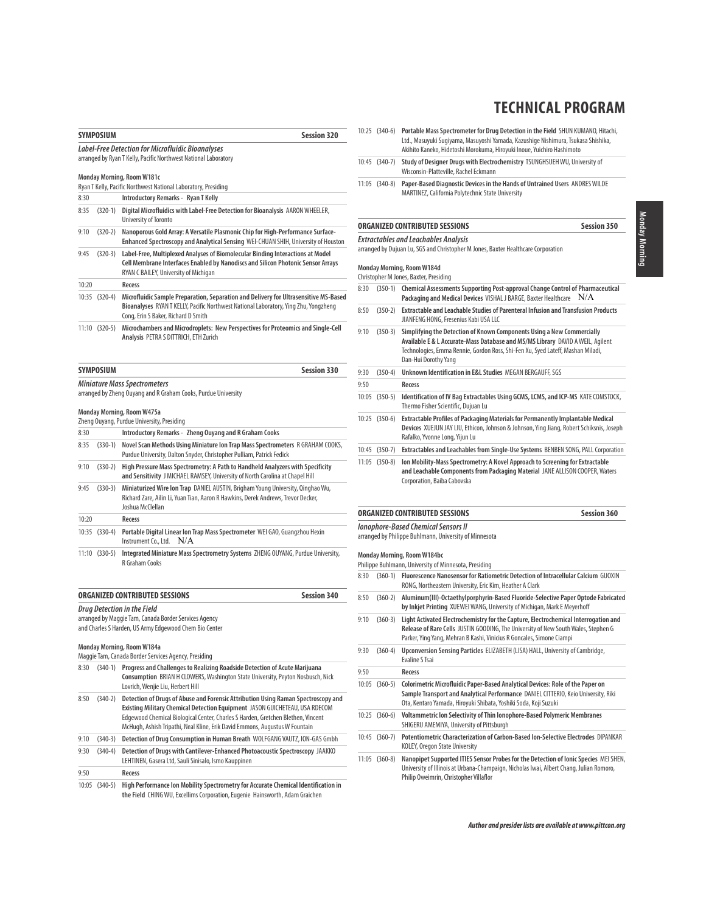# TECHNICAL PROGRAM

## SYMPOSIUM — Session 320

***Label-Free Detection for Microfluidic Bioanalyses***
arranged by Ryan T Kelly, Pacific Northwest National Laboratory

**Monday Morning, Room W181c**
Ryan T Kelly, Pacific Northwest National Laboratory, Presiding

| Time | Paper | Title |
|---|---|---|
| 8:30 | | **Introductory Remarks - Ryan T Kelly** |
| 8:35 | (320-1) | **Digital Microfluidics with Label-Free Detection for Bioanalysis** AARON WHEELER, University of Toronto |
| 9:10 | (320-2) | **Nanoporous Gold Array: A Versatile Plasmonic Chip for High-Performance Surface-Enhanced Spectroscopy and Analytical Sensing** WEI-CHUAN SHIH, University of Houston |
| 9:45 | (320-3) | **Label-Free, Multiplexed Analyses of Biomolecular Binding Interactions at Model Cell Membrane Interfaces Enabled by Nanodiscs and Silicon Photonic Sensor Arrays** RYAN C BAILEY, University of Michigan |
| 10:20 | | **Recess** |
| 10:35 | (320-4) | **Microfluidic Sample Preparation, Separation and Delivery for Ultrasensitive MS-Based Bioanalyses** RYAN T KELLY, Pacific Northwest National Laboratory, Ying Zhu, Yongzheng Cong, Erin S Baker, Richard D Smith |
| 11:10 | (320-5) | **Microchambers and Microdroplets: New Perspectives for Proteomics and Single-Cell Analysis** PETRA S DITTRICH, ETH Zurich |

## SYMPOSIUM — Session 330

***Miniature Mass Spectrometers***
arranged by Zheng Ouyang and R Graham Cooks, Purdue University

**Monday Morning, Room W475a**
Zheng Ouyang, Purdue University, Presiding

| Time | Paper | Title |
|---|---|---|
| 8:30 | | **Introductory Remarks - Zheng Ouyang and R Graham Cooks** |
| 8:35 | (330-1) | **Novel Scan Methods Using Miniature Ion Trap Mass Spectrometers** R GRAHAM COOKS, Purdue University, Dalton Snyder, Christopher Pulliam, Patrick Fedick |
| 9:10 | (330-2) | **High Pressure Mass Spectrometry: A Path to Handheld Analyzers with Specificity and Sensitivity** J MICHAEL RAMSEY, University of North Carolina at Chapel Hill |
| 9:45 | (330-3) | **Miniaturized Wire Ion Trap** DANIEL AUSTIN, Brigham Young University, Qinghao Wu, Richard Zare, Ailin Li, Yuan Tian, Aaron R Hawkins, Derek Andrews, Trevor Decker, Joshua McClellan |
| 10:20 | | **Recess** |
| 10:35 | (330-4) | **Portable Digital Linear Ion Trap Mass Spectrometer** WEI GAO, Guangzhou Hexin Instrument Co., Ltd. N/A |
| 11:10 | (330-5) | **Integrated Miniature Mass Spectrometry Systems** ZHENG OUYANG, Purdue University, R Graham Cooks |

## ORGANIZED CONTRIBUTED SESSIONS — Session 340

***Drug Detection in the Field***
arranged by Maggie Tam, Canada Border Services Agency
and Charles S Harden, US Army Edgewood Chem Bio Center

**Monday Morning, Room W184a**
Maggie Tam, Canada Border Services Agency, Presiding

| Time | Paper | Title |
|---|---|---|
| 8:30 | (340-1) | **Progress and Challenges to Realizing Roadside Detection of Acute Marijuana Consumption** BRIAN H CLOWERS, Washington State University, Peyton Nosbusch, Nick Lovrich, Wenjie Liu, Herbert Hill |
| 8:50 | (340-2) | **Detection of Drugs of Abuse and Forensic Attribution Using Raman Spectroscopy and Existing Military Chemical Detection Equipment** JASON GUICHETEAU, USA RDECOM Edgewood Chemical Biological Center, Charles S Harden, Gretchen Blethen, Vincent McHugh, Ashish Tripathi, Neal Kline, Erik David Emmons, Augustus W Fountain |
| 9:10 | (340-3) | **Detection of Drug Consumption in Human Breath** WOLFGANG VAUTZ, ION-GAS Gmbh |
| 9:30 | (340-4) | **Detection of Drugs with Cantilever-Enhanced Photoacoustic Spectroscopy** JAAKKO LEHTINEN, Gasera Ltd, Sauli Sinisalo, Ismo Kauppinen |
| 9:50 | | **Recess** |
| 10:05 | (340-5) | **High Performance Ion Mobility Spectrometry for Accurate Chemical Identification in the Field** CHING WU, Excellims Corporation, Eugenie Hainsworth, Adam Graichen |
| 10:25 | (340-6) | **Portable Mass Spectrometer for Drug Detection in the Field** SHUN KUMANO, Hitachi, Ltd., Masuyuki Sugiyama, Masuyoshi Yamada, Kazushige Nishimura, Tsukasa Shishika, Akihito Kaneko, Hidetoshi Morokuma, Hiroyuki Inoue, Yuichiro Hashimoto |
| 10:45 | (340-7) | **Study of Designer Drugs with Electrochemistry** TSUNGHSUEH WU, University of Wisconsin-Platteville, Rachel Eckmann |
| 11:05 | (340-8) | **Paper-Based Diagnostic Devices in the Hands of Untrained Users** ANDRES WILDE MARTINEZ, California Polytechnic State University |

## ORGANIZED CONTRIBUTED SESSIONS — Session 350

***Extractables and Leachables Analysis***
arranged by Dujuan Lu, SGS and Christopher M Jones, Baxter Healthcare Corporation

**Monday Morning, Room W184d**
Christopher M Jones, Baxter, Presiding

| Time | Paper | Title |
|---|---|---|
| 8:30 | (350-1) | **Chemical Assessments Supporting Post-approval Change Control of Pharmaceutical Packaging and Medical Devices** VISHAL J BARGE, Baxter Healthcare N/A |
| 8:50 | (350-2) | **Extractable and Leachable Studies of Parenteral Infusion and Transfusion Products** JIANFENG HONG, Fresenius Kabi USA LLC |
| 9:10 | (350-3) | **Simplifying the Detection of Known Components Using a New Commercially Available E & L Accurate-Mass Database and MS/MS Library** DAVID A WEIL, Agilent Technologies, Emma Rennie, Gordon Ross, Shi-Fen Xu, Syed Lateff, Mashan Miladi, Dan-Hui Dorothy Yang |
| 9:30 | (350-4) | **Unknown Identification in E&L Studies** MEGAN BERGAUFF, SGS |
| 9:50 | | **Recess** |
| 10:05 | (350-5) | **Identification of IV Bag Extractables Using GCMS, LCMS, and ICP-MS** KATE COMSTOCK, Thermo Fisher Scientific, Dujuan Lu |
| 10:25 | (350-6) | **Extractable Profiles of Packaging Materials for Permanently Implantable Medical Devices** XUEJUN JAY LIU, Ethicon, Johnson & Johnson, Ying Jiang, Robert Schiksnis, Joseph Rafalko, Yvonne Long, Yijun Lu |
| 10:45 | (350-7) | **Extractables and Leachables from Single-Use Systems** BENBEN SONG, PALL Corporation |
| 11:05 | (350-8) | **Ion Mobility-Mass Spectrometry: A Novel Approach to Screening for Extractable and Leachable Components from Packaging Material** JANE ALLISON COOPER, Waters Corporation, Baiba Cabovska |

## ORGANIZED CONTRIBUTED SESSIONS — Session 360

***Ionophore-Based Chemical Sensors II***
arranged by Philippe Buhlmann, University of Minnesota

**Monday Morning, Room W184bc**
Philippe Buhlmann, University of Minnesota, Presiding

| Time | Paper | Title |
|---|---|---|
| 8:30 | (360-1) | **Fluorescence Nanosensor for Ratiometric Detection of Intracellular Calcium** GUOXIN RONG, Northeastern University, Eric Kim, Heather A Clark |
| 8:50 | (360-2) | **Aluminum(III)-Octaethylporphyrin-Based Fluoride-Selective Paper Optode Fabricated by Inkjet Printing** XUEWEI WANG, University of Michigan, Mark E Meyerhoff |
| 9:10 | (360-3) | **Light Activated Electrochemistry for the Capture, Electrochemical Interrogation and Release of Rare Cells** JUSTIN GOODING, The University of New South Wales, Stephen G Parker, Ying Yang, Mehran B Kashi, Vinicius R Goncales, Simone Ciampi |
| 9:30 | (360-4) | **Upconversion Sensing Particles** ELIZABETH (LISA) HALL, University of Cambridge, Evaline S Tsai |
| 9:50 | | **Recess** |
| 10:05 | (360-5) | **Colorimetric Microfluidic Paper-Based Analytical Devices: Role of the Paper on Sample Transport and Analytical Performance** DANIEL CITTERIO, Keio University, Riki Ota, Kentaro Yamada, Hiroyuki Shibata, Yoshiki Soda, Koji Suzuki |
| 10:25 | (360-6) | **Voltammetric Ion Selectivity of Thin Ionophore-Based Polymeric Membranes** SHIGERU AMEMIYA, University of Pittsburgh |
| 10:45 | (360-7) | **Potentiometric Characterization of Carbon-Based Ion-Selective Electrodes** DIPANKAR KOLEY, Oregon State University |
| 11:05 | (360-8) | **Nanopipet Supported ITIES Sensor Probes for the Detection of Ionic Species** MEI SHEN, University of Illinois at Urbana-Champaign, Nicholas Iwai, Albert Chang, Julian Romoro, Philip Oweimrin, Christopher Villaflor |

*Author and presider lists are available at www.pittcon.org*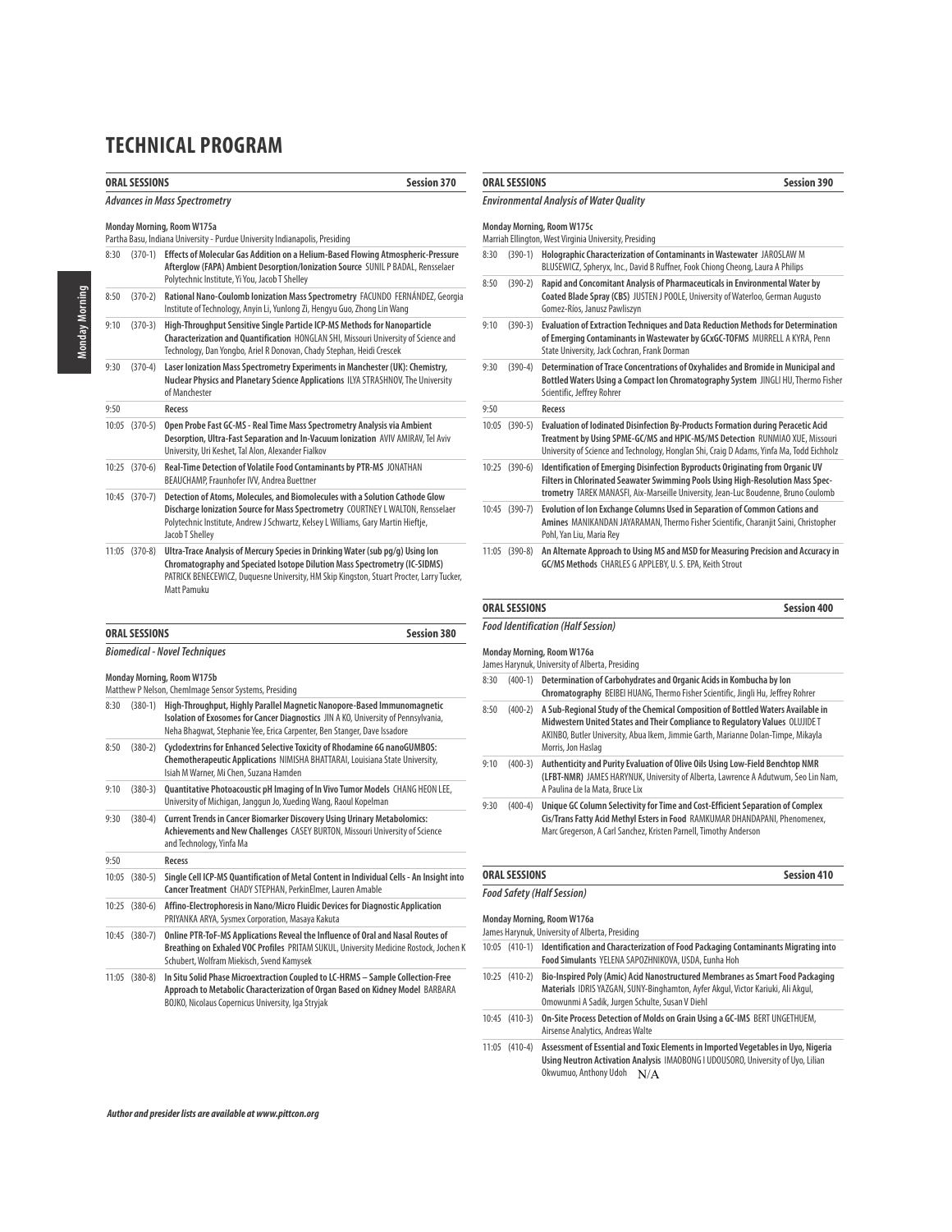# TECHNICAL PROGRAM

## ORAL SESSIONS — Session 370

### *Advances in Mass Spectrometry*

**Monday Morning, Room W175a**
Partha Basu, Indiana University - Purdue University Indianapolis, Presiding

| Time | No. | Title / Authors |
|---|---|---|
| 8:30 | (370-1) | **Effects of Molecular Gas Addition on a Helium-Based Flowing Atmospheric-Pressure Afterglow (FAPA) Ambient Desorption/Ionization Source** SUNIL P BADAL, Rensselaer Polytechnic Institute, Yi You, Jacob T Shelley |
| 8:50 | (370-2) | **Rational Nano-Coulomb Ionization Mass Spectrometry** FACUNDO FERNÁNDEZ, Georgia Institute of Technology, Anyin Li, Yunlong Zi, Hengyu Guo, Zhong Lin Wang |
| 9:10 | (370-3) | **High-Throughput Sensitive Single Particle ICP-MS Methods for Nanoparticle Characterization and Quantification** HONGLAN SHI, Missouri University of Science and Technology, Dan Yongbo, Ariel R Donovan, Chady Stephan, Heidi Crescek |
| 9:30 | (370-4) | **Laser Ionization Mass Spectrometry Experiments in Manchester (UK): Chemistry, Nuclear Physics and Planetary Science Applications** ILYA STRASHNOV, The University of Manchester |
| 9:50 | | Recess |
| 10:05 | (370-5) | **Open Probe Fast GC-MS - Real Time Mass Spectrometry Analysis via Ambient Desorption, Ultra-Fast Separation and In-Vacuum Ionization** AVIV AMIRAV, Tel Aviv University, Uri Keshet, Tal Alon, Alexander Fialkov |
| 10:25 | (370-6) | **Real-Time Detection of Volatile Food Contaminants by PTR-MS** JONATHAN BEAUCHAMP, Fraunhofer IVV, Andrea Buettner |
| 10:45 | (370-7) | **Detection of Atoms, Molecules, and Biomolecules with a Solution Cathode Glow Discharge Ionization Source for Mass Spectrometry** COURTNEY L WALTON, Rensselaer Polytechnic Institute, Andrew J Schwartz, Kelsey L Williams, Gary Martin Hieftje, Jacob T Shelley |
| 11:05 | (370-8) | **Ultra-Trace Analysis of Mercury Species in Drinking Water (sub pg/g) Using Ion Chromatography and Speciated Isotope Dilution Mass Spectrometry (IC-SIDMS)** PATRICK BENECEWICZ, Duquesne University, HM Skip Kingston, Stuart Procter, Larry Tucker, Matt Pamuku |

## ORAL SESSIONS — Session 380

### *Biomedical - Novel Techniques*

**Monday Morning, Room W175b**
Matthew P Nelson, ChemImage Sensor Systems, Presiding

| Time | No. | Title / Authors |
|---|---|---|
| 8:30 | (380-1) | **High-Throughput, Highly Parallel Magnetic Nanopore-Based Immunomagnetic Isolation of Exosomes for Cancer Diagnostics** JIN A KO, University of Pennsylvania, Neha Bhagwat, Stephanie Yee, Erica Carpenter, Ben Stanger, Dave Issadore |
| 8:50 | (380-2) | **Cyclodextrins for Enhanced Selective Toxicity of Rhodamine 6G nanoGUMBOS: Chemotherapeutic Applications** NIMISHA BHATTARAI, Louisiana State University, Isiah M Warner, Mi Chen, Suzana Hamden |
| 9:10 | (380-3) | **Quantitative Photoacoustic pH Imaging of In Vivo Tumor Models** CHANG HEON LEE, University of Michigan, Janggun Jo, Xueding Wang, Raoul Kopelman |
| 9:30 | (380-4) | **Current Trends in Cancer Biomarker Discovery Using Urinary Metabolomics: Achievements and New Challenges** CASEY BURTON, Missouri University of Science and Technology, Yinfa Ma |
| 9:50 | | Recess |
| 10:05 | (380-5) | **Single Cell ICP-MS Quantification of Metal Content in Individual Cells - An Insight into Cancer Treatment** CHADY STEPHAN, PerkinElmer, Lauren Amable |
| 10:25 | (380-6) | **Affino-Electrophoresis in Nano/Micro Fluidic Devices for Diagnostic Application** PRIYANKA ARYA, Sysmex Corporation, Masaya Kakuta |
| 10:45 | (380-7) | **Online PTR-ToF-MS Applications Reveal the Influence of Oral and Nasal Routes of Breathing on Exhaled VOC Profiles** PRITAM SUKUL, University Medicine Rostock, Jochen K Schubert, Wolfram Miekisch, Svend Kamysek |
| 11:05 | (380-8) | **In Situ Solid Phase Microextraction Coupled to LC-HRMS – Sample Collection-Free Approach to Metabolic Characterization of Organ Based on Kidney Model** BARBARA BOJKO, Nicolaus Copernicus University, Iga Stryjak |

## ORAL SESSIONS — Session 390

### *Environmental Analysis of Water Quality*

**Monday Morning, Room W175c**
Marriah Ellington, West Virginia University, Presiding

| Time | No. | Title / Authors |
|---|---|---|
| 8:30 | (390-1) | **Holographic Characterization of Contaminants in Wastewater** JAROSLAW M BLUSEWICZ, Spheryx, Inc., David B Ruffner, Fook Chiong Cheong, Laura A Philips |
| 8:50 | (390-2) | **Rapid and Concomitant Analysis of Pharmaceuticals in Environmental Water by Coated Blade Spray (CBS)** JUSTEN J POOLE, University of Waterloo, German Augusto Gomez-Rios, Janusz Pawliszyn |
| 9:10 | (390-3) | **Evaluation of Extraction Techniques and Data Reduction Methods for Determination of Emerging Contaminants in Wastewater by GCxGC-TOFMS** MURRELL A KYRA, Penn State University, Jack Cochran, Frank Dorman |
| 9:30 | (390-4) | **Determination of Trace Concentrations of Oxyhalides and Bromide in Municipal and Bottled Waters Using a Compact Ion Chromatography System** JINGLI HU, Thermo Fisher Scientific, Jeffrey Rohrer |
| 9:50 | | Recess |
| 10:05 | (390-5) | **Evaluation of Iodinated Disinfection By-Products Formation during Peracetic Acid Treatment by Using SPME-GC/MS and HPIC-MS/MS Detection** RUNMIAO XUE, Missouri University of Science and Technology, Honglan Shi, Craig D Adams, Yinfa Ma, Todd Eichholz |
| 10:25 | (390-6) | **Identification of Emerging Disinfection Byproducts Originating from Organic UV Filters in Chlorinated Seawater Swimming Pools Using High-Resolution Mass Spectrometry** TAREK MANASFI, Aix-Marseille University, Jean-Luc Boudenne, Bruno Coulomb |
| 10:45 | (390-7) | **Evolution of Ion Exchange Columns Used in Separation of Common Cations and Amines** MANIKANDAN JAYARAMAN, Thermo Fisher Scientific, Charanjit Saini, Christopher Pohl, Yan Liu, Maria Rey |
| 11:05 | (390-8) | **An Alternate Approach to Using MS and MSD for Measuring Precision and Accuracy in GC/MS Methods** CHARLES G APPLEBY, U. S. EPA, Keith Strout |

## ORAL SESSIONS — Session 400

### *Food Identification (Half Session)*

**Monday Morning, Room W176a**
James Harynuk, University of Alberta, Presiding

| Time | No. | Title / Authors |
|---|---|---|
| 8:30 | (400-1) | **Determination of Carbohydrates and Organic Acids in Kombucha by Ion Chromatography** BEIBEI HUANG, Thermo Fisher Scientific, Jingli Hu, Jeffrey Rohrer |
| 8:50 | (400-2) | **A Sub-Regional Study of the Chemical Composition of Bottled Waters Available in Midwestern United States and Their Compliance to Regulatory Values** OLUJIDE T AKINBO, Butler University, Abua Ikem, Jimmie Garth, Marianne Dolan-Timpe, Mikayla Morris, Jon Haslag |
| 9:10 | (400-3) | **Authenticity and Purity Evaluation of Olive Oils Using Low-Field Benchtop NMR (LFBT-NMR)** JAMES HARYNUK, University of Alberta, Lawrence A Adutwum, Seo Lin Nam, A Paulina de la Mata, Bruce Lix |
| 9:30 | (400-4) | **Unique GC Column Selectivity for Time and Cost-Efficient Separation of Complex Cis/Trans Fatty Acid Methyl Esters in Food** RAMKUMAR DHANDAPANI, Phenomenex, Marc Gregerson, A Carl Sanchez, Kristen Parnell, Timothy Anderson |

## ORAL SESSIONS — Session 410

### *Food Safety (Half Session)*

**Monday Morning, Room W176a**
James Harynuk, University of Alberta, Presiding

| Time | No. | Title / Authors |
|---|---|---|
| 10:05 | (410-1) | **Identification and Characterization of Food Packaging Contaminants Migrating into Food Simulants** YELENA SAPOZHNIKOVA, USDA, Eunha Hoh |
| 10:25 | (410-2) | **Bio-Inspired Poly (Amic) Acid Nanostructured Membranes as Smart Food Packaging Materials** IDRIS YAZGAN, SUNY-Binghamton, Ayfer Akgul, Victor Kariuki, Ali Akgul, Omowunmi A Sadik, Jurgen Schulte, Susan V Diehl |
| 10:45 | (410-3) | **On-Site Process Detection of Molds on Grain Using a GC-IMS** BERT UNGETHUEM, Airsense Analytics, Andreas Walte |
| 11:05 | (410-4) | **Assessment of Essential and Toxic Elements in Imported Vegetables in Uyo, Nigeria Using Neutron Activation Analysis** IMAOBONG I UDOUSORO, University of Uyo, Lilian Okwumuo, Anthony Udoh N/A |

*Author and presider lists are available at www.pittcon.org*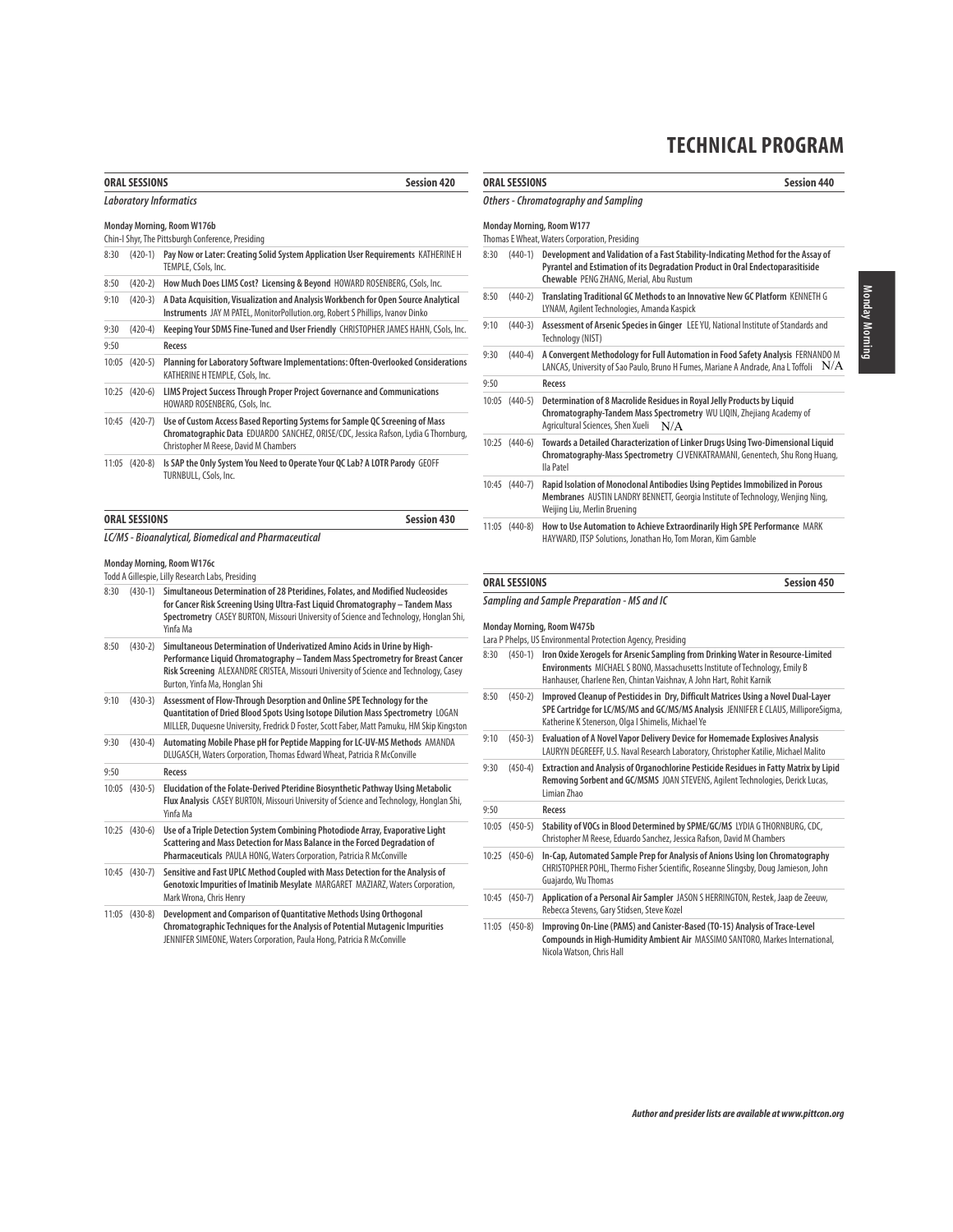# TECHNICAL PROGRAM

## ORAL SESSIONS — Session 420

### *Laboratory Informatics*

**Monday Morning, Room W176b**
Chin-I Shyr, The Pittsburgh Conference, Presiding

| Time | No. | Title |
|---|---|---|
| 8:30 | (420-1) | **Pay Now or Later: Creating Solid System Application User Requirements** KATHERINE H TEMPLE, CSols, Inc. |
| 8:50 | (420-2) | **How Much Does LIMS Cost? Licensing & Beyond** HOWARD ROSENBERG, CSols, Inc. |
| 9:10 | (420-3) | **A Data Acquisition, Visualization and Analysis Workbench for Open Source Analytical Instruments** JAY M PATEL, MonitorPollution.org, Robert S Phillips, Ivanov Dinko |
| 9:30 | (420-4) | **Keeping Your SDMS Fine-Tuned and User Friendly** CHRISTOPHER JAMES HAHN, CSols, Inc. |
| 9:50 | | **Recess** |
| 10:05 | (420-5) | **Planning for Laboratory Software Implementations: Often-Overlooked Considerations** KATHERINE H TEMPLE, CSols, Inc. |
| 10:25 | (420-6) | **LIMS Project Success Through Proper Project Governance and Communications** HOWARD ROSENBERG, CSols, Inc. |
| 10:45 | (420-7) | **Use of Custom Access Based Reporting Systems for Sample QC Screening of Mass Chromatographic Data** EDUARDO SANCHEZ, ORISE/CDC, Jessica Rafson, Lydia G Thornburg, Christopher M Reese, David M Chambers |
| 11:05 | (420-8) | **Is SAP the Only System You Need to Operate Your QC Lab? A LOTR Parody** GEOFF TURNBULL, CSols, Inc. |

## ORAL SESSIONS — Session 430

### *LC/MS - Bioanalytical, Biomedical and Pharmaceutical*

**Monday Morning, Room W176c**
Todd A Gillespie, Lilly Research Labs, Presiding

| Time | No. | Title |
|---|---|---|
| 8:30 | (430-1) | **Simultaneous Determination of 28 Pteridines, Folates, and Modified Nucleosides for Cancer Risk Screening Using Ultra-Fast Liquid Chromatography – Tandem Mass Spectrometry** CASEY BURTON, Missouri University of Science and Technology, Honglan Shi, Yinfa Ma |
| 8:50 | (430-2) | **Simultaneous Determination of Underivatized Amino Acids in Urine by High-Performance Liquid Chromatography – Tandem Mass Spectrometry for Breast Cancer Risk Screening** ALEXANDRE CRISTEA, Missouri University of Science and Technology, Casey Burton, Yinfa Ma, Honglan Shi |
| 9:10 | (430-3) | **Assessment of Flow-Through Desorption and Online SPE Technology for the Quantitation of Dried Blood Spots Using Isotope Dilution Mass Spectrometry** LOGAN MILLER, Duquesne University, Fredrick D Foster, Scott Faber, Matt Pamuku, HM Skip Kingston |
| 9:30 | (430-4) | **Automating Mobile Phase pH for Peptide Mapping for LC-UV-MS Methods** AMANDA DLUGASCH, Waters Corporation, Thomas Edward Wheat, Patricia R McConville |
| 9:50 | | **Recess** |
| 10:05 | (430-5) | **Elucidation of the Folate-Derived Pteridine Biosynthetic Pathway Using Metabolic Flux Analysis** CASEY BURTON, Missouri University of Science and Technology, Honglan Shi, Yinfa Ma |
| 10:25 | (430-6) | **Use of a Triple Detection System Combining Photodiode Array, Evaporative Light Scattering and Mass Detection for Mass Balance in the Forced Degradation of Pharmaceuticals** PAULA HONG, Waters Corporation, Patricia R McConville |
| 10:45 | (430-7) | **Sensitive and Fast UPLC Method Coupled with Mass Detection for the Analysis of Genotoxic Impurities of Imatinib Mesylate** MARGARET MAZIARZ, Waters Corporation, Mark Wrona, Chris Henry |
| 11:05 | (430-8) | **Development and Comparison of Quantitative Methods Using Orthogonal Chromatographic Techniques for the Analysis of Potential Mutagenic Impurities** JENNIFER SIMEONE, Waters Corporation, Paula Hong, Patricia R McConville |

## ORAL SESSIONS — Session 440

### *Others - Chromatography and Sampling*

**Monday Morning, Room W177**
Thomas E Wheat, Waters Corporation, Presiding

| Time | No. | Title |
|---|---|---|
| 8:30 | (440-1) | **Development and Validation of a Fast Stability-Indicating Method for the Assay of Pyrantel and Estimation of its Degradation Product in Oral Endectoparasitiside Chewable** PENG ZHANG, Merial, Abu Rustum |
| 8:50 | (440-2) | **Translating Traditional GC Methods to an Innovative New GC Platform** KENNETH G LYNAM, Agilent Technologies, Amanda Kaspick |
| 9:10 | (440-3) | **Assessment of Arsenic Species in Ginger** LEE YU, National Institute of Standards and Technology (NIST) |
| 9:30 | (440-4) | **A Convergent Methodology for Full Automation in Food Safety Analysis** FERNANDO M LANCAS, University of Sao Paulo, Bruno H Fumes, Mariane A Andrade, Ana L Toffoli N/A |
| 9:50 | | **Recess** |
| 10:05 | (440-5) | **Determination of 8 Macrolide Residues in Royal Jelly Products by Liquid Chromatography-Tandem Mass Spectrometry** WU LIQIN, Zhejiang Academy of Agricultural Sciences, Shen Xueli N/A |
| 10:25 | (440-6) | **Towards a Detailed Characterization of Linker Drugs Using Two-Dimensional Liquid Chromatography-Mass Spectrometry** CJ VENKATRAMANI, Genentech, Shu Rong Huang, Ila Patel |
| 10:45 | (440-7) | **Rapid Isolation of Monoclonal Antibodies Using Peptides Immobilized in Porous Membranes** AUSTIN LANDRY BENNETT, Georgia Institute of Technology, Wenjing Ning, Weijing Liu, Merlin Bruening |
| 11:05 | (440-8) | **How to Use Automation to Achieve Extraordinarily High SPE Performance** MARK HAYWARD, ITSP Solutions, Jonathan Ho, Tom Moran, Kim Gamble |

## ORAL SESSIONS — Session 450

### *Sampling and Sample Preparation - MS and IC*

**Monday Morning, Room W475b**
Lara P Phelps, US Environmental Protection Agency, Presiding

| Time | No. | Title |
|---|---|---|
| 8:30 | (450-1) | **Iron Oxide Xerogels for Arsenic Sampling from Drinking Water in Resource-Limited Environments** MICHAEL S BONO, Massachusetts Institute of Technology, Emily B Hanhauser, Charlene Ren, Chintan Vaishnav, A John Hart, Rohit Karnik |
| 8:50 | (450-2) | **Improved Cleanup of Pesticides in Dry, Difficult Matrices Using a Novel Dual-Layer SPE Cartridge for LC/MS/MS and GC/MS/MS Analysis** JENNIFER E CLAUS, MilliporeSigma, Katherine K Stenerson, Olga I Shimelis, Michael Ye |
| 9:10 | (450-3) | **Evaluation of A Novel Vapor Delivery Device for Homemade Explosives Analysis** LAURYN DEGREEFF, U.S. Naval Research Laboratory, Christopher Katilie, Michael Malito |
| 9:30 | (450-4) | **Extraction and Analysis of Organochlorine Pesticide Residues in Fatty Matrix by Lipid Removing Sorbent and GC/MSMS** JOAN STEVENS, Agilent Technologies, Derick Lucas, Limian Zhao |
| 9:50 | | **Recess** |
| 10:05 | (450-5) | **Stability of VOCs in Blood Determined by SPME/GC/MS** LYDIA G THORNBURG, CDC, Christopher M Reese, Eduardo Sanchez, Jessica Rafson, David M Chambers |
| 10:25 | (450-6) | **In-Cap, Automated Sample Prep for Analysis of Anions Using Ion Chromatography** CHRISTOPHER POHL, Thermo Fisher Scientific, Roseanne Slingsby, Doug Jamieson, John Guajardo, Wu Thomas |
| 10:45 | (450-7) | **Application of a Personal Air Sampler** JASON S HERRINGTON, Restek, Jaap de Zeeuw, Rebecca Stevens, Gary Stidsen, Steve Kozel |
| 11:05 | (450-8) | **Improving On-Line (PAMS) and Canister-Based (TO-15) Analysis of Trace-Level Compounds in High-Humidity Ambient Air** MASSIMO SANTORO, Markes International, Nicola Watson, Chris Hall |

*Author and presider lists are available at www.pittcon.org*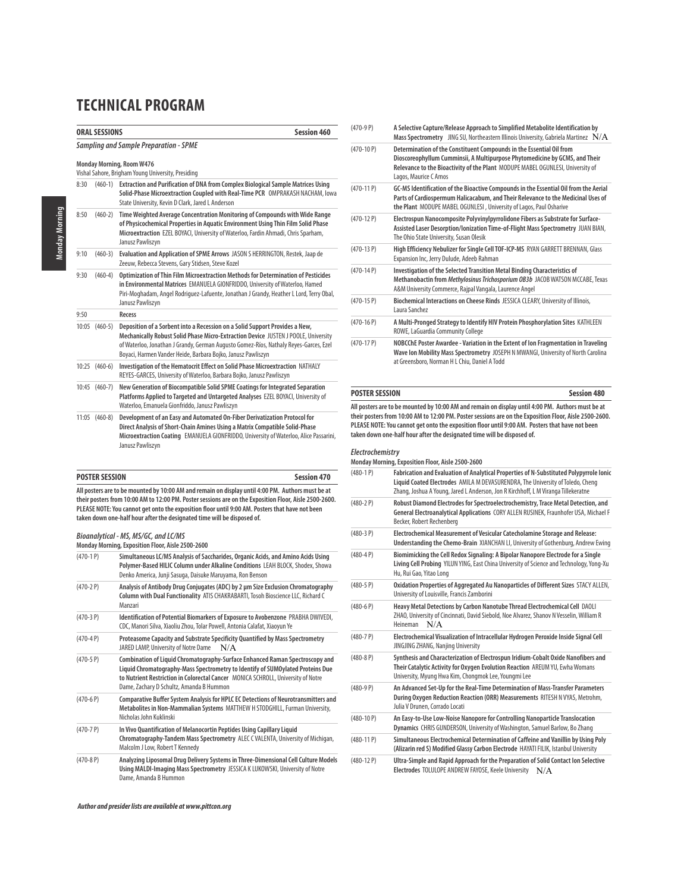# TECHNICAL PROGRAM

## ORAL SESSIONS — Session 460

### *Sampling and Sample Preparation - SPME*

**Monday Morning, Room W476**
Vishal Sahore, Brigham Young University, Presiding

| | | |
|---|---|---|
| 8:30 | (460-1) | **Extraction and Purification of DNA from Complex Biological Sample Matrices Using Solid-Phase Microextraction Coupled with Real-Time PCR** OMPRAKASH NACHAM, Iowa State University, Kevin D Clark, Jared L Anderson |
| 8:50 | (460-2) | **Time Weighted Average Concentration Monitoring of Compounds with Wide Range of Physicochemical Properties in Aquatic Environment Using Thin Film Solid Phase Microextraction** EZEL BOYACI, University of Waterloo, Fardin Ahmadi, Chris Sparham, Janusz Pawliszyn |
| 9:10 | (460-3) | **Evaluation and Application of SPME Arrows** JASON S HERRINGTON, Restek, Jaap de Zeeuw, Rebecca Stevens, Gary Stidsen, Steve Kozel |
| 9:30 | (460-4) | **Optimization of Thin Film Microextraction Methods for Determination of Pesticides in Environmental Matrices** EMANUELA GIONFRIDDO, University of Waterloo, Hamed Piri-Moghadam, Angel Rodriguez-Lafuente, Jonathan J Grandy, Heather L Lord, Terry Obal, Janusz Pawliszyn |
| 9:50 | | **Recess** |
| 10:05 | (460-5) | **Deposition of a Sorbent into a Recession on a Solid Support Provides a New, Mechanically Robust Solid Phase Micro-Extraction Device** JUSTEN J POOLE, University of Waterloo, Jonathan J Grandy, German Augusto Gomez-Rios, Nathaly Reyes-Garces, Ezel Boyaci, Harmen Vander Heide, Barbara Bojko, Janusz Pawliszyn |
| 10:25 | (460-6) | **Investigation of the Hematocrit Effect on Solid Phase Microextraction** NATHALY REYES-GARCES, University of Waterloo, Barbara Bojko, Janusz Pawliszyn |
| 10:45 | (460-7) | **New Generation of Biocompatible Solid SPME Coatings for Integrated Separation Platforms Applied to Targeted and Untargeted Analyses** EZEL BOYACI, University of Waterloo, Emanuela Gionfriddo, Janusz Pawliszyn |
| 11:05 | (460-8) | **Development of an Easy and Automated On-Fiber Derivatization Protocol for Direct Analysis of Short-Chain Amines Using a Matrix Compatible Solid-Phase Microextraction Coating** EMANUELA GIONFRIDDO, University of Waterloo, Alice Passarini, Janusz Pawliszyn |

## POSTER SESSION — Session 470

**All posters are to be mounted by 10:00 AM and remain on display until 4:00 PM. Authors must be at their posters from 10:00 AM to 12:00 PM. Poster sessions are on the Exposition Floor, Aisle 2500-2600. PLEASE NOTE: You cannot get onto the exposition floor until 9:00 AM. Posters that have not been taken down one-half hour after the designated time will be disposed of.**

### *Bioanalytical - MS, MS/GC, and LC/MS*

**Monday Morning, Exposition Floor, Aisle 2500-2600**

| | |
|---|---|
| (470-1 P) | **Simultaneous LC/MS Analysis of Saccharides, Organic Acids, and Amino Acids Using Polymer-Based HILIC Column under Alkaline Conditions** LEAH BLOCK, Shodex, Showa Denko America, Junji Sasuga, Daisuke Maruyama, Ron Benson |
| (470-2 P) | **Analysis of Antibody Drug Conjugates (ADC) by 2 µm Size Exclusion Chromatography Column with Dual Functionality** ATIS CHAKRABARTI, Tosoh Bioscience LLC, Richard C Manzari |
| (470-3 P) | **Identification of Potential Biomarkers of Exposure to Avobenzone** PRABHA DWIVEDI, CDC, Manori Silva, Xiaoliu Zhou, Tolar Powell, Antonia Calafat, Xiaoyun Ye |
| (470-4 P) | **Proteasome Capacity and Substrate Specificity Quantified by Mass Spectrometry** JARED LAMP, University of Notre Dame N/A |
| (470-5 P) | **Combination of Liquid Chromatography-Surface Enhanced Raman Spectroscopy and Liquid Chromatography-Mass Spectrometry to Identify of SUMOylated Proteins Due to Nutrient Restriction in Colorectal Cancer** MONICA SCHROLL, University of Notre Dame, Zachary D Schultz, Amanda B Hummon |
| (470-6 P) | **Comparative Buffer System Analysis for HPLC EC Detections of Neurotransmitters and Metabolites in Non-Mammalian Systems** MATTHEW H STODGHILL, Furman University, Nicholas John Kuklinski |
| (470-7 P) | **In Vivo Quantification of Melanocortin Peptides Using Capillary Liquid Chromatography-Tandem Mass Spectrometry** ALEC C VALENTA, University of Michigan, Malcolm J Low, Robert T Kennedy |
| (470-8 P) | **Analyzing Liposomal Drug Delivery Systems in Three-Dimensional Cell Culture Models Using MALDI-Imaging Mass Spectrometry** JESSICA K LUKOWSKI, University of Notre Dame, Amanda B Hummon |
| (470-9 P) | **A Selective Capture/Release Approach to Simplified Metabolite Identification by Mass Spectrometry** JING SU, Northeastern Illinois University, Gabriela Martinez N/A |
| (470-10 P) | **Determination of the Constituent Compounds in the Essential Oil from Dioscoreophyllum Cumminsii, A Multipurpose Phytomedicine by GCMS, and Their Relevance to the Bioactivity of the Plant** MODUPE MABEL OGUNLESI, University of Lagos, Maurice C Amos |
| (470-11 P) | **GC-MS Identification of the Bioactive Compounds in the Essential Oil from the Aerial Parts of Cardiospermum Halicacabum, and Their Relevance to the Medicinal Uses of the Plant** MODUPE MABEL OGUNLESI , University of Lagos, Paul Osharive |
| (470-12 P) | **Electrospun Nanocomposite Polyvinylpyrrolidone Fibers as Substrate for Surface-Assisted Laser Desorption/Ionization Time-of-Flight Mass Spectrometry** JUAN BIAN, The Ohio State University, Susan Olesik |
| (470-13 P) | **High Efficiency Nebulizer for Single Cell TOF-ICP-MS** RYAN GARRETT BRENNAN, Glass Expansion Inc, Jerry Dulude, Adeeb Rahman |
| (470-14 P) | **Investigation of the Selected Transition Metal Binding Characteristics of Methanobactin from *Methylosinus Trichosporium OB3b*** JACOB WATSON MCCABE, Texas A&M University Commerce, Rajpal Vangala, Laurence Angel |
| (470-15 P) | **Biochemical Interactions on Cheese Rinds** JESSICA CLEARY, University of Illinois, Laura Sanchez |
| (470-16 P) | **A Multi-Pronged Strategy to Identify HIV Protein Phosphorylation Sites** KATHLEEN ROWE, LaGuardia Community College |
| (470-17 P) | **NOBCChE Poster Awardee - Variation in the Extent of Ion Fragmentation in Traveling Wave Ion Mobility Mass Spectrometry** JOSEPH N MWANGI, University of North Carolina at Greensboro, Norman H L Chiu, Daniel A Todd |

## POSTER SESSION — Session 480

**All posters are to be mounted by 10:00 AM and remain on display until 4:00 PM. Authors must be at their posters from 10:00 AM to 12:00 PM. Poster sessions are on the Exposition Floor, Aisle 2500-2600. PLEASE NOTE: You cannot get onto the exposition floor until 9:00 AM. Posters that have not been taken down one-half hour after the designated time will be disposed of.**

### *Electrochemistry*

**Monday Morning, Exposition Floor, Aisle 2500-2600**

| | |
|---|---|
| (480-1 P) | **Fabrication and Evaluation of Analytical Properties of N-Substituted Polypyrrole Ionic Liquid Coated Electrodes** AMILA M DEVASURENDRA, The University of Toledo, Cheng Zhang, Joshua A Young, Jared L Anderson, Jon R Kirchhoff, L M Viranga Tillekeratne |
| (480-2 P) | **Robust Diamond Electrodes for Spectroelectrochemistry, Trace Metal Detection, and General Electroanalytical Applications** CORY ALLEN RUSINEK, Fraunhofer USA, Michael F Becker, Robert Rechenberg |
| (480-3 P) | **Electrochemical Measurement of Vesicular Catecholamine Storage and Release: Understanding the Chemo-Brain** XIANCHAN LI, University of Gothenburg, Andrew Ewing |
| (480-4 P) | **Biomimicking the Cell Redox Signaling: A Bipolar Nanopore Electrode for a Single Living Cell Probing** YILUN YING, East China University of Science and Technology, Yong-Xu Hu, Rui Gao, Yitao Long |
| (480-5 P) | **Oxidation Properties of Aggregated Au Nanoparticles of Different Sizes** STACY ALLEN, University of Louisville, Francis Zamborini |
| (480-6 P) | **Heavy Metal Detections by Carbon Nanotube Thread Electrochemical Cell** DAOLI ZHAO, University of Cincinnati, David Siebold, Noe Alvarez, Shanov N Vesselin, William R Heineman N/A |
| (480-7 P) | **Electrochemical Visualization of Intracellular Hydrogen Peroxide Inside Signal Cell** JINGJING ZHANG, Nanjing University |
| (480-8 P) | **Synthesis and Characterization of Electrospun Iridium-Cobalt Oxide Nanofibers and Their Catalytic Activity for Oxygen Evolution Reaction** AREUM YU, Ewha Womans University, Myung Hwa Kim, Chongmok Lee, Youngmi Lee |
| (480-9 P) | **An Advanced Set-Up for the Real-Time Determination of Mass-Transfer Parameters During Oxygen Reduction Reaction (ORR) Measurements** RITESH N VYAS, Metrohm, Julia V Drunen, Corrado Locati |
| (480-10 P) | **An Easy-to-Use Low-Noise Nanopore for Controlling Nanoparticle Translocation Dynamics** CHRIS GUNDERSON, University of Washington, Samuel Barlow, Bo Zhang |
| (480-11 P) | **Simultaneous Electrochemical Determination of Caffeine and Vanillin by Using Poly (Alizarin red S) Modified Glassy Carbon Electrode** HAYATI FILIK, Istanbul University |
| (480-12 P) | **Ultra-Simple and Rapid Approach for the Preparation of Solid Contact Ion Selective Electrodes** TOLULOPE ANDREW FAYOSE, Keele University N/A |

*Author and presider lists are available at www.pittcon.org*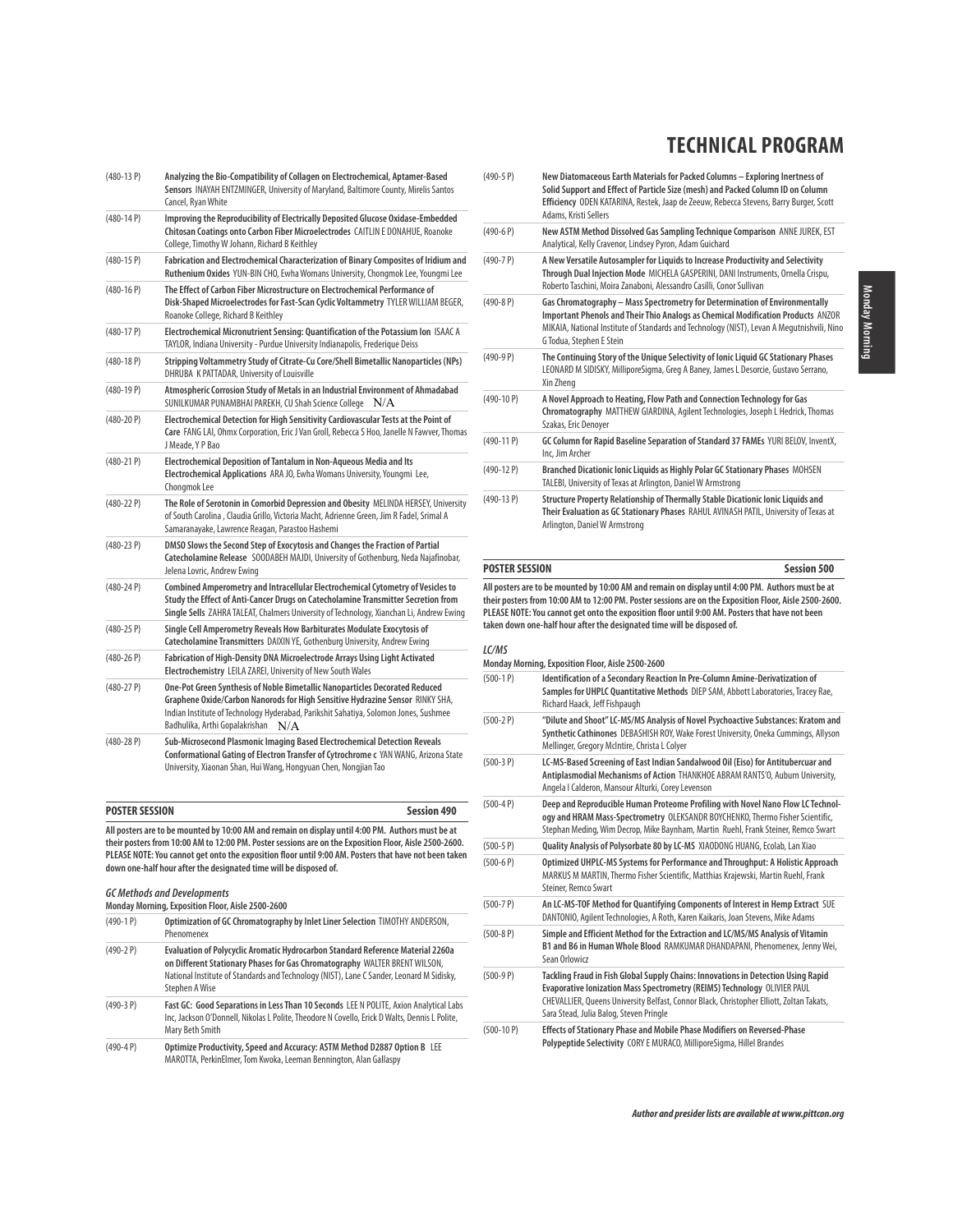# TECHNICAL PROGRAM

| | |
|---|---|
| (480-13 P) | **Analyzing the Bio-Compatibility of Collagen on Electrochemical, Aptamer-Based Sensors** INAYAH ENTZMINGER, University of Maryland, Baltimore County, Mirelis Santos Cancel, Ryan White |
| (480-14 P) | **Improving the Reproducibility of Electrically Deposited Glucose Oxidase-Embedded Chitosan Coatings onto Carbon Fiber Microelectrodes** CAITLIN E DONAHUE, Roanoke College, Timothy W Johann, Richard B Keithley |
| (480-15 P) | **Fabrication and Electrochemical Characterization of Binary Composites of Iridium and Ruthenium Oxides** YUN-BIN CHO, Ewha Womans University, Chongmok Lee, Youngmi Lee |
| (480-16 P) | **The Effect of Carbon Fiber Microstructure on Electrochemical Performance of Disk-Shaped Microelectrodes for Fast-Scan Cyclic Voltammetry** TYLER WILLIAM BEGER, Roanoke College, Richard B Keithley |
| (480-17 P) | **Electrochemical Micronutrient Sensing: Quantification of the Potassium Ion** ISAAC A TAYLOR, Indiana University - Purdue University Indianapolis, Frederique Deiss |
| (480-18 P) | **Stripping Voltammetry Study of Citrate-Cu Core/Shell Bimetallic Nanoparticles (NPs)** DHRUBA K PATTADAR, University of Louisville |
| (480-19 P) | **Atmospheric Corrosion Study of Metals in an Industrial Environment of Ahmadabad** SUNILKUMAR PUNAMBHAI PAREKH, CU Shah Science College N/A |
| (480-20 P) | **Electrochemical Detection for High Sensitivity Cardiovascular Tests at the Point of Care** FANG LAI, Ohmx Corporation, Eric J Van Groll, Rebecca S Hoo, Janelle N Fawver, Thomas J Meade, Y P Bao |
| (480-21 P) | **Electrochemical Deposition of Tantalum in Non-Aqueous Media and Its Electrochemical Applications** ARA JO, Ewha Womans University, Youngmi Lee, Chongmok Lee |
| (480-22 P) | **The Role of Serotonin in Comorbid Depression and Obesity** MELINDA HERSEY, University of South Carolina , Claudia Grillo, Victoria Macht, Adrienne Green, Jim R Fadel, Srimal A Samaranayake, Lawrence Reagan, Parastoo Hashemi |
| (480-23 P) | **DMSO Slows the Second Step of Exocytosis and Changes the Fraction of Partial Catecholamine Release** SOODABEH MAJDI, University of Gothenburg, Neda Najafinobar, Jelena Lovric, Andrew Ewing |
| (480-24 P) | **Combined Amperometry and Intracellular Electrochemical Cytometry of Vesicles to Study the Effect of Anti-Cancer Drugs on Catecholamine Transmitter Secretion from Single Sells** ZAHRA TALEAT, Chalmers University of Technology, Xianchan Li, Andrew Ewing |
| (480-25 P) | **Single Cell Amperometry Reveals How Barbiturates Modulate Exocytosis of Catecholamine Transmitters** DAIXIN YE, Gothenburg University, Andrew Ewing |
| (480-26 P) | **Fabrication of High-Density DNA Microelectrode Arrays Using Light Activated Electrochemistry** LEILA ZAREI, University of New South Wales |
| (480-27 P) | **One-Pot Green Synthesis of Noble Bimetallic Nanoparticles Decorated Reduced Graphene Oxide/Carbon Nanorods for High Sensitive Hydrazine Sensor** RINKY SHA, Indian Institute of Technology Hyderabad, Parikshit Sahatiya, Solomon Jones, Sushmee Badhulika, Arthi Gopalakrishan N/A |
| (480-28 P) | **Sub-Microsecond Plasmonic Imaging Based Electrochemical Detection Reveals Conformational Gating of Electron Transfer of Cytochrome c** YAN WANG, Arizona State University, Xiaonan Shan, Hui Wang, Hongyuan Chen, Nongjian Tao |

## POSTER SESSION — Session 490

**All posters are to be mounted by 10:00 AM and remain on display until 4:00 PM. Authors must be at their posters from 10:00 AM to 12:00 PM. Poster sessions are on the Exposition Floor, Aisle 2500-2600. PLEASE NOTE: You cannot get onto the exposition floor until 9:00 AM. Posters that have not been taken down one-half hour after the designated time will be disposed of.**

*GC Methods and Developments*

**Monday Morning, Exposition Floor, Aisle 2500-2600**

| | |
|---|---|
| (490-1 P) | **Optimization of GC Chromatography by Inlet Liner Selection** TIMOTHY ANDERSON, Phenomenex |
| (490-2 P) | **Evaluation of Polycyclic Aromatic Hydrocarbon Standard Reference Material 2260a on Different Stationary Phases for Gas Chromatography** WALTER BRENT WILSON, National Institute of Standards and Technology (NIST), Lane C Sander, Leonard M Sidisky, Stephen A Wise |
| (490-3 P) | **Fast GC: Good Separations in Less Than 10 Seconds** LEE N POLITE, Axion Analytical Labs Inc, Jackson O'Donnell, Nikolas L Polite, Theodore N Covello, Erick D Walts, Dennis L Polite, Mary Beth Smith |
| (490-4 P) | **Optimize Productivity, Speed and Accuracy: ASTM Method D2887 Option B** LEE MAROTTA, PerkinElmer, Tom Kwoka, Leeman Bennington, Alan Gallaspy |
| (490-5 P) | **New Diatomaceous Earth Materials for Packed Columns – Exploring Inertness of Solid Support and Effect of Particle Size (mesh) and Packed Column ID on Column Efficiency** ODEN KATARINA, Restek, Jaap de Zeeuw, Rebecca Stevens, Barry Burger, Scott Adams, Kristi Sellers |
| (490-6 P) | **New ASTM Method Dissolved Gas Sampling Technique Comparison** ANNE JUREK, EST Analytical, Kelly Cravenor, Lindsey Pyron, Adam Guichard |
| (490-7 P) | **A New Versatile Autosampler for Liquids to Increase Productivity and Selectivity Through Dual Injection Mode** MICHELA GASPERINI, DANI Instruments, Ornella Crispu, Roberto Taschini, Moira Zanaboni, Alessandro Casilli, Conor Sullivan |
| (490-8 P) | **Gas Chromatography – Mass Spectrometry for Determination of Environmentally Important Phenols and Their Thio Analogs as Chemical Modification Products** ANZOR MIKAIA, National Institute of Standards and Technology (NIST), Levan A Megutnishvili, Nino G Todua, Stephen E Stein |
| (490-9 P) | **The Continuing Story of the Unique Selectivity of Ionic Liquid GC Stationary Phases** LEONARD M SIDISKY, MilliporeSigma, Greg A Baney, James L Desorcie, Gustavo Serrano, Xin Zheng |
| (490-10 P) | **A Novel Approach to Heating, Flow Path and Connection Technology for Gas Chromatography** MATTHEW GIARDINA, Agilent Technologies, Joseph L Hedrick, Thomas Szakas, Eric Denoyer |
| (490-11 P) | **GC Column for Rapid Baseline Separation of Standard 37 FAMEs** YURI BELOV, InventX, Inc, Jim Archer |
| (490-12 P) | **Branched Dicationic Ionic Liquids as Highly Polar GC Stationary Phases** MOHSEN TALEBI, University of Texas at Arlington, Daniel W Armstrong |
| (490-13 P) | **Structure Property Relationship of Thermally Stable Dicationic Ionic Liquids and Their Evaluation as GC Stationary Phases** RAHUL AVINASH PATIL, University of Texas at Arlington, Daniel W Armstrong |

## POSTER SESSION — Session 500

**All posters are to be mounted by 10:00 AM and remain on display until 4:00 PM. Authors must be at their posters from 10:00 AM to 12:00 PM. Poster sessions are on the Exposition Floor, Aisle 2500-2600. PLEASE NOTE: You cannot get onto the exposition floor until 9:00 AM. Posters that have not been taken down one-half hour after the designated time will be disposed of.**

*LC/MS*

**Monday Morning, Exposition Floor, Aisle 2500-2600**

| | |
|---|---|
| (500-1 P) | **Identification of a Secondary Reaction In Pre-Column Amine-Derivatization of Samples for UHPLC Quantitative Methods** DIEP SAM, Abbott Laboratories, Tracey Rae, Richard Haack, Jeff Fishpaugh |
| (500-2 P) | **"Dilute and Shoot" LC-MS/MS Analysis of Novel Psychoactive Substances: Kratom and Synthetic Cathinones** DEBASHISH ROY, Wake Forest University, Oneka Cummings, Allyson Mellinger, Gregory McIntire, Christa L Colyer |
| (500-3 P) | **LC-MS-Based Screening of East Indian Sandalwood Oil (Eiso) for Antitubercuar and Antiplasmodial Mechanisms of Action** THANKHOE ABRAM RANTS'O, Auburn University, Angela I Calderon, Mansour Alturki, Corey Levenson |
| (500-4 P) | **Deep and Reproducible Human Proteome Profiling with Novel Nano Flow LC Technology and HRAM Mass-Spectrometry** OLEKSANDR BOYCHENKO, Thermo Fisher Scientific, Stephan Meding, Wim Decrop, Mike Baynham, Martin Ruehl, Frank Steiner, Remco Swart |
| (500-5 P) | **Quality Analysis of Polysorbate 80 by LC-MS** XIAODONG HUANG, Ecolab, Lan Xiao |
| (500-6 P) | **Optimized UHPLC-MS Systems for Performance and Throughput: A Holistic Approach** MARKUS M MARTIN, Thermo Fisher Scientific, Matthias Krajewski, Martin Ruehl, Frank Steiner, Remco Swart |
| (500-7 P) | **An LC-MS-TOF Method for Quantifying Components of Interest in Hemp Extract** SUE DANTONIO, Agilent Technologies, A Roth, Karen Kaikaris, Joan Stevens, Mike Adams |
| (500-8 P) | **Simple and Efficient Method for the Extraction and LC/MS/MS Analysis of Vitamin B1 and B6 in Human Whole Blood** RAMKUMAR DHANDAPANI, Phenomenex, Jenny Wei, Sean Orlowicz |
| (500-9 P) | **Tackling Fraud in Fish Global Supply Chains: Innovations in Detection Using Rapid Evaporative Ionization Mass Spectrometry (REIMS) Technology** OLIVIER PAUL CHEVALLIER, Queens University Belfast, Connor Black, Christopher Elliott, Zoltan Takats, Sara Stead, Julia Balog, Steven Pringle |
| (500-10 P) | **Effects of Stationary Phase and Mobile Phase Modifiers on Reversed-Phase Polypeptide Selectivity** CORY E MURACO, MilliporeSigma, Hillel Brandes |

*Author and presider lists are available at www.pittcon.org*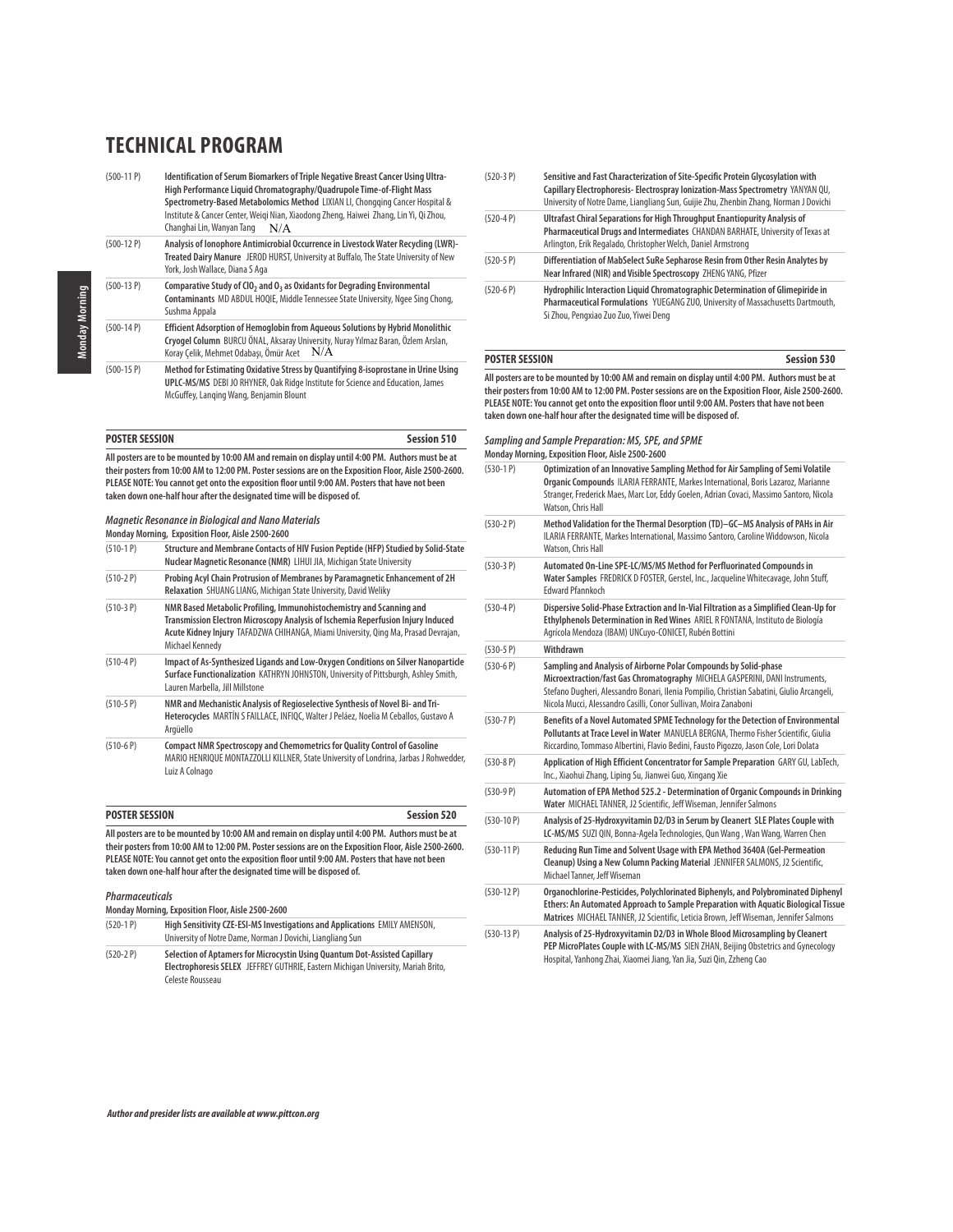# TECHNICAL PROGRAM

| | |
|---|---|
| (500-11 P) | **Identification of Serum Biomarkers of Triple Negative Breast Cancer Using Ultra-High Performance Liquid Chromatography/Quadrupole Time-of-Flight Mass Spectrometry-Based Metabolomics Method** LIXIAN LI, Chongqing Cancer Hospital & Institute & Cancer Center, Weiqi Nian, Xiaodong Zheng, Haiwei Zhang, Lin Yi, Qi Zhou, Changhai Lin, Wanyan Tang N/A |
| (500-12 P) | **Analysis of Ionophore Antimicrobial Occurrence in Livestock Water Recycling (LWR)-Treated Dairy Manure** JEROD HURST, University at Buffalo, The State University of New York, Josh Wallace, Diana S Aga |
| (500-13 P) | **Comparative Study of $ClO_2$ and $O_3$ as Oxidants for Degrading Environmental Contaminants** MD ABDUL HOQIE, Middle Tennessee State University, Ngee Sing Chong, Sushma Appala |
| (500-14 P) | **Efficient Adsorption of Hemoglobin from Aqueous Solutions by Hybrid Monolithic Cryogel Column** BURCU ÖNAL, Aksaray University, Nuray Yılmaz Baran, Özlem Arslan, Koray Çelik, Mehmet Odabaşı, Ömür Acet N/A |
| (500-15 P) | **Method for Estimating Oxidative Stress by Quantifying 8-isoprostane in Urine Using UPLC-MS/MS** DEBI JO RHYNER, Oak Ridge Institute for Science and Education, James McGuffey, Lanqing Wang, Benjamin Blount |

## POSTER SESSION — Session 510

**All posters are to be mounted by 10:00 AM and remain on display until 4:00 PM. Authors must be at their posters from 10:00 AM to 12:00 PM. Poster sessions are on the Exposition Floor, Aisle 2500-2600. PLEASE NOTE: You cannot get onto the exposition floor until 9:00 AM. Posters that have not been taken down one-half hour after the designated time will be disposed of.**

### *Magnetic Resonance in Biological and Nano Materials*

**Monday Morning, Exposition Floor, Aisle 2500-2600**

| | |
|---|---|
| (510-1 P) | **Structure and Membrane Contacts of HIV Fusion Peptide (HFP) Studied by Solid-State Nuclear Magnetic Resonance (NMR)** LIHUI JIA, Michigan State University |
| (510-2 P) | **Probing Acyl Chain Protrusion of Membranes by Paramagnetic Enhancement of 2H Relaxation** SHUANG LIANG, Michigan State University, David Weliky |
| (510-3 P) | **NMR Based Metabolic Profiling, Immunohistochemistry and Scanning and Transmission Electron Microscopy Analysis of Ischemia Reperfusion Injury Induced Acute Kidney Injury** TAFADZWA CHIHANGA, Miami University, Qing Ma, Prasad Devrajan, Michael Kennedy |
| (510-4 P) | **Impact of As-Synthesized Ligands and Low-Oxygen Conditions on Silver Nanoparticle Surface Functionalization** KATHRYN JOHNSTON, University of Pittsburgh, Ashley Smith, Lauren Marbella, Jill Millstone |
| (510-5 P) | **NMR and Mechanistic Analysis of Regioselective Synthesis of Novel Bi- and Tri-Heterocycles** MARTÍN S FAILLACE, INFIQC, Walter J Peláez, Noelia M Ceballos, Gustavo A Argüello |
| (510-6 P) | **Compact NMR Spectroscopy and Chemometrics for Quality Control of Gasoline** MARIO HENRIQUE MONTAZZOLLI KILLNER, State University of Londrina, Jarbas J Rohwedder, Luiz A Colnago |

## POSTER SESSION — Session 520

**All posters are to be mounted by 10:00 AM and remain on display until 4:00 PM. Authors must be at their posters from 10:00 AM to 12:00 PM. Poster sessions are on the Exposition Floor, Aisle 2500-2600. PLEASE NOTE: You cannot get onto the exposition floor until 9:00 AM. Posters that have not been taken down one-half hour after the designated time will be disposed of.**

### *Pharmaceuticals*

**Monday Morning, Exposition Floor, Aisle 2500-2600**

| | |
|---|---|
| (520-1 P) | **High Sensitivity CZE-ESI-MS Investigations and Applications** EMILY AMENSON, University of Notre Dame, Norman J Dovichi, Liangliang Sun |
| (520-2 P) | **Selection of Aptamers for Microcystin Using Quantum Dot-Assisted Capillary Electrophoresis SELEX** JEFFREY GUTHRIE, Eastern Michigan University, Mariah Brito, Celeste Rousseau |
| (520-3 P) | **Sensitive and Fast Characterization of Site-Specific Protein Glycosylation with Capillary Electrophoresis- Electrospray Ionization-Mass Spectrometry** YANYAN QU, University of Notre Dame, Liangliang Sun, Guijie Zhu, Zhenbin Zhang, Norman J Dovichi |
| (520-4 P) | **Ultrafast Chiral Separations for High Throughput Enantiopurity Analysis of Pharmaceutical Drugs and Intermediates** CHANDAN BARHATE, University of Texas at Arlington, Erik Regalado, Christopher Welch, Daniel Armstrong |
| (520-5 P) | **Differentiation of MabSelect SuRe Sepharose Resin from Other Resin Analytes by Near Infrared (NIR) and Visible Spectroscopy** ZHENG YANG, Pfizer |
| (520-6 P) | **Hydrophilic Interaction Liquid Chromatographic Determination of Glimepiride in Pharmaceutical Formulations** YUEGANG ZUO, University of Massachusetts Dartmouth, Si Zhou, Pengxiao Zuo Zuo, Yiwei Deng |

## POSTER SESSION — Session 530

**All posters are to be mounted by 10:00 AM and remain on display until 4:00 PM. Authors must be at their posters from 10:00 AM to 12:00 PM. Poster sessions are on the Exposition Floor, Aisle 2500-2600. PLEASE NOTE: You cannot get onto the exposition floor until 9:00 AM. Posters that have not been taken down one-half hour after the designated time will be disposed of.**

### *Sampling and Sample Preparation: MS, SPE, and SPME*

**Monday Morning, Exposition Floor, Aisle 2500-2600**

| | |
|---|---|
| (530-1 P) | **Optimization of an Innovative Sampling Method for Air Sampling of Semi Volatile Organic Compounds** ILARIA FERRANTE, Markes International, Boris Lazaroz, Marianne Stranger, Frederick Maes, Marc Lor, Eddy Goelen, Adrian Covaci, Massimo Santoro, Nicola Watson, Chris Hall |
| (530-2 P) | **Method Validation for the Thermal Desorption (TD)–GC–MS Analysis of PAHs in Air** ILARIA FERRANTE, Markes International, Massimo Santoro, Caroline Widdowson, Nicola Watson, Chris Hall |
| (530-3 P) | **Automated On-Line SPE-LC/MS/MS Method for Perfluorinated Compounds in Water Samples** FREDRICK D FOSTER, Gerstel, Inc., Jacqueline Whitecavage, John Stuff, Edward Pfannkoch |
| (530-4 P) | **Dispersive Solid-Phase Extraction and In-Vial Filtration as a Simplified Clean-Up for Ethylphenols Determination in Red Wines** ARIEL R FONTANA, Instituto de Biología Agrícola Mendoza (IBAM) UNCuyo-CONICET, Rubén Bottini |
| (530-5 P) | **Withdrawn** |
| (530-6 P) | **Sampling and Analysis of Airborne Polar Compounds by Solid-phase Microextraction/fast Gas Chromatography** MICHELA GASPERINI, DANI Instruments, Stefano Dugheri, Alessandro Bonari, Ilenia Pompilio, Christian Sabatini, Giulio Arcangeli, Nicola Mucci, Alessandro Casilli, Conor Sullivan, Moira Zanaboni |
| (530-7 P) | **Benefits of a Novel Automated SPME Technology for the Detection of Environmental Pollutants at Trace Level in Water** MANUELA BERGNA, Thermo Fisher Scientific, Giulia Riccardino, Tommaso Albertini, Flavio Bedini, Fausto Pigozzo, Jason Cole, Lori Dolata |
| (530-8 P) | **Application of High Efficient Concentrator for Sample Preparation** GARY GU, LabTech, Inc., Xiaohui Zhang, Liping Su, Jianwei Guo, Xingang Xie |
| (530-9 P) | **Automation of EPA Method 525.2 - Determination of Organic Compounds in Drinking Water** MICHAEL TANNER, J2 Scientific, Jeff Wiseman, Jennifer Salmons |
| (530-10 P) | **Analysis of 25-Hydroxyvitamin D2/D3 in Serum by Cleanert SLE Plates Couple with LC-MS/MS** SUZI QIN, Bonna-Agela Technologies, Qun Wang , Wan Wang, Warren Chen |
| (530-11 P) | **Reducing Run Time and Solvent Usage with EPA Method 3640A (Gel-Permeation Cleanup) Using a New Column Packing Material** JENNIFER SALMONS, J2 Scientific, Michael Tanner, Jeff Wiseman |
| (530-12 P) | **Organochlorine-Pesticides, Polychlorinated Biphenyls, and Polybrominated Diphenyl Ethers: An Automated Approach to Sample Preparation with Aquatic Biological Tissue Matrices** MICHAEL TANNER, J2 Scientific, Leticia Brown, Jeff Wiseman, Jennifer Salmons |
| (530-13 P) | **Analysis of 25-Hydroxyvitamin D2/D3 in Whole Blood Microsampling by Cleanert PEP MicroPlates Couple with LC-MS/MS** SIEN ZHAN, Beijing Obstetrics and Gynecology Hospital, Yanhong Zhai, Xiaomei Jiang, Yan Jia, Suzi Qin, Zzheng Cao |

*Author and presider lists are available at www.pittcon.org*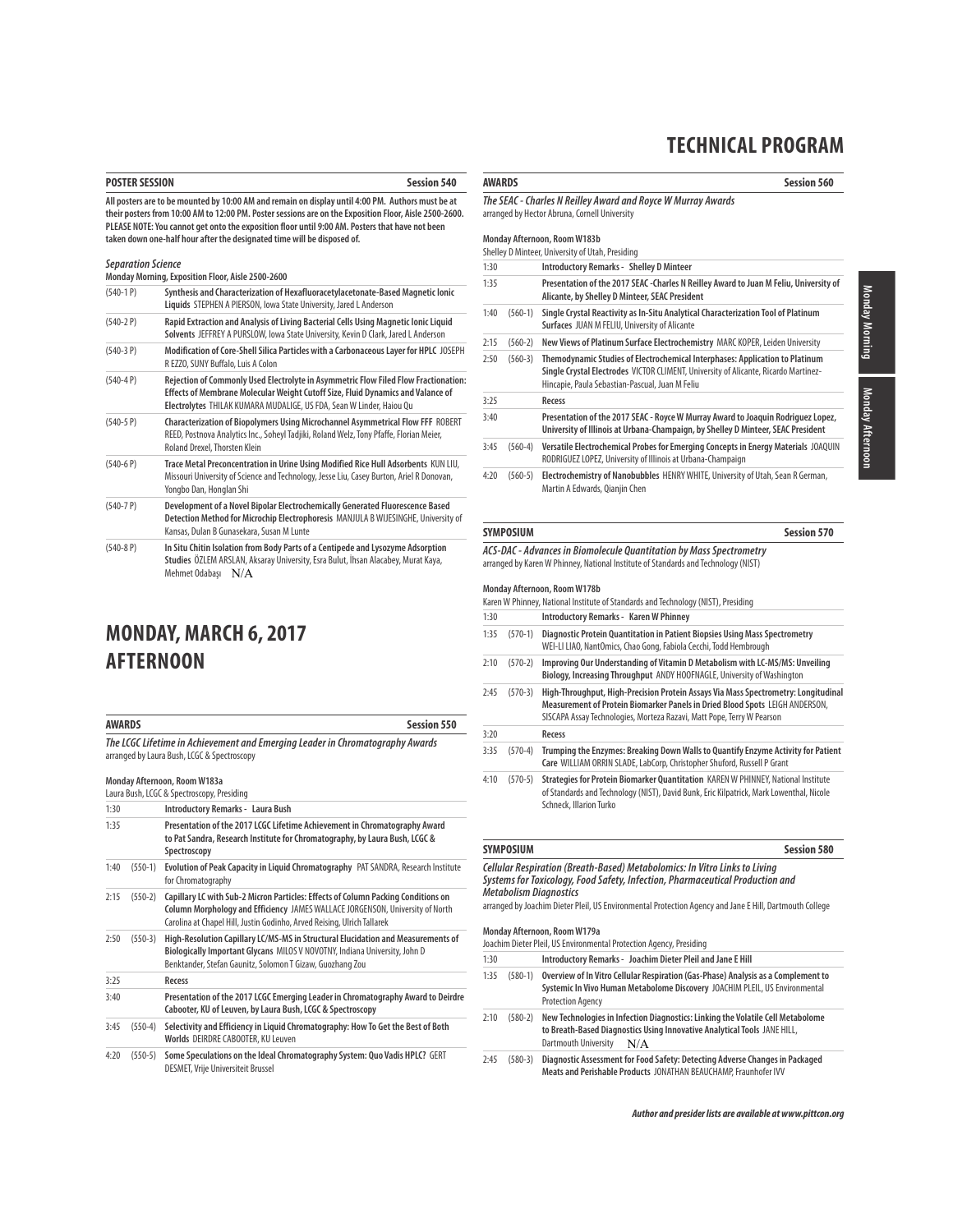# TECHNICAL PROGRAM

## POSTER SESSION — Session 540

**All posters are to be mounted by 10:00 AM and remain on display until 4:00 PM. Authors must be at their posters from 10:00 AM to 12:00 PM. Poster sessions are on the Exposition Floor, Aisle 2500-2600. PLEASE NOTE: You cannot get onto the exposition floor until 9:00 AM. Posters that have not been taken down one-half hour after the designated time will be disposed of.**

***Separation Science***

**Monday Morning, Exposition Floor, Aisle 2500-2600**

| | |
|---|---|
| (540-1 P) | **Synthesis and Characterization of Hexafluoracetylacetonate-Based Magnetic Ionic Liquids** STEPHEN A PIERSON, Iowa State University, Jared L Anderson |
| (540-2 P) | **Rapid Extraction and Analysis of Living Bacterial Cells Using Magnetic Ionic Liquid Solvents** JEFFREY A PURSLOW, Iowa State University, Kevin D Clark, Jared L Anderson |
| (540-3 P) | **Modification of Core-Shell Silica Particles with a Carbonaceous Layer for HPLC** JOSEPH R EZZO, SUNY Buffalo, Luis A Colon |
| (540-4 P) | **Rejection of Commonly Used Electrolyte in Asymmetric Flow Field Flow Fractionation: Effects of Membrane Molecular Weight Cutoff Size, Fluid Dynamics and Valance of Electrolytes** THILAK KUMARA MUDALIGE, US FDA, Sean W Linder, Haiou Qu |
| (540-5 P) | **Characterization of Biopolymers Using Microchannel Asymmetrical Flow FFF** ROBERT REED, Postnova Analytics Inc., Soheyl Tadjiki, Roland Welz, Tony Pfaffe, Florian Meier, Roland Drexel, Thorsten Klein |
| (540-6 P) | **Trace Metal Preconcentration in Urine Using Modified Rice Hull Adsorbents** KUN LIU, Missouri University of Science and Technology, Jesse Liu, Casey Burton, Ariel R Donovan, Yongbo Dan, Honglan Shi |
| (540-7 P) | **Development of a Novel Bipolar Electrochemically Generated Fluorescence Based Detection Method for Microchip Electrophoresis** MANJULA B WIJESINGHE, University of Kansas, Dulan B Gunasekara, Susan M Lunte |
| (540-8 P) | **In Situ Chitin Isolation from Body Parts of a Centipede and Lysozyme Adsorption Studies** ÖZLEM ARSLAN, Aksaray University, Esra Bulut, İhsan Alacabey, Murat Kaya, Mehmet Odabaşı N/A |

# MONDAY, MARCH 6, 2017 AFTERNOON

## AWARDS — Session 550

***The LCGC Lifetime in Achievement and Emerging Leader in Chromatography Awards***
arranged by Laura Bush, LCGC & Spectroscopy

**Monday Afternoon, Room W183a**
Laura Bush, LCGC & Spectroscopy, Presiding

| | | |
|---|---|---|
| 1:30 | | **Introductory Remarks - Laura Bush** |
| 1:35 | | **Presentation of the 2017 LCGC Lifetime Achievement in Chromatography Award to Pat Sandra, Research Institute for Chromatography, by Laura Bush, LCGC & Spectroscopy** |
| 1:40 | (550-1) | **Evolution of Peak Capacity in Liquid Chromatography** PAT SANDRA, Research Institute for Chromatography |
| 2:15 | (550-2) | **Capillary LC with Sub-2 Micron Particles: Effects of Column Packing Conditions on Column Morphology and Efficiency** JAMES WALLACE JORGENSON, University of North Carolina at Chapel Hill, Justin Godinho, Arved Reising, Ulrich Tallarek |
| 2:50 | (550-3) | **High-Resolution Capillary LC/MS-MS in Structural Elucidation and Measurements of Biologically Important Glycans** MILOS V NOVOTNY, Indiana University, John D Benktander, Stefan Gaunitz, Solomon T Gizaw, Guozhang Zou |
| 3:25 | | **Recess** |
| 3:40 | | **Presentation of the 2017 LCGC Emerging Leader in Chromatography Award to Deirdre Cabooter, KU of Leuven, by Laura Bush, LCGC & Spectroscopy** |
| 3:45 | (550-4) | **Selectivity and Efficiency in Liquid Chromatography: How To Get the Best of Both Worlds** DEIRDRE CABOOTER, KU Leuven |
| 4:20 | (550-5) | **Some Speculations on the Ideal Chromatography System: Quo Vadis HPLC?** GERT DESMET, Vrije Universiteit Brussel |

## AWARDS — Session 560

***The SEAC - Charles N Reilley Award and Royce W Murray Awards***
arranged by Hector Abruna, Cornell University

**Monday Afternoon, Room W183b**
Shelley D Minteer, University of Utah, Presiding

| | | |
|---|---|---|
| 1:30 | | **Introductory Remarks - Shelley D Minteer** |
| 1:35 | | **Presentation of the 2017 SEAC -Charles N Reilley Award to Juan M Feliu, University of Alicante, by Shelley D Minteer, SEAC President** |
| 1:40 | (560-1) | **Single Crystal Reactivity as In-Situ Analytical Characterization Tool of Platinum Surfaces** JUAN M FELIU, University of Alicante |
| 2:15 | (560-2) | **New Views of Platinum Surface Electrochemistry** MARC KOPER, Leiden University |
| 2:50 | (560-3) | **Themodynamic Studies of Electrochemical Interphases: Application to Platinum Single Crystal Electrodes** VICTOR CLIMENT, University of Alicante, Ricardo Martinez-Hincapie, Paula Sebastian-Pascual, Juan M Feliu |
| 3:25 | | **Recess** |
| 3:40 | | **Presentation of the 2017 SEAC - Royce W Murray Award to Joaquin Rodriguez Lopez, University of Illinois at Urbana-Champaign, by Shelley D Minteer, SEAC President** |
| 3:45 | (560-4) | **Versatile Electrochemical Probes for Emerging Concepts in Energy Materials** JOAQUIN RODRIGUEZ LOPEZ, University of Illinois at Urbana-Champaign |
| 4:20 | (560-5) | **Electrochemistry of Nanobubbles** HENRY WHITE, University of Utah, Sean R German, Martin A Edwards, Qianjin Chen |

## SYMPOSIUM — Session 570

***ACS-DAC - Advances in Biomolecule Quantitation by Mass Spectrometry***
arranged by Karen W Phinney, National Institute of Standards and Technology (NIST)

**Monday Afternoon, Room W178b**
Karen W Phinney, National Institute of Standards and Technology (NIST), Presiding

| | | |
|---|---|---|
| 1:30 | | **Introductory Remarks - Karen W Phinney** |
| 1:35 | (570-1) | **Diagnostic Protein Quantitation in Patient Biopsies Using Mass Spectrometry** WEI-LI LIAO, NantOmics, Chao Gong, Fabiola Cecchi, Todd Hembrough |
| 2:10 | (570-2) | **Improving Our Understanding of Vitamin D Metabolism with LC-MS/MS: Unveiling Biology, Increasing Throughput** ANDY HOOFNAGLE, University of Washington |
| 2:45 | (570-3) | **High-Throughput, High-Precision Protein Assays Via Mass Spectrometry: Longitudinal Measurement of Protein Biomarker Panels in Dried Blood Spots** LEIGH ANDERSON, SISCAPA Assay Technologies, Morteza Razavi, Matt Pope, Terry W Pearson |
| 3:20 | | **Recess** |
| 3:35 | (570-4) | **Trumping the Enzymes: Breaking Down Walls to Quantify Enzyme Activity for Patient Care** WILLIAM ORRIN SLADE, LabCorp, Christopher Shuford, Russell P Grant |
| 4:10 | (570-5) | **Strategies for Protein Biomarker Quantitation** KAREN W PHINNEY, National Institute of Standards and Technology (NIST), David Bunk, Eric Kilpatrick, Mark Lowenthal, Nicole Schneck, Illarion Turko |

## SYMPOSIUM — Session 580

***Cellular Respiration (Breath-Based) Metabolomics: In Vitro Links to Living Systems for Toxicology, Food Safety, Infection, Pharmaceutical Production and Metabolism Diagnostics***
arranged by Joachim Dieter Pleil, US Environmental Protection Agency and Jane E Hill, Dartmouth College

**Monday Afternoon, Room W179a**
Joachim Dieter Pleil, US Environmental Protection Agency, Presiding

| | | |
|---|---|---|
| 1:30 | | **Introductory Remarks - Joachim Dieter Pleil and Jane E Hill** |
| 1:35 | (580-1) | **Overview of In Vitro Cellular Respiration (Gas-Phase) Analysis as a Complement to Systemic In Vivo Human Metabolome Discovery** JOACHIM PLEIL, US Environmental Protection Agency |
| 2:10 | (580-2) | **New Technologies in Infection Diagnostics: Linking the Volatile Cell Metabolome to Breath-Based Diagnostics Using Innovative Analytical Tools** JANE HILL, Dartmouth University N/A |
| 2:45 | (580-3) | **Diagnostic Assessment for Food Safety: Detecting Adverse Changes in Packaged Meats and Perishable Products** JONATHAN BEAUCHAMP, Fraunhofer IVV |

*Author and presider lists are available at www.pittcon.org*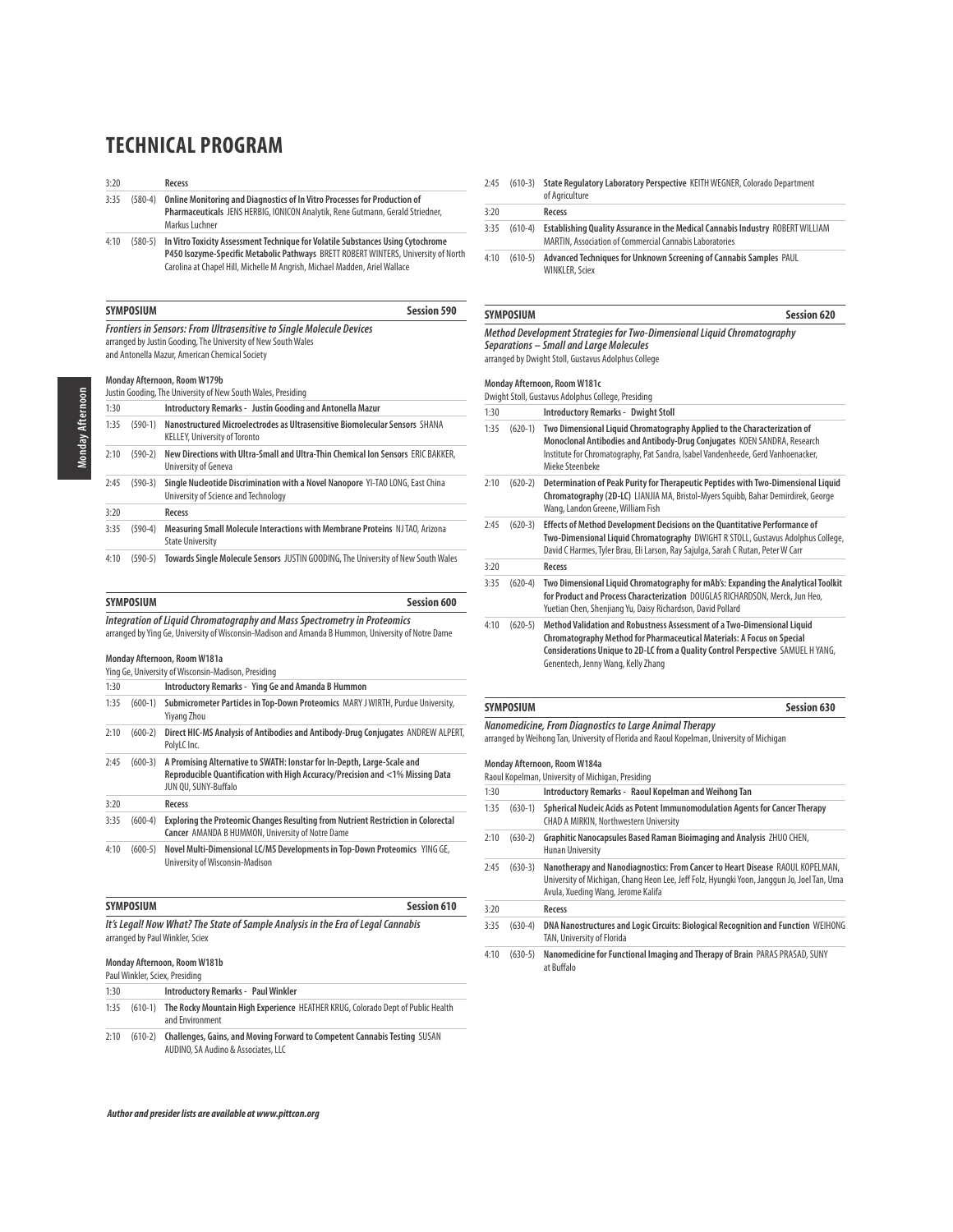# TECHNICAL PROGRAM

| | | |
|---|---|---|
| 3:20 | | **Recess** |
| 3:35 | (580-4) | **Online Monitoring and Diagnostics of In Vitro Processes for Production of Pharmaceuticals** JENS HERBIG, IONICON Analytik, Rene Gutmann, Gerald Striedner, Markus Luchner |
| 4:10 | (580-5) | **In Vitro Toxicity Assessment Technique for Volatile Substances Using Cytochrome P450 Isozyme-Specific Metabolic Pathways** BRETT ROBERT WINTERS, University of North Carolina at Chapel Hill, Michelle M Angrish, Michael Madden, Ariel Wallace |

## SYMPOSIUM — Session 590

***Frontiers in Sensors: From Ultrasensitive to Single Molecule Devices***
arranged by Justin Gooding, The University of New South Wales and Antonella Mazur, American Chemical Society

**Monday Afternoon, Room W179b**
Justin Gooding, The University of New South Wales, Presiding

| | | |
|---|---|---|
| 1:30 | | **Introductory Remarks - Justin Gooding and Antonella Mazur** |
| 1:35 | (590-1) | **Nanostructured Microelectrodes as Ultrasensitive Biomolecular Sensors** SHANA KELLEY, University of Toronto |
| 2:10 | (590-2) | **New Directions with Ultra-Small and Ultra-Thin Chemical Ion Sensors** ERIC BAKKER, University of Geneva |
| 2:45 | (590-3) | **Single Nucleotide Discrimination with a Novel Nanopore** YI-TAO LONG, East China University of Science and Technology |
| 3:20 | | **Recess** |
| 3:35 | (590-4) | **Measuring Small Molecule Interactions with Membrane Proteins** NJ TAO, Arizona State University |
| 4:10 | (590-5) | **Towards Single Molecule Sensors** JUSTIN GOODING, The University of New South Wales |

## SYMPOSIUM — Session 600

***Integration of Liquid Chromatography and Mass Spectrometry in Proteomics***
arranged by Ying Ge, University of Wisconsin-Madison and Amanda B Hummon, University of Notre Dame

**Monday Afternoon, Room W181a**
Ying Ge, University of Wisconsin-Madison, Presiding

| | | |
|---|---|---|
| 1:30 | | **Introductory Remarks - Ying Ge and Amanda B Hummon** |
| 1:35 | (600-1) | **Submicrometer Particles in Top-Down Proteomics** MARY J WIRTH, Purdue University, Yiyang Zhou |
| 2:10 | (600-2) | **Direct HIC-MS Analysis of Antibodies and Antibody-Drug Conjugates** ANDREW ALPERT, PolyLC Inc. |
| 2:45 | (600-3) | **A Promising Alternative to SWATH: Ionstar for In-Depth, Large-Scale and Reproducible Quantification with High Accuracy/Precision and <1% Missing Data** JUN QU, SUNY-Buffalo |
| 3:20 | | **Recess** |
| 3:35 | (600-4) | **Exploring the Proteomic Changes Resulting from Nutrient Restriction in Colorectal Cancer** AMANDA B HUMMON, University of Notre Dame |
| 4:10 | (600-5) | **Novel Multi-Dimensional LC/MS Developments in Top-Down Proteomics** YING GE, University of Wisconsin-Madison |

## SYMPOSIUM — Session 610

***It's Legal! Now What? The State of Sample Analysis in the Era of Legal Cannabis***
arranged by Paul Winkler, Sciex

**Monday Afternoon, Room W181b**
Paul Winkler, Sciex, Presiding

| | | |
|---|---|---|
| 1:30 | | **Introductory Remarks - Paul Winkler** |
| 1:35 | (610-1) | **The Rocky Mountain High Experience** HEATHER KRUG, Colorado Dept of Public Health and Environment |
| 2:10 | (610-2) | **Challenges, Gains, and Moving Forward to Competent Cannabis Testing** SUSAN AUDINO, SA Audino & Associates, LLC |
| 2:45 | (610-3) | **State Regulatory Laboratory Perspective** KEITH WEGNER, Colorado Department of Agriculture |
| 3:20 | | **Recess** |
| 3:35 | (610-4) | **Establishing Quality Assurance in the Medical Cannabis Industry** ROBERT WILLIAM MARTIN, Association of Commercial Cannabis Laboratories |
| 4:10 | (610-5) | **Advanced Techniques for Unknown Screening of Cannabis Samples** PAUL WINKLER, Sciex |

## SYMPOSIUM — Session 620

***Method Development Strategies for Two-Dimensional Liquid Chromatography Separations – Small and Large Molecules***
arranged by Dwight Stoll, Gustavus Adolphus College

**Monday Afternoon, Room W181c**
Dwight Stoll, Gustavus Adolphus College, Presiding

| | | |
|---|---|---|
| 1:30 | | **Introductory Remarks - Dwight Stoll** |
| 1:35 | (620-1) | **Two Dimensional Liquid Chromatography Applied to the Characterization of Monoclonal Antibodies and Antibody-Drug Conjugates** KOEN SANDRA, Research Institute for Chromatography, Pat Sandra, Isabel Vandenheede, Gerd Vanhoenacker, Mieke Steenbeke |
| 2:10 | (620-2) | **Determination of Peak Purity for Therapeutic Peptides with Two-Dimensional Liquid Chromatography (2D-LC)** LIANJIA MA, Bristol-Myers Squibb, Bahar Demirdirek, George Wang, Landon Greene, William Fish |
| 2:45 | (620-3) | **Effects of Method Development Decisions on the Quantitative Performance of Two-Dimensional Liquid Chromatography** DWIGHT R STOLL, Gustavus Adolphus College, David C Harmes, Tyler Brau, Eli Larson, Ray Sajulga, Sarah C Rutan, Peter W Carr |
| 3:20 | | **Recess** |
| 3:35 | (620-4) | **Two Dimensional Liquid Chromatography for mAb's: Expanding the Analytical Toolkit for Product and Process Characterization** DOUGLAS RICHARDSON, Merck, Jun Heo, Yuetian Chen, Shenjiang Yu, Daisy Richardson, David Pollard |
| 4:10 | (620-5) | **Method Validation and Robustness Assessment of a Two-Dimensional Liquid Chromatography Method for Pharmaceutical Materials: A Focus on Special Considerations Unique to 2D-LC from a Quality Control Perspective** SAMUEL H YANG, Genentech, Jenny Wang, Kelly Zhang |

## SYMPOSIUM — Session 630

***Nanomedicine, From Diagnostics to Large Animal Therapy***
arranged by Weihong Tan, University of Florida and Raoul Kopelman, University of Michigan

**Monday Afternoon, Room W184a**
Raoul Kopelman, University of Michigan, Presiding

| | | |
|---|---|---|
| 1:30 | | **Introductory Remarks - Raoul Kopelman and Weihong Tan** |
| 1:35 | (630-1) | **Spherical Nucleic Acids as Potent Immunomodulation Agents for Cancer Therapy** CHAD A MIRKIN, Northwestern University |
| 2:10 | (630-2) | **Graphitic Nanocapsules Based Raman Bioimaging and Analysis** ZHUO CHEN, Hunan University |
| 2:45 | (630-3) | **Nanotherapy and Nanodiagnostics: From Cancer to Heart Disease** RAOUL KOPELMAN, University of Michigan, Chang Heon Lee, Jeff Folz, Hyungki Yoon, Janggun Jo, Joel Tan, Uma Avula, Xueding Wang, Jerome Kalifa |
| 3:20 | | **Recess** |
| 3:35 | (630-4) | **DNA Nanostructures and Logic Circuits: Biological Recognition and Function** WEIHONG TAN, University of Florida |
| 4:10 | (630-5) | **Nanomedicine for Functional Imaging and Therapy of Brain** PARAS PRASAD, SUNY at Buffalo |

*Author and presider lists are available at www.pittcon.org*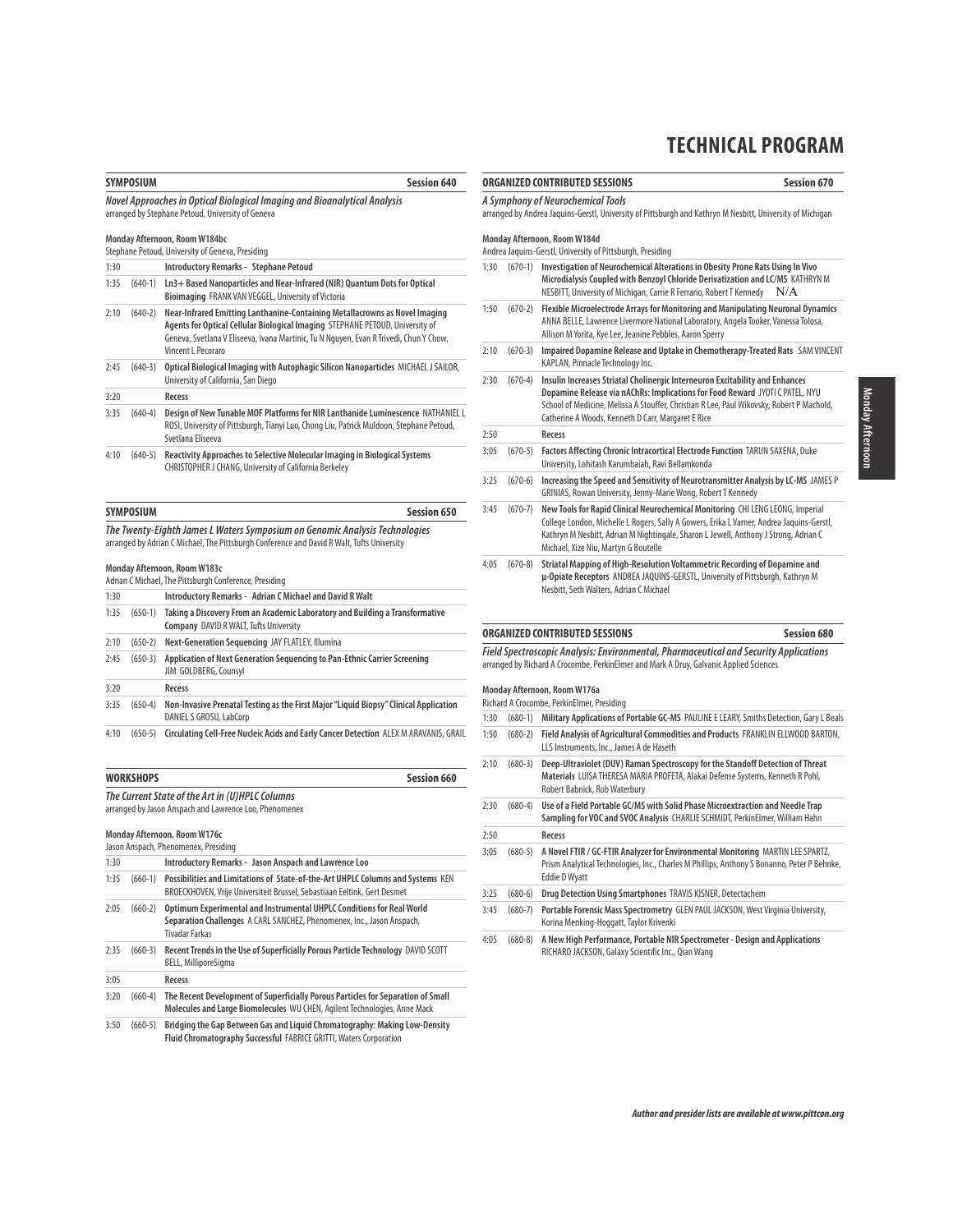# TECHNICAL PROGRAM

## SYMPOSIUM — Session 640

***Novel Approaches in Optical Biological Imaging and Bioanalytical Analysis***
arranged by Stephane Petoud, University of Geneva

**Monday Afternoon, Room W184bc**
Stephane Petoud, University of Geneva, Presiding

| | | |
|---|---|---|
| 1:30 | | **Introductory Remarks - Stephane Petoud** |
| 1:35 | (640-1) | **Ln3+ Based Nanoparticles and Near-Infrared (NIR) Quantum Dots for Optical Bioimaging** FRANK VAN VEGGEL, University of Victoria |
| 2:10 | (640-2) | **Near-Infrared Emitting Lanthanine-Containing Metallacrowns as Novel Imaging Agents for Optical Cellular Biological Imaging** STEPHANE PETOUD, University of Geneva, Svetlana V Eliseeva, Ivana Martinic, Tu N Nguyen, Evan R Trivedi, Chun Y Chow, Vincent L Pecoraro |
| 2:45 | (640-3) | **Optical Biological Imaging with Autophagic Silicon Nanoparticles** MICHAEL J SAILOR, University of California, San Diego |
| 3:20 | | **Recess** |
| 3:35 | (640-4) | **Design of New Tunable MOF Platforms for NIR Lanthanide Luminescence** NATHANIEL L ROSI, University of Pittsburgh, Tianyi Luo, Chong Liu, Patrick Muldoon, Stephane Petoud, Svetlana Eliseeva |
| 4:10 | (640-5) | **Reactivity Approaches to Selective Molecular Imaging in Biological Systems** CHRISTOPHER J CHANG, University of California Berkeley |

## SYMPOSIUM — Session 650

***The Twenty-Eighth James L Waters Symposium on Genomic Analysis Technologies***
arranged by Adrian C Michael, The Pittsburgh Conference and David R Walt, Tufts University

**Monday Afternoon, Room W183c**
Adrian C Michael, The Pittsburgh Conference, Presiding

| | | |
|---|---|---|
| 1:30 | | **Introductory Remarks - Adrian C Michael and David R Walt** |
| 1:35 | (650-1) | **Taking a Discovery From an Academic Laboratory and Building a Transformative Company** DAVID R WALT, Tufts University |
| 2:10 | (650-2) | **Next-Generation Sequencing** JAY FLATLEY, Illumina |
| 2:45 | (650-3) | **Application of Next Generation Sequencing to Pan-Ethnic Carrier Screening** JIM GOLDBERG, Counsyl |
| 3:20 | | **Recess** |
| 3:35 | (650-4) | **Non-Invasive Prenatal Testing as the First Major "Liquid Biopsy" Clinical Application** DANIEL S GROSU, LabCorp |
| 4:10 | (650-5) | **Circulating Cell-Free Nucleic Acids and Early Cancer Detection** ALEX M ARAVANIS, GRAIL |

## WORKSHOPS — Session 660

***The Current State of the Art in (U)HPLC Columns***
arranged by Jason Anspach and Lawrence Loo, Phenomenex

**Monday Afternoon, Room W176c**
Jason Anspach, Phenomenex, Presiding

| | | |
|---|---|---|
| 1:30 | | **Introductory Remarks - Jason Anspach and Lawrence Loo** |
| 1:35 | (660-1) | **Possibilities and Limitations of State-of-the-Art UHPLC Columns and Systems** KEN BROECKHOVEN, Vrije Universiteit Brussel, Sebastiaan Eeltink, Gert Desmet |
| 2:05 | (660-2) | **Optimum Experimental and Instrumental UHPLC Conditions for Real World Separation Challenges** A CARL SANCHEZ, Phenomenex, Inc., Jason Anspach, Tivadar Farkas |
| 2:35 | (660-3) | **Recent Trends in the Use of Superficially Porous Particle Technology** DAVID SCOTT BELL, MilliporeSigma |
| 3:05 | | **Recess** |
| 3:20 | (660-4) | **The Recent Development of Superficially Porous Particles for Separation of Small Molecules and Large Biomolecules** WU CHEN, Agilent Technologies, Anne Mack |
| 3:50 | (660-5) | **Bridging the Gap Between Gas and Liquid Chromatography: Making Low-Density Fluid Chromatography Successful** FABRICE GRITTI, Waters Corporation |

## ORGANIZED CONTRIBUTED SESSIONS — Session 670

***A Symphony of Neurochemical Tools***
arranged by Andrea Jaquins-Gerstl, University of Pittsburgh and Kathryn M Nesbitt, University of Michigan

**Monday Afternoon, Room W184d**
Andrea Jaquins-Gerstl, University of Pittsburgh, Presiding

| | | |
|---|---|---|
| 1:30 | (670-1) | **Investigation of Neurochemical Alterations in Obesity Prone Rats Using In Vivo Microdialysis Coupled with Benzoyl Chloride Derivatization and LC/MS** KATHRYN M NESBITT, University of Michigan, Carrie R Ferrario, Robert T Kennedy N/A |
| 1:50 | (670-2) | **Flexible Microelectrode Arrays for Monitoring and Manipulating Neuronal Dynamics** ANNA BELLE, Lawrence Livermore National Laboratory, Angela Tooker, Vanessa Tolosa, Allison M Yorita, Kye Lee, Jeanine Pebbles, Aaron Sperry |
| 2:10 | (670-3) | **Impaired Dopamine Release and Uptake in Chemotherapy-Treated Rats** SAM VINCENT KAPLAN, Pinnacle Technology Inc. |
| 2:30 | (670-4) | **Insulin Increases Striatal Cholinergic Interneuron Excitability and Enhances Dopamine Release via nAChRs: Implications for Food Reward** JYOTI C PATEL, NYU School of Medicine, Melissa A Stouffer, Christian R Lee, Paul Wikovsky, Robert P Machold, Catherine A Woods, Kenneth D Carr, Margaret E Rice |
| 2:50 | | **Recess** |
| 3:05 | (670-5) | **Factors Affecting Chronic Intracortical Electrode Function** TARUN SAXENA, Duke University, Lohitash Karumbaiah, Ravi Bellamkonda |
| 3:25 | (670-6) | **Increasing the Speed and Sensitivity of Neurotransmitter Analysis by LC-MS** JAMES P GRINIAS, Rowan University, Jenny-Marie Wong, Robert T Kennedy |
| 3:45 | (670-7) | **New Tools for Rapid Clinical Neurochemical Monitoring** CHI LENG LEONG, Imperial College London, Michelle L Rogers, Sally A Gowers, Erika L Varner, Andrea Jaquins-Gerstl, Kathryn M Nesbitt, Adrian M Nightingale, Sharon L Jewell, Anthony J Strong, Adrian C Michael, Xize Niu, Martyn G Boutelle |
| 4:05 | (670-8) | **Striatal Mapping of High-Resolution Voltammetric Recording of Dopamine and µ-Opiate Receptors** ANDREA JAQUINS-GERSTL, University of Pittsburgh, Kathryn M Nesbitt, Seth Walters, Adrian C Michael |

## ORGANIZED CONTRIBUTED SESSIONS — Session 680

***Field Spectroscopic Analysis: Environmental, Pharmaceutical and Security Applications***
arranged by Richard A Crocombe, PerkinElmer and Mark A Druy, Galvanic Applied Sciences

**Monday Afternoon, Room W176a**
Richard A Crocombe, PerkinElmer, Presiding

| | | |
|---|---|---|
| 1:30 | (680-1) | **Military Applications of Portable GC-MS** PAULINE E LEARY, Smiths Detection, Gary L Beals |
| 1:50 | (680-2) | **Field Analysis of Agricultural Commodities and Products** FRANKLIN ELLWOOD BARTON, LLS Instruments, Inc., James A de Haseth |
| 2:10 | (680-3) | **Deep-Ultraviolet (DUV) Raman Spectroscopy for the Standoff Detection of Threat Materials** LUISA THERESA MARIA PROFETA, Alakai Defense Systems, Kenneth R Pohl, Robert Babnick, Rob Waterbury |
| 2:30 | (680-4) | **Use of a Field Portable GC/MS with Solid Phase Microextraction and Needle Trap Sampling for VOC and SVOC Analysis** CHARLIE SCHMIDT, PerkinElmer, William Hahn |
| 2:50 | | **Recess** |
| 3:05 | (680-5) | **A Novel FTIR / GC-FTIR Analyzer for Environmental Monitoring** MARTIN LEE SPARTZ, Prism Analytical Technologies, Inc., Charles M Phillips, Anthony S Bonanno, Peter P Behnke, Eddie D Wyatt |
| 3:25 | (680-6) | **Drug Detection Using Smartphones** TRAVIS KISNER, Detectachem |
| 3:45 | (680-7) | **Portable Forensic Mass Spectrometry** GLEN PAUL JACKSON, West Virginia University, Korina Menking-Hoggatt, Taylor Krivenki |
| 4:05 | (680-8) | **A New High Performance, Portable NIR Spectrometer - Design and Applications** RICHARD JACKSON, Galaxy Scientific Inc., Qian Wang |

***Author and presider lists are available at www.pittcon.org***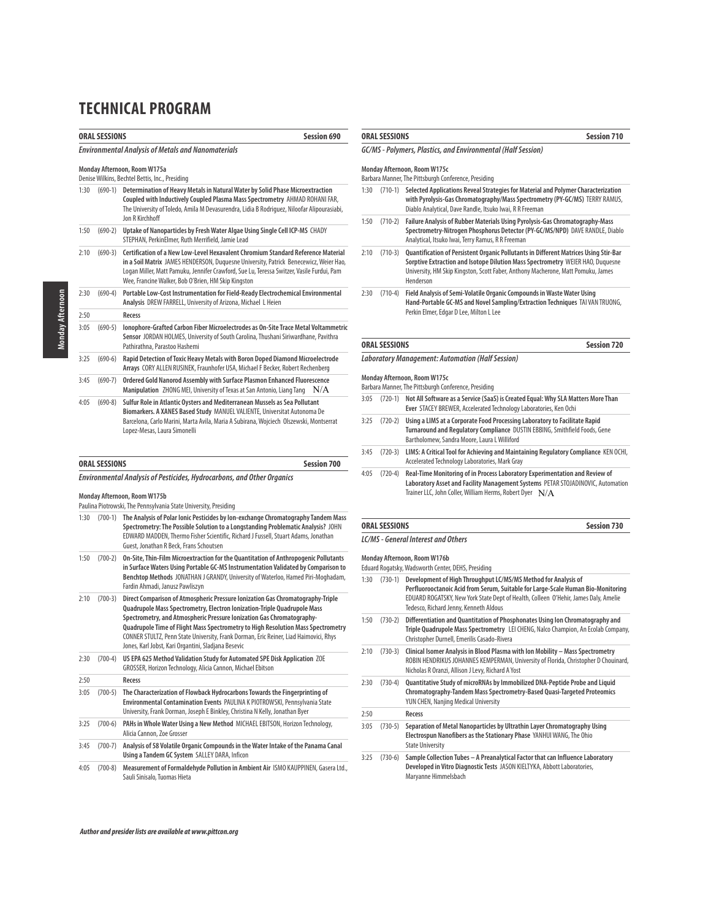# TECHNICAL PROGRAM

## ORAL SESSIONS — Session 690

### *Environmental Analysis of Metals and Nanomaterials*

**Monday Afternoon, Room W175a**
Denise Wilkins, Bechtel Bettis, Inc., Presiding

| Time | No. | Title |
|---|---|---|
| 1:30 | (690-1) | **Determination of Heavy Metals in Natural Water by Solid Phase Microextraction Coupled with Inductively Coupled Plasma Mass Spectrometry** AHMAD ROHANI FAR, The University of Toledo, Amila M Devasurendra, Lidia B Rodriguez, Niloofar Alipourasiabi, Jon R Kirchhoff |
| 1:50 | (690-2) | **Uptake of Nanoparticles by Fresh Water Algae Using Single Cell ICP-MS** CHADY STEPHAN, PerkinElmer, Ruth Merrifield, Jamie Lead |
| 2:10 | (690-3) | **Certification of a New Low-Level Hexavalent Chromium Standard Reference Material in a Soil Matrix** JAMES HENDERSON, Duquesne University, Patrick Benecewicz, Weier Hao, Logan Miller, Matt Pamuku, Jennifer Crawford, Sue Lu, Teressa Switzer, Vasile Furdui, Pam Wee, Francine Walker, Bob O'Brien, HM Skip Kingston |
| 2:30 | (690-4) | **Portable Low-Cost Instrumentation for Field-Ready Electrochemical Environmental Analysis** DREW FARRELL, University of Arizona, Michael L Heien |
| 2:50 | | **Recess** |
| 3:05 | (690-5) | **Ionophore-Grafted Carbon Fiber Microelectrodes as On-Site Trace Metal Voltammetric Sensor** JORDAN HOLMES, University of South Carolina, Thushani Siriwardhane, Pavithra Pathirathna, Parastoo Hashemi |
| 3:25 | (690-6) | **Rapid Detection of Toxic Heavy Metals with Boron Doped Diamond Microelectrode Arrays** CORY ALLEN RUSINEK, Fraunhofer USA, Michael F Becker, Robert Rechenberg |
| 3:45 | (690-7) | **Ordered Gold Nanorod Assembly with Surface Plasmon Enhanced Fluorescence Manipulation** ZHONG MEI, University of Texas at San Antonio, Liang Tang N/A |
| 4:05 | (690-8) | **Sulfur Role in Atlantic Oysters and Mediterranean Mussels as Sea Pollutant Biomarkers. A XANES Based Study** MANUEL VALIENTE, Universitat Autonoma De Barcelona, Carlo Marini, Marta Avila, Maria A Subirana, Wojciech Olszewski, Montserrat Lopez-Mesas, Laura Simonelli |

## ORAL SESSIONS — Session 700

### *Environmental Analysis of Pesticides, Hydrocarbons, and Other Organics*

**Monday Afternoon, Room W175b**
Paulina Piotrowski, The Pennsylvania State University, Presiding

| Time | No. | Title |
|---|---|---|
| 1:30 | (700-1) | **The Analysis of Polar Ionic Pesticides by Ion-exchange Chromatography Tandem Mass Spectrometry: The Possible Solution to a Longstanding Problematic Analysis?** JOHN EDWARD MADDEN, Thermo Fisher Scientific, Richard J Fussell, Stuart Adams, Jonathan Guest, Jonathan R Beck, Frans Schoutsen |
| 1:50 | (700-2) | **On-Site, Thin-Film Microextraction for the Quantitation of Anthropogenic Pollutants in Surface Waters Using Portable GC-MS Instrumentation Validated by Comparison to Benchtop Methods** JONATHAN J GRANDY, University of Waterloo, Hamed Piri-Moghadam, Fardin Ahmadi, Janusz Pawliszyn |
| 2:10 | (700-3) | **Direct Comparison of Atmospheric Pressure Ionization Gas Chromatography-Triple Quadrupole Mass Spectrometry, Electron Ionization-Triple Quadrupole Mass Spectrometry, and Atmospheric Pressure Ionization Gas Chromatography-Quadrupole Time of Flight Mass Spectrometry to High Resolution Mass Spectrometry** CONNER STULTZ, Penn State University, Frank Dorman, Eric Reiner, Liad Haimovici, Rhys Jones, Karl Jobst, Kari Organtini, Sladjana Besevic |
| 2:30 | (700-4) | **US EPA 625 Method Validation Study for Automated SPE Disk Application** ZOE GROSSER, Horizon Technology, Alicia Cannon, Michael Ebitson |
| 2:50 | | **Recess** |
| 3:05 | (700-5) | **The Characterization of Flowback Hydrocarbons Towards the Fingerprinting of Environmental Contamination Events** PAULINA K PIOTROWSKI, Pennsylvania State University, Frank Dorman, Joseph E Binkley, Christina N Kelly, Jonathan Byer |
| 3:25 | (700-6) | **PAHs in Whole Water Using a New Method** MICHAEL EBITSON, Horizon Technology, Alicia Cannon, Zoe Grosser |
| 3:45 | (700-7) | **Analysis of 58 Volatile Organic Compounds in the Water Intake of the Panama Canal Using a Tandem GC System** SALLEY DARA, Inficon |
| 4:05 | (700-8) | **Measurement of Formaldehyde Pollution in Ambient Air** ISMO KAUPPINEN, Gasera Ltd., Sauli Sinisalo, Tuomas Hieta |

## ORAL SESSIONS — Session 710

### *GC/MS - Polymers, Plastics, and Environmental (Half Session)*

**Monday Afternoon, Room W175c**
Barbara Manner, The Pittsburgh Conference, Presiding

| Time | No. | Title |
|---|---|---|
| 1:30 | (710-1) | **Selected Applications Reveal Strategies for Material and Polymer Characterization with Pyrolysis-Gas Chromatography/Mass Spectrometry (PY-GC/MS)** TERRY RAMUS, Diablo Analytical, Dave Randle, Itsuko Iwai, R R Freeman |
| 1:50 | (710-2) | **Failure Analysis of Rubber Materials Using Pyrolysis-Gas Chromatography-Mass Spectrometry-Nitrogen Phosphorus Detector (PY-GC/MS/NPD)** DAVE RANDLE, Diablo Analytical, Itsuko Iwai, Terry Ramus, R R Freeman |
| 2:10 | (710-3) | **Quantification of Persistent Organic Pollutants in Different Matrices Using Stir-Bar Sorptive Extraction and Isotope Dilution Mass Spectrometry** WEIER HAO, Duquesne University, HM Skip Kingston, Scott Faber, Anthony Macherone, Matt Pomuku, James Henderson |
| 2:30 | (710-4) | **Field Analysis of Semi-Volatile Organic Compounds in Waste Water Using Hand-Portable GC-MS and Novel Sampling/Extraction Techniques** TAI VAN TRUONG, Perkin Elmer, Edgar D Lee, Milton L Lee |

## ORAL SESSIONS — Session 720

### *Laboratory Management: Automation (Half Session)*

**Monday Afternoon, Room W175c**
Barbara Manner, The Pittsburgh Conference, Presiding

| Time | No. | Title |
|---|---|---|
| 3:05 | (720-1) | **Not All Software as a Service (SaaS) is Created Equal: Why SLA Matters More Than Ever** STACEY BREWER, Accelerated Technology Laboratories, Ken Ochi |
| 3:25 | (720-2) | **Using a LIMS at a Corporate Food Processing Laboratory to Facilitate Rapid Turnaround and Regulatory Compliance** DUSTIN EBBING, Smithfield Foods, Gene Bartholomew, Sandra Moore, Laura L Williford |
| 3:45 | (720-3) | **LIMS: A Critical Tool for Achieving and Maintaining Regulatory Compliance** KEN OCHI, Accelerated Technology Laboratories, Mark Gray |
| 4:05 | (720-4) | **Real-Time Monitoring of in Process Laboratory Experimentation and Review of Laboratory Asset and Facility Management Systems** PETAR STOJADINOVIC, Automation Trainer LLC, John Coller, William Herms, Robert Dyer N/A |

## ORAL SESSIONS — Session 730

### *LC/MS - General Interest and Others*

**Monday Afternoon, Room W176b**
Eduard Rogatsky, Wadsworth Center, DEHS, Presiding

| Time | No. | Title |
|---|---|---|
| 1:30 | (730-1) | **Development of High Throughput LC/MS/MS Method for Analysis of Perfluorooctanoic Acid from Serum, Suitable for Large-Scale Human Bio-Monitoring** EDUARD ROGATSKY, New York State Dept of Health, Colleen O'Hehir, James Daly, Amelie Tedesco, Richard Jenny, Kenneth Aldous |
| 1:50 | (730-2) | **Differentiation and Quantitation of Phosphonates Using Ion Chromatography and Triple Quadrupole Mass Spectrometry** LEI CHENG, Nalco Champion, An Ecolab Company, Christopher Durnell, Emerilis Casado-Rivera |
| 2:10 | (730-3) | **Clinical Isomer Analysis in Blood Plasma with Ion Mobility – Mass Spectrometry** ROBIN HENDRIKUS JOHANNES KEMPERMAN, University of Florida, Christopher D Chouinard, Nicholas R Oranzi, Allison J Levy, Richard A Yost |
| 2:30 | (730-4) | **Quantitative Study of microRNAs by Immobilized DNA-Peptide Probe and Liquid Chromatography-Tandem Mass Spectrometry-Based Quasi-Targeted Proteomics** YUN CHEN, Nanjing Medical University |
| 2:50 | | **Recess** |
| 3:05 | (730-5) | **Separation of Metal Nanoparticles by Ultrathin Layer Chromatography Using Electrospun Nanofibers as the Stationary Phase** YANHUI WANG, The Ohio State University |
| 3:25 | (730-6) | **Sample Collection Tubes – A Preanalytical Factor that can Influence Laboratory Developed in Vitro Diagnostic Tests** JASON KIELTYKA, Abbott Laboratories, Maryanne Himmelsbach |

*Author and presider lists are available at www.pittcon.org*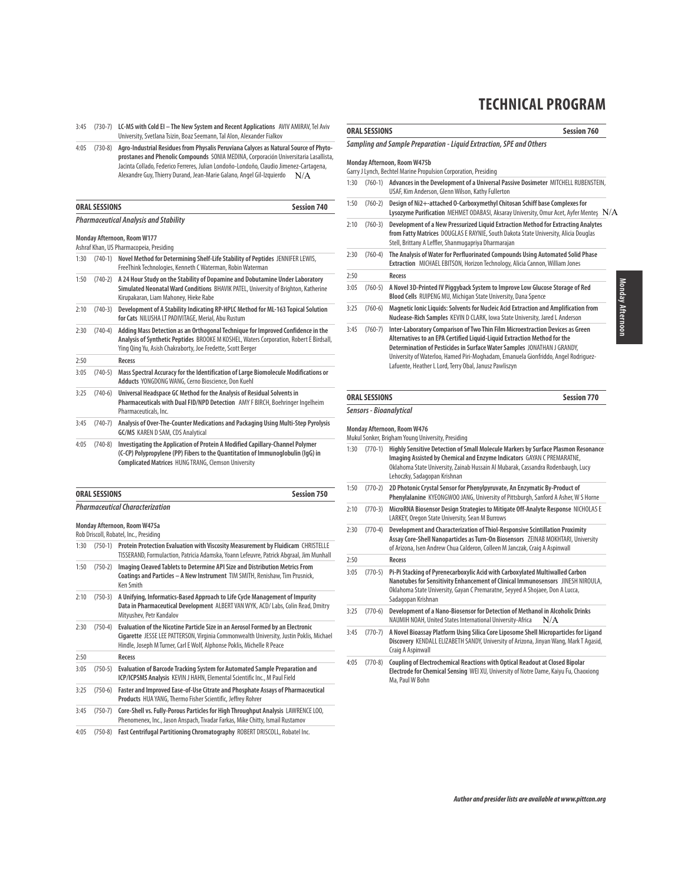# TECHNICAL PROGRAM

3:45 (730-7) **LC-MS with Cold EI – The New System and Recent Applications** AVIV AMIRAV, Tel Aviv University, Svetlana Tsizin, Boaz Seemann, Tal Alon, Alexander Fialkov

4:05 (730-8) **Agro-Industrial Residues from Physalis Peruviana Calyces as Natural Source of Phytoprostanes and Phenolic Compounds** SONIA MEDINA, Corporación Universitaria Lasallista, Jacinta Collado, Federico Ferreres, Julian Londoño-Londoño, Claudio Jimenez-Cartagena, Alexandre Guy, Thierry Durand, Jean-Marie Galano, Angel Gil-Izquierdo N/A

## ORAL SESSIONS — Session 740

### *Pharmaceutical Analysis and Stability*

**Monday Afternoon, Room W177**
Ashraf Khan, US Pharmacopeia, Presiding

| Time | No. | Title / Authors |
|---|---|---|
| 1:30 | (740-1) | **Novel Method for Determining Shelf-Life Stability of Peptides** JENNIFER LEWIS, FreeThink Technologies, Kenneth C Waterman, Robin Waterman |
| 1:50 | (740-2) | **A 24 Hour Study on the Stability of Dopamine and Dobutamine Under Laboratory Simulated Neonatal Ward Conditions** BHAVIK PATEL, University of Brighton, Katherine Kirupakaran, Liam Mahoney, Hieke Rabe |
| 2:10 | (740-3) | **Development of A Stability Indicating RP-HPLC Method for ML-163 Topical Solution for Cats** NILUSHA LT PADIVITAGE, Merial, Abu Rustum |
| 2:30 | (740-4) | **Adding Mass Detection as an Orthogonal Technique for Improved Confidence in the Analysis of Synthetic Peptides** BROOKE M KOSHEL, Waters Corporation, Robert E Birdsall, Ying Qing Yu, Asish Chakraborty, Joe Fredette, Scott Berger |
| 2:50 | | Recess |
| 3:05 | (740-5) | **Mass Spectral Accuracy for the Identification of Large Biomolecule Modifications or Adducts** YONGDONG WANG, Cerno Bioscience, Don Kuehl |
| 3:25 | (740-6) | **Universal Headspace GC Method for the Analysis of Residual Solvents in Pharmaceuticals with Dual FID/NPD Detection** AMY F BIRCH, Boehringer Ingelheim Pharmaceuticals, Inc. |
| 3:45 | (740-7) | **Analysis of Over-The-Counter Medications and Packaging Using Multi-Step Pyrolysis GC/MS** KAREN D SAM, CDS Analytical |
| 4:05 | (740-8) | **Investigating the Application of Protein A Modified Capillary-Channel Polymer (C-CP) Polypropylene (PP) Fibers to the Quantitation of Immunoglobulin (IgG) in Complicated Matrices** HUNG TRANG, Clemson University |

## ORAL SESSIONS — Session 750

### *Pharmaceutical Characterization*

**Monday Afternoon, Room W475a**
Rob Driscoll, Robatel, Inc., Presiding

| Time | No. | Title / Authors |
|---|---|---|
| 1:30 | (750-1) | **Protein Protection Evaluation with Viscosity Measurement by Fluidicam** CHRISTELLE TISSERAND, Formulaction, Patricia Adamska, Yoann Lefeuvre, Patrick Abgrall, Jim Munhall |
| 1:50 | (750-2) | **Imaging Cleaved Tablets to Determine API Size and Distribution Metrics From Coatings and Particles – A New Instrument** TIM SMITH, Renishaw, Tim Prusnick, Ken Smith |
| 2:10 | (750-3) | **A Unifying, Informatics-Based Approach to Life Cycle Management of Impurity Data in Pharmaceutical Development** ALBERT VAN WYK, ACD/Labs, Colin Read, Dmitry Mityushev, Petr Kandalov |
| 2:30 | (750-4) | **Evaluation of the Nicotine Particle Size in an Aerosol Formed by an Electronic Cigarette** JESSE LEE PATTERSON, Virginia Commonwealth University, Justin Poklis, Michael Hindle, Joseph M Turner, Carl E Wolf, Alphonse Poklis, Michelle R Peace |
| 2:50 | | Recess |
| 3:05 | (750-5) | **Evaluation of Barcode Tracking System for Automated Sample Preparation and ICP/ICPSMS Analysis** KEVIN J HAHN, Elemental Scientific Inc., M Paul Field |
| 3:25 | (750-6) | **Faster and Improved Ease-of-Use Citrate and Phosphate Assays of Pharmaceutical Products** HUA YANG, Thermo Fisher Scientific, Jeffrey Rohrer |
| 3:45 | (750-7) | **Core-Shell vs. Fully-Porous Particles for High Throughput Analysis** LAWRENCE LOO, Phenomenex, Inc., Jason Anspach, Tivadar Farkas, Mike Chitty, Ismail Rustamov |
| 4:05 | (750-8) | **Fast Centrifugal Partitioning Chromatography** ROBERT DRISCOLL, Robatel Inc. |

## ORAL SESSIONS — Session 760

### *Sampling and Sample Preparation - Liquid Extraction, SPE and Others*

**Monday Afternoon, Room W475b**
Garry J Lynch, Bechtel Marine Propulsion Corporation, Presiding

| Time | No. | Title / Authors |
|---|---|---|
| 1:30 | (760-1) | **Advances in the Development of a Universal Passive Dosimeter** MITCHELL RUBENSTEIN, USAF, Kim Anderson, Glenn Wilson, Kathy Fullerton |
| 1:50 | (760-2) | **Design of Ni2+-attached O-Carboxymethyl Chitosan Schiff base Complexes for Lysozyme Purification** MEHMET ODABASI, Aksaray University, Omur Acet, Ayfer Menteş N/A |
| 2:10 | (760-3) | **Development of a New Pressurized Liquid Extraction Method for Extracting Analytes from Fatty Matrices** DOUGLAS E RAYNIE, South Dakota State University, Alicia Douglas Stell, Brittany A Leffler, Shanmugapriya Dharmarajan |
| 2:30 | (760-4) | **The Analysis of Water for Perfluorinated Compounds Using Automated Solid Phase Extraction** MICHAEL EBITSON, Horizon Technology, Alicia Cannon, William Jones |
| 2:50 | | Recess |
| 3:05 | (760-5) | **A Novel 3D-Printed IV Piggyback System to Improve Low Glucose Storage of Red Blood Cells** RUIPENG MU, Michigan State University, Dana Spence |
| 3:25 | (760-6) | **Magnetic Ionic Liquids: Solvents for Nucleic Acid Extraction and Amplification from Nuclease-Rich Samples** KEVIN D CLARK, Iowa State University, Jared L Anderson |
| 3:45 | (760-7) | **Inter-Laboratory Comparison of Two Thin Film Microextraction Devices as Green Alternatives to an EPA Certified Liquid-Liquid Extraction Method for the Determination of Pesticides in Surface Water Samples** JONATHAN J GRANDY, University of Waterloo, Hamed Piri-Moghadam, Emanuela Gionfriddo, Angel Rodriguez-Lafuente, Heather L Lord, Terry Obal, Janusz Pawliszyn |

## ORAL SESSIONS — Session 770

### *Sensors - Bioanalytical*

**Monday Afternoon, Room W476**
Mukul Sonker, Brigham Young University, Presiding

| Time | No. | Title / Authors |
|---|---|---|
| 1:30 | (770-1) | **Highly Sensitive Detection of Small Molecule Markers by Surface Plasmon Resonance Imaging Assisted by Chemical and Enzyme Indicators** GAYAN C PREMARATNE, Oklahoma State University, Zainab Hussain Al Mubarak, Cassandra Rodenbaugh, Lucy Lehoczky, Sadagopan Krishnan |
| 1:50 | (770-2) | **2D Photonic Crystal Sensor for Phenylpyruvate, An Enzymatic By-Product of Phenylalanine** KYEONGWOO JANG, University of Pittsburgh, Sanford A Asher, W S Horne |
| 2:10 | (770-3) | **MicroRNA Biosensor Design Strategies to Mitigate Off-Analyte Response** NICHOLAS E LARKEY, Oregon State University, Sean M Burrows |
| 2:30 | (770-4) | **Development and Characterization of Thiol-Responsive Scintillation Proximity Assay Core-Shell Nanoparticles as Turn-On Biosensors** ZEINAB MOKHTARI, University of Arizona, Isen Andrew Chua Calderon, Colleen M Janczak, Craig A Aspinwall |
| 2:50 | | Recess |
| 3:05 | (770-5) | **Pi-Pi Stacking of Pyrenecarboxylic Acid with Carboxylated Multiwalled Carbon Nanotubes for Sensitivity Enhancement of Clinical Immunosensors** JINESH NIROULA, Oklahoma State University, Gayan C Premaratne, Seyyed A Shojaee, Don A Lucca, Sadagopan Krishnan |
| 3:25 | (770-6) | **Development of a Nano-Biosensor for Detection of Methanol in Alcoholic Drinks** NAUMIH NOAH, United States International University-Africa N/A |
| 3:45 | (770-7) | **A Novel Bioassay Platform Using Silica Core Liposome Shell Microparticles for Ligand Discovery** KENDALL ELIZABETH SANDY, University of Arizona, Jinyan Wang, Mark T Agasid, Craig A Aspinwall |
| 4:05 | (770-8) | **Coupling of Electrochemical Reactions with Optical Readout at Closed Bipolar Electrode for Chemical Sensing** WEI XU, University of Notre Dame, Kaiyu Fu, Chaoxiong Ma, Paul W Bohn |

*Author and presider lists are available at www.pittcon.org*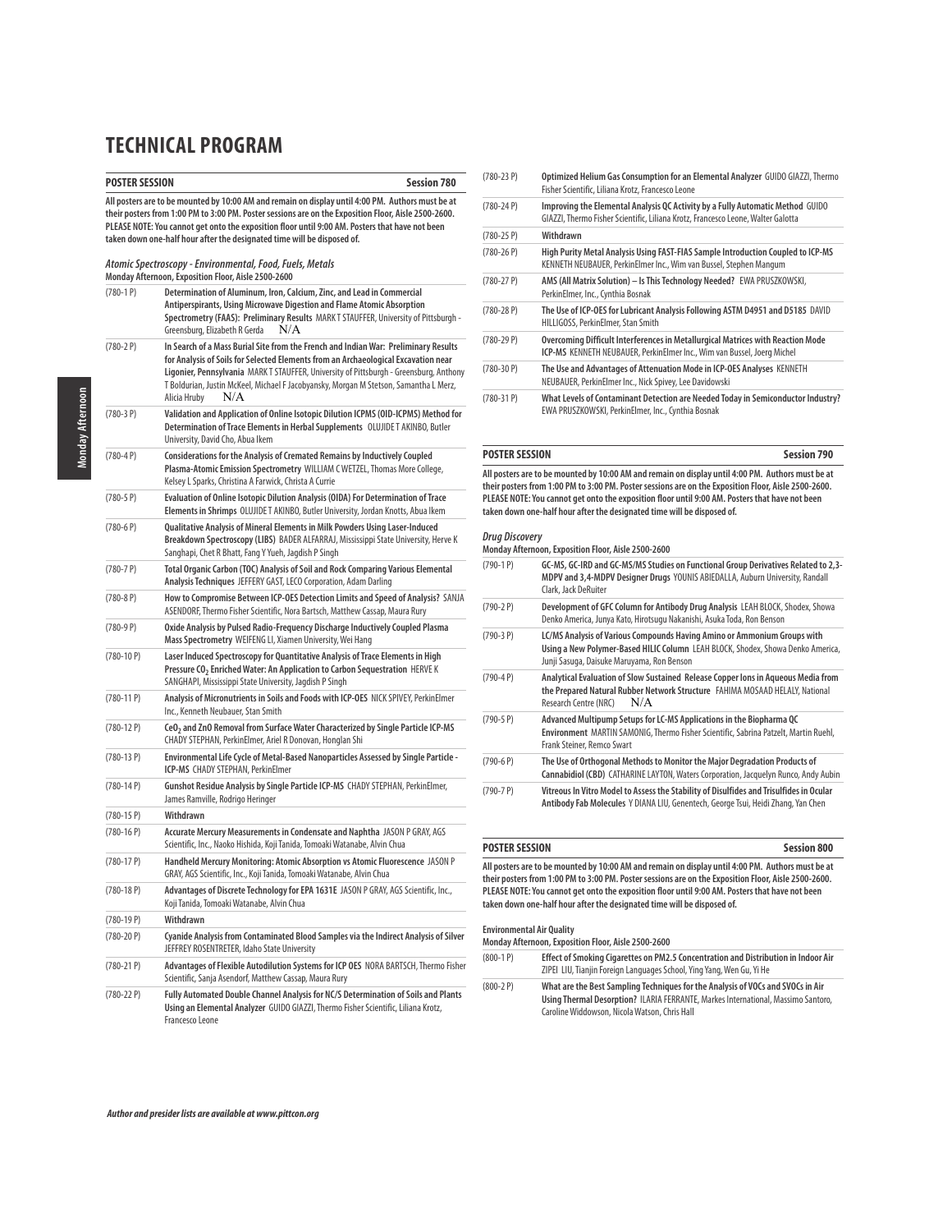# TECHNICAL PROGRAM

## POSTER SESSION — Session 780

**All posters are to be mounted by 10:00 AM and remain on display until 4:00 PM. Authors must be at their posters from 1:00 PM to 3:00 PM. Poster sessions are on the Exposition Floor, Aisle 2500-2600. PLEASE NOTE: You cannot get onto the exposition floor until 9:00 AM. Posters that have not been taken down one-half hour after the designated time will be disposed of.**

***Atomic Spectroscopy - Environmental, Food, Fuels, Metals***
**Monday Afternoon, Exposition Floor, Aisle 2500-2600**

| | |
|---|---|
| (780-1 P) | **Determination of Aluminum, Iron, Calcium, Zinc, and Lead in Commercial Antiperspirants, Using Microwave Digestion and Flame Atomic Absorption Spectrometry (FAAS): Preliminary Results** MARK T STAUFFER, University of Pittsburgh - Greensburg, Elizabeth R Gerda N/A |
| (780-2 P) | **In Search of a Mass Burial Site from the French and Indian War: Preliminary Results for Analysis of Soils for Selected Elements from an Archaeological Excavation near Ligonier, Pennsylvania** MARK T STAUFFER, University of Pittsburgh - Greensburg, Anthony T Boldurian, Justin McKeel, Michael F Jacobyansky, Morgan M Stetson, Samantha L Merz, Alicia Hruby N/A |
| (780-3 P) | **Validation and Application of Online Isotopic Dilution ICPMS (OID-ICPMS) Method for Determination of Trace Elements in Herbal Supplements** OLUJIDE T AKINBO, Butler University, David Cho, Abua Ikem |
| (780-4 P) | **Considerations for the Analysis of Cremated Remains by Inductively Coupled Plasma-Atomic Emission Spectrometry** WILLIAM C WETZEL, Thomas More College, Kelsey L Sparks, Christina A Farwick, Christa A Currie |
| (780-5 P) | **Evaluation of Online Isotopic Dilution Analysis (OIDA) For Determination of Trace Elements in Shrimps** OLUJIDE T AKINBO, Butler University, Jordan Knotts, Abua Ikem |
| (780-6 P) | **Qualitative Analysis of Mineral Elements in Milk Powders Using Laser-Induced Breakdown Spectroscopy (LIBS)** BADER ALFARRAJ, Mississippi State University, Herve K Sanghapi, Chet R Bhatt, Fang Y Yueh, Jagdish P Singh |
| (780-7 P) | **Total Organic Carbon (TOC) Analysis of Soil and Rock Comparing Various Elemental Analysis Techniques** JEFFERY GAST, LECO Corporation, Adam Darling |
| (780-8 P) | **How to Compromise Between ICP-OES Detection Limits and Speed of Analysis?** SANJA ASENDORF, Thermo Fisher Scientific, Nora Bartsch, Matthew Cassap, Maura Rury |
| (780-9 P) | **Oxide Analysis by Pulsed Radio-Frequency Discharge Inductively Coupled Plasma Mass Spectrometry** WEIFENG LI, Xiamen University, Wei Hang |
| (780-10 P) | **Laser Induced Spectroscopy for Quantitative Analysis of Trace Elements in High Pressure $CO_2$ Enriched Water: An Application to Carbon Sequestration** HERVE K SANGHAPI, Mississippi State University, Jagdish P Singh |
| (780-11 P) | **Analysis of Micronutrients in Soils and Foods with ICP-OES** NICK SPIVEY, PerkinElmer Inc., Kenneth Neubauer, Stan Smith |
| (780-12 P) | **$CeO_2$ and ZnO Removal from Surface Water Characterized by Single Particle ICP-MS** CHADY STEPHAN, PerkinElmer, Ariel R Donovan, Honglan Shi |
| (780-13 P) | **Environmental Life Cycle of Metal-Based Nanoparticles Assessed by Single Particle - ICP-MS** CHADY STEPHAN, PerkinElmer |
| (780-14 P) | **Gunshot Residue Analysis by Single Particle ICP-MS** CHADY STEPHAN, PerkinElmer, James Ramville, Rodrigo Heringer |
| (780-15 P) | **Withdrawn** |
| (780-16 P) | **Accurate Mercury Measurements in Condensate and Naphtha** JASON P GRAY, AGS Scientific, Inc., Naoko Hishida, Koji Tanida, Tomoaki Watanabe, Alvin Chua |
| (780-17 P) | **Handheld Mercury Monitoring: Atomic Absorption vs Atomic Fluorescence** JASON P GRAY, AGS Scientific, Inc., Koji Tanida, Tomoaki Watanabe, Alvin Chua |
| (780-18 P) | **Advantages of Discrete Technology for EPA 1631E** JASON P GRAY, AGS Scientific, Inc., Koji Tanida, Tomoaki Watanabe, Alvin Chua |
| (780-19 P) | **Withdrawn** |
| (780-20 P) | **Cyanide Analysis from Contaminated Blood Samples via the Indirect Analysis of Silver** JEFFREY ROSENTRETER, Idaho State University |
| (780-21 P) | **Advantages of Flexible Autodilution Systems for ICP OES** NORA BARTSCH, Thermo Fisher Scientific, Sanja Asendorf, Matthew Cassap, Maura Rury |
| (780-22 P) | **Fully Automated Double Channel Analysis for NC/S Determination of Soils and Plants Using an Elemental Analyzer** GUIDO GIAZZI, Thermo Fisher Scientific, Liliana Krotz, Francesco Leone |
| (780-23 P) | **Optimized Helium Gas Consumption for an Elemental Analyzer** GUIDO GIAZZI, Thermo Fisher Scientific, Liliana Krotz, Francesco Leone |
| (780-24 P) | **Improving the Elemental Analysis QC Activity by a Fully Automatic Method** GUIDO GIAZZI, Thermo Fisher Scientific, Liliana Krotz, Francesco Leone, Walter Galotta |
| (780-25 P) | **Withdrawn** |
| (780-26 P) | **High Purity Metal Analysis Using FAST-FIAS Sample Introduction Coupled to ICP-MS** KENNETH NEUBAUER, PerkinElmer Inc., Wim van Bussel, Stephen Mangum |
| (780-27 P) | **AMS (All Matrix Solution) – Is This Technology Needed?** EWA PRUSZKOWSKI, PerkinElmer, Inc., Cynthia Bosnak |
| (780-28 P) | **The Use of ICP-OES for Lubricant Analysis Following ASTM D4951 and D5185** DAVID HILLIGOSS, PerkinElmer, Stan Smith |
| (780-29 P) | **Overcoming Difficult Interferences in Metallurgical Matrices with Reaction Mode ICP-MS** KENNETH NEUBAUER, PerkinElmer Inc., Wim van Bussel, Joerg Michel |
| (780-30 P) | **The Use and Advantages of Attenuation Mode in ICP-OES Analyses** KENNETH NEUBAUER, PerkinElmer Inc., Nick Spivey, Lee Davidowski |
| (780-31 P) | **What Levels of Contaminant Detection are Needed Today in Semiconductor Industry?** EWA PRUSZKOWSKI, PerkinElmer, Inc., Cynthia Bosnak |

## POSTER SESSION — Session 790

**All posters are to be mounted by 10:00 AM and remain on display until 4:00 PM. Authors must be at their posters from 1:00 PM to 3:00 PM. Poster sessions are on the Exposition Floor, Aisle 2500-2600. PLEASE NOTE: You cannot get onto the exposition floor until 9:00 AM. Posters that have not been taken down one-half hour after the designated time will be disposed of.**

***Drug Discovery***
**Monday Afternoon, Exposition Floor, Aisle 2500-2600**

| | |
|---|---|
| (790-1 P) | **GC-MS, GC-IRD and GC-MS/MS Studies on Functional Group Derivatives Related to 2,3-MDPV and 3,4-MDPV Designer Drugs** YOUNIS ABIEDALLA, Auburn University, Randall Clark, Jack DeRuiter |
| (790-2 P) | **Development of GFC Column for Antibody Drug Analysis** LEAH BLOCK, Shodex, Showa Denko America, Junya Kato, Hirotsugu Nakanishi, Asuka Toda, Ron Benson |
| (790-3 P) | **LC/MS Analysis of Various Compounds Having Amino or Ammonium Groups with Using a New Polymer-Based HILIC Column** LEAH BLOCK, Shodex, Showa Denko America, Junji Sasuga, Daisuke Maruyama, Ron Benson |
| (790-4 P) | **Analytical Evaluation of Slow Sustained Release Copper Ions in Aqueous Media from the Prepared Natural Rubber Network Structure** FAHIMA MOSAAD HELALY, National Research Centre (NRC) N/A |
| (790-5 P) | **Advanced Multipump Setups for LC-MS Applications in the Biopharma QC Environment** MARTIN SAMONIG, Thermo Fisher Scientific, Sabrina Patzelt, Martin Ruehl, Frank Steiner, Remco Swart |
| (790-6 P) | **The Use of Orthogonal Methods to Monitor the Major Degradation Products of Cannabidiol (CBD)** CATHARINE LAYTON, Waters Corporation, Jacquelyn Runco, Andy Aubin |
| (790-7 P) | **Vitreous In Vitro Model to Assess the Stability of Disulfides and Trisulfides in Ocular Antibody Fab Molecules** Y DIANA LIU, Genentech, George Tsui, Heidi Zhang, Yan Chen |

## POSTER SESSION — Session 800

**All posters are to be mounted by 10:00 AM and remain on display until 4:00 PM. Authors must be at their posters from 1:00 PM to 3:00 PM. Poster sessions are on the Exposition Floor, Aisle 2500-2600. PLEASE NOTE: You cannot get onto the exposition floor until 9:00 AM. Posters that have not been taken down one-half hour after the designated time will be disposed of.**

**Environmental Air Quality**
**Monday Afternoon, Exposition Floor, Aisle 2500-2600**

| | |
|---|---|
| (800-1 P) | **Effect of Smoking Cigarettes on PM2.5 Concentration and Distribution in Indoor Air** ZIPEI LIU, Tianjin Foreign Languages School, Ying Yang, Wen Gu, Yi He |
| (800-2 P) | **What are the Best Sampling Techniques for the Analysis of VOCs and SVOCs in Air Using Thermal Desorption?** ILARIA FERRANTE, Markes International, Massimo Santoro, Caroline Widdowson, Nicola Watson, Chris Hall |

*Author and presider lists are available at www.pittcon.org*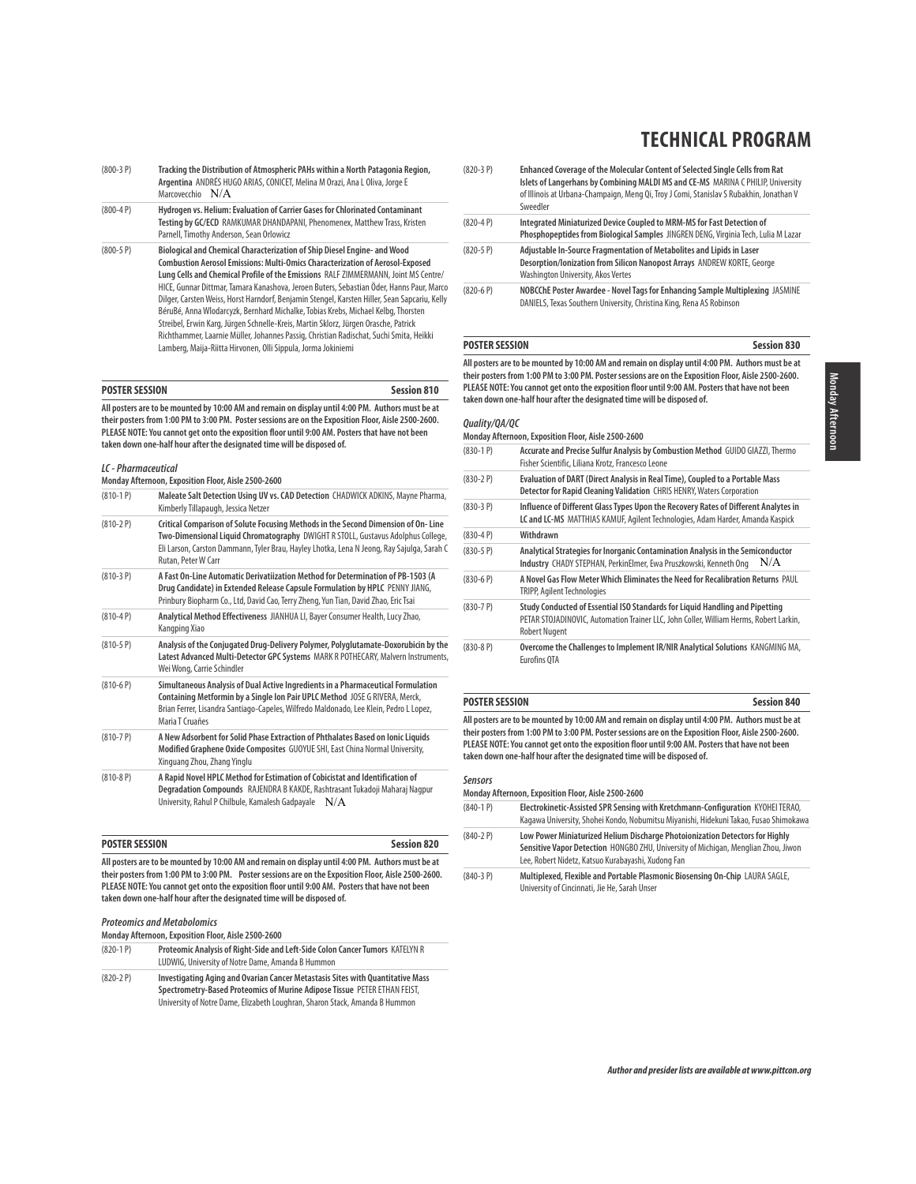# TECHNICAL PROGRAM

| | |
|---|---|
| (800-3 P) | **Tracking the Distribution of Atmospheric PAHs within a North Patagonia Region, Argentina** ANDRÉS HUGO ARIAS, CONICET, Melina M Orazi, Ana L Oliva, Jorge E Marcovecchio N/A |
| (800-4 P) | **Hydrogen vs. Helium: Evaluation of Carrier Gases for Chlorinated Contaminant Testing by GC/ECD** RAMKUMAR DHANDAPANI, Phenomenex, Matthew Trass, Kristen Parnell, Timothy Anderson, Sean Orlowicz |
| (800-5 P) | **Biological and Chemical Characterization of Ship Diesel Engine- and Wood Combustion Aerosol Emissions: Multi-Omics Characterization of Aerosol-Exposed Lung Cells and Chemical Profile of the Emissions** RALF ZIMMERMANN, Joint MS Centre/HICE, Gunnar Dittmar, Tamara Kanashova, Jeroen Buters, Sebastian Öder, Hanns Paur, Marco Dilger, Carsten Weiss, Horst Harndorf, Benjamin Stengel, Karsten Hiller, Sean Sapcariu, Kelly BéruBé, Anna Wlodarcyzk, Bernhard Michalke, Tobias Krebs, Michael Kelbg, Thorsten Streibel, Erwin Karg, Jürgen Schnelle-Kreis, Martin Sklorz, Jürgen Orasche, Patrick Richthammer, Laarnie Müller, Johannes Passig, Christian Radischat, Suchi Smita, Heikki Lamberg, Maija-Riitta Hirvonen, Olli Sippula, Jorma Jokiniemi |

## POSTER SESSION — Session 810

**All posters are to be mounted by 10:00 AM and remain on display until 4:00 PM. Authors must be at their posters from 1:00 PM to 3:00 PM. Poster sessions are on the Exposition Floor, Aisle 2500-2600. PLEASE NOTE: You cannot get onto the exposition floor until 9:00 AM. Posters that have not been taken down one-half hour after the designated time will be disposed of.**

***LC - Pharmaceutical***

**Monday Afternoon, Exposition Floor, Aisle 2500-2600**

| | |
|---|---|
| (810-1 P) | **Maleate Salt Detection Using UV vs. CAD Detection** CHADWICK ADKINS, Mayne Pharma, Kimberly Tillapaugh, Jessica Netzer |
| (810-2 P) | **Critical Comparison of Solute Focusing Methods in the Second Dimension of On- Line Two-Dimensional Liquid Chromatography** DWIGHT R STOLL, Gustavus Adolphus College, Eli Larson, Carston Dammann, Tyler Brau, Hayley Lhotka, Lena N Jeong, Ray Sajulga, Sarah C Rutan, Peter W Carr |
| (810-3 P) | **A Fast On-Line Automatic Derivatiization Method for Determination of PB-1503 (A Drug Candidate) in Extended Release Capsule Formulation by HPLC** PENNY JIANG, Prinbury Biopharm Co., Ltd, David Cao, Terry Zheng, Yun Tian, David Zhao, Eric Tsai |
| (810-4 P) | **Analytical Method Effectiveness** JIANHUA LI, Bayer Consumer Health, Lucy Zhao, Kangping Xiao |
| (810-5 P) | **Analysis of the Conjugated Drug-Delivery Polymer, Polyglutamate-Doxorubicin by the Latest Advanced Multi-Detector GPC Systems** MARK R POTHECARY, Malvern Instruments, Wei Wong, Carrie Schindler |
| (810-6 P) | **Simultaneous Analysis of Dual Active Ingredients in a Pharmaceutical Formulation Containing Metformin by a Single Ion Pair UPLC Method** JOSE G RIVERA, Merck, Brian Ferrer, Lisandra Santiago-Capeles, Wilfredo Maldonado, Lee Klein, Pedro L Lopez, Maria T Cruañes |
| (810-7 P) | **A New Adsorbent for Solid Phase Extraction of Phthalates Based on Ionic Liquids Modified Graphene Oxide Composites** GUOYUE SHI, East China Normal University, Xinguang Zhou, Zhang Yinglu |
| (810-8 P) | **A Rapid Novel HPLC Method for Estimation of Cobicistat and Identification of Degradation Compounds** RAJENDRA B KAKDE, Rashtrasant Tukadoji Maharaj Nagpur University, Rahul P Chilbule, Kamalesh Gadpayale N/A |

## POSTER SESSION — Session 820

**All posters are to be mounted by 10:00 AM and remain on display until 4:00 PM. Authors must be at their posters from 1:00 PM to 3:00 PM. Poster sessions are on the Exposition Floor, Aisle 2500-2600. PLEASE NOTE: You cannot get onto the exposition floor until 9:00 AM. Posters that have not been taken down one-half hour after the designated time will be disposed of.**

***Proteomics and Metabolomics***

**Monday Afternoon, Exposition Floor, Aisle 2500-2600**

| | |
|---|---|
| (820-1 P) | **Proteomic Analysis of Right-Side and Left-Side Colon Cancer Tumors** KATELYN R LUDWIG, University of Notre Dame, Amanda B Hummon |
| (820-2 P) | **Investigating Aging and Ovarian Cancer Metastasis Sites with Quantitative Mass Spectrometry-Based Proteomics of Murine Adipose Tissue** PETER ETHAN FEIST, University of Notre Dame, Elizabeth Loughran, Sharon Stack, Amanda B Hummon |
| (820-3 P) | **Enhanced Coverage of the Molecular Content of Selected Single Cells from Rat Islets of Langerhans by Combining MALDI MS and CE-MS** MARINA C PHILIP, University of Illinois at Urbana-Champaign, Meng Qi, Troy J Comi, Stanislav S Rubakhin, Jonathan V Sweedler |
| (820-4 P) | **Integrated Miniaturized Device Coupled to MRM-MS for Fast Detection of Phosphopeptides from Biological Samples** JINGREN DENG, Virginia Tech, Lulia M Lazar |
| (820-5 P) | **Adjustable In-Source Fragmentation of Metabolites and Lipids in Laser Desorption/Ionization from Silicon Nanopost Arrays** ANDREW KORTE, George Washington University, Akos Vertes |
| (820-6 P) | **NOBCChE Poster Awardee - Novel Tags for Enhancing Sample Multiplexing** JASMINE DANIELS, Texas Southern University, Christina King, Rena AS Robinson |

## POSTER SESSION — Session 830

**All posters are to be mounted by 10:00 AM and remain on display until 4:00 PM. Authors must be at their posters from 1:00 PM to 3:00 PM. Poster sessions are on the Exposition Floor, Aisle 2500-2600. PLEASE NOTE: You cannot get onto the exposition floor until 9:00 AM. Posters that have not been taken down one-half hour after the designated time will be disposed of.**

***Quality/QA/QC***

**Monday Afternoon, Exposition Floor, Aisle 2500-2600**

| | |
|---|---|
| (830-1 P) | **Accurate and Precise Sulfur Analysis by Combustion Method** GUIDO GIAZZI, Thermo Fisher Scientific, Liliana Krotz, Francesco Leone |
| (830-2 P) | **Evaluation of DART (Direct Analysis in Real Time), Coupled to a Portable Mass Detector for Rapid Cleaning Validation** CHRIS HENRY, Waters Corporation |
| (830-3 P) | **Influence of Different Glass Types Upon the Recovery Rates of Different Analytes in LC and LC-MS** MATTHIAS KAMUF, Agilent Technologies, Adam Harder, Amanda Kaspick |
| (830-4 P) | **Withdrawn** |
| (830-5 P) | **Analytical Strategies for Inorganic Contamination Analysis in the Semiconductor Industry** CHADY STEPHAN, PerkinElmer, Ewa Pruszkowski, Kenneth Ong N/A |
| (830-6 P) | **A Novel Gas Flow Meter Which Eliminates the Need for Recalibration Returns** PAUL TRIPP, Agilent Technologies |
| (830-7 P) | **Study Conducted of Essential ISO Standards for Liquid Handling and Pipetting** PETAR STOJADINOVIC, Automation Trainer LLC, John Coller, William Herms, Robert Larkin, Robert Nugent |
| (830-8 P) | **Overcome the Challenges to Implement IR/NIR Analytical Solutions** KANGMING MA, Eurofins QTA |

## POSTER SESSION — Session 840

**All posters are to be mounted by 10:00 AM and remain on display until 4:00 PM. Authors must be at their posters from 1:00 PM to 3:00 PM. Poster sessions are on the Exposition Floor, Aisle 2500-2600. PLEASE NOTE: You cannot get onto the exposition floor until 9:00 AM. Posters that have not been taken down one-half hour after the designated time will be disposed of.**

***Sensors***

**Monday Afternoon, Exposition Floor, Aisle 2500-2600**

| | |
|---|---|
| (840-1 P) | **Electrokinetic-Assisted SPR Sensing with Kretchmann-Configuration** KYOHEI TERAO, Kagawa University, Shohei Kondo, Nobumitsu Miyanishi, Hidekuni Takao, Fusao Shimokawa |
| (840-2 P) | **Low Power Miniaturized Helium Discharge Photoionization Detectors for Highly Sensitive Vapor Detection** HONGBO ZHU, University of Michigan, Menglian Zhou, Jiwon Lee, Robert Nidetz, Katsuo Kurabayashi, Xudong Fan |
| (840-3 P) | **Multiplexed, Flexible and Portable Plasmonic Biosensing On-Chip** LAURA SAGLE, University of Cincinnati, Jie He, Sarah Unser |

***Author and presider lists are available at www.pittcon.org***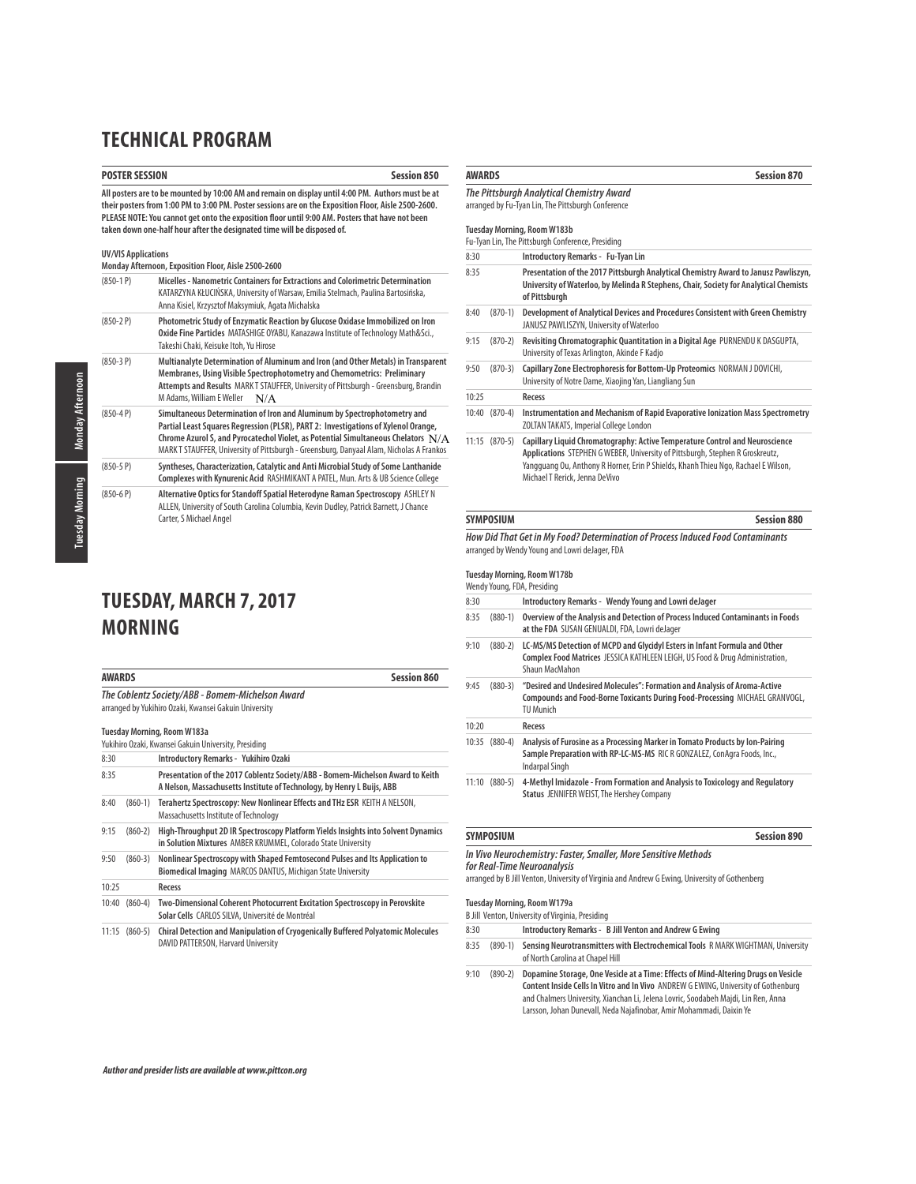# TECHNICAL PROGRAM

## POSTER SESSION — Session 850

**All posters are to be mounted by 10:00 AM and remain on display until 4:00 PM. Authors must be at their posters from 1:00 PM to 3:00 PM. Poster sessions are on the Exposition Floor, Aisle 2500-2600. PLEASE NOTE: You cannot get onto the exposition floor until 9:00 AM. Posters that have not been taken down one-half hour after the designated time will be disposed of.**

**UV/VIS Applications**
Monday Afternoon, Exposition Floor, Aisle 2500-2600

| | |
|---|---|
| (850-1 P) | **Micelles - Nanometric Containers for Extractions and Colorimetric Determination** KATARZYNA KŁUCIŃSKA, University of Warsaw, Emilia Stelmach, Paulina Bartosińska, Anna Kisiel, Krzysztof Maksymiuk, Agata Michalska |
| (850-2 P) | **Photometric Study of Enzymatic Reaction by Glucose Oxidase Immobilized on Iron Oxide Fine Particles** MATASHIGE OYABU, Kanazawa Institute of Technology Math&Sci., Takeshi Chaki, Keisuke Itoh, Yu Hirose |
| (850-3 P) | **Multianalyte Determination of Aluminum and Iron (and Other Metals) in Transparent Membranes, Using Visible Spectrophotometry and Chemometrics: Preliminary Attempts and Results** MARK T STAUFFER, University of Pittsburgh - Greensburg, Brandin M Adams, William E Weller N/A |
| (850-4 P) | **Simultaneous Determination of Iron and Aluminum by Spectrophotometry and Partial Least Squares Regression (PLSR), PART 2: Investigations of Xylenol Orange, Chrome Azurol S, and Pyrocatechol Violet, as Potential Simultaneous Chelators** N/A MARK T STAUFFER, University of Pittsburgh - Greensburg, Danyaal Alam, Nicholas A Frankos |
| (850-5 P) | **Syntheses, Characterization, Catalytic and Anti Microbial Study of Some Lanthanide Complexes with Kynurenic Acid** RASHMIKANT A PATEL, Mun. Arts & UB Science College |
| (850-6 P) | **Alternative Optics for Standoff Spatial Heterodyne Raman Spectroscopy** ASHLEY N ALLEN, University of South Carolina Columbia, Kevin Dudley, Patrick Barnett, J Chance Carter, S Michael Angel |

# TUESDAY, MARCH 7, 2017 MORNING

## AWARDS — Session 860

***The Coblentz Society/ABB - Bomem-Michelson Award***
arranged by Yukihiro Ozaki, Kwansei Gakuin University

**Tuesday Morning, Room W183a**
Yukihiro Ozaki, Kwansei Gakuin University, Presiding

| | | |
|---|---|---|
| 8:30 | | **Introductory Remarks - Yukihiro Ozaki** |
| 8:35 | | **Presentation of the 2017 Coblentz Society/ABB - Bomem-Michelson Award to Keith A Nelson, Massachusetts Institute of Technology, by Henry L Buijs, ABB** |
| 8:40 | (860-1) | **Terahertz Spectroscopy: New Nonlinear Effects and THz ESR** KEITH A NELSON, Massachusetts Institute of Technology |
| 9:15 | (860-2) | **High-Throughput 2D IR Spectroscopy Platform Yields Insights into Solvent Dynamics in Solution Mixtures** AMBER KRUMMEL, Colorado State University |
| 9:50 | (860-3) | **Nonlinear Spectroscopy with Shaped Femtosecond Pulses and Its Application to Biomedical Imaging** MARCOS DANTUS, Michigan State University |
| 10:25 | | **Recess** |
| 10:40 | (860-4) | **Two-Dimensional Coherent Photocurrent Excitation Spectroscopy in Perovskite Solar Cells** CARLOS SILVA, Université de Montréal |
| 11:15 | (860-5) | **Chiral Detection and Manipulation of Cryogenically Buffered Polyatomic Molecules** DAVID PATTERSON, Harvard University |

## AWARDS — Session 870

***The Pittsburgh Analytical Chemistry Award***
arranged by Fu-Tyan Lin, The Pittsburgh Conference

**Tuesday Morning, Room W183b**
Fu-Tyan Lin, The Pittsburgh Conference, Presiding

| | | |
|---|---|---|
| 8:30 | | **Introductory Remarks - Fu-Tyan Lin** |
| 8:35 | | **Presentation of the 2017 Pittsburgh Analytical Chemistry Award to Janusz Pawliszyn, University of Waterloo, by Melinda R Stephens, Chair, Society for Analytical Chemists of Pittsburgh** |
| 8:40 | (870-1) | **Development of Analytical Devices and Procedures Consistent with Green Chemistry** JANUSZ PAWLISZYN, University of Waterloo |
| 9:15 | (870-2) | **Revisiting Chromatographic Quantitation in a Digital Age** PURNENDU K DASGUPTA, University of Texas Arlington, Akinde F Kadjo |
| 9:50 | (870-3) | **Capillary Zone Electrophoresis for Bottom-Up Proteomics** NORMAN J DOVICHI, University of Notre Dame, Xiaojing Yan, Liangliang Sun |
| 10:25 | | **Recess** |
| 10:40 | (870-4) | **Instrumentation and Mechanism of Rapid Evaporative Ionization Mass Spectrometry** ZOLTAN TAKATS, Imperial College London |
| 11:15 | (870-5) | **Capillary Liquid Chromatography: Active Temperature Control and Neuroscience Applications** STEPHEN G WEBER, University of Pittsburgh, Stephen R Groskreutz, Yangguang Ou, Anthony R Horner, Erin P Shields, Khanh Thieu Ngo, Rachael E Wilson, Michael T Rerick, Jenna DeVivo |

## SYMPOSIUM — Session 880

***How Did That Get in My Food? Determination of Process Induced Food Contaminants***
arranged by Wendy Young and Lowri deJager, FDA

**Tuesday Morning, Room W178b**
Wendy Young, FDA, Presiding

| | | |
|---|---|---|
| 8:30 | | **Introductory Remarks - Wendy Young and Lowri deJager** |
| 8:35 | (880-1) | **Overview of the Analysis and Detection of Process Induced Contaminants in Foods at the FDA** SUSAN GENUALDI, FDA, Lowri deJager |
| 9:10 | (880-2) | **LC-MS/MS Detection of MCPD and Glycidyl Esters in Infant Formula and Other Complex Food Matrices** JESSICA KATHLEEN LEIGH, US Food & Drug Administration, Shaun MacMahon |
| 9:45 | (880-3) | **"Desired and Undesired Molecules": Formation and Analysis of Aroma-Active Compounds and Food-Borne Toxicants During Food-Processing** MICHAEL GRANVOGL, TU Munich |
| 10:20 | | **Recess** |
| 10:35 | (880-4) | **Analysis of Furosine as a Processing Marker in Tomato Products by Ion-Pairing Sample Preparation with RP-LC-MS-MS** RIC R GONZALEZ, ConAgra Foods, Inc., Indarpal Singh |
| 11:10 | (880-5) | **4-Methyl Imidazole - From Formation and Analysis to Toxicology and Regulatory Status** JENNIFER WEIST, The Hershey Company |

## SYMPOSIUM — Session 890

***In Vivo Neurochemistry: Faster, Smaller, More Sensitive Methods for Real-Time Neuroanalysis***
arranged by B Jill Venton, University of Virginia and Andrew G Ewing, University of Gothenberg

**Tuesday Morning, Room W179a**
B Jill Venton, University of Virginia, Presiding

| | | |
|---|---|---|
| 8:30 | | **Introductory Remarks - B Jill Venton and Andrew G Ewing** |
| 8:35 | (890-1) | **Sensing Neurotransmitters with Electrochemical Tools** R MARK WIGHTMAN, University of North Carolina at Chapel Hill |
| 9:10 | (890-2) | **Dopamine Storage, One Vesicle at a Time: Effects of Mind-Altering Drugs on Vesicle Content Inside Cells In Vitro and In Vivo** ANDREW G EWING, University of Gothenburg and Chalmers University, Xianchan Li, Jelena Lovric, Soodabeh Majdi, Lin Ren, Anna Larsson, Johan Dunevall, Neda Najafinobar, Amir Mohammadi, Daixin Ye |

*Author and presider lists are available at www.pittcon.org*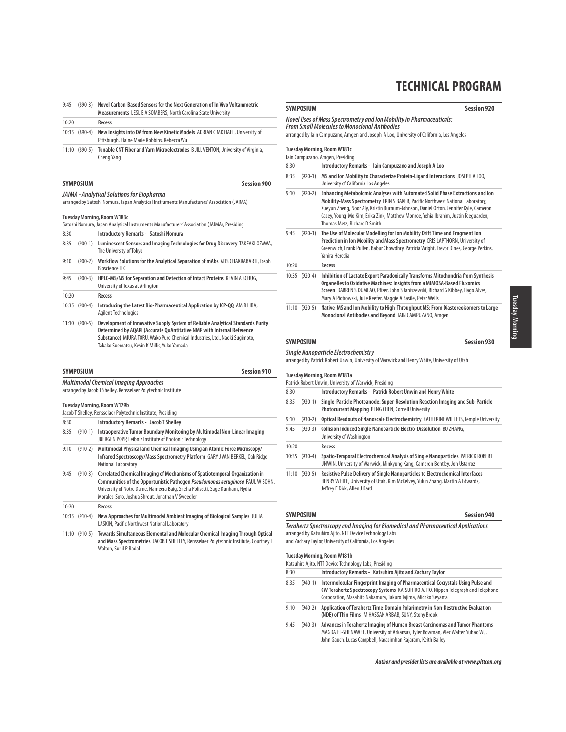# TECHNICAL PROGRAM

| | | |
|---|---|---|
| 9:45 | (890-3) | **Novel Carbon-Based Sensors for the Next Generation of In Vivo Voltammetric Measurements** LESLIE A SOMBERS, North Carolina State University |
| 10:20 | | **Recess** |
| 10:35 | (890-4) | **New Insights into DA from New Kinetic Models** ADRIAN C MICHAEL, University of Pittsburgh, Elaine Marie Robbins, Rebecca Wu |
| 11:10 | (890-5) | **Tunable CNT Fiber and Yarn Microelectrodes** B JILL VENTON, University of Virginia, Cheng Yang |

## SYMPOSIUM — Session 900

***JAIMA - Analytical Solutions for Biopharma***

arranged by Satoshi Nomura, Japan Analytical Instruments Manufacturers' Association (JAIMA)

**Tuesday Morning, Room W183c**

Satoshi Nomura, Japan Analytical Instruments Manufacturers' Association (JAIMA), Presiding

| | | |
|---|---|---|
| 8:30 | | **Introductory Remarks - Satoshi Nomura** |
| 8:35 | (900-1) | **Luminescent Sensors and Imaging Technologies for Drug Discovery** TAKEAKI OZAWA, The University of Tokyo |
| 9:10 | (900-2) | **Workflow Solutions for the Analytical Separation of mAbs** ATIS CHAKRABARTI, Tosoh Bioscience LLC |
| 9:45 | (900-3) | **HPLC-MS/MS for Separation and Detection of Intact Proteins** KEVIN A SCHUG, University of Texas at Arlington |
| 10:20 | | **Recess** |
| 10:35 | (900-4) | **Introducing the Latest Bio-Pharmaceutical Application by ICP-QQ** AMIR LIBA, Agilent Technologies |
| 11:10 | (900-5) | **Development of Innovative Supply System of Reliable Analytical Standards Purity Determined by AQARI (Accurate QuAntitative NMR with Internal Reference Substance)** MIURA TORU, Wako Pure Chemical Industries, Ltd., Naoki Sugimoto, Takako Suematsu, Kevin K Millis, Yuko Yamada |

## SYMPOSIUM — Session 910

***Multimodal Chemical Imaging Approaches***

arranged by Jacob T Shelley, Rensselaer Polytechnic Institute

**Tuesday Morning, Room W179b**

Jacob T Shelley, Rensselaer Polytechnic Institute, Presiding

| | | |
|---|---|---|
| 8:30 | | **Introductory Remarks - Jacob T Shelley** |
| 8:35 | (910-1) | **Intraoperative Tumor Boundary Monitoring by Multimodal Non-Linear Imaging** JUERGEN POPP, Leibniz Institute of Photonic Technology |
| 9:10 | (910-2) | **Multimodal Physical and Chemical Imaging Using an Atomic Force Microscopy/ Infrared Spectroscopy/Mass Spectrometry Platform** GARY J VAN BERKEL, Oak Ridge National Laboratory |
| 9:45 | (910-3) | **Correlated Chemical Imaging of Mechanisms of Spatiotemporal Organization in Communities of the Opportunistic Pathogen *Pseudomonas aeruginosa*** PAUL W BOHN, University of Notre Dame, Nameera Baig, Sneha Polisetti, Sage Dunham, Nydia Morales-Soto, Joshua Shrout, Jonathan V Sweedler |
| 10:20 | | **Recess** |
| 10:35 | (910-4) | **New Approaches for Multimodal Ambient Imaging of Biological Samples** JULIA LASKIN, Pacific Northwest National Laboratory |
| 11:10 | (910-5) | **Towards Simultaneous Elemental and Molecular Chemical Imaging Through Optical and Mass Spectrometries** JACOB T SHELLEY, Rensselaer Polytechnic Institute, Courtney L Walton, Sunil P Badal |

## SYMPOSIUM — Session 920

***Novel Uses of Mass Spectrometry and Ion Mobility in Pharmaceuticals: From Small Molecules to Monoclonal Antibodies***

arranged by Iain Campuzano, Amgen and Joseph A Loo, University of California, Los Angeles

**Tuesday Morning, Room W181c**

Iain Campuzano, Amgen, Presiding

| | | |
|---|---|---|
| 8:30 | | **Introductory Remarks - Iain Campuzano and Joseph A Loo** |
| 8:35 | (920-1) | **MS and Ion Mobility to Characterize Protein-Ligand Interactions** JOSEPH A LOO, University of California Los Angeles |
| 9:10 | (920-2) | **Enhancing Metabolomic Analyses with Automated Solid Phase Extractions and Ion Mobility-Mass Spectrometry** ERIN S BAKER, Pacific Northwest National Laboratory, Xueyun Zheng, Noor Aly, Kristin Burnum-Johnson, Daniel Orton, Jennifer Kyle, Cameron Casey, Young-Mo Kim, Erika Zink, Matthew Monroe, Yehia Ibrahim, Justin Teeguarden, Thomas Metz, Richard D Smith |
| 9:45 | (920-3) | **The Use of Molecular Modelling for Ion Mobility Drift Time and Fragment Ion Prediction in Ion Mobility and Mass Spectrometry** CRIS LAPTHORN, University of Greenwich, Frank Pullen, Babur Chowdhry, Patricia Wright, Trevor Dines, George Perkins, Yanira Heredia |
| 10:20 | | **Recess** |
| 10:35 | (920-4) | **Inhibition of Lactate Export Paradoxically Transforms Mitochondria from Synthesis Organelles to Oxidative Machines: Insights from a MIMOSA-Based Fluxomics Screen** DARREN S DUMLAO, Pfizer, John S Janiszewski, Richard G Kibbey, Tiago Alves, Mary A Piotrowski, Julie Keefer, Maggie A Basile, Peter Wells |
| 11:10 | (920-5) | **Native-MS and Ion Mobility to High-Throughput MS: From Diastereoisomers to Large Monoclonal Antibodies and Beyond** IAIN CAMPUZANO, Amgen |

## SYMPOSIUM — Session 930

***Single Nanoparticle Electrochemistry***

arranged by Patrick Robert Unwin, University of Warwick and Henry White, University of Utah

**Tuesday Morning, Room W181a**

Patrick Robert Unwin, University of Warwick, Presiding

| | | |
|---|---|---|
| 8:30 | | **Introductory Remarks - Patrick Robert Unwin and Henry White** |
| 8:35 | (930-1) | **Single-Particle Photoanode: Super-Resolution Reaction Imaging and Sub-Particle Photocurrent Mapping** PENG CHEN, Cornell University |
| 9:10 | (930-2) | **Optical Readouts of Nanoscale Electrochemistry** KATHERINE WILLETS, Temple University |
| 9:45 | (930-3) | **Collision Induced Single Nanoparticle Electro-Dissolution** BO ZHANG, University of Washington |
| 10:20 | | **Recess** |
| 10:35 | (930-4) | **Spatio-Temporal Electrochemical Analysis of Single Nanoparticles** PATRICK ROBERT UNWIN, University of Warwick, Minkyung Kang, Cameron Bentley, Jon Ustarroz |
| 11:10 | (930-5) | **Resistive Pulse Delivery of Single Nanoparticles to Electrochemical Interfaces** HENRY WHITE, University of Utah, Kim McKelvey, Yulun Zhang, Martin A Edwards, Jeffrey E Dick, Allen J Bard |

## SYMPOSIUM — Session 940

***Terahertz Spectroscopy and Imaging for Biomedical and Pharmaceutical Applications***

arranged by Katsuhiro Ajito, NTT Device Technology Labs and Zachary Taylor, University of California, Los Angeles

**Tuesday Morning, Room W181b**

Katsuhiro Ajito, NTT Device Technology Labs, Presiding

| | | |
|---|---|---|
| 8:30 | | **Introductory Remarks - Katsuhiro Ajito and Zachary Taylor** |
| 8:35 | (940-1) | **Intermolecular Fingerprint Imaging of Pharmaceutical Cocrystals Using Pulse and CW Terahertz Spectroscopy Systems** KATSUHIRO AJITO, Nippon Telegraph and Telephone Corporation, Masahito Nakamura, Takuro Tajima, Michko Seyama |
| 9:10 | (940-2) | **Application of Terahertz Time-Domain Polarimetry in Non-Destructive Evaluation (NDE) of Thin Films** M HASSAN ARBAB, SUNY, Stony Brook |
| 9:45 | (940-3) | **Advances in Terahertz Imaging of Human Breast Carcinomas and Tumor Phantoms** MAGDA EL-SHENAWEE, University of Arkansas, Tyler Bowman, Alec Walter, Yuhao Wu, John Gauch, Lucas Campbell, Narasimhan Rajaram, Keith Bailey |

***Author and presider lists are available at www.pittcon.org***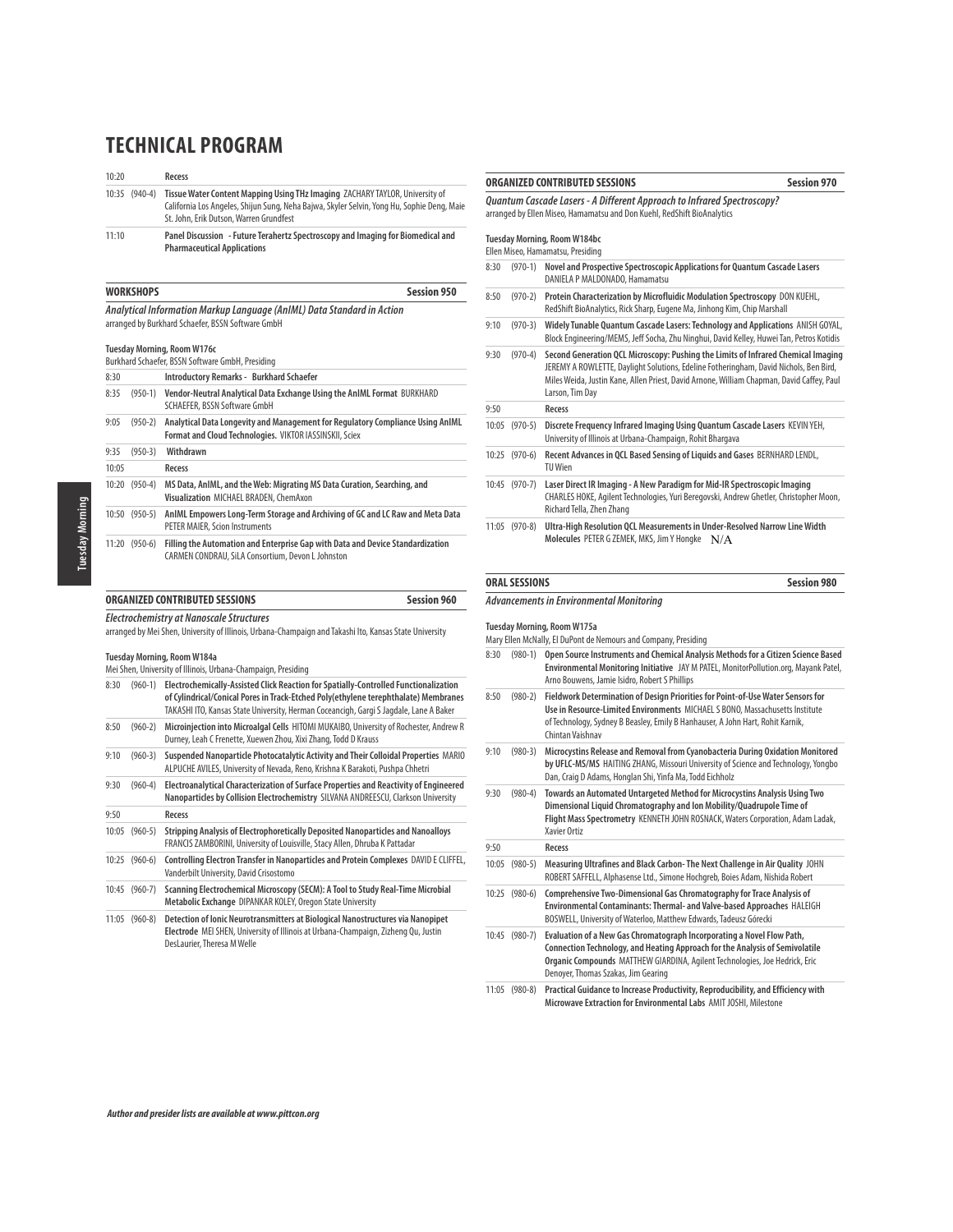# TECHNICAL PROGRAM

| | | |
|---|---|---|
| 10:20 | | **Recess** |
| 10:35 | (940-4) | **Tissue Water Content Mapping Using THz Imaging** ZACHARY TAYLOR, University of California Los Angeles, Shijun Sung, Neha Bajwa, Skyler Selvin, Yong Hu, Sophie Deng, Maie St. John, Erik Dutson, Warren Grundfest |
| 11:10 | | **Panel Discussion - Future Terahertz Spectroscopy and Imaging for Biomedical and Pharmaceutical Applications** |

## WORKSHOPS — Session 950

***Analytical Information Markup Language (AnIML) Data Standard in Action***

arranged by Burkhard Schaefer, BSSN Software GmbH

**Tuesday Morning, Room W176c**

Burkhard Schaefer, BSSN Software GmbH, Presiding

| | | |
|---|---|---|
| 8:30 | | **Introductory Remarks - Burkhard Schaefer** |
| 8:35 | (950-1) | **Vendor-Neutral Analytical Data Exchange Using the AnIML Format** BURKHARD SCHAEFER, BSSN Software GmbH |
| 9:05 | (950-2) | **Analytical Data Longevity and Management for Regulatory Compliance Using AnIML Format and Cloud Technologies.** VIKTOR IASSINSKII, Sciex |
| 9:35 | (950-3) | **Withdrawn** |
| 10:05 | | **Recess** |
| 10:20 | (950-4) | **MS Data, AnIML, and the Web: Migrating MS Data Curation, Searching, and Visualization** MICHAEL BRADEN, ChemAxon |
| 10:50 | (950-5) | **AnIML Empowers Long-Term Storage and Archiving of GC and LC Raw and Meta Data** PETER MAIER, Scion Instruments |
| 11:20 | (950-6) | **Filling the Automation and Enterprise Gap with Data and Device Standardization** CARMEN CONDRAU, SiLA Consortium, Devon L Johnston |

## ORGANIZED CONTRIBUTED SESSIONS — Session 960

***Electrochemistry at Nanoscale Structures***

arranged by Mei Shen, University of Illinois, Urbana-Champaign and Takashi Ito, Kansas State University

**Tuesday Morning, Room W184a**

Mei Shen, University of Illinois, Urbana-Champaign, Presiding

| | | |
|---|---|---|
| 8:30 | (960-1) | **Electrochemically-Assisted Click Reaction for Spatially-Controlled Functionalization of Cylindrical/Conical Pores in Track-Etched Poly(ethylene terephthalate) Membranes** TAKASHI ITO, Kansas State University, Herman Coceancigh, Gargi S Jagdale, Lane A Baker |
| 8:50 | (960-2) | **Microinjection into Microalgal Cells** HITOMI MUKAIBO, University of Rochester, Andrew R Durney, Leah C Frenette, Xuewen Zhou, Xixi Zhang, Todd D Krauss |
| 9:10 | (960-3) | **Suspended Nanoparticle Photocatalytic Activity and Their Colloidal Properties** MARIO ALPUCHE AVILES, University of Nevada, Reno, Krishna K Barakoti, Pushpa Chhetri |
| 9:30 | (960-4) | **Electroanalytical Characterization of Surface Properties and Reactivity of Engineered Nanoparticles by Collision Electrochemistry** SILVANA ANDREESCU, Clarkson University |
| 9:50 | | **Recess** |
| 10:05 | (960-5) | **Stripping Analysis of Electrophoretically Deposited Nanoparticles and Nanoalloys** FRANCIS ZAMBORINI, University of Louisville, Stacy Allen, Dhruba K Pattadar |
| 10:25 | (960-6) | **Controlling Electron Transfer in Nanoparticles and Protein Complexes** DAVID E CLIFFEL, Vanderbilt University, David Crisostomo |
| 10:45 | (960-7) | **Scanning Electrochemical Microscopy (SECM): A Tool to Study Real-Time Microbial Metabolic Exchange** DIPANKAR KOLEY, Oregon State University |
| 11:05 | (960-8) | **Detection of Ionic Neurotransmitters at Biological Nanostructures via Nanopipet Electrode** MEI SHEN, University of Illinois at Urbana-Champaign, Zizheng Qu, Justin DesLaurier, Theresa M Welle |

## ORGANIZED CONTRIBUTED SESSIONS — Session 970

***Quantum Cascade Lasers - A Different Approach to Infrared Spectroscopy?***

arranged by Ellen Miseo, Hamamatsu and Don Kuehl, RedShift BioAnalytics

**Tuesday Morning, Room W184bc**

Ellen Miseo, Hamamatsu, Presiding

| | | |
|---|---|---|
| 8:30 | (970-1) | **Novel and Prospective Spectroscopic Applications for Quantum Cascade Lasers** DANIELA P MALDONADO, Hamamatsu |
| 8:50 | (970-2) | **Protein Characterization by Microfluidic Modulation Spectroscopy** DON KUEHL, RedShift BioAnalytics, Rick Sharp, Eugene Ma, Jinhong Kim, Chip Marshall |
| 9:10 | (970-3) | **Widely Tunable Quantum Cascade Lasers: Technology and Applications** ANISH GOYAL, Block Engineering/MEMS, Jeff Socha, Zhu Ninghui, David Kelley, Huwei Tan, Petros Kotidis |
| 9:30 | (970-4) | **Second Generation QCL Microscopy: Pushing the Limits of Infrared Chemical Imaging** JEREMY A ROWLETTE, Daylight Solutions, Edeline Fotheringham, David Nichols, Ben Bird, Miles Weida, Justin Kane, Allen Priest, David Arnone, William Chapman, David Caffey, Paul Larson, Tim Day |
| 9:50 | | **Recess** |
| 10:05 | (970-5) | **Discrete Frequency Infrared Imaging Using Quantum Cascade Lasers** KEVIN YEH, University of Illinois at Urbana-Champaign, Rohit Bhargava |
| 10:25 | (970-6) | **Recent Advances in QCL Based Sensing of Liquids and Gases** BERNHARD LENDL, TU Wien |
| 10:45 | (970-7) | **Laser Direct IR Imaging - A New Paradigm for Mid-IR Spectroscopic Imaging** CHARLES HOKE, Agilent Technologies, Yuri Beregovski, Andrew Ghetler, Christopher Moon, Richard Tella, Zhen Zhang |
| 11:05 | (970-8) | **Ultra-High Resolution QCL Measurements in Under-Resolved Narrow Line Width Molecules** PETER G ZEMEK, MKS, Jim Y Hongke N/A |

## ORAL SESSIONS — Session 980

***Advancements in Environmental Monitoring***

**Tuesday Morning, Room W175a**

Mary Ellen McNally, EI DuPont de Nemours and Company, Presiding

| | | |
|---|---|---|
| 8:30 | (980-1) | **Open Source Instruments and Chemical Analysis Methods for a Citizen Science Based Environmental Monitoring Initiative** JAY M PATEL, MonitorPollution.org, Mayank Patel, Arno Bouwens, Jamie Isidro, Robert S Phillips |
| 8:50 | (980-2) | **Fieldwork Determination of Design Priorities for Point-of-Use Water Sensors for Use in Resource-Limited Environments** MICHAEL S BONO, Massachusetts Institute of Technology, Sydney B Beasley, Emily B Hanhauser, A John Hart, Rohit Karnik, Chintan Vaishnav |
| 9:10 | (980-3) | **Microcystins Release and Removal from Cyanobacteria During Oxidation Monitored by UFLC-MS/MS** HAITING ZHANG, Missouri University of Science and Technology, Yongbo Dan, Craig D Adams, Honglan Shi, Yinfa Ma, Todd Eichholz |
| 9:30 | (980-4) | **Towards an Automated Untargeted Method for Microcystins Analysis Using Two Dimensional Liquid Chromatography and Ion Mobility/Quadrupole Time of Flight Mass Spectrometry** KENNETH JOHN ROSNACK, Waters Corporation, Adam Ladak, Xavier Ortiz |
| 9:50 | | **Recess** |
| 10:05 | (980-5) | **Measuring Ultrafines and Black Carbon- The Next Challenge in Air Quality** JOHN ROBERT SAFFELL, Alphasense Ltd., Simone Hochgreb, Boies Adam, Nishida Robert |
| 10:25 | (980-6) | **Comprehensive Two-Dimensional Gas Chromatography for Trace Analysis of Environmental Contaminants: Thermal- and Valve-based Approaches** HALEIGH BOSWELL, University of Waterloo, Matthew Edwards, Tadeusz Górecki |
| 10:45 | (980-7) | **Evaluation of a New Gas Chromatograph Incorporating a Novel Flow Path, Connection Technology, and Heating Approach for the Analysis of Semivolatile Organic Compounds** MATTHEW GIARDINA, Agilent Technologies, Joe Hedrick, Eric Denoyer, Thomas Szakas, Jim Gearing |
| 11:05 | (980-8) | **Practical Guidance to Increase Productivity, Reproducibility, and Efficiency with Microwave Extraction for Environmental Labs** AMIT JOSHI, Milestone |

*Author and presider lists are available at www.pittcon.org*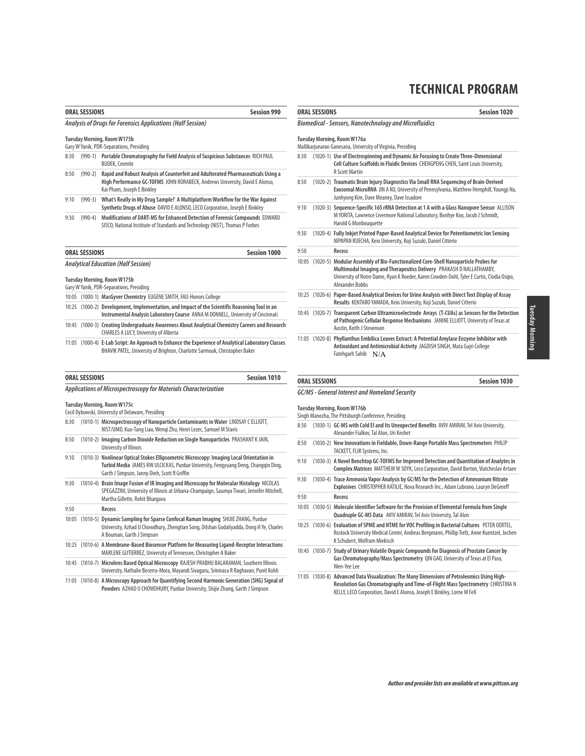# TECHNICAL PROGRAM

## ORAL SESSIONS — Session 990

### *Analysis of Drugs for Forensics Applications (Half Session)*

**Tuesday Morning, Room W175b**
Gary W Yanik, PDR-Separations, Presiding

| | | |
|---|---|---|
| 8:30 | (990-1) | **Portable Chromatography for Field Analysis of Suspicious Substances** RICH PAUL BUDEK, Cromite |
| 8:50 | (990-2) | **Rapid and Robust Analysis of Counterfeit and Adulterated Pharmaceuticals Using a High Performance GC-TOFMS** JOHN RORABECK, Andrews University, David E Alonso, Kai Pham, Joseph E Binkley |
| 9:10 | (990-3) | **What's Really in My Drug Sample? A Multiplatform Workflow for the War Against Synthetic Drugs of Abuse** DAVID E ALONSO, LECO Corporation, Joseph E Binkley |
| 9:30 | (990-4) | **Modifications of DART-MS for Enhanced Detection of Forensic Compounds** EDWARD SISCO, National Institute of Standards and Technology (NIST), Thomas P Forbes |

## ORAL SESSIONS — Session 1000

### *Analytical Education (Half Session)*

**Tuesday Morning, Room W175b**
Gary W Yanik, PDR-Separations, Presiding

| | | |
|---|---|---|
| 10:05 | (1000-1) | **MacGyver Chemistry** EUGENE SMITH, FAU-Honors College |
| 10:25 | (1000-2) | **Development, Implementation, and Impact of the Scientific Reasoning Tool in an Instrumental Analysis Laboratory Course** ANNA M DONNELL, University of Cincinnati |
| 10:45 | (1000-3) | **Creating Undergraduate Awareness About Analytical Chemistry Careers and Research** CHARLES A LUCY, University of Alberta |
| 11:05 | (1000-4) | **E-Lab Script: An Approach to Enhance the Experience of Analytical Laboratory Classes** BHAVIK PATEL, University of Brighton, Charlotte Sarmouk, Christopher Baker |

## ORAL SESSIONS — Session 1010

### *Applications of Microspectroscopy for Materials Characterization*

**Tuesday Morning, Room W175c**
Cecil Dybowski, University of Delaware, Presiding

| | | |
|---|---|---|
| 8:30 | (1010-1) | **Microspectroscopy of Nanoparticle Contaminants in Water** LINDSAY C ELLIOTT, NIST/UMD, Kuo-Tang Liao, Wenqi Zhu, Henri Lezec, Samuel M Stavis |
| 8:50 | (1010-2) | **Imaging Carbon Dioxide Reduction on Single Nanoparticles** PRASHANT K JAIN, University of Illinois |
| 9:10 | (1010-3) | **Nonlinear Optical Stokes Ellipsometric Microscopy: Imaging Local Orientation in Turbid Media** JAMES RW ULCICKAS, Purdue University, Fengyuang Deng, Changqin Ding, Garth J Simpson, Janny Dinh, Scott R Griffin |
| 9:30 | (1010-4) | **Brain Image Fusion of IR Imaging and Microscopy for Molecular Histology** NICOLAS SPEGAZZINI, University of Illinois at Urbana-Champaign, Saumya Tiwari, Jennifer Mitchell, Martha Gillette, Rohit Bhargava |
| 9:50 | | **Recess** |
| 10:05 | (1010-5) | **Dynamic Sampling for Sparse Confocal Raman Imaging** SHIJIE ZHANG, Purdue University, Azhad U Chowdhury, Zhengtian Song, Dilshan Godaliyadda, Dong H Ye, Charles A Bouman, Garth J Simpson |
| 10:25 | (1010-6) | **A Membrane-Based Biosensor Platform for Measuring Ligand-Receptor Interactions** MARLENE GUTIERREZ, University of Tennessee, Christopher A Baker |
| 10:45 | (1010-7) | **Microlens Based Optical Microscopy** RAJESH PRABHU BALARAMAN, Southern Illinois University, Nathalie Becerra-Mora, Mayandi Sivaguru, Srinivasa R Raghavan, Punit Kohli |
| 11:05 | (1010-8) | **A Microscopy Approach for Quantifying Second Harmonic Generation (SHG) Signal of Powders** AZHAD U CHOWDHURY, Purdue University, Shijie Zhang, Garth J Simpson |

## ORAL SESSIONS — Session 1020

### *Biomedical - Sensors, Nanotechnology and Microfluidics*

**Tuesday Morning, Room W176a**
Mallikarjunarao Ganesana, University of Virginia, Presiding

| | | |
|---|---|---|
| 8:30 | (1020-1) | **Use of Electrospinning and Dynamic Air Focusing to Create Three-Dimensional Cell Culture Scaffolds in Fluidic Devices** CHENGPENG CHEN, Saint Louis University, R Scott Martin |
| 8:50 | (1020-2) | **Traumatic Brain Injury Diagnostics Via Small RNA Sequencing of Brain-Derived Exosomal MicroRNA** JIN A KO, University of Pennsylvania, Matthew Hemphill, Youngji Na, Junhyong Kim, Dave Meaney, Dave Issadore |
| 9:10 | (1020-3) | **Sequence-Specific 16S rRNA Detection at 1 A with a Glass Nanopore Sensor** ALLISON M YORITA, Lawrence Livermore National Laboratory, Bonhye Koo, Jacob J Schmidt, Harold G Monbouquette |
| 9:30 | (1020-4) | **Fully Inkjet Printed Paper-Based Analytical Device for Potentiometric Ion Sensing** NIPAPAN RUECHA, Keio University, Koji Suzuki, Daniel Citterio |
| 9:50 | | **Recess** |
| 10:05 | (1020-5) | **Modular Assembly of Bio-Functionalized Core-Shell Nanoparticle Probes for Multimodal Imaging and Therapeutics Delivery** PRAKASH D NALLATHAMBY, University of Notre Dame, Ryan K Roeder, Karen Cowden-Dahl, Tyler E Curtis, Clodia Osipo, Alexander Bobbs |
| 10:25 | (1020-6) | **Paper-Based Analytical Devices for Urine Analysis with Direct Text Display of Assay Results** KENTARO YAMADA, Keio University, Koji Suzuki, Daniel Citterio |
| 10:45 | (1020-7) | **Transparent Carbon Ultramicroelectrode Arrays (T-CUAs) as Sensors for the Detection of Pathogenic Cellular Response Mechanisms** JANINE ELLIOTT, University of Texas at Austin, Keith J Stevenson |
| 11:05 | (1020-8) | **Phyllanthus Embilica Leaves Extract: A Potential Amylase Enzyme Inhibitor with Antioxidant and Antimicrobial Activity** JAGDISH SINGH, Mata Gujri College Fatehgarh Sahib N/A |

## ORAL SESSIONS — Session 1030

### *GC/MS - General Interest and Homeland Security*

**Tuesday Morning, Room W176b**
Singh Manocha, The Pittsburgh Conference, Presiding

| | | |
|---|---|---|
| 8:30 | (1030-1) | **GC-MS with Cold EI and Its Unexpected Benefits** AVIV AMIRAV, Tel Aviv University, Alexander Fialkov, Tal Alon, Uri Keshet |
| 8:50 | (1030-2) | **New Innovations in Fieldable, Down-Range Portable Mass Spectrometers** PHILIP TACKETT, FLIR Systems, Inc. |
| 9:10 | (1030-3) | **A Novel Benchtop GC-TOFMS for Improved Detection and Quantitation of Analytes in Complex Matrices** MATTHEW W SOYK, Leco Corporation, David Borton, Viatcheslav Artaev |
| 9:30 | (1030-4) | **Trace Ammonia Vapor Analysis by GC/MS for the Detection of Ammonium Nitrate Explosives** CHRISTOPHER KATILIE, Nova Research Inc., Adam Lubrano, Lauryn DeGreeff |
| 9:50 | | **Recess** |
| 10:05 | (1030-5) | **Molecule Identifier Software for the Provision of Elemental Formula from Single Quadruple GC-MS Data** AVIV AMIRAV, Tel Aviv University, Tal Alon |
| 10:25 | (1030-6) | **Evaluation of SPME and NTME for VOC Profiling in Bacterial Cultures** PETER OERTEL, Rostock University Medical Center, Andreas Bergmann, Phillip Trefz, Anne Kuentzel, Jochen K Schubert, Wolfram Miekisch |
| 10:45 | (1030-7) | **Study of Urinary Volatile Organic Compounds for Diagnosis of Prostate Cancer by Gas Chromatography/Mass Spectrometry** QIN GAO, University of Texas at El Paso, Wen-Yee Lee |
| 11:05 | (1030-8) | **Advanced Data Visualization: The Many Dimensions of Petroleomics Using High-Resolution Gas Chromatography and Time-of-Flight Mass Spectrometry** CHRISTINA N KELLY, LECO Corporation, David E Alonso, Joseph E Binkley, Lorne M Fell |

*Author and presider lists are available at www.pittcon.org*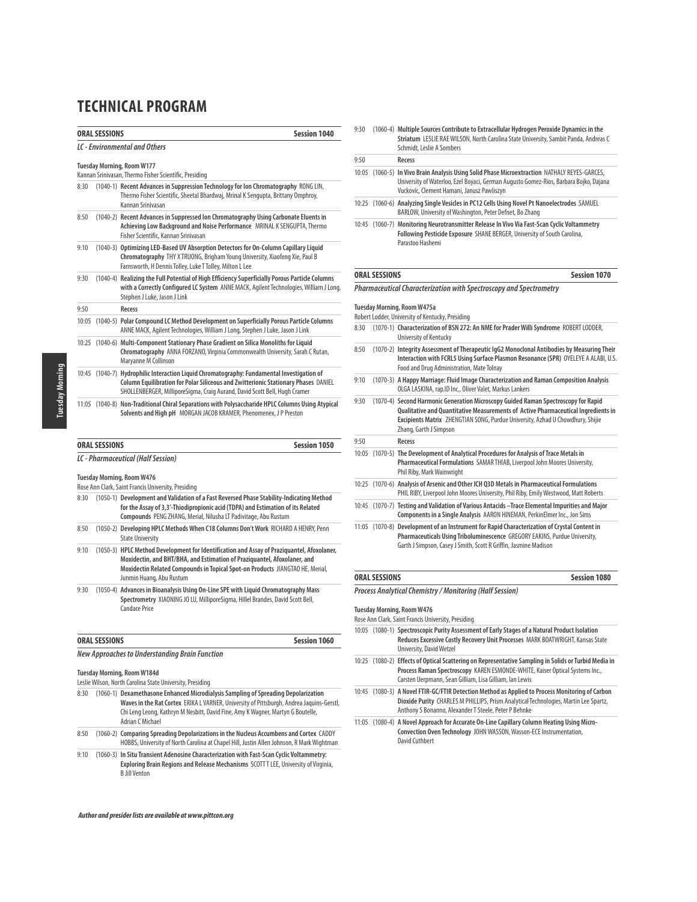# TECHNICAL PROGRAM

## ORAL SESSIONS — Session 1040

### *LC - Environmental and Others*

**Tuesday Morning, Room W177**
Kannan Srinivasan, Thermo Fisher Scientific, Presiding

8:30 (1040-1) **Recent Advances in Suppression Technology for Ion Chromatography** RONG LIN, Thermo Fisher Scientific, Sheetal Bhardwaj, Mrinal K Sengupta, Brittany Omphroy, Kannan Srinivasan

8:50 (1040-2) **Recent Advances in Suppressed Ion Chromatography Using Carbonate Eluents in Achieving Low Background and Noise Performance** MRINAL K SENGUPTA, Thermo Fisher Scientific, Kannan Srinivasan

9:10 (1040-3) **Optimizing LED-Based UV Absorption Detectors for On-Column Capillary Liquid Chromatography** THY X TRUONG, Brigham Young University, Xiaofeng Xie, Paul B Farnsworth, H Dennis Tolley, Luke T Tolley, Milton L Lee

9:30 (1040-4) **Realizing the Full Potential of High Efficiency Superficially Porous Particle Columns with a Correctly Configured LC System** ANNE MACK, Agilent Technologies, William J Long, Stephen J Luke, Jason J Link

9:50 **Recess**

10:05 (1040-5) **Polar Compound LC Method Development on Superficially Porous Particle Columns** ANNE MACK, Agilent Technologies, William J Long, Stephen J Luke, Jason J Link

10:25 (1040-6) **Multi-Component Stationary Phase Gradient on Silica Monoliths for Liquid Chromatography** ANNA FORZANO, Virginia Commonwealth University, Sarah C Rutan, Maryanne M Collinson

10:45 (1040-7) **Hydrophilic Interaction Liquid Chromatography: Fundamental Investigation of Column Equilibration for Polar Siliceous and Zwitterionic Stationary Phases** DANIEL SHOLLENBERGER, MilliporeSigma, Craig Aurand, David Scott Bell, Hugh Cramer

11:05 (1040-8) **Non-Traditional Chiral Separations with Polysaccharide HPLC Columns Using Atypical Solvents and High pH** MORGAN JACOB KRAMER, Phenomenex, J P Preston

## ORAL SESSIONS — Session 1050

### *LC - Pharmaceutical (Half Session)*

**Tuesday Morning, Room W476**
Rose Ann Clark, Saint Francis University, Presiding

8:30 (1050-1) **Development and Validation of a Fast Reversed Phase Stability-Indicating Method for the Assay of 3,3'-Thiodipropionic acid (TDPA) and Estimation of its Related Compounds** PENG ZHANG, Merial, Nilusha LT Padivitage, Abu Rustum

8:50 (1050-2) **Developing HPLC Methods When C18 Columns Don't Work** RICHARD A HENRY, Penn State University

9:10 (1050-3) **HPLC Method Development for Identification and Assay of Praziquantel, Afoxolaner, Moxidectin, and BHT/BHA, and Estimation of Praziquantel, Afoxolaner, and Moxidectin Related Compounds in Topical Spot-on Products** JIANGTAO HE, Merial, Junmin Huang, Abu Rustum

9:30 (1050-4) **Advances in Bioanalysis Using On-Line SPE with Liquid Chromatography Mass Spectrometry** XIAONING JO LU, MilliporeSigma, Hillel Brandes, David Scott Bell, Candace Price

## ORAL SESSIONS — Session 1060

### *New Approaches to Understanding Brain Function*

**Tuesday Morning, Room W184d**
Leslie Wilson, North Carolina State University, Presiding

8:30 (1060-1) **Dexamethasone Enhanced Microdialysis Sampling of Spreading Depolarization Waves in the Rat Cortex** ERIKA L VARNER, University of Pittsburgh, Andrea Jaquins-Gerstl, Chi Leng Leong, Kathryn M Nesbitt, David Fine, Amy K Wagner, Martyn G Boutelle, Adrian C Michael

8:50 (1060-2) **Comparing Spreading Depolarizations in the Nucleus Accumbens and Cortex** CADDY HOBBS, University of North Carolina at Chapel Hill, Justin Allen Johnson, R Mark Wightman

9:10 (1060-3) **In Situ Transient Adenosine Characterization with Fast-Scan Cyclic Voltammetry: Exploring Brain Regions and Release Mechanisms** SCOTT T LEE, University of Virginia, B Jill Venton

9:30 (1060-4) **Multiple Sources Contribute to Extracellular Hydrogen Peroxide Dynamics in the Striatum** LESLIE RAE WILSON, North Carolina State University, Sambit Panda, Andreas C Schmidt, Leslie A Sombers

9:50 **Recess**

10:05 (1060-5) **In Vivo Brain Analysis Using Solid Phase Microextraction** NATHALY REYES-GARCES, University of Waterloo, Ezel Boyaci, German Augusto Gomez-Rios, Barbara Bojko, Dajana Vuckovic, Clement Hamani, Janusz Pawliszyn

10:25 (1060-6) **Analyzing Single Vesicles in PC12 Cells Using Novel Pt Nanoelectrodes** SAMUEL BARLOW, University of Washington, Peter Defnet, Bo Zhang

10:45 (1060-7) **Monitoring Neurotransmitter Release In Vivo Via Fast-Scan Cyclic Voltammetry Following Pesticide Exposure** SHANE BERGER, University of South Carolina, Parastoo Hashemi

## ORAL SESSIONS — Session 1070

### *Pharmaceutical Characterization with Spectroscopy and Spectrometry*

**Tuesday Morning, Room W475a**
Robert Lodder, University of Kentucky, Presiding

8:30 (1070-1) **Characterization of BSN 272: An NME for Prader Willi Syndrome** ROBERT LODDER, University of Kentucky

8:50 (1070-2) **Integrity Assessment of Therapeutic IgG2 Monoclonal Antibodies by Measuring Their Interaction with FCRL5 Using Surface Plasmon Resonance (SPR)** OYELEYE A ALABI, U.S. Food and Drug Administration, Mate Tolnay

9:10 (1070-3) **A Happy Marriage: Fluid Image Characterization and Raman Composition Analysis** OLGA LASKINA, rap.ID Inc., Oliver Valet, Markus Lankers

9:30 (1070-4) **Second Harmonic Generation Microscopy Guided Raman Spectroscopy for Rapid Qualitative and Quantitative Measurements of Active Pharmaceutical Ingredients in Excipients Matrix** ZHENGTIAN SONG, Purdue University, Azhad U Chowdhury, Shijie Zhang, Garth J Simpson

9:50 **Recess**

10:05 (1070-5) **The Development of Analytical Procedures for Analysis of Trace Metals in Pharmaceutical Formulations** SAMAR THIAB, Liverpool John Moores University, Phil Riby, Mark Wainwright

10:25 (1070-6) **Analysis of Arsenic and Other ICH Q3D Metals in Pharmaceutical Formulations** PHIL RIBY, Liverpool John Moores University, Phil Riby, Emily Westwood, Matt Roberts

10:45 (1070-7) **Testing and Validation of Various Antacids –Trace Elemental Impurities and Major Components in a Single Analysis** AARON HINEMAN, PerkinElmer Inc., Jon Sims

11:05 (1070-8) **Development of an Instrument for Rapid Characterization of Crystal Content in Pharmaceuticals Using Triboluminescence** GREGORY EAKINS, Purdue University, Garth J Simpson, Casey J Smith, Scott R Griffin, Jasmine Madison

## ORAL SESSIONS — Session 1080

### *Process Analytical Chemistry / Monitoring (Half Session)*

**Tuesday Morning, Room W476**
Rose Ann Clark, Saint Francis University, Presiding

10:05 (1080-1) **Spectroscopic Purity Assessment of Early Stages of a Natural Product Isolation Reduces Excessive Costly Recovery Unit Processes** MARK BOATWRIGHT, Kansas State University, David Wetzel

10:25 (1080-2) **Effects of Optical Scattering on Representative Sampling in Solids or Turbid Media in Process Raman Spectroscopy** KAREN ESMONDE-WHITE, Kaiser Optical Systems Inc., Carsten Uerpmann, Sean Gilliam, Lisa Gilliam, Ian Lewis

10:45 (1080-3) **A Novel FTIR-GC/FTIR Detection Method as Applied to Process Monitoring of Carbon Dioxide Purity** CHARLES M PHILLIPS, Prism Analytical Technologies, Martin Lee Spartz, Anthony S Bonanno, Alexander T Steele, Peter P Behnke

11:05 (1080-4) **A Novel Approach for Accurate On-Line Capillary Column Heating Using Micro-Convection Oven Technology** JOHN WASSON, Wasson-ECE Instrumentation, David Cuthbert

*Author and presider lists are available at www.pittcon.org*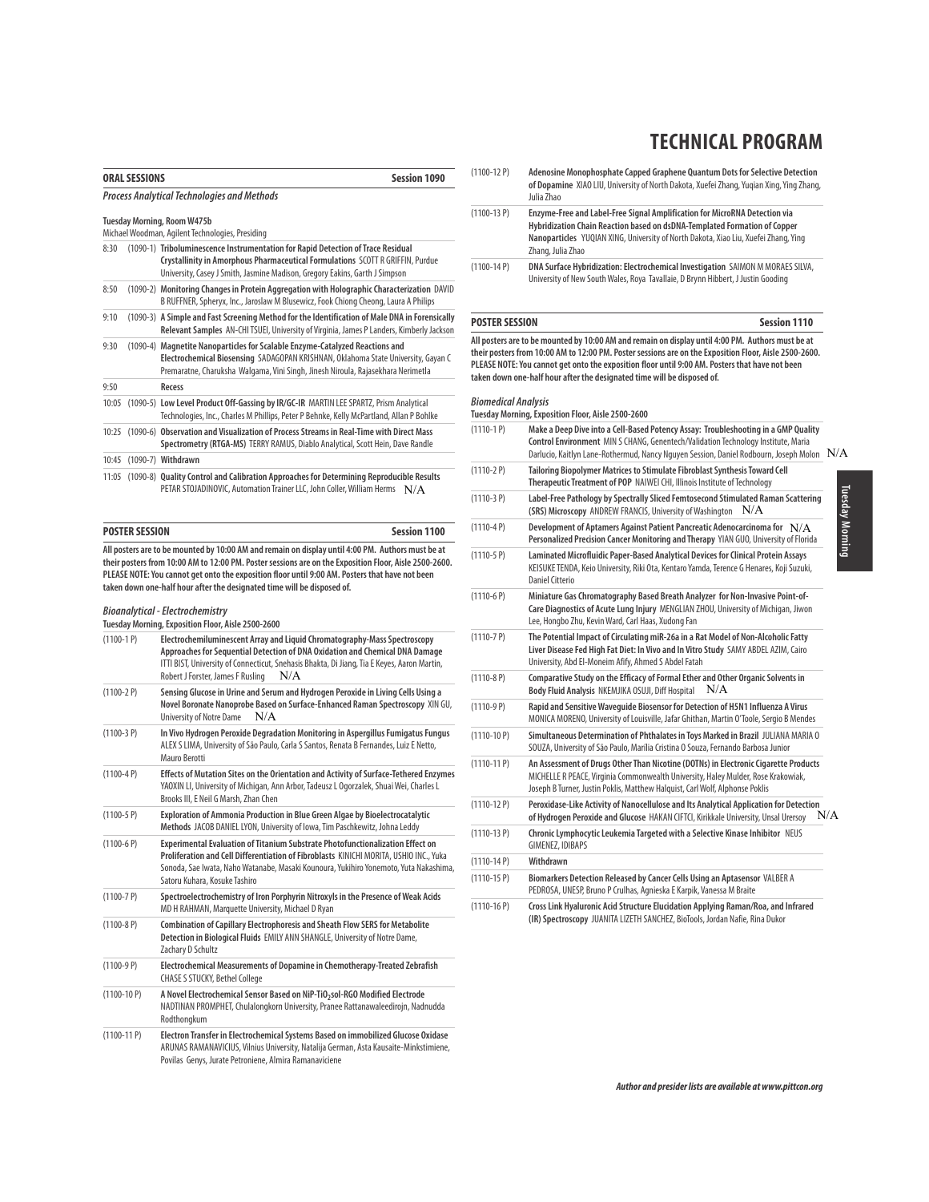# TECHNICAL PROGRAM

## ORAL SESSIONS — Session 1090

### *Process Analytical Technologies and Methods*

**Tuesday Morning, Room W475b**
Michael Woodman, Agilent Technologies, Presiding

| | | |
|---|---|---|
| 8:30 | (1090-1) | **Triboluminescence Instrumentation for Rapid Detection of Trace Residual Crystallinity in Amorphous Pharmaceutical Formulations** SCOTT R GRIFFIN, Purdue University, Casey J Smith, Jasmine Madison, Gregory Eakins, Garth J Simpson |
| 8:50 | (1090-2) | **Monitoring Changes in Protein Aggregation with Holographic Characterization** DAVID B RUFFNER, Spheryx, Inc., Jaroslaw M Blusewicz, Fook Chiong Cheong, Laura A Philips |
| 9:10 | (1090-3) | **A Simple and Fast Screening Method for the Identification of Male DNA in Forensically Relevant Samples** AN-CHI TSUEI, University of Virginia, James P Landers, Kimberly Jackson |
| 9:30 | (1090-4) | **Magnetite Nanoparticles for Scalable Enzyme-Catalyzed Reactions and Electrochemical Biosensing** SADAGOPAN KRISHNAN, Oklahoma State University, Gayan C Premaratne, Charuksha Walgama, Vini Singh, Jinesh Niroula, Rajasekhara Nerimetla |
| 9:50 | | **Recess** |
| 10:05 | (1090-5) | **Low Level Product Off-Gassing by IR/GC-IR** MARTIN LEE SPARTZ, Prism Analytical Technologies, Inc., Charles M Phillips, Peter P Behnke, Kelly McPartland, Allan P Bohlke |
| 10:25 | (1090-6) | **Observation and Visualization of Process Streams in Real-Time with Direct Mass Spectrometry (RTGA-MS)** TERRY RAMUS, Diablo Analytical, Scott Hein, Dave Randle |
| 10:45 | (1090-7) | **Withdrawn** |
| 11:05 | (1090-8) | **Quality Control and Calibration Approaches for Determining Reproducible Results** PETAR STOJADINOVIC, Automation Trainer LLC, John Coller, William Herms N/A |

## POSTER SESSION — Session 1100

**All posters are to be mounted by 10:00 AM and remain on display until 4:00 PM. Authors must be at their posters from 10:00 AM to 12:00 PM. Poster sessions are on the Exposition Floor, Aisle 2500-2600. PLEASE NOTE: You cannot get onto the exposition floor until 9:00 AM. Posters that have not been taken down one-half hour after the designated time will be disposed of.**

### *Bioanalytical - Electrochemistry*

**Tuesday Morning, Exposition Floor, Aisle 2500-2600**

| | |
|---|---|
| (1100-1 P) | **Electrochemiluminescent Array and Liquid Chromatography-Mass Spectroscopy Approaches for Sequential Detection of DNA Oxidation and Chemical DNA Damage** ITTI BIST, University of Connecticut, Snehasis Bhakta, Di Jiang, Tia E Keyes, Aaron Martin, Robert J Forster, James F Rusling N/A |
| (1100-2 P) | **Sensing Glucose in Urine and Serum and Hydrogen Peroxide in Living Cells Using a Novel Boronate Nanoprobe Based on Surface-Enhanced Raman Spectroscopy** XIN GU, University of Notre Dame N/A |
| (1100-3 P) | **In Vivo Hydrogen Peroxide Degradation Monitoring in Aspergillus Fumigatus Fungus** ALEX S LIMA, University of São Paulo, Carla S Santos, Renata B Fernandes, Luiz E Netto, Mauro Berotti |
| (1100-4 P) | **Effects of Mutation Sites on the Orientation and Activity of Surface-Tethered Enzymes** YAOXIN LI, University of Michigan, Ann Arbor, Tadeusz L Ogorzalek, Shuai Wei, Charles L Brooks III, E Neil G Marsh, Zhan Chen |
| (1100-5 P) | **Exploration of Ammonia Production in Blue Green Algae by Bioelectrocatalytic Methods** JACOB DANIEL LYON, University of Iowa, Tim Paschkewitz, Johna Leddy |
| (1100-6 P) | **Experimental Evaluation of Titanium Substrate Photofunctionalization Effect on Proliferation and Cell Differentiation of Fibroblasts** KINICHI MORITA, USHIO INC., Yuka Sonoda, Sae Iwata, Naho Watanabe, Masaki Kounoura, Yukihiro Yonemoto, Yuta Nakashima, Satoru Kuhara, Kosuke Tashiro |
| (1100-7 P) | **Spectroelectrochemistry of Iron Porphyrin Nitroxyls in the Presence of Weak Acids** MD H RAHMAN, Marquette University, Michael D Ryan |
| (1100-8 P) | **Combination of Capillary Electrophoresis and Sheath Flow SERS for Metabolite Detection in Biological Fluids** EMILY ANN SHANGLE, University of Notre Dame, Zachary D Schultz |
| (1100-9 P) | **Electrochemical Measurements of Dopamine in Chemotherapy-Treated Zebrafish** CHASE S STUCKY, Bethel College |
| (1100-10 P) | **A Novel Electrochemical Sensor Based on NiP-$TiO_2$sol-RGO Modified Electrode** NADTINAN PROMPHET, Chulalongkorn University, Pranee Rattanawaleedirojn, Nadnudda Rodthongkum |
| (1100-11 P) | **Electron Transfer in Electrochemical Systems Based on immobilized Glucose Oxidase** ARUNAS RAMANAVICIUS, Vilnius University, Natalija German, Asta Kausaite-Minkstimiene, Povilas Genys, Jurate Petroniene, Almira Ramanaviciene |
| (1100-12 P) | **Adenosine Monophosphate Capped Graphene Quantum Dots for Selective Detection of Dopamine** XIAO LIU, University of North Dakota, Xuefei Zhang, Yuqian Xing, Ying Zhang, Julia Zhao |
| (1100-13 P) | **Enzyme-Free and Label-Free Signal Amplification for MicroRNA Detection via Hybridization Chain Reaction based on dsDNA-Templated Formation of Copper Nanoparticles** YUQIAN XING, University of North Dakota, Xiao Liu, Xuefei Zhang, Ying Zhang, Julia Zhao |
| (1100-14 P) | **DNA Surface Hybridization: Electrochemical Investigation** SAIMON M MORAES SILVA, University of New South Wales, Roya Tavallaie, D Brynn Hibbert, J Justin Gooding |

## POSTER SESSION — Session 1110

**All posters are to be mounted by 10:00 AM and remain on display until 4:00 PM. Authors must be at their posters from 10:00 AM to 12:00 PM. Poster sessions are on the Exposition Floor, Aisle 2500-2600. PLEASE NOTE: You cannot get onto the exposition floor until 9:00 AM. Posters that have not been taken down one-half hour after the designated time will be disposed of.**

### *Biomedical Analysis*

**Tuesday Morning, Exposition Floor, Aisle 2500-2600**

| | |
|---|---|
| (1110-1 P) | **Make a Deep Dive into a Cell-Based Potency Assay: Troubleshooting in a GMP Quality Control Environment** MIN S CHANG, Genentech/Validation Technology Institute, Maria Darlucio, Kaitlyn Lane-Rothermud, Nancy Nguyen Session, Daniel Rodbourn, Joseph Molon N/A |
| (1110-2 P) | **Tailoring Biopolymer Matrices to Stimulate Fibroblast Synthesis Toward Cell Therapeutic Treatment of POP** NAIWEI CHI, Illinois Institute of Technology |
| (1110-3 P) | **Label-Free Pathology by Spectrally Sliced Femtosecond Stimulated Raman Scattering (SRS) Microscopy** ANDREW FRANCIS, University of Washington N/A |
| (1110-4 P) | **Development of Aptamers Against Patient Pancreatic Adenocarcinoma for Personalized Precision Cancer Monitoring and Therapy** YIAN GUO, University of Florida N/A |
| (1110-5 P) | **Laminated Microfluidic Paper-Based Analytical Devices for Clinical Protein Assays** KEISUKE TENDA, Keio University, Riki Ota, Kentaro Yamda, Terence G Henares, Koji Suzuki, Daniel Citterio |
| (1110-6 P) | **Miniature Gas Chromatography Based Breath Analyzer for Non-Invasive Point-of-Care Diagnostics of Acute Lung Injury** MENGLIAN ZHOU, University of Michigan, Jiwon Lee, Hongbo Zhu, Kevin Ward, Carl Haas, Xudong Fan |
| (1110-7 P) | **The Potential Impact of Circulating miR-26a in a Rat Model of Non-Alcoholic Fatty Liver Disease Fed High Fat Diet: In Vivo and In Vitro Study** SAMY ABDEL AZIM, Cairo University, Abd El-Moneim Afify, Ahmed S Abdel Fatah |
| (1110-8 P) | **Comparative Study on the Efficacy of Formal Ether and Other Organic Solvents in Body Fluid Analysis** NKEMJIKA OSUJI, Diff Hospital N/A |
| (1110-9 P) | **Rapid and Sensitive Waveguide Biosensor for Detection of H5N1 Influenza A Virus** MONICA MORENO, University of Louisville, Jafar Ghithan, Martin O'Toole, Sergio B Mendes |
| (1110-10 P) | **Simultaneous Determination of Phthalates in Toys Marked in Brazil** JULIANA MARIA O SOUZA, University of São Paulo, Marília Cristina O Souza, Fernando Barbosa Junior |
| (1110-11 P) | **An Assessment of Drugs Other Than Nicotine (DOTNs) in Electronic Cigarette Products** MICHELLE R PEACE, Virginia Commonwealth University, Haley Mulder, Rose Krakowiak, Joseph B Turner, Justin Poklis, Matthew Halquist, Carl Wolf, Alphonse Poklis |
| (1110-12 P) | **Peroxidase-Like Activity of Nanocellulose and Its Analytical Application for Detection of Hydrogen Peroxide and Glucose** HAKAN CIFTCI, Kirikkale University, Unsal Urersoy N/A |
| (1110-13 P) | **Chronic Lymphocytic Leukemia Targeted with a Selective Kinase Inhibitor** NEUS GIMENEZ, IDIBAPS |
| (1110-14 P) | **Withdrawn** |
| (1110-15 P) | **Biomarkers Detection Released by Cancer Cells Using an Aptasensor** VALBER A PEDROSA, UNESP, Bruno P Crulhas, Agnieska E Karpik, Vanessa M Braite |
| (1110-16 P) | **Cross Link Hyaluronic Acid Structure Elucidation Applying Raman/Roa, and Infrared (IR) Spectroscopy** JUANITA LIZETH SANCHEZ, BioTools, Jordan Nafie, Rina Dukor |

*Author and presider lists are available at www.pittcon.org*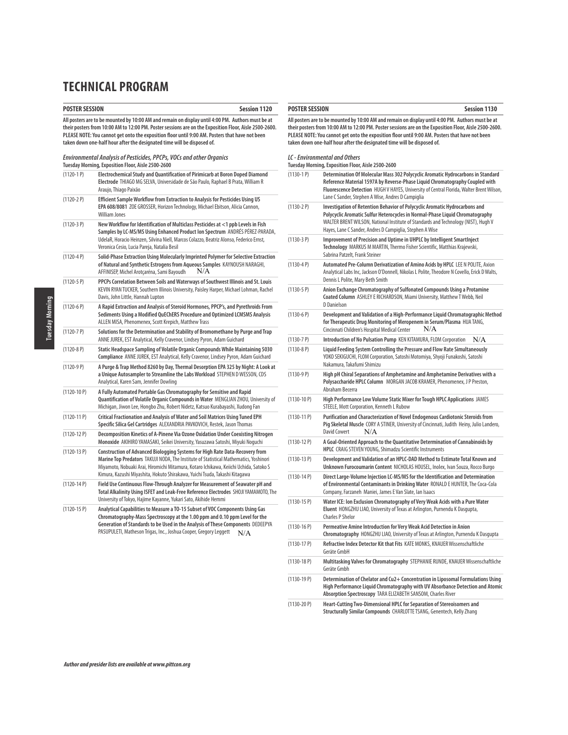# TECHNICAL PROGRAM

## POSTER SESSION — Session 1120

**All posters are to be mounted by 10:00 AM and remain on display until 4:00 PM. Authors must be at their posters from 10:00 AM to 12:00 PM. Poster sessions are on the Exposition Floor, Aisle 2500-2600. PLEASE NOTE: You cannot get onto the exposition floor until 9:00 AM. Posters that have not been taken down one-half hour after the designated time will be disposed of.**

***Environmental Analysis of Pesticides, PPCPs, VOCs and other Organics***
**Tuesday Morning, Exposition Floor, Aisle 2500-2600**

| | |
|---|---|
| (1120-1 P) | **Electrochemical Study and Quantification of Pirimicarb at Boron Doped Diamond Electrode** THIAGO MG SELVA, Universidade de São Paulo, Raphael B Prata, William R Araujo, Thiago Paixão |
| (1120-2 P) | **Efficient Sample Workflow from Extraction to Analysis for Pesticides Using US EPA 608/8081** ZOE GROSSER, Horizon Technology, Michael Ebitson, Alicia Cannon, William Jones |
| (1120-3 P) | **New Workflow for Identification of Multiclass Pesticides at <1 ppb Levels in Fish Samples by LC-MS/MS Using Enhanced Product Ion Spectrum** ANDRÉS PÉREZ-PARADA, UdelaR, Horacio Heinzen, Silvina Niell, Marcos Colazzo, Beatriz Alonso, Federico Ernst, Veronica Cesio, Lucia Pareja, Natalia Besil |
| (1120-4 P) | **Solid-Phase Extraction Using Molecularly Imprinted Polymer for Selective Extraction of Natural and Synthetic Estrogens from Aqueous Samples** KAYNOUSH NARAGHI, AFFINISEP, Michel Arotçaréna, Sami Bayoudh N/A |
| (1120-5 P) | **PPCPs Correlation Between Soils and Waterways of Southwest Illinois and St. Louis** KEVIN RYAN TUCKER, Southern Illinois University, Paisley Harper, Michael Lohman, Rachel Davis, John Little, Hannah Lupton |
| (1120-6 P) | **A Rapid Extraction and Analysis of Steroid Hormones, PPCP's, and Pyrethroids From Sediments Using a Modified QuEChERS Procedure and Optimized LCMSMS Analysis** ALLEN MISA, Phenomenex, Scott Krepich, Matthew Trass |
| (1120-7 P) | **Solutions for the Determination and Stability of Bromomethane by Purge and Trap** ANNE JUREK, EST Analytical, Kelly Cravenor, Lindsey Pyron, Adam Guichard |
| (1120-8 P) | **Static Headspace Sampling of Volatile Organic Compounds While Maintaining 5030 Compliance** ANNE JUREK, EST Analytical, Kelly Cravenor, Lindsey Pyron, Adam Guichard |
| (1120-9 P) | **A Purge & Trap Method 8260 by Day, Thermal Desorption EPA 325 by Night: A Look at a Unique Autosampler to Streamline the Labs Workload** STEPHEN D WESSON, CDS Analytical, Karen Sam, Jennifer Dowling |
| (1120-10 P) | **A Fully Automated Portable Gas Chromatography for Sensitive and Rapid Quantification of Volatile Organic Compounds in Water** MENGLIAN ZHOU, University of Michigan, Jiwon Lee, Hongbo Zhu, Robert Nidetz, Katsuo Kurabayashi, Xudong Fan |
| (1120-11 P) | **Critical Fractionation and Analysis of Water and Soil Matrices Using Tuned EPH Specific Silica Gel Cartridges** ALEXANDRIA PAVKOVICH, Restek, Jason Thomas |
| (1120-12 P) | **Decomposition Kinetics of A-Pinene Via Ozone Oxidation Under Coexisting Nitrogen Monoxide** AKIHIRO YAMASAKI, Seikei University, Yasuzawa Satoshi, Miyuki Noguchi |
| (1120-13 P) | **Construction of Advanced Biologging Systems for High Rate Data-Recovery from Marine Top Predators** TAKUJI NODA, The Institute of Statistical Mathematics, Yoshinori Miyamoto, Nobuaki Arai, Hiromichi Mitamura, Kotaro Ichikawa, Keiichi Uchida, Satoko S Kimura, Kazushi Miyashita, Hokuto Shirakawa, Yuichi Tsuda, Takashi Kitagawa |
| (1120-14 P) | **Field Use Continuous Flow-Through Analyzer for Measurement of Seawater pH and Total Alkalinity Using ISFET and Leak-Free Reference Electrodes** SHOJI YAMAMOTO, The University of Tokyo, Hajime Kayanne, Yukari Sato, Akihide Hemmi |
| (1120-15 P) | **Analytical Capabilities to Measure a TO-15 Subset of VOC Components Using Gas Chromatography-Mass Spectroscopy at the 1.00 ppm and 0.10 ppm Level for the Generation of Standards to be Used in the Analysis of These Components** DEDEEPYA PASUPULETI, Matheson Trigas, Inc., Joshua Cooper, Gregory Leggett N/A |

## POSTER SESSION — Session 1130

**All posters are to be mounted by 10:00 AM and remain on display until 4:00 PM. Authors must be at their posters from 10:00 AM to 12:00 PM. Poster sessions are on the Exposition Floor, Aisle 2500-2600. PLEASE NOTE: You cannot get onto the exposition floor until 9:00 AM. Posters that have not been taken down one-half hour after the designated time will be disposed of.**

***LC - Environmental and Others***
**Tuesday Morning, Exposition Floor, Aisle 2500-2600**

| | |
|---|---|
| (1130-1 P) | **Determination Of Molecular Mass 302 Polycyclic Aromatic Hydrocarbons in Standard Reference Material 1597A by Reverse-Phase Liquid Chromatography Coupled with Fluorescence Detection** HUGH V HAYES, University of Central Florida, Walter Brent Wilson, Lane C Sander, Stephen A Wise, Andres D Campiglia |
| (1130-2 P) | **Investigation of Retention Behavior of Polycyclic Aromatic Hydrocarbons and Polycyclic Aromatic Sulfur Heterocycles in Normal-Phase Liquid Chromatography** WALTER BRENT WILSON, National Institute of Standards and Technology (NIST), Hugh V Hayes, Lane C Sander, Andres D Campiglia, Stephen A Wise |
| (1130-3 P) | **Improvement of Precision and Uptime in UHPLC by Intelligent SmartInject Technology** MARKUS M MARTIN, Thermo Fisher Scientific, Matthias Krajewski, Sabrina Patzelt, Frank Steiner |
| (1130-4 P) | **Automated Pre-Column Derivatization of Amino Acids by HPLC** LEE N POLITE, Axion Analytical Labs Inc, Jackson O'Donnell, Nikolas L Polite, Theodore N Covello, Erick D Walts, Dennis L Polite, Mary Beth Smith |
| (1130-5 P) | **Anion Exchange Chromatography of Sulfonated Compounds Using a Protamine Coated Column** ASHLEY E RICHARDSON, Miami University, Matthew T Webb, Neil D Danielson |
| (1130-6 P) | **Development and Validation of a High-Performance Liquid Chromatographic Method for Therapeutic Drug Monitoring of Meropenem in Serum/Plasma** HUA TANG, Cincinnati Children's Hospital Medical Center N/A |
| (1130-7 P) | **Introduction of No Pulsation Pump** KEN KITAMURA, FLOM Corporation N/A |
| (1130-8 P) | **Liquid Feeding System Controlling the Pressure and Flow Rate Simultaneously** YOKO SEKIGUCHI, FLOM Corporation, Satoshi Motomiya, Shyoji Funakoshi, Satoshi Nakamura, Takafumi Shimizu |
| (1130-9 P) | **High pH Chiral Separations of Amphetamine and Amphetamine Derivatives with a Polysaccharide HPLC Column** MORGAN JACOB KRAMER, Phenomenex, J P Preston, Abraham Becerra |
| (1130-10 P) | **High Performance Low Volume Static Mixer for Tough HPLC Applications** JAMES STEELE, Mott Corporation, Kenneth L Rubow |
| (1130-11 P) | **Purification and Characterization of Novel Endogenous Cardiotonic Steroids from Pig Skeletal Muscle** CORY A STINER, University of Cincinnati, Judith Heiny, Julio Landero, David Cowert N/A |
| (1130-12 P) | **A Goal-Oriented Approach to the Quantitative Determination of Cannabinoids by HPLC** CRAIG STEVEN YOUNG, Shimadzu Scientific Instruments |
| (1130-13 P) | **Development and Validation of an HPLC-DAD Method to Estimate Total Known and Unknown Furocoumarin Content** NICHOLAS HOUSEL, Inolex, Ivan Souza, Rocco Burgo |
| (1130-14 P) | **Direct Large-Volume Injection LC-MS/MS for the Identification and Determination of Environmental Contaminants in Drinking Water** RONALD E HUNTER, The Coca-Cola Company, Farzaneh Maniei, James E Van Slate, Ian Isaacs |
| (1130-15 P) | **Water ICE: Ion Exclusion Chromatography of Very Weak Acids with a Pure Water Eluent** HONGZHU LIAO, University of Texas at Arlington, Purnendu K Dasgupta, Charles P Shelor |
| (1130-16 P) | **Permeative Amine Introduction for Very Weak Acid Detection in Anion Chromatography** HONGZHU LIAO, University of Texas at Arlington, Purnendu K Dasgupta |
| (1130-17 P) | **Refractive Index Detector Kit that Fits** KATE MONKS, KNAUER Wissenschaftliche Geräte GmbH |
| (1130-18 P) | **Multitasking Valves for Chromatography** STEPHANIE RUNDE, KNAUER Wissenschaftliche Geräte Gmbh |
| (1130-19 P) | **Determination of Chelator and $Cu^{2+}$ Concentration in Liposomal Formulations Using High Performance Liquid Chromatography with UV Absorbance Detection and Atomic Absorption Spectroscopy** TARA ELIZABETH SANSOM, Charles River |
| (1130-20 P) | **Heart-Cutting Two-Dimensional HPLC for Separation of Stereoisomers and Structurally Similar Compounds** CHARLOTTE TSANG, Genentech, Kelly Zhang |

*Author and presider lists are available at www.pittcon.org*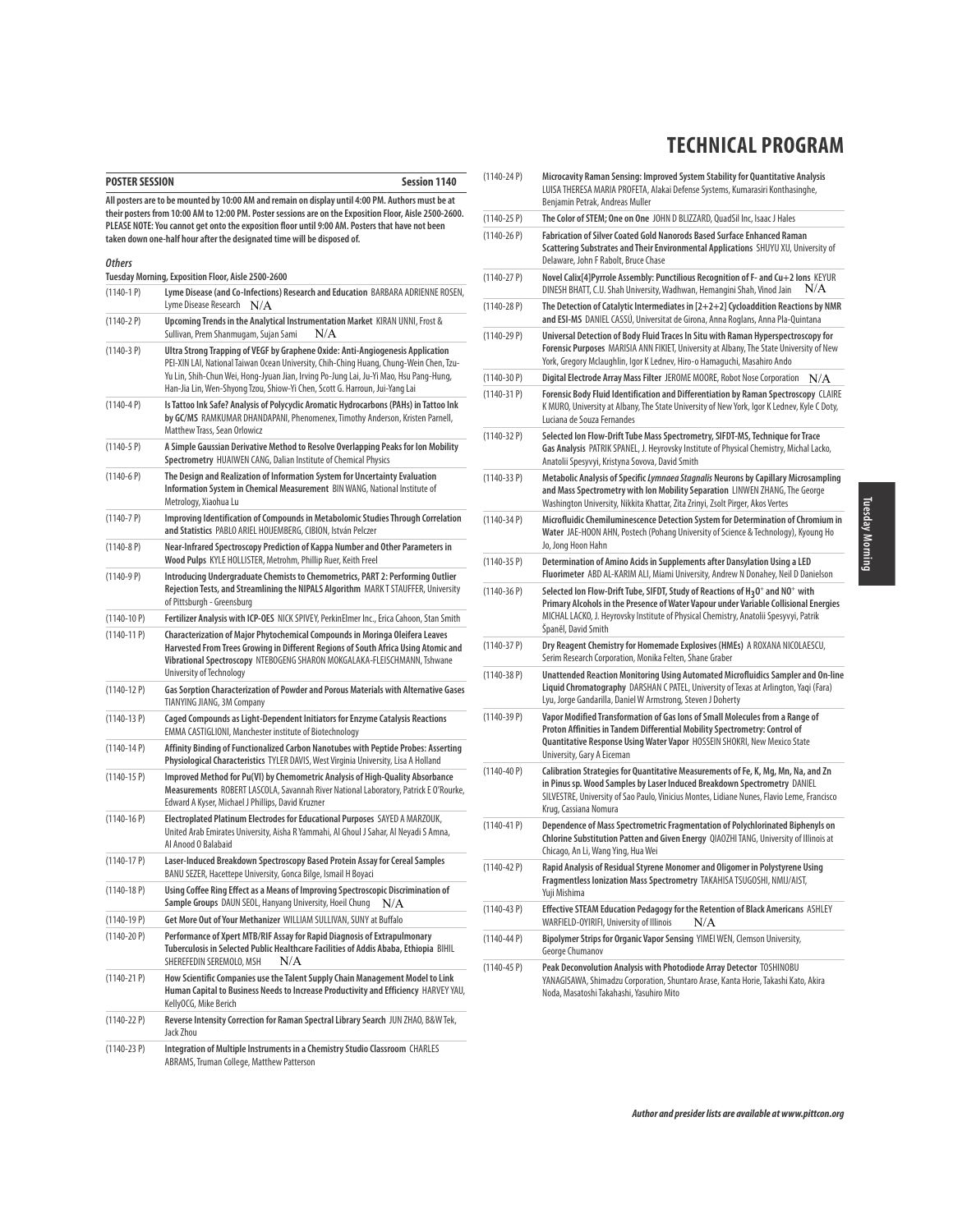# TECHNICAL PROGRAM

**POSTER SESSION** **Session 1140**

**All posters are to be mounted by 10:00 AM and remain on display until 4:00 PM. Authors must be at their posters from 10:00 AM to 12:00 PM. Poster sessions are on the Exposition Floor, Aisle 2500-2600. PLEASE NOTE: You cannot get onto the exposition floor until 9:00 AM. Posters that have not been taken down one-half hour after the designated time will be disposed of.**

***Others***

**Tuesday Morning, Exposition Floor, Aisle 2500-2600**

(1140-1 P) **Lyme Disease (and Co-Infections) Research and Education** BARBARA ADRIENNE ROSEN, Lyme Disease Research N/A

(1140-2 P) **Upcoming Trends in the Analytical Instrumentation Market** KIRAN UNNI, Frost & Sullivan, Prem Shanmugam, Sujan Sami N/A

(1140-3 P) **Ultra Strong Trapping of VEGF by Graphene Oxide: Anti-Angiogenesis Application** PEI-XIN LAI, National Taiwan Ocean University, Chih-Ching Huang, Chung-Wein Chen, Tzu-Yu Lin, Shih-Chun Wei, Hong-Jyuan Jian, Irving Po-Jung Lai, Ju-Yi Mao, Hsu Pang-Hung, Han-Jia Lin, Wen-Shyong Tzou, Shiow-Yi Chen, Scott G. Harroun, Jui-Yang Lai

(1140-4 P) **Is Tattoo Ink Safe? Analysis of Polycyclic Aromatic Hydrocarbons (PAHs) in Tattoo Ink by GC/MS** RAMKUMAR DHANDAPANI, Phenomenex, Timothy Anderson, Kristen Parnell, Matthew Trass, Sean Orlowicz

(1140-5 P) **A Simple Gaussian Derivative Method to Resolve Overlapping Peaks for Ion Mobility Spectrometry** HUAIWEN CANG, Dalian Institute of Chemical Physics

(1140-6 P) **The Design and Realization of Information System for Uncertainty Evaluation Information System in Chemical Measurement** BIN WANG, National Institute of Metrology, Xiaohua Lu

(1140-7 P) **Improving Identification of Compounds in Metabolomic Studies Through Correlation and Statistics** PABLO ARIEL HOIJEMBERG, CIBION, István Pelczer

(1140-8 P) **Near-Infrared Spectroscopy Prediction of Kappa Number and Other Parameters in Wood Pulps** KYLE HOLLISTER, Metrohm, Phillip Ruer, Keith Freel

(1140-9 P) **Introducing Undergraduate Chemists to Chemometrics, PART 2: Performing Outlier Rejection Tests, and Streamlining the NIPALS Algorithm** MARK T STAUFFER, University of Pittsburgh - Greensburg

(1140-10 P) **Fertilizer Analysis with ICP-OES** NICK SPIVEY, PerkinElmer Inc., Erica Cahoon, Stan Smith

(1140-11 P) **Characterization of Major Phytochemical Compounds in Moringa Oleifera Leaves Harvested From Trees Growing in Different Regions of South Africa Using Atomic and Vibrational Spectroscopy** NTEBOGENG SHARON MOKGALAKA-FLEISCHMANN, Tshwane University of Technology

(1140-12 P) **Gas Sorption Characterization of Powder and Porous Materials with Alternative Gases** TIANYING JIANG, 3M Company

(1140-13 P) **Caged Compounds as Light-Dependent Initiators for Enzyme Catalysis Reactions** EMMA CASTIGLIONI, Manchester institute of Biotechnology

(1140-14 P) **Affinity Binding of Functionalized Carbon Nanotubes with Peptide Probes: Asserting Physiological Characteristics** TYLER DAVIS, West Virginia University, Lisa A Holland

(1140-15 P) **Improved Method for Pu(VI) by Chemometric Analysis of High-Quality Absorbance Measurements** ROBERT LASCOLA, Savannah River National Laboratory, Patrick E O'Rourke, Edward A Kyser, Michael J Phillips, David Kruzner

(1140-16 P) **Electroplated Platinum Electrodes for Educational Purposes** SAYED A MARZOUK, United Arab Emirates University, Aisha R Yammahi, Al Ghoul J Sahar, Al Neyadi S Amna, Al Anood O Balabaid

(1140-17 P) **Laser-Induced Breakdown Spectroscopy Based Protein Assay for Cereal Samples** BANU SEZER, Hacettepe University, Gonca Bilge, Ismail H Boyaci

(1140-18 P) **Using Coffee Ring Effect as a Means of Improving Spectroscopic Discrimination of Sample Groups** DAUN SEOL, Hanyang University, Hoeil Chung N/A

(1140-19 P) **Get More Out of Your Methanizer** WILLIAM SULLIVAN, SUNY at Buffalo

(1140-20 P) **Performance of Xpert MTB/RIF Assay for Rapid Diagnosis of Extrapulmonary Tuberculosis in Selected Public Healthcare Facilities of Addis Ababa, Ethiopia** BIHIL SHEREFEDIN SEREMOLO, MSH N/A

(1140-21 P) **How Scientific Companies use the Talent Supply Chain Management Model to Link Human Capital to Business Needs to Increase Productivity and Efficiency** HARVEY YAU, KellyOCG, Mike Berich

(1140-22 P) **Reverse Intensity Correction for Raman Spectral Library Search** JUN ZHAO, B&W Tek, Jack Zhou

(1140-23 P) **Integration of Multiple Instruments in a Chemistry Studio Classroom** CHARLES ABRAMS, Truman College, Matthew Patterson

(1140-24 P) **Microcavity Raman Sensing: Improved System Stability for Quantitative Analysis** LUISA THERESA MARIA PROFETA, Alakai Defense Systems, Kumarasiri Konthasinghe, Benjamin Petrak, Andreas Muller

(1140-25 P) **The Color of STEM; One on One** JOHN D BLIZZARD, QuadSil Inc, Isaac J Hales

(1140-26 P) **Fabrication of Silver Coated Gold Nanorods Based Surface Enhanced Raman Scattering Substrates and Their Environmental Applications** SHUYU XU, University of Delaware, John F Rabolt, Bruce Chase

(1140-27 P) **Novel Calix[4]Pyrrole Assembly: Punctilious Recognition of F- and Cu+2 Ions** KEYUR DINESH BHATT, C.U. Shah University, Wadhwan, Hemangini Shah, Vinod Jain N/A

(1140-28 P) **The Detection of Catalytic Intermediates in [2+2+2] Cycloaddition Reactions by NMR and ESI-MS** DANIEL CASSÚ, Universitat de Girona, Anna Roglans, Anna Pla-Quintana

(1140-29 P) **Universal Detection of Body Fluid Traces In Situ with Raman Hyperspectroscopy for Forensic Purposes** MARISIA ANN FIKIET, University at Albany, The State University of New York, Gregory Mclaughlin, Igor K Lednev, Hiro-o Hamaguchi, Masahiro Ando

(1140-30 P) **Digital Electrode Array Mass Filter** JEROME MOORE, Robot Nose Corporation N/A

(1140-31 P) **Forensic Body Fluid Identification and Differentiation by Raman Spectroscopy** CLAIRE K MURO, University at Albany, The State University of New York, Igor K Lednev, Kyle C Doty, Luciana de Souza Fernandes

(1140-32 P) **Selected Ion Flow-Drift Tube Mass Spectrometry, SIFDT-MS, Technique for Trace Gas Analysis** PATRIK SPANEL, J. Heyrovsky Institute of Physical Chemistry, Michal Lacko, Anatolii Spesyvyi, Kristyna Sovova, David Smith

(1140-33 P) **Metabolic Analysis of Specific *Lymnaea Stagnalis* Neurons by Capillary Microsampling and Mass Spectrometry with Ion Mobility Separation** LINWEN ZHANG, The George Washington University, Nikkita Khattar, Zita Zrinyi, Zsolt Pirger, Akos Vertes

(1140-34 P) **Microfluidic Chemiluminescence Detection System for Determination of Chromium in Water** JAE-HOON AHN, Postech (Pohang University of Science & Technology), Kyoung Ho Jo, Jong Hoon Hahn

(1140-35 P) **Determination of Amino Acids in Supplements after Dansylation Using a LED Fluorimeter** ABD AL-KARIM ALI, Miami University, Andrew N Donahey, Neil D Danielson

(1140-36 P) **Selected Ion Flow-Drift Tube, SIFDT, Study of Reactions of $H_3O^+$ and $NO^+$ with Primary Alcohols in the Presence of Water Vapour under Variable Collisional Energies** MICHAL LACKO, J. Heyrovsky Institute of Physical Chemistry, Anatolii Spesyvyi, Patrik Španěl, David Smith

(1140-37 P) **Dry Reagent Chemistry for Homemade Explosives (HMEs)** A ROXANA NICOLAESCU, Serim Research Corporation, Monika Felten, Shane Graber

(1140-38 P) **Unattended Reaction Monitoring Using Automated Microfluidics Sampler and On-line Liquid Chromatography** DARSHAN C PATEL, University of Texas at Arlington, Yaqi (Fara) Lyu, Jorge Gandarilla, Daniel W Armstrong, Steven J Doherty

(1140-39 P) **Vapor Modified Transformation of Gas Ions of Small Molecules from a Range of Proton Affinities in Tandem Differential Mobility Spectrometry: Control of Quantitative Response Using Water Vapor** HOSSEIN SHOKRI, New Mexico State University, Gary A Eiceman

(1140-40 P) **Calibration Strategies for Quantitative Measurements of Fe, K, Mg, Mn, Na, and Zn in Pinus sp. Wood Samples by Laser Induced Breakdown Spectrometry** DANIEL SILVESTRE, University of Sao Paulo, Vinicius Montes, Lidiane Nunes, Flavio Leme, Francisco Krug, Cassiana Nomura

(1140-41 P) **Dependence of Mass Spectrometric Fragmentation of Polychlorinated Biphenyls on Chlorine Substitution Patten and Given Energy** QIAOZHI TANG, University of Illinois at Chicago, An Li, Wang Ying, Hua Wei

(1140-42 P) **Rapid Analysis of Residual Styrene Monomer and Oligomer in Polystyrene Using Fragmentless Ionization Mass Spectrometry** TAKAHISA TSUGOSHI, NMIJ/AIST, Yuji Mishima

(1140-43 P) **Effective STEAM Education Pedagogy for the Retention of Black Americans** ASHLEY WARFIELD-OYIRIFI, University of Illinois N/A

(1140-44 P) **Bipolymer Strips for Organic Vapor Sensing** YIMEI WEN, Clemson University, George Chumanov

(1140-45 P) **Peak Deconvolution Analysis with Photodiode Array Detector** TOSHINOBU YANAGISAWA, Shimadzu Corporation, Shuntaro Arase, Kanta Horie, Takashi Kato, Akira Noda, Masatoshi Takahashi, Yasuhiro Mito

***Author and presider lists are available at www.pittcon.org***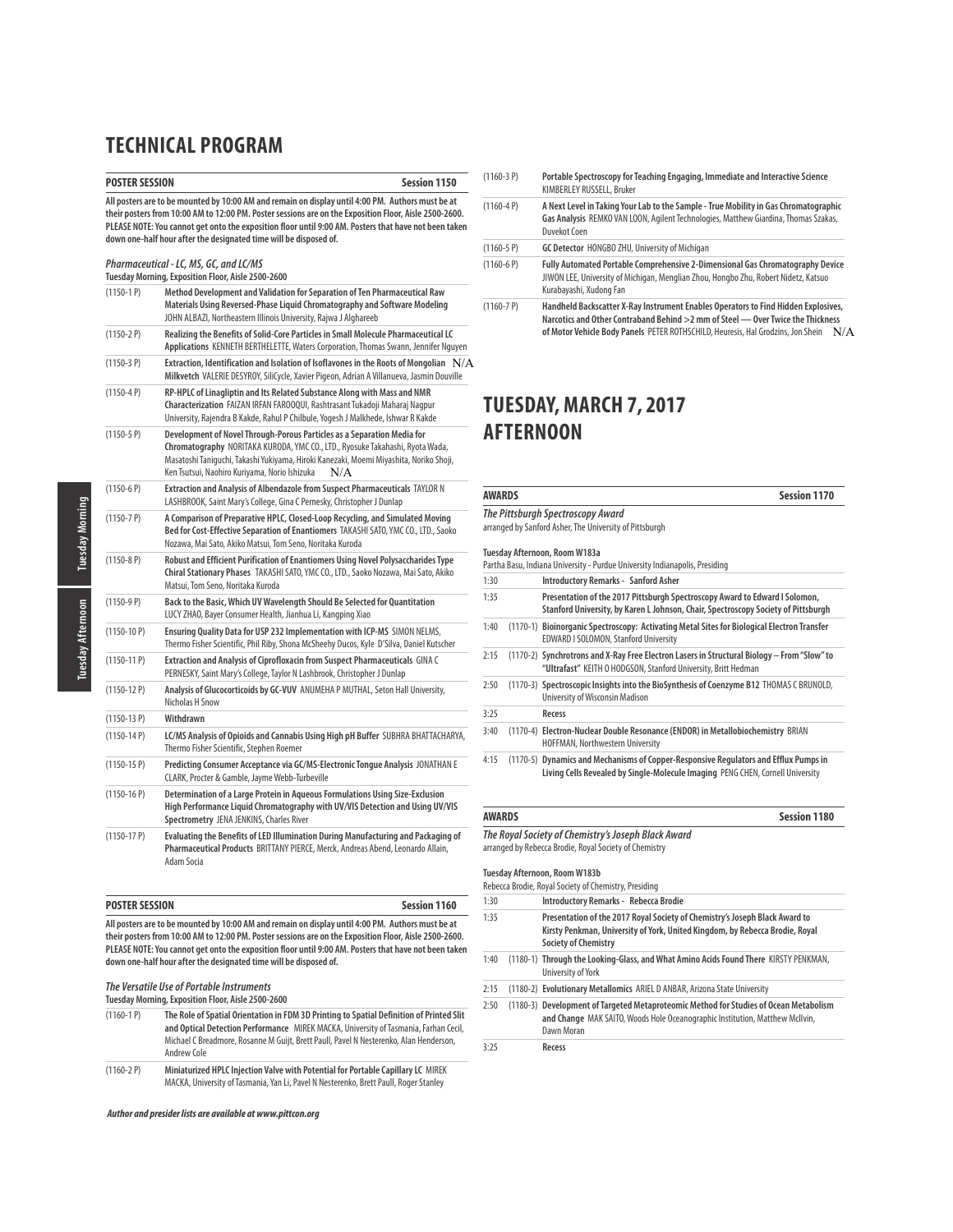# TECHNICAL PROGRAM

## POSTER SESSION — Session 1150

**All posters are to be mounted by 10:00 AM and remain on display until 4:00 PM. Authors must be at their posters from 10:00 AM to 12:00 PM. Poster sessions are on the Exposition Floor, Aisle 2500-2600. PLEASE NOTE: You cannot get onto the exposition floor until 9:00 AM. Posters that have not been taken down one-half hour after the designated time will be disposed of.**

***Pharmaceutical - LC, MS, GC, and LC/MS***
**Tuesday Morning, Exposition Floor, Aisle 2500-2600**

| | |
|---|---|
| (1150-1 P) | **Method Development and Validation for Separation of Ten Pharmaceutical Raw Materials Using Reversed-Phase Liquid Chromatography and Software Modeling** JOHN ALBAZI, Northeastern Illinois University, Rajwa J Alghareeb |
| (1150-2 P) | **Realizing the Benefits of Solid-Core Particles in Small Molecule Pharmaceutical LC Applications** KENNETH BERTHELETTE, Waters Corporation, Thomas Swann, Jennifer Nguyen |
| (1150-3 P) | **Extraction, Identification and Isolation of Isoflavones in the Roots of Mongolian Milkvetch** VALERIE DESYROY, SiliCycle, Xavier Pigeon, Adrian A Villanueva, Jasmin Douville N/A |
| (1150-4 P) | **RP-HPLC of Linagliptin and Its Related Substance Along with Mass and NMR Characterization** FAIZAN IRFAN FAROOQUI, Rashtrasant Tukadoji Maharaj Nagpur University, Rajendra B Kakde, Rahul P Chilbule, Yogesh J Malkhede, Ishwar R Kakde |
| (1150-5 P) | **Development of Novel Through-Porous Particles as a Separation Media for Chromatography** NORITAKA KURODA, YMC CO., LTD., Ryosuke Takahashi, Ryota Wada, Masatoshi Taniguchi, Takashi Yukiyama, Hiroki Kanezaki, Moemi Miyashita, Noriko Shoji, Ken Tsutsui, Naohiro Kuriyama, Norio Ishizuka N/A |
| (1150-6 P) | **Extraction and Analysis of Albendazole from Suspect Pharmaceuticals** TAYLOR N LASHBROOK, Saint Mary's College, Gina C Pernesky, Christopher J Dunlap |
| (1150-7 P) | **A Comparison of Preparative HPLC, Closed-Loop Recycling, and Simulated Moving Bed for Cost-Effective Separation of Enantiomers** TAKASHI SATO, YMC CO., LTD., Saoko Nozawa, Mai Sato, Akiko Matsui, Tom Seno, Noritaka Kuroda |
| (1150-8 P) | **Robust and Efficient Purification of Enantiomers Using Novel Polysaccharides Type Chiral Stationary Phases** TAKASHI SATO, YMC CO., LTD., Saoko Nozawa, Mai Sato, Akiko Matsui, Tom Seno, Noritaka Kuroda |
| (1150-9 P) | **Back to the Basic, Which UV Wavelength Should Be Selected for Quantitation** LUCY ZHAO, Bayer Consumer Health, Jianhua Li, Kangping Xiao |
| (1150-10 P) | **Ensuring Quality Data for USP 232 Implementation with ICP-MS** SIMON NELMS, Thermo Fisher Scientific, Phil Riby, Shona McSheehy Ducos, Kyle D'Silva, Daniel Kutscher |
| (1150-11 P) | **Extraction and Analysis of Ciprofloxacin from Suspect Pharmaceuticals** GINA C PERNESKY, Saint Mary's College, Taylor N Lashbrook, Christopher J Dunlap |
| (1150-12 P) | **Analysis of Glucocorticoids by GC-VUV** ANUMEHA P MUTHAL, Seton Hall University, Nicholas H Snow |
| (1150-13 P) | **Withdrawn** |
| (1150-14 P) | **LC/MS Analysis of Opioids and Cannabis Using High pH Buffer** SUBHRA BHATTACHARYA, Thermo Fisher Scientific, Stephen Roemer |
| (1150-15 P) | **Predicting Consumer Acceptance via GC/MS-Electronic Tongue Analysis** JONATHAN E CLARK, Procter & Gamble, Jayme Webb-Turbeville |
| (1150-16 P) | **Determination of a Large Protein in Aqueous Formulations Using Size-Exclusion High Performance Liquid Chromatography with UV/VIS Detection and Using UV/VIS Spectrometry** JENA JENKINS, Charles River |
| (1150-17 P) | **Evaluating the Benefits of LED Illumination During Manufacturing and Packaging of Pharmaceutical Products** BRITTANY PIERCE, Merck, Andreas Abend, Leonardo Allain, Adam Socia |

## POSTER SESSION — Session 1160

**All posters are to be mounted by 10:00 AM and remain on display until 4:00 PM. Authors must be at their posters from 10:00 AM to 12:00 PM. Poster sessions are on the Exposition Floor, Aisle 2500-2600. PLEASE NOTE: You cannot get onto the exposition floor until 9:00 AM. Posters that have not been taken down one-half hour after the designated time will be disposed of.**

***The Versatile Use of Portable Instruments***
**Tuesday Morning, Exposition Floor, Aisle 2500-2600**

| | |
|---|---|
| (1160-1 P) | **The Role of Spatial Orientation in FDM 3D Printing to Spatial Definition of Printed Slit and Optical Detection Performance** MIREK MACKA, University of Tasmania, Farhan Cecil, Michael C Breadmore, Rosanne M Guijt, Brett Paull, Pavel N Nesterenko, Alan Henderson, Andrew Cole |
| (1160-2 P) | **Miniaturized HPLC Injection Valve with Potential for Portable Capillary LC** MIREK MACKA, University of Tasmania, Yan Li, Pavel N Nesterenko, Brett Paull, Roger Stanley |
| (1160-3 P) | **Portable Spectroscopy for Teaching Engaging, Immediate and Interactive Science** KIMBERLEY RUSSELL, Bruker |
| (1160-4 P) | **A Next Level in Taking Your Lab to the Sample - True Mobility in Gas Chromatographic Gas Analysis** REMKO VAN LOON, Agilent Technologies, Matthew Giardina, Thomas Szakas, Duvekot Coen |
| (1160-5 P) | **GC Detector** HONGBO ZHU, University of Michigan |
| (1160-6 P) | **Fully Automated Portable Comprehensive 2-Dimensional Gas Chromatography Device** JIWON LEE, University of Michigan, Menglian Zhou, Hongbo Zhu, Robert Nidetz, Katsuo Kurabayashi, Xudong Fan |
| (1160-7 P) | **Handheld Backscatter X-Ray Instrument Enables Operators to Find Hidden Explosives, Narcotics and Other Contraband Behind >2 mm of Steel — Over Twice the Thickness of Motor Vehicle Body Panels** PETER ROTHSCHILD, Heuresis, Hal Grodzins, Jon Shein N/A |

# TUESDAY, MARCH 7, 2017 AFTERNOON

## AWARDS — Session 1170

***The Pittsburgh Spectroscopy Award***
arranged by Sanford Asher, The University of Pittsburgh

**Tuesday Afternoon, Room W183a**
Partha Basu, Indiana University - Purdue University Indianapolis, Presiding

| | | |
|---|---|---|
| 1:30 | | **Introductory Remarks - Sanford Asher** |
| 1:35 | | **Presentation of the 2017 Pittsburgh Spectroscopy Award to Edward I Solomon, Stanford University, by Karen L Johnson, Chair, Spectroscopy Society of Pittsburgh** |
| 1:40 | (1170-1) | **Bioinorganic Spectroscopy: Activating Metal Sites for Biological Electron Transfer** EDWARD I SOLOMON, Stanford University |
| 2:15 | (1170-2) | **Synchrotrons and X-Ray Free Electron Lasers in Structural Biology – From "Slow" to "Ultrafast"** KEITH O HODGSON, Stanford University, Britt Hedman |
| 2:50 | (1170-3) | **Spectroscopic Insights into the BioSynthesis of Coenzyme B12** THOMAS C BRUNOLD, University of Wisconsin Madison |
| 3:25 | | **Recess** |
| 3:40 | (1170-4) | **Electron-Nuclear Double Resonance (ENDOR) in Metallobiochemistry** BRIAN HOFFMAN, Northwestern University |
| 4:15 | (1170-5) | **Dynamics and Mechanisms of Copper-Responsive Regulators and Efflux Pumps in Living Cells Revealed by Single-Molecule Imaging** PENG CHEN, Cornell University |

## AWARDS — Session 1180

***The Royal Society of Chemistry's Joseph Black Award***
arranged by Rebecca Brodie, Royal Society of Chemistry

**Tuesday Afternoon, Room W183b**
Rebecca Brodie, Royal Society of Chemistry, Presiding

| | | |
|---|---|---|
| 1:30 | | **Introductory Remarks - Rebecca Brodie** |
| 1:35 | | **Presentation of the 2017 Royal Society of Chemistry's Joseph Black Award to Kirsty Penkman, University of York, United Kingdom, by Rebecca Brodie, Royal Society of Chemistry** |
| 1:40 | (1180-1) | **Through the Looking-Glass, and What Amino Acids Found There** KIRSTY PENKMAN, University of York |
| 2:15 | (1180-2) | **Evolutionary Metallomics** ARIEL D ANBAR, Arizona State University |
| 2:50 | (1180-3) | **Development of Targeted Metaproteomic Method for Studies of Ocean Metabolism and Change** MAK SAITO, Woods Hole Oceanographic Institution, Matthew McIlvin, Dawn Moran |
| 3:25 | | **Recess** |

*Author and presider lists are available at www.pittcon.org*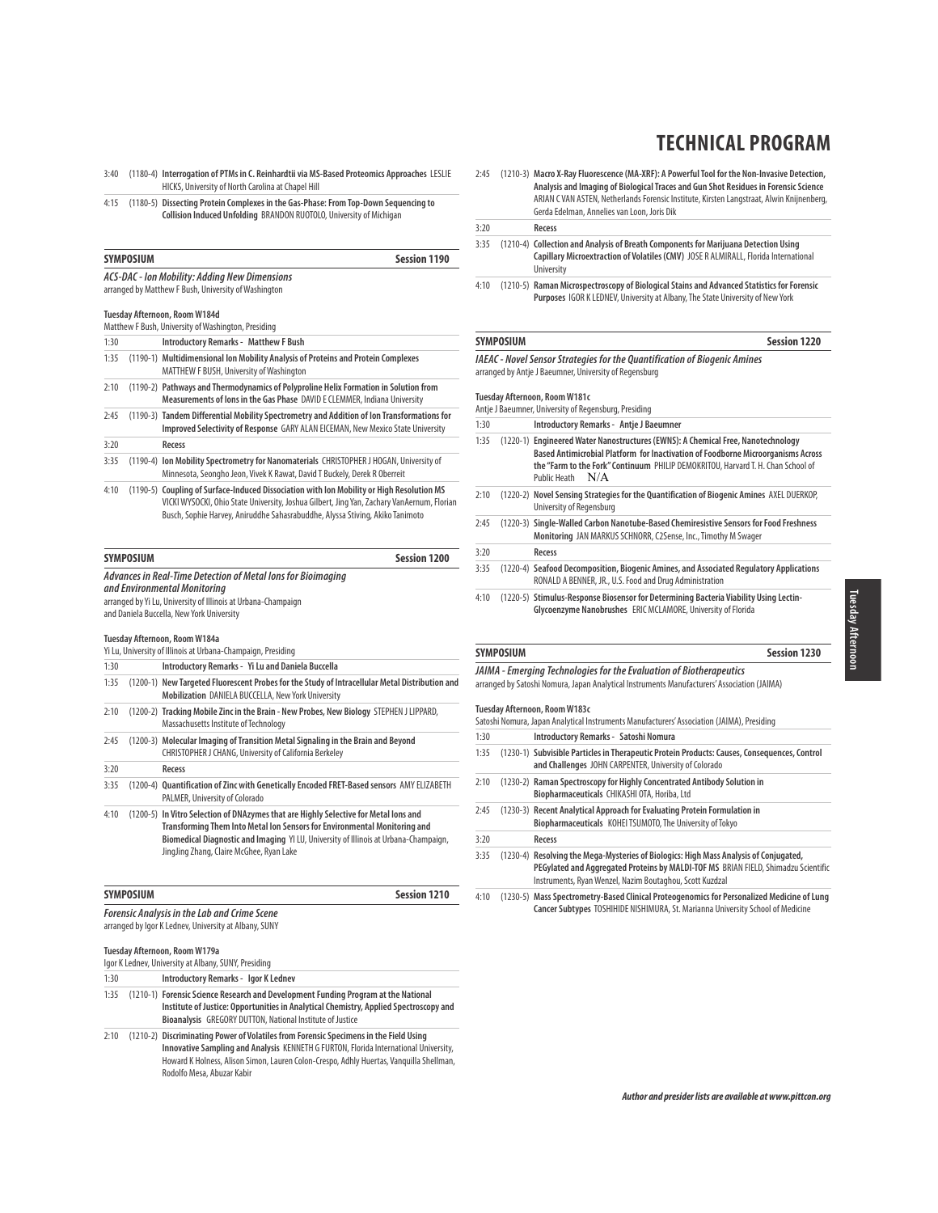# TECHNICAL PROGRAM

3:40 (1180-4) **Interrogation of PTMs in C. Reinhardtii via MS-Based Proteomics Approaches** LESLIE HICKS, University of North Carolina at Chapel Hill

4:15 (1180-5) **Dissecting Protein Complexes in the Gas-Phase: From Top-Down Sequencing to Collision Induced Unfolding** BRANDON RUOTOLO, University of Michigan

## SYMPOSIUM — Session 1190

***ACS-DAC - Ion Mobility: Adding New Dimensions***

arranged by Matthew F Bush, University of Washington

**Tuesday Afternoon, Room W184d**

Matthew F Bush, University of Washington, Presiding

| | | |
|---|---|---|
| 1:30 | | **Introductory Remarks - Matthew F Bush** |
| 1:35 | (1190-1) | **Multidimensional Ion Mobility Analysis of Proteins and Protein Complexes** MATTHEW F BUSH, University of Washington |
| 2:10 | (1190-2) | **Pathways and Thermodynamics of Polyproline Helix Formation in Solution from Measurements of Ions in the Gas Phase** DAVID E CLEMMER, Indiana University |
| 2:45 | (1190-3) | **Tandem Differential Mobility Spectrometry and Addition of Ion Transformations for Improved Selectivity of Response** GARY ALAN EICEMAN, New Mexico State University |
| 3:20 | | **Recess** |
| 3:35 | (1190-4) | **Ion Mobility Spectrometry for Nanomaterials** CHRISTOPHER J HOGAN, University of Minnesota, Seongho Jeon, Vivek K Rawat, David T Buckely, Derek R Oberreit |
| 4:10 | (1190-5) | **Coupling of Surface-Induced Dissociation with Ion Mobility or High Resolution MS** VICKI WYSOCKI, Ohio State University, Joshua Gilbert, Jing Yan, Zachary VanAernum, Florian Busch, Sophie Harvey, Aniruddhe Sahasrabuddhe, Alyssa Stiving, Akiko Tanimoto |

## SYMPOSIUM — Session 1200

***Advances in Real-Time Detection of Metal Ions for Bioimaging and Environmental Monitoring***

arranged by Yi Lu, University of Illinois at Urbana-Champaign and Daniela Buccella, New York University

**Tuesday Afternoon, Room W184a**

Yi Lu, University of Illinois at Urbana-Champaign, Presiding

| | | |
|---|---|---|
| 1:30 | | **Introductory Remarks - Yi Lu and Daniela Buccella** |
| 1:35 | (1200-1) | **New Targeted Fluorescent Probes for the Study of Intracellular Metal Distribution and Mobilization** DANIELA BUCCELLA, New York University |
| 2:10 | (1200-2) | **Tracking Mobile Zinc in the Brain - New Probes, New Biology** STEPHEN J LIPPARD, Massachusetts Institute of Technology |
| 2:45 | (1200-3) | **Molecular Imaging of Transition Metal Signaling in the Brain and Beyond** CHRISTOPHER J CHANG, University of California Berkeley |
| 3:20 | | **Recess** |
| 3:35 | (1200-4) | **Quantification of Zinc with Genetically Encoded FRET-Based sensors** AMY ELIZABETH PALMER, University of Colorado |
| 4:10 | (1200-5) | **In Vitro Selection of DNAzymes that are Highly Selective for Metal Ions and Transforming Them Into Metal Ion Sensors for Environmental Monitoring and Biomedical Diagnostic and Imaging** YI LU, University of Illinois at Urbana-Champaign, JingJing Zhang, Claire McGhee, Ryan Lake |

## SYMPOSIUM — Session 1210

***Forensic Analysis in the Lab and Crime Scene***

arranged by Igor K Lednev, University at Albany, SUNY

**Tuesday Afternoon, Room W179a**

Igor K Lednev, University at Albany, SUNY, Presiding

| | | |
|---|---|---|
| 1:30 | | **Introductory Remarks - Igor K Lednev** |
| 1:35 | (1210-1) | **Forensic Science Research and Development Funding Program at the National Institute of Justice: Opportunities in Analytical Chemistry, Applied Spectroscopy and Bioanalysis** GREGORY DUTTON, National Institute of Justice |
| 2:10 | (1210-2) | **Discriminating Power of Volatiles from Forensic Specimens in the Field Using Innovative Sampling and Analysis** KENNETH G FURTON, Florida International University, Howard K Holness, Alison Simon, Lauren Colon-Crespo, Adhly Huertas, Vanquilla Shellman, Rodolfo Mesa, Abuzar Kabir |
| 2:45 | (1210-3) | **Macro X-Ray Fluorescence (MA-XRF): A Powerful Tool for the Non-Invasive Detection, Analysis and Imaging of Biological Traces and Gun Shot Residues in Forensic Science** ARIAN C VAN ASTEN, Netherlands Forensic Institute, Kirsten Langstraat, Alwin Knijnenberg, Gerda Edelman, Annelies van Loon, Joris Dik |
| 3:20 | | **Recess** |
| 3:35 | (1210-4) | **Collection and Analysis of Breath Components for Marijuana Detection Using Capillary Microextraction of Volatiles (CMV)** JOSE R ALMIRALL, Florida International University |
| 4:10 | (1210-5) | **Raman Microspectroscopy of Biological Stains and Advanced Statistics for Forensic Purposes** IGOR K LEDNEV, University at Albany, The State University of New York |

## SYMPOSIUM — Session 1220

***IAEAC - Novel Sensor Strategies for the Quantification of Biogenic Amines***

arranged by Antje J Baeumner, University of Regensburg

**Tuesday Afternoon, Room W181c**

Antje J Baeumner, University of Regensburg, Presiding

| | | |
|---|---|---|
| 1:30 | | **Introductory Remarks - Antje J Baeumner** |
| 1:35 | (1220-1) | **Engineered Water Nanostructures (EWNS): A Chemical Free, Nanotechnology Based Antimicrobial Platform for Inactivation of Foodborne Microorganisms Across the "Farm to the Fork" Continuum** PHILIP DEMOKRITOU, Harvard T. H. Chan School of Public Heath N/A |
| 2:10 | (1220-2) | **Novel Sensing Strategies for the Quantification of Biogenic Amines** AXEL DUERKOP, University of Regensburg |
| 2:45 | (1220-3) | **Single-Walled Carbon Nanotube-Based Chemiresistive Sensors for Food Freshness Monitoring** JAN MARKUS SCHNORR, C2Sense, Inc., Timothy M Swager |
| 3:20 | | **Recess** |
| 3:35 | (1220-4) | **Seafood Decomposition, Biogenic Amines, and Associated Regulatory Applications** RONALD A BENNER, JR., U.S. Food and Drug Administration |
| 4:10 | (1220-5) | **Stimulus-Response Biosensor for Determining Bacteria Viability Using Lectin-Glycoenzyme Nanobrushes** ERIC MCLAMORE, University of Florida |

## SYMPOSIUM — Session 1230

***JAIMA - Emerging Technologies for the Evaluation of Biotherapeutics***

arranged by Satoshi Nomura, Japan Analytical Instruments Manufacturers' Association (JAIMA)

**Tuesday Afternoon, Room W183c**

Satoshi Nomura, Japan Analytical Instruments Manufacturers' Association (JAIMA), Presiding

| | | |
|---|---|---|
| 1:30 | | **Introductory Remarks - Satoshi Nomura** |
| 1:35 | (1230-1) | **Subvisible Particles in Therapeutic Protein Products: Causes, Consequences, Control and Challenges** JOHN CARPENTER, University of Colorado |
| 2:10 | (1230-2) | **Raman Spectroscopy for Highly Concentrated Antibody Solution in Biopharmaceuticals** CHIKASHI OTA, Horiba, Ltd |
| 2:45 | (1230-3) | **Recent Analytical Approach for Evaluating Protein Formulation in Biopharmaceuticals** KOHEI TSUMOTO, The University of Tokyo |
| 3:20 | | **Recess** |
| 3:35 | (1230-4) | **Resolving the Mega-Mysteries of Biologics: High Mass Analysis of Conjugated, PEGylated and Aggregated Proteins by MALDI-TOF MS** BRIAN FIELD, Shimadzu Scientific Instruments, Ryan Wenzel, Nazim Boutaghou, Scott Kuzdzal |
| 4:10 | (1230-5) | **Mass Spectrometry-Based Clinical Proteogenomics for Personalized Medicine of Lung Cancer Subtypes** TOSHIHIDE NISHIMURA, St. Marianna University School of Medicine |

*Author and presider lists are available at www.pittcon.org*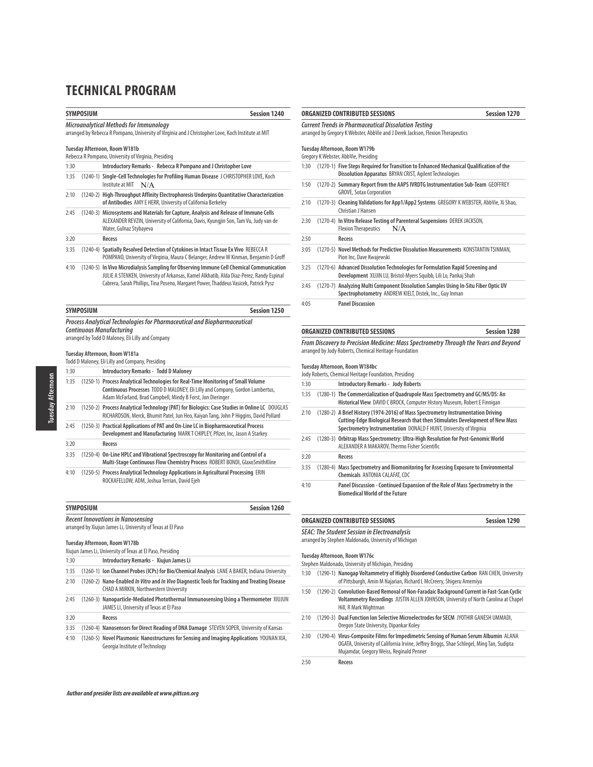# TECHNICAL PROGRAM

## SYMPOSIUM — Session 1240

***Microanalytical Methods for Immunology***

arranged by Rebecca R Pompano, University of Virginia and J Christopher Love, Koch Institute at MIT

**Tuesday Afternoon, Room W181b**

Rebecca R Pompano, University of Virginia, Presiding

| | | |
|---|---|---|
| 1:30 | | **Introductory Remarks - Rebecca R Pompano and J Christopher Love** |
| 1:35 | (1240-1) | **Single-Cell Technologies for Profiling Human Disease** J CHRISTOPHER LOVE, Koch Institute at MIT N/A |
| 2:10 | (1240-2) | **High-Throughput Affinity Electrophoresis Underpins Quantitative Characterization of Antibodies** AMY E HERR, University of California Berkeley |
| 2:45 | (1240-3) | **Microsystems and Materials for Capture, Analysis and Release of Immune Cells** ALEXANDER REVZIN, University of California, Davis, Kyungjin Son, Tam Vu, Judy van de Water, Gulnaz Stybayeva |
| 3:20 | | **Recess** |
| 3:35 | (1240-4) | **Spatially Resolved Detection of Cytokines in Intact Tissue Ex Vivo** REBECCA R POMPANO, University of Virginia, Maura C Belanger, Andrew W Kinman, Benjamin D Groff |
| 4:10 | (1240-5) | **In Vivo Microdialysis Sampling for Observing Immune Cell Chemical Communication** JULIE A STENKEN, University of Arkansas, Kamel Alkhatib, Alda Diaz-Perez, Randy Espinal Cabrera, Sarah Phillips, Tina Poseno, Margaret Power, Thaddeus Vasicek, Patrick Pysz |

## SYMPOSIUM — Session 1250

***Process Analytical Technologies for Pharmaceutical and Biopharmaceutical Continuous Manufacturing***

arranged by Todd D Maloney, Eli Lilly and Company

**Tuesday Afternoon, Room W181a**

Todd D Maloney, Eli Lilly and Company, Presiding

| | | |
|---|---|---|
| 1:30 | | **Introductory Remarks - Todd D Maloney** |
| 1:35 | (1250-1) | **Process Analytical Technologies for Real-Time Monitoring of Small Volume Continuous Processes** TODD D MALONEY, Eli Lilly and Company, Gordon Lambertus, Adam McFarland, Brad Campbell, Mindy B Forst, Jon Dieringer |
| 2:10 | (1250-2) | **Process Analytical Technology (PAT) for Biologics: Case Studies in Online LC** DOUGLAS RICHARDSON, Merck, Bhumit Patel, Jun Heo, Kaiyan Tang, John P Higgins, David Pollard |
| 2:45 | (1250-3) | **Practical Applications of PAT and On-Line LC in Biopharmaceutical Process Development and Manufacturing** MARK T CHIPLEY, Pfizer, Inc, Jason A Starkey |
| 3:20 | | **Recess** |
| 3:35 | (1250-4) | **On-Line HPLC and Vibrational Spectroscopy for Monitoring and Control of a Multi-Stage Continuous Flow Chemistry Process** ROBERT BONDI, GlaxoSmithKline |
| 4:10 | (1250-5) | **Process Analytical Technology Applications in Agricultural Processing** ERIN ROCKAFELLOW, ADM, Joshua Terrian, David Ejeh |

## SYMPOSIUM — Session 1260

***Recent Innovations in Nanosensing***

arranged by Xiujun James Li, University of Texas at El Paso

**Tuesday Afternoon, Room W178b**

Xiujun James Li, University of Texas at El Paso, Presiding

| | | |
|---|---|---|
| 1:30 | | **Introductory Remarks - Xiujun James Li** |
| 1:35 | (1260-1) | **Ion Channel Probes (ICPs) for Bio/Chemical Analysis** LANE A BAKER, Indiana University |
| 2:10 | (1260-2) | **Nano-Enabled *In Vitro* and *In Vivo* Diagnostic Tools for Tracking and Treating Disease** CHAD A MIRKIN, Northwestern University |
| 2:45 | (1260-3) | **Nanoparticle-Mediated Photothermal Immunosensing Using a Thermometer** XIUJUN JAMES LI, University of Texas at El Paso |
| 3:20 | | **Recess** |
| 3:35 | (1260-4) | **Nanosensors for Direct Reading of DNA Damage** STEVEN SOPER, University of Kansas |
| 4:10 | (1260-5) | **Novel Plasmonic Nanostructures for Sensing and Imaging Applications** YOUNAN XIA, Georgia Institute of Technology |

## ORGANIZED CONTRIBUTED SESSIONS — Session 1270

***Current Trends in Pharmaceutical Dissolution Testing***

arranged by Gregory K Webster, AbbVie and J Derek Jackson, Flexion Therapeutics

**Tuesday Afternoon, Room W179b**

Gregory K Webster, AbbVie, Presiding

| | | |
|---|---|---|
| 1:30 | (1270-1) | **Five Steps Required for Transition to Enhanced Mechanical Qualification of the Dissolution Apparatus** BRYAN CRIST, Agilent Technologies |
| 1:50 | (1270-2) | **Summary Report from the AAPS IVRDTG Instrumentation Sub-Team** GEOFFREY GROVE, Sotax Corporation |
| 2:10 | (1270-3) | **Cleaning Validations for App1/App2 Systems** GREGORY K WEBSTER, AbbVie, Xi Shao, Christian J Hansen |
| 2:30 | (1270-4) | **In Vitro Release Testing of Parenteral Suspensions** DEREK JACKSON, Flexion Therapeutics N/A |
| 2:50 | | **Recess** |
| 3:05 | (1270-5) | **Novel Methods for Predictive Dissolution Measurements** KONSTANTIN TSINMAN, Pion Inc, Dave Kwajewski |
| 3:25 | (1270-6) | **Advanced Dissolution Technologies for Formulation Rapid Screening and Development** XUJIN LU, Bristol-Myers Squibb, Lili Lo, Pankaj Shah |
| 3:45 | (1270-7) | **Analyzing Multi Component Dissolution Samples Using In-Situ Fiber Optic UV Spectrophotometry** ANDREW KIELT, Distek, Inc., Guy Inman |
| 4:05 | | **Panel Discussion** |

## ORGANIZED CONTRIBUTED SESSIONS — Session 1280

***From Discovery to Precision Medicine: Mass Spectrometry Through the Years and Beyond***

arranged by Jody Roberts, Chemical Heritage Foundation

**Tuesday Afternoon, Room W184bc**

Jody Roberts, Chemical Heritage Foundation, Presiding

| | | |
|---|---|---|
| 1:30 | | **Introductory Remarks - Jody Roberts** |
| 1:35 | (1280-1) | **The Commercialization of Quadrupole Mass Spectrometry and GC/MS/DS: An Historical View** DAVID C BROCK, Computer History Museum, Robert E Finnigan |
| 2:10 | (1280-2) | **A Brief History (1974-2016) of Mass Spectrometry Instrumentation Driving Cutting-Edge Biological Research that then Stimulates Development of New Mass Spectrometry Instrumentation** DONALD F HUNT, University of Virginia |
| 2:45 | (1280-3) | **Orbitrap Mass Spectrometry: Ultra-High Resolution for Post-Genomic World** ALEXANDER A MAKAROV, Thermo Fisher Scientific |
| 3:20 | | **Recess** |
| 3:35 | (1280-4) | **Mass Spectrometry and Biomonitoring for Assessing Exposure to Environmental Chemicals** ANTONIA CALAFAT, CDC |
| 4:10 | | **Panel Discussion - Continued Expansion of the Role of Mass Spectrometry in the Biomedical World of the Future** |

## ORGANIZED CONTRIBUTED SESSIONS — Session 1290

***SEAC: The Student Session in Electroanalysis***

arranged by Stephen Maldonado, University of Michigan

**Tuesday Afternoon, Room W176c**

Stephen Maldonado, University of Michigan, Presiding

| | | |
|---|---|---|
| 1:30 | (1290-1) | **Nanogap Voltammetry of Highly Disordered Conductive Carbon** RAN CHEN, University of Pittsburgh, Amin M Najarian, Richard L McCreery, Shigeru Amemiya |
| 1:50 | (1290-2) | **Convolution-Based Removal of Non-Faradaic Background Current in Fast-Scan Cyclic Voltammetry Recordings** JUSTIN ALLEN JOHNSON, University of North Carolina at Chapel Hill, R Mark Wightman |
| 2:10 | (1290-3) | **Dual Function Ion Selective Microelectrodes for SECM** JYOTHIR GANESH UMMADI, Oregon State University, Dipankar Koley |
| 2:30 | (1290-4) | **Virus-Composite Films for Impedimetric Sensing of Human Serum Albumin** ALANA OGATA, University of California Irvine, Jeffrey Briggs, Shae Schlegel, Ming Tan, Sudipta Mujamdar, Gregory Weiss, Reginald Penner |
| 2:50 | | **Recess** |

***Author and presider lists are available at www.pittcon.org***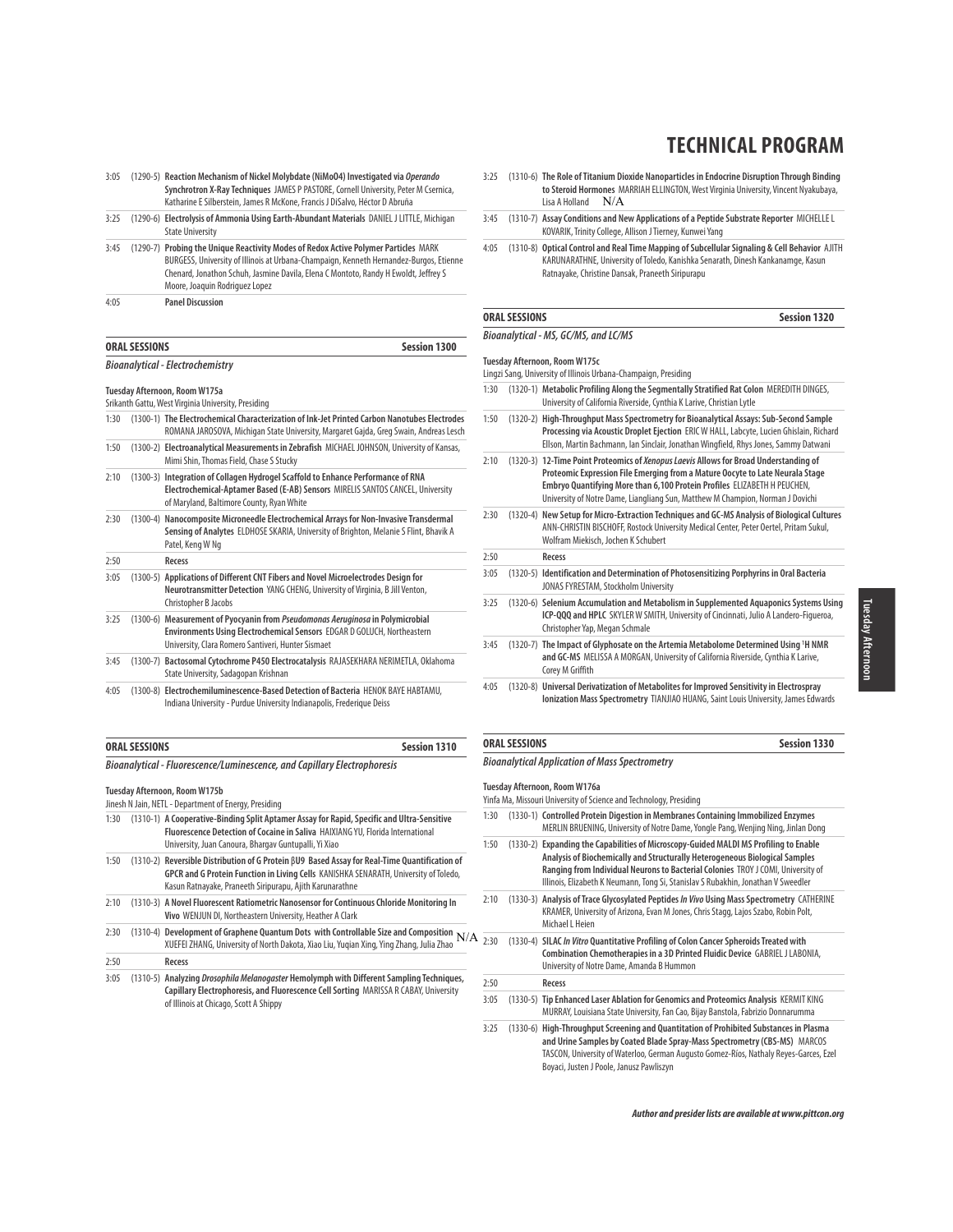# TECHNICAL PROGRAM

3:05 (1290-5) **Reaction Mechanism of Nickel Molybdate (NiMoO4) Investigated via *Operando* Synchrotron X-Ray Techniques** JAMES P PASTORE, Cornell University, Peter M Csernica, Katharine E Silberstein, James R McKone, Francis J DiSalvo, Héctor D Abruña

3:25 (1290-6) **Electrolysis of Ammonia Using Earth-Abundant Materials** DANIEL J LITTLE, Michigan State University

3:45 (1290-7) **Probing the Unique Reactivity Modes of Redox Active Polymer Particles** MARK BURGESS, University of Illinois at Urbana-Champaign, Kenneth Hernandez-Burgos, Etienne Chenard, Jonathon Schuh, Jasmine Davila, Elena C Montoto, Randy H Ewoldt, Jeffrey S Moore, Joaquin Rodriguez Lopez

4:05 **Panel Discussion**

## ORAL SESSIONS — Session 1300

### *Bioanalytical - Electrochemistry*

**Tuesday Afternoon, Room W175a**
Srikanth Gattu, West Virginia University, Presiding

1:30 (1300-1) **The Electrochemical Characterization of Ink-Jet Printed Carbon Nanotubes Electrodes** ROMANA JAROSOVA, Michigan State University, Margaret Gajda, Greg Swain, Andreas Lesch

1:50 (1300-2) **Electroanalytical Measurements in Zebrafish** MICHAEL JOHNSON, University of Kansas, Mimi Shin, Thomas Field, Chase S Stucky

2:10 (1300-3) **Integration of Collagen Hydrogel Scaffold to Enhance Performance of RNA Electrochemical-Aptamer Based (E-AB) Sensors** MIRELIS SANTOS CANCEL, University of Maryland, Baltimore County, Ryan White

2:30 (1300-4) **Nanocomposite Microneedle Electrochemical Arrays for Non-Invasive Transdermal Sensing of Analytes** ELDHOSE SKARIA, University of Brighton, Melanie S Flint, Bhavik A Patel, Keng W Ng

2:50 **Recess**

3:05 (1300-5) **Applications of Different CNT Fibers and Novel Microelectrodes Design for Neurotransmitter Detection** YANG CHENG, University of Virginia, B Jill Venton, Christopher B Jacobs

3:25 (1300-6) **Measurement of Pyocyanin from *Pseudomonas Aeruginosa* in Polymicrobial Environments Using Electrochemical Sensors** EDGAR D GOLUCH, Northeastern University, Clara Romero Santiveri, Hunter Sismaet

3:45 (1300-7) **Bactosomal Cytochrome P450 Electrocatalysis** RAJASEKHARA NERIMETLA, Oklahoma State University, Sadagopan Krishnan

4:05 (1300-8) **Electrochemiluminescence-Based Detection of Bacteria** HENOK BAYE HABTAMU, Indiana University - Purdue University Indianapolis, Frederique Deiss

## ORAL SESSIONS — Session 1310

### *Bioanalytical - Fluorescence/Luminescence, and Capillary Electrophoresis*

**Tuesday Afternoon, Room W175b**
Jinesh N Jain, NETL - Department of Energy, Presiding

1:30 (1310-1) **A Cooperative-Binding Split Aptamer Assay for Rapid, Specific and Ultra-Sensitive Fluorescence Detection of Cocaine in Saliva** HAIXIANG YU, Florida International University, Juan Canoura, Bhargav Guntupalli, Yi Xiao

1:50 (1310-2) **Reversible Distribution of G Protein βU9 Based Assay for Real-Time Quantification of GPCR and G Protein Function in Living Cells** KANISHKA SENARATH, University of Toledo, Kasun Ratnayake, Praneeth Siripurapu, Ajith Karunarathne

2:10 (1310-3) **A Novel Fluorescent Ratiometric Nanosensor for Continuous Chloride Monitoring In Vivo** WENJUN DI, Northeastern University, Heather A Clark

2:30 (1310-4) **Development of Graphene Quantum Dots with Controllable Size and Composition** XUEFEI ZHANG, University of North Dakota, Xiao Liu, Yuqian Xing, Ying Zhang, Julia Zhao N/A

2:50 **Recess**

3:05 (1310-5) **Analyzing *Drosophila Melanogaster* Hemolymph with Different Sampling Techniques, Capillary Electrophoresis, and Fluorescence Cell Sorting** MARISSA R CABAY, University of Illinois at Chicago, Scott A Shippy

3:25 (1310-6) **The Role of Titanium Dioxide Nanoparticles in Endocrine Disruption Through Binding to Steroid Hormones** MARRIAH ELLINGTON, West Virginia University, Vincent Nyakubaya, Lisa A Holland N/A

3:45 (1310-7) **Assay Conditions and New Applications of a Peptide Substrate Reporter** MICHELLE L KOVARIK, Trinity College, Allison J Tierney, Kunwei Yang

4:05 (1310-8) **Optical Control and Real Time Mapping of Subcellular Signaling & Cell Behavior** AJITH KARUNARATHNE, University of Toledo, Kanishka Senarath, Dinesh Kankanamge, Kasun Ratnayake, Christine Dansak, Praneeth Siripurapu

## ORAL SESSIONS — Session 1320

### *Bioanalytical - MS, GC/MS, and LC/MS*

**Tuesday Afternoon, Room W175c**
Lingzi Sang, University of Illinois Urbana-Champaign, Presiding

1:30 (1320-1) **Metabolic Profiling Along the Segmentally Stratified Rat Colon** MEREDITH DINGES, University of California Riverside, Cynthia K Larive, Christian Lytle

1:50 (1320-2) **High-Throughput Mass Spectrometry for Bioanalytical Assays: Sub-Second Sample Processing via Acoustic Droplet Ejection** ERIC W HALL, Labcyte, Lucien Ghislain, Richard Ellson, Martin Bachmann, Ian Sinclair, Jonathan Wingfield, Rhys Jones, Sammy Datwani

2:10 (1320-3) **12-Time Point Proteomics of *Xenopus Laevis* Allows for Broad Understanding of Proteomic Expression File Emerging from a Mature Oocyte to Late Neurala Stage Embryo Quantifying More than 6,100 Protein Profiles** ELIZABETH H PEUCHEN, University of Notre Dame, Liangliang Sun, Matthew M Champion, Norman J Dovichi

2:30 (1320-4) **New Setup for Micro-Extraction Techniques and GC-MS Analysis of Biological Cultures** ANN-CHRISTIN BISCHOFF, Rostock University Medical Center, Peter Oertel, Pritam Sukul, Wolfram Miekisch, Jochen K Schubert

2:50 **Recess**

3:05 (1320-5) **Identification and Determination of Photosensitizing Porphyrins in Oral Bacteria** JONAS FYRESTAM, Stockholm University

3:25 (1320-6) **Selenium Accumulation and Metabolism in Supplemented Aquaponics Systems Using ICP-QQQ and HPLC** SKYLER W SMITH, University of Cincinnati, Julio A Landero-Figueroa, Christopher Yap, Megan Schmale

3:45 (1320-7) **The Impact of Glyphosate on the Artemia Metabolome Determined Using $^1$H NMR and GC-MS** MELISSA A MORGAN, University of California Riverside, Cynthia K Larive, Corey M Griffith

4:05 (1320-8) **Universal Derivatization of Metabolites for Improved Sensitivity in Electrospray Ionization Mass Spectrometry** TIANJIAO HUANG, Saint Louis University, James Edwards

## ORAL SESSIONS — Session 1330

### *Bioanalytical Application of Mass Spectrometry*

**Tuesday Afternoon, Room W176a**
Yinfa Ma, Missouri University of Science and Technology, Presiding

1:30 (1330-1) **Controlled Protein Digestion in Membranes Containing Immobilized Enzymes** MERLIN BRUENING, University of Notre Dame, Yongle Pang, Wenjing Ning, Jinlan Dong

1:50 (1330-2) **Expanding the Capabilities of Microscopy-Guided MALDI MS Profiling to Enable Analysis of Biochemically and Structurally Heterogeneous Biological Samples Ranging from Individual Neurons to Bacterial Colonies** TROY J COMI, University of Illinois, Elizabeth K Neumann, Tong Si, Stanislav S Rubakhin, Jonathan V Sweedler

2:10 (1330-3) **Analysis of Trace Glycosylated Peptides *In Vivo* Using Mass Spectrometry** CATHERINE KRAMER, University of Arizona, Evan M Jones, Chris Stagg, Lajos Szabo, Robin Polt, Michael L Heien

2:30 (1330-4) **SILAC *In Vitro* Quantitative Profiling of Colon Cancer Spheroids Treated with Combination Chemotherapies in a 3D Printed Fluidic Device** GABRIEL J LABONIA, University of Notre Dame, Amanda B Hummon

2:50 **Recess**

3:05 (1330-5) **Tip Enhanced Laser Ablation for Genomics and Proteomics Analysis** KERMIT KING MURRAY, Louisiana State University, Fan Cao, Bijay Banstola, Fabrizio Donnarumma

3:25 (1330-6) **High-Throughput Screening and Quantitation of Prohibited Substances in Plasma and Urine Samples by Coated Blade Spray-Mass Spectrometry (CBS-MS)** MARCOS TASCON, University of Waterloo, German Augusto Gomez-Rios, Nathaly Reyes-Garces, Ezel Boyaci, Justen J Poole, Janusz Pawliszyn

*Author and presider lists are available at www.pittcon.org*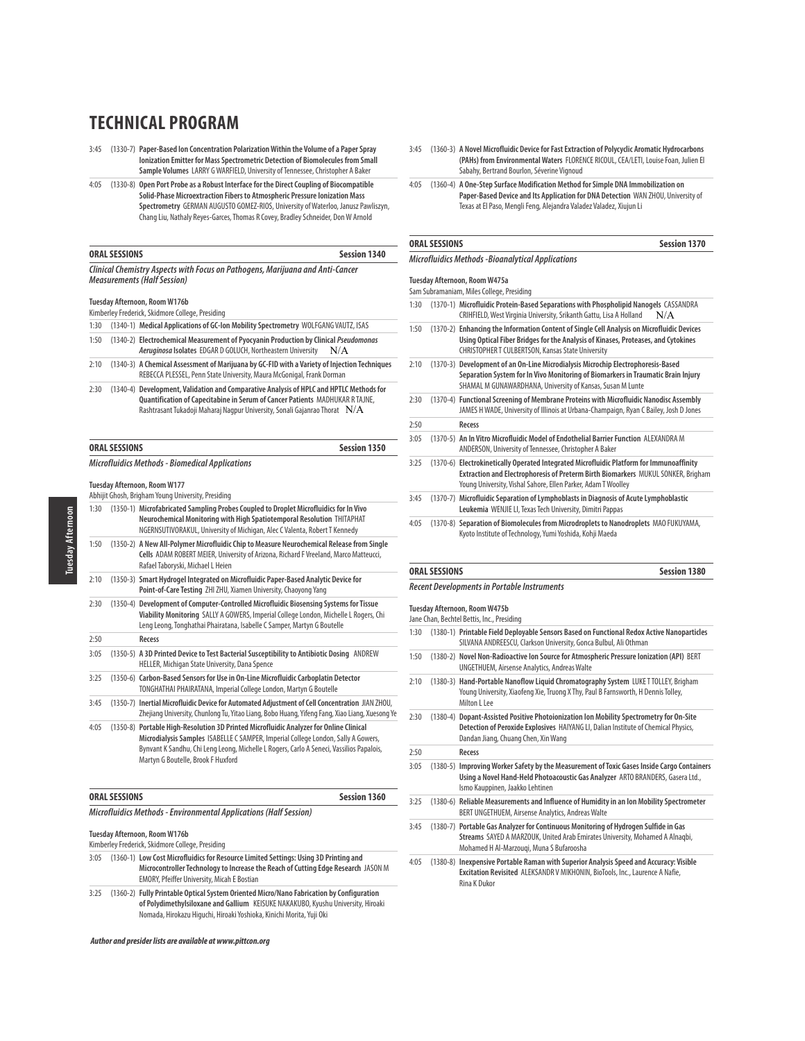# TECHNICAL PROGRAM

3:45 (1330-7) **Paper-Based Ion Concentration Polarization Within the Volume of a Paper Spray Ionization Emitter for Mass Spectrometric Detection of Biomolecules from Small Sample Volumes** LARRY G WARFIELD, University of Tennessee, Christopher A Baker

4:05 (1330-8) **Open Port Probe as a Robust Interface for the Direct Coupling of Biocompatible Solid-Phase Microextraction Fibers to Atmospheric Pressure Ionization Mass Spectrometry** GERMAN AUGUSTO GOMEZ-RIOS, University of Waterloo, Janusz Pawliszyn, Chang Liu, Nathaly Reyes-Garces, Thomas R Covey, Bradley Schneider, Don W Arnold

## ORAL SESSIONS — Session 1340

***Clinical Chemistry Aspects with Focus on Pathogens, Marijuana and Anti-Cancer Measurements (Half Session)***

**Tuesday Afternoon, Room W176b**
Kimberley Frederick, Skidmore College, Presiding

1:30 (1340-1) **Medical Applications of GC-Ion Mobility Spectrometry** WOLFGANG VAUTZ, ISAS

1:50 (1340-2) **Electrochemical Measurement of Pyocyanin Production by Clinical *Pseudomonas Aeruginosa* Isolates** EDGAR D GOLUCH, Northeastern University N/A

2:10 (1340-3) **A Chemical Assessment of Marijuana by GC-FID with a Variety of Injection Techniques** REBECCA PLESSEL, Penn State University, Maura McGonigal, Frank Dorman

2:30 (1340-4) **Development, Validation and Comparative Analysis of HPLC and HPTLC Methods for Quantification of Capecitabine in Serum of Cancer Patients** MADHUKAR R TAJNE, Rashtrasant Tukadoji Maharaj Nagpur University, Sonali Gajanrao Thorat N/A

## ORAL SESSIONS — Session 1350

***Microfluidics Methods - Biomedical Applications***

**Tuesday Afternoon, Room W177**
Abhijit Ghosh, Brigham Young University, Presiding

1:30 (1350-1) **Microfabricated Sampling Probes Coupled to Droplet Microfluidics for In Vivo Neurochemical Monitoring with High Spatiotemporal Resolution** THITAPHAT NGERNSUTIVORAKUL, University of Michigan, Alec C Valenta, Robert T Kennedy

1:50 (1350-2) **A New All-Polymer Microfluidic Chip to Measure Neurochemical Release from Single Cells** ADAM ROBERT MEIER, University of Arizona, Richard F Vreeland, Marco Matteucci, Rafael Taboryski, Michael L Heien

2:10 (1350-3) **Smart Hydrogel Integrated on Microfluidic Paper-Based Analytic Device for Point-of-Care Testing** ZHI ZHU, Xiamen University, Chaoyong Yang

2:30 (1350-4) **Development of Computer-Controlled Microfluidic Biosensing Systems for Tissue Viability Monitoring** SALLY A GOWERS, Imperial College London, Michelle L Rogers, Chi Leng Leong, Tonghathai Phairatana, Isabelle C Samper, Martyn G Boutelle

2:50 **Recess**

3:05 (1350-5) **A 3D Printed Device to Test Bacterial Susceptibility to Antibiotic Dosing** ANDREW HELLER, Michigan State University, Dana Spence

3:25 (1350-6) **Carbon-Based Sensors for Use in On-Line Microfluidic Carboplatin Detector** TONGHATHAI PHAIRATANA, Imperial College London, Martyn G Boutelle

3:45 (1350-7) **Inertial Microfluidic Device for Automated Adjustment of Cell Concentration** JIAN ZHOU, Zhejiang University, Chunlong Tu, Yitao Liang, Bobo Huang, Yifeng Fang, Xiao Liang, Xuesong Ye

4:05 (1350-8) **Portable High-Resolution 3D Printed Microfluidic Analyzer for Online Clinical Microdialysis Samples** ISABELLE C SAMPER, Imperial College London, Sally A Gowers, Bynvant K Sandhu, Chi Leng Leong, Michelle L Rogers, Carlo A Seneci, Vassilios Papalois, Martyn G Boutelle, Brook F Huxford

## ORAL SESSIONS — Session 1360

***Microfluidics Methods - Environmental Applications (Half Session)***

**Tuesday Afternoon, Room W176b**
Kimberley Frederick, Skidmore College, Presiding

3:05 (1360-1) **Low Cost Microfluidics for Resource Limited Settings: Using 3D Printing and Microcontroller Technology to Increase the Reach of Cutting Edge Research** JASON M EMORY, Pfeiffer University, Micah E Bostian

3:25 (1360-2) **Fully Printable Optical System Oriented Micro/Nano Fabrication by Configuration of Polydimethylsiloxane and Gallium** KEISUKE NAKAKUBO, Kyushu University, Hiroaki Nomada, Hirokazu Higuchi, Hiroaki Yoshioka, Kinichi Morita, Yuji Oki

3:45 (1360-3) **A Novel Microfluidic Device for Fast Extraction of Polycyclic Aromatic Hydrocarbons (PAHs) from Environmental Waters** FLORENCE RICOUL, CEA/LETI, Louise Foan, Julien El Sabahy, Bertrand Bourlon, Séverine Vignoud

4:05 (1360-4) **A One-Step Surface Modification Method for Simple DNA Immobilization on Paper-Based Device and Its Application for DNA Detection** WAN ZHOU, University of Texas at El Paso, Mengli Feng, Alejandra Valadez Valadez, Xiujun Li

## ORAL SESSIONS — Session 1370

***Microfluidics Methods -Bioanalytical Applications***

**Tuesday Afternoon, Room W475a**
Sam Subramaniam, Miles College, Presiding

1:30 (1370-1) **Microfluidic Protein-Based Separations with Phospholipid Nanogels** CASSANDRA CRIHFIELD, West Virginia University, Srikanth Gattu, Lisa A Holland N/A

1:50 (1370-2) **Enhancing the Information Content of Single Cell Analysis on Microfluidic Devices Using Optical Fiber Bridges for the Analysis of Kinases, Proteases, and Cytokines** CHRISTOPHER T CULBERTSON, Kansas State University

2:10 (1370-3) **Development of an On-Line Microdialysis Microchip Electrophoresis-Based Separation System for In Vivo Monitoring of Biomarkers in Traumatic Brain Injury** SHAMAL M GUNAWARDHANA, University of Kansas, Susan M Lunte

2:30 (1370-4) **Functional Screening of Membrane Proteins with Microfluidic Nanodisc Assembly** JAMES H WADE, University of Illinois at Urbana-Champaign, Ryan C Bailey, Josh D Jones

2:50 **Recess**

3:05 (1370-5) **An In Vitro Microfluidic Model of Endothelial Barrier Function** ALEXANDRA M ANDERSON, University of Tennessee, Christopher A Baker

3:25 (1370-6) **Electrokinetically Operated Integrated Microfluidic Platform for Immunoaffinity Extraction and Electrophoresis of Preterm Birth Biomarkers** MUKUL SONKER, Brigham Young University, Vishal Sahore, Ellen Parker, Adam T Woolley

3:45 (1370-7) **Microfluidic Separation of Lymphoblasts in Diagnosis of Acute Lymphoblastic Leukemia** WENJIE LI, Texas Tech University, Dimitri Pappas

4:05 (1370-8) **Separation of Biomolecules from Microdroplets to Nanodroplets** MAO FUKUYAMA, Kyoto Institute of Technology, Yumi Yoshida, Kohji Maeda

## ORAL SESSIONS — Session 1380

***Recent Developments in Portable Instruments***

**Tuesday Afternoon, Room W475b**
Jane Chan, Bechtel Bettis, Inc., Presiding

1:30 (1380-1) **Printable Field Deployable Sensors Based on Functional Redox Active Nanoparticles** SILVANA ANDREESCU, Clarkson University, Gonca Bulbul, Ali Othman

1:50 (1380-2) **Novel Non-Radioactive Ion Source for Atmospheric Pressure Ionization (API)** BERT UNGETHUEM, Airsense Analytics, Andreas Walte

2:10 (1380-3) **Hand-Portable Nanoflow Liquid Chromatography System** LUKE T TOLLEY, Brigham Young University, Xiaofeng Xie, Truong X Thy, Paul B Farnsworth, H Dennis Tolley, Milton L Lee

2:30 (1380-4) **Dopant-Assisted Positive Photoionization Ion Mobility Spectrometry for On-Site Detection of Peroxide Explosives** HAIYANG LI, Dalian Institute of Chemical Physics, Dandan Jiang, Chuang Chen, Xin Wang

2:50 **Recess**

3:05 (1380-5) **Improving Worker Safety by the Measurement of Toxic Gases Inside Cargo Containers Using a Novel Hand-Held Photoacoustic Gas Analyzer** ARTO BRANDERS, Gasera Ltd., Ismo Kauppinen, Jaakko Lehtinen

3:25 (1380-6) **Reliable Measurements and Influence of Humidity in an Ion Mobility Spectrometer** BERT UNGETHUEM, Airsense Analytics, Andreas Walte

3:45 (1380-7) **Portable Gas Analyzer for Continuous Monitoring of Hydrogen Sulfide in Gas Streams** SAYED A MARZOUK, United Arab Emirates University, Mohamed A Alnaqbi, Mohamed H Al-Marzouqi, Muna S Bufaroosha

4:05 (1380-8) **Inexpensive Portable Raman with Superior Analysis Speed and Accuracy: Visible Excitation Revisited** ALEKSANDR V MIKHONIN, BioTools, Inc., Laurence A Nafie, Rina K Dukor

*Author and presider lists are available at www.pittcon.org*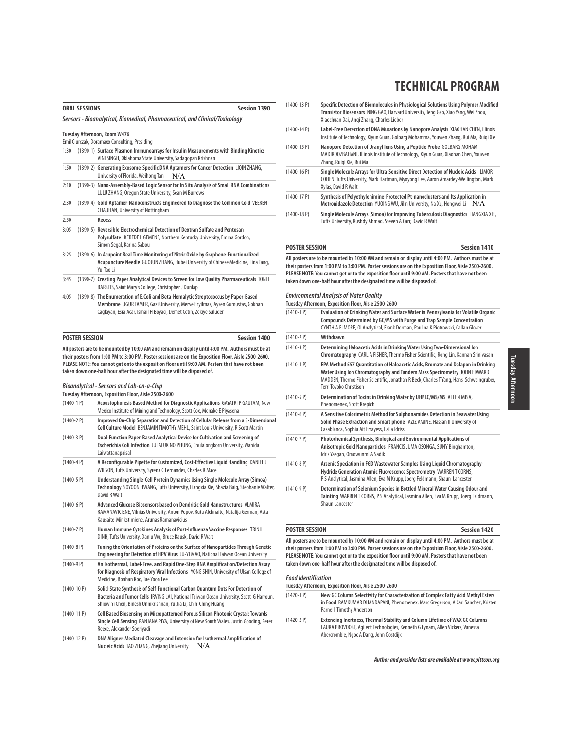# TECHNICAL PROGRAM

## ORAL SESSIONS — Session 1390

### *Sensors - Bioanalytical, Biomedical, Pharmaceutical, and Clinical/Toxicology*

**Tuesday Afternoon, Room W476**
Emil Ciurczak, Doramaxx Consulting, Presiding

| | | |
|---|---|---|
| 1:30 | (1390-1) | **Surface Plasmon Immunoarrays for Insulin Measurements with Binding Kinetics** VINI SINGH, Oklahoma State University, Sadagopan Krishnan |
| 1:50 | (1390-2) | **Generating Exosome-Specific DNA Aptamers for Cancer Detection** LIQIN ZHANG, University of Florida, Weihong Tan N/A |
| 2:10 | (1390-3) | **Nano-Assembly-Based Logic Sensor for In Situ Analysis of Small RNA Combinations** LULU ZHANG, Oregon State University, Sean M Burrows |
| 2:30 | (1390-4) | **Gold-Aptamer-Nanoconstructs Engineered to Diagnose the Common Cold** VEEREN CHAUHAN, University of Nottingham |
| 2:50 | | **Recess** |
| 3:05 | (1390-5) | **Reversible Electrochemical Detection of Dextran Sulfate and Pentosan Polysulfate** KEBEDE L GEMENE, Northern Kentucky University, Emma Gordon, Simon Segal, Karina Sabou |
| 3:25 | (1390-6) | **In Acupoint Real Time Monitoring of Nitric Oxide by Graphene-Functionalized Acupuncture Needle** GUOJUN ZHANG, Hubei University of Chinese Medicine, Lina Tang, Yu-Tao Li |
| 3:45 | (1390-7) | **Creating Paper Analytical Devices to Screen for Low Quality Pharmaceuticals** TONI L BARSTIS, Saint Mary's College, Christopher J Dunlap |
| 4:05 | (1390-8) | **The Enumeration of E.Coli and Beta-Hemalytic Streptococcus by Paper-Based Membrane** UGUR TAMER, Gazi University, Merve Eryilmaz, Aysen Gumustas, Gokhan Caglayan, Esra Acar, Ismail H Boyacı, Demet Cetin, Zekiye Suluder |

## POSTER SESSION — Session 1400

**All posters are to be mounted by 10:00 AM and remain on display until 4:00 PM. Authors must be at their posters from 1:00 PM to 3:00 PM. Poster sessions are on the Exposition Floor, Aisle 2500-2600. PLEASE NOTE: You cannot get onto the exposition floor until 9:00 AM. Posters that have not been taken down one-half hour after the designated time will be disposed of.**

### *Bioanalytical - Sensors and Lab-on-a-Chip*

**Tuesday Afternoon, Exposition Floor, Aisle 2500-2600**

| | |
|---|---|
| (1400-1 P) | **Acoustophoresis Based Method for Diagnostic Applications** GAYATRI P GAUTAM, New Mexico Institute of Mining and Technology, Scott Cox, Menake E Piyasena |
| (1400-2 P) | **Improved On-Chip Separation and Detection of Cellular Release from a 3-Dimensional Cell Culture Model** BENJAMIN TIMOTHY MEHL, Saint Louis University, R Scott Martin |
| (1400-3 P) | **Dual-Function Paper-Based Analytical Device for Cultivation and Screening of Escherichia Coli Infection** JULALUK NOIPHUNG, Chulalongkorn University, Wanida Laiwattanapaisal |
| (1400-4 P) | **A Reconfigurable Pipette for Customized, Cost-Effective Liquid Handling** DANIEL J WILSON, Tufts University, Syrena C Fernandes, Charles R Mace |
| (1400-5 P) | **Understanding Single-Cell Protein Dynamics Using Single Molecule Array (Simoa) Technology** SOYOON HWANG, Tufts University, Liangxia Xie, Shazia Baig, Stephanie Walter, David R Walt |
| (1400-6 P) | **Advanced Glucose Biosensors based on Dendritic Gold Nanostructures** ALMIRA RAMANAVICIENE, Vilnius University, Anton Popov, Ruta Aleknaite, Natalija German, Asta Kausaite-Minkstimiene, Arunas Ramanavicius |
| (1400-7 P) | **Human Immune Cytokines Analysis of Post-Influenza Vaccine Responses** TRINH L DINH, Tufts University, Danlu Wu, Bruce Bausk, David R Walt |
| (1400-8 P) | **Tuning the Orientation of Proteins on the Surface of Nanoparticles Through Genetic Engineering for Detection of HPV Virus** JU-YI MAO, National Taiwan Ocean University |
| (1400-9 P) | **An Isothermal, Label-Free, and Rapid One-Step RNA Amplification/Detection Assay for Diagnosis of Respiratory Viral Infections** YONG SHIN, University of Ulsan College of Medicine, Bonhan Koo, Tae Yoon Lee |
| (1400-10 P) | **Solid-State Synthesis of Self-Functional Carbon Quantum Dots For Detection of Bacteria and Tumor Cells** IRVING LAI, National Taiwan Ocean University, Scott G Harroun, Shiow-Yi Chen, Binesh Unnikrishnan, Yu-Jia Li, Chih-Ching Huang |
| (1400-11 P) | **Cell Based Biosensing on Micropatterned Porous Silicon Photonic Crystal: Towards Single Cell Sensing** RANJANA PIYA, University of New South Wales, Justin Gooding, Peter Reece, Alexander Soeriyadi |
| (1400-12 P) | **DNA Aligner-Mediated Cleavage and Extension for Isothermal Amplification of Nucleic Acids** TAO ZHANG, Zhejiang University N/A |
| (1400-13 P) | **Specific Detection of Biomolecules in Physiological Solutions Using Polymer Modified Transistor Biosensors** NING GAO, Harvard University, Teng Gao, Xiao Yang, Wei Zhou, Xiaochuan Dai, Anqi Zhang, Charles Lieber |
| (1400-14 P) | **Label-Free Detection of DNA Mutations by Nanopore Analysis** XIAOHAN CHEN, Illinois Institute of Technology, Xiyun Guan, Golbarg Mohamma, Youwen Zhang, Rui Ma, Ruiqi Xie |
| (1400-15 P) | **Nanopore Detection of Uranyl Ions Using a Peptide Probe** GOLBARG MOHAMMADIROOZBAHANI, Illinois Institute of Technology, Xiyun Guan, Xiaohan Chen, Youwen Zhang, Ruiqi Xie, Rui Ma |
| (1400-16 P) | **Single Molecule Arrays for Ultra-Sensitive Direct Detection of Nucleic Acids** LIMOR COHEN, Tufts University, Mark Hartman, Myoyong Lee, Aaron Amardey-Wellington, Mark Xylas, David R Walt |
| (1400-17 P) | **Synthesis of Polyethylenimine-Protected Pt-nanoclusters and Its Application in Metronidazole Detection** YUQING WU, Jilin University, Na Xu, Hongwei Li N/A |
| (1400-18 P) | **Single Molecule Arrays (Simoa) for Improving Tuberculosis Diagnostics** LIANGXIA XIE, Tufts University, Rushdy Ahmad, Steven A Carr, David R Walt |

## POSTER SESSION — Session 1410

**All posters are to be mounted by 10:00 AM and remain on display until 4:00 PM. Authors must be at their posters from 1:00 PM to 3:00 PM. Poster sessions are on the Exposition Floor, Aisle 2500-2600. PLEASE NOTE: You cannot get onto the exposition floor until 9:00 AM. Posters that have not been taken down one-half hour after the designated time will be disposed of.**

### *Environmental Analysis of Water Quality*

**Tuesday Afternoon, Exposition Floor, Aisle 2500-2600**

| | |
|---|---|
| (1410-1 P) | **Evaluation of Drinking Water and Surface Water in Pennsylvania for Volatile Organic Compounds Determined by GC/MS with Purge and Trap Sample Concentration** CYNTHIA ELMORE, OI Analytical, Frank Dorman, Paulina K Piotrowski, Callan Glover |
| (1410-2 P) | **Withdrawn** |
| (1410-3 P) | **Determining Haloacetic Acids in Drinking Water Using Two-Dimensional Ion Chromatography** CARL A FISHER, Thermo Fisher Scientific, Rong Lin, Kannan Srinivasan |
| (1410-4 P) | **EPA Method 557 Quantitation of Haloacetic Acids, Bromate and Dalapon in Drinking Water Using Ion Chromatography and Tandem Mass Spectrometry** JOHN EDWARD MADDEN, Thermo Fisher Scientific, Jonathan R Beck, Charles T Yang, Hans Schweingruber, Terri Toyoko Christison |
| (1410-5 P) | **Determination of Toxins in Drinking Water by UHPLC/MS/MS** ALLEN MISA, Phenomenex, Scott Krepich |
| (1410-6 P) | **A Sensitive Colorimetric Method for Sulphonamides Detection in Seawater Using Solid Phase Extraction and Smart phone** AZIZ AMINE, Hassan II University of Casablanca, Sophia Ait Errayess, Laila Idrissi |
| (1410-7 P) | **Photochemical Synthesis, Biological and Environmental Applications of Anisotropic Gold Nanoparticles** FRANCIS JUMA OSONGA, SUNY Binghamton, Idris Yazgan, Omowunmi A Sadik |
| (1410-8 P) | **Arsenic Speciation in FGD Wastewater Samples Using Liquid Chromatography-Hydride Generation Atomic Fluorescence Spectrometry** WARREN T CORNS, P S Analytical, Jasmina Allen, Eva M Krupp, Joerg Feldmann, Shaun Lancester |
| (1410-9 P) | **Determination of Selenium Species in Bottled Mineral Water Causing Odour and Tainting** WARREN T CORNS, P S Analytical, Jasmina Allen, Eva M Krupp, Joerg Feldmann, Shaun Lancester |

## POSTER SESSION — Session 1420

**All posters are to be mounted by 10:00 AM and remain on display until 4:00 PM. Authors must be at their posters from 1:00 PM to 3:00 PM. Poster sessions are on the Exposition Floor, Aisle 2500-2600. PLEASE NOTE: You cannot get onto the exposition floor until 9:00 AM. Posters that have not been taken down one-half hour after the designated time will be disposed of.**

### *Food Identification*

**Tuesday Afternoon, Exposition Floor, Aisle 2500-2600**

| | |
|---|---|
| (1420-1 P) | **New GC Column Selectivity for Characterization of Complex Fatty Acid Methyl Esters in Food** RAMKUMAR DHANDAPANI, Phenomenex, Marc Gregerson, A Carl Sanchez, Kristen Parnell, Timothy Anderson |
| (1420-2 P) | **Extending Inertness, Thermal Stability and Column Lifetime of WAX GC Columns** LAURA PROVOOST, Agilent Technologies, Kenneth G Lynam, Allen Vickers, Vanessa Abercrombie, Ngoc A Dang, John Oostdijk |

***Author and presider lists are available at www.pittcon.org***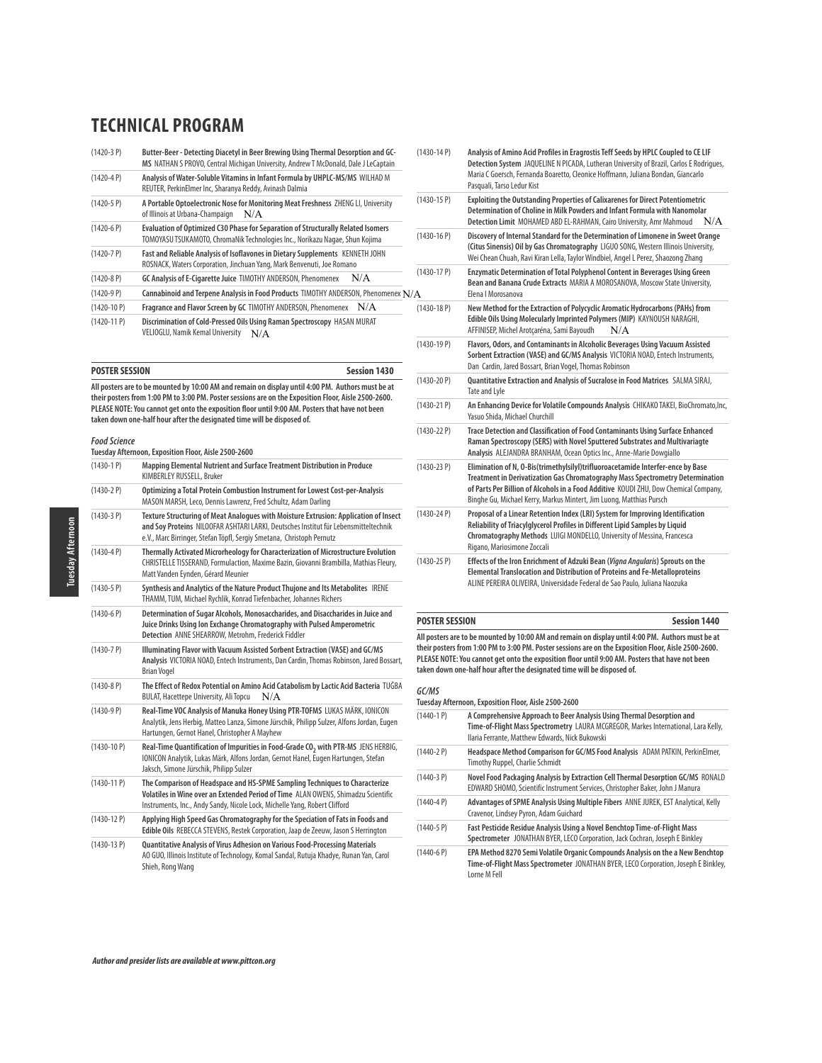# TECHNICAL PROGRAM

| | |
|---|---|
| (1420-3 P) | **Butter-Beer - Detecting Diacetyl in Beer Brewing Using Thermal Desorption and GC-MS** NATHAN S PROVO, Central Michigan University, Andrew T McDonald, Dale J LeCaptain |
| (1420-4 P) | **Analysis of Water-Soluble Vitamins in Infant Formula by UHPLC-MS/MS** WILHAD M REUTER, PerkinElmer Inc, Sharanya Reddy, Avinash Dalmia |
| (1420-5 P) | **A Portable Optoelectronic Nose for Monitoring Meat Freshness** ZHENG LI, University of Illinois at Urbana-Champaign N/A |
| (1420-6 P) | **Evaluation of Optimized C30 Phase for Separation of Structurally Related Isomers** TOMOYASU TSUKAMOTO, ChromaNik Technologies Inc., Norikazu Nagae, Shun Kojima |
| (1420-7 P) | **Fast and Reliable Analysis of Isoflavones in Dietary Supplements** KENNETH JOHN ROSNACK, Waters Corporation, Jinchuan Yang, Mark Benvenuti, Joe Romano |
| (1420-8 P) | **GC Analysis of E-Cigarette Juice** TIMOTHY ANDERSON, Phenomenex N/A |
| (1420-9 P) | **Cannabinoid and Terpene Analysis in Food Products** TIMOTHY ANDERSON, Phenomenex N/A |
| (1420-10 P) | **Fragrance and Flavor Screen by GC** TIMOTHY ANDERSON, Phenomenex N/A |
| (1420-11 P) | **Discrimination of Cold-Pressed Oils Using Raman Spectroscopy** HASAN MURAT VELIOGLU, Namik Kemal University N/A |

## POSTER SESSION — Session 1430

**All posters are to be mounted by 10:00 AM and remain on display until 4:00 PM. Authors must be at their posters from 1:00 PM to 3:00 PM. Poster sessions are on the Exposition Floor, Aisle 2500-2600. PLEASE NOTE: You cannot get onto the exposition floor until 9:00 AM. Posters that have not been taken down one-half hour after the designated time will be disposed of.**

### *Food Science*

**Tuesday Afternoon, Exposition Floor, Aisle 2500-2600**

| | |
|---|---|
| (1430-1 P) | **Mapping Elemental Nutrient and Surface Treatment Distribution in Produce** KIMBERLEY RUSSELL, Bruker |
| (1430-2 P) | **Optimizing a Total Protein Combustion Instrument for Lowest Cost-per-Analysis** MASON MARSH, Leco, Dennis Lawrenz, Fred Schultz, Adam Darling |
| (1430-3 P) | **Texture Structuring of Meat Analogues with Moisture Extrusion: Application of Insect and Soy Proteins** NILOOFAR ASHTARI LARKI, Deutsches Institut für Lebensmitteltechnik e.V., Marc Birringer, Stefan Töpfl, Sergiy Smetana, Christoph Pernutz |
| (1430-4 P) | **Thermally Activated Microrheology for Characterization of Microstructure Evolution** CHRISTELLE TISSERAND, Formulaction, Maxime Bazin, Giovanni Brambilla, Mathias Fleury, Matt Vanden Eynden, Gérard Meunier |
| (1430-5 P) | **Synthesis and Analytics of the Nature Product Thujone and Its Metabolites** IRENE THAMM, TUM, Michael Rychlik, Konrad Tiefenbacher, Johannes Richers |
| (1430-6 P) | **Determination of Sugar Alcohols, Monosaccharides, and Disaccharides in Juice and Juice Drinks Using Ion Exchange Chromatography with Pulsed Amperometric Detection** ANNE SHEARROW, Metrohm, Frederick Fiddler |
| (1430-7 P) | **Illuminating Flavor with Vacuum Assisted Sorbent Extraction (VASE) and GC/MS Analysis** VICTORIA NOAD, Entech Instruments, Dan Cardin, Thomas Robinson, Jared Bossart, Brian Vogel |
| (1430-8 P) | **The Effect of Redox Potential on Amino Acid Catabolism by Lactic Acid Bacteria** TUĞBA BULAT, Hacettepe University, Ali Topcu N/A |
| (1430-9 P) | **Real-Time VOC Analysis of Manuka Honey Using PTR-TOFMS** LUKAS MÄRK, IONICON Analytik, Jens Herbig, Matteo Lanza, Simone Jürschik, Philipp Sulzer, Alfons Jordan, Eugen Hartungen, Gernot Hanel, Christopher A Mayhew |
| (1430-10 P) | **Real-Time Quantification of Impurities in Food-Grade $CO_2$ with PTR-MS** JENS HERBIG, IONICON Analytik, Lukas Märk, Alfons Jordan, Gernot Hanel, Eugen Hartungen, Stefan Jaksch, Simone Jürschik, Philipp Sulzer |
| (1430-11 P) | **The Comparison of Headspace and HS-SPME Sampling Techniques to Characterize Volatiles in Wine over an Extended Period of Time** ALAN OWENS, Shimadzu Scientific Instruments, Inc., Andy Sandy, Nicole Lock, Michelle Yang, Robert Clifford |
| (1430-12 P) | **Applying High Speed Gas Chromatography for the Speciation of Fats in Foods and Edible Oils** REBECCA STEVENS, Restek Corporation, Jaap de Zeeuw, Jason S Herrington |
| (1430-13 P) | **Quantitative Analysis of Virus Adhesion on Various Food-Processing Materials** AO GUO, Illinois Institute of Technology, Komal Sandal, Rutuja Khadye, Runan Yan, Carol Shieh, Rong Wang |
| (1430-14 P) | **Analysis of Amino Acid Profiles in Eragrostis Teff Seeds by HPLC Coupled to CE LIF Detection System** JAQUELINE N PICADA, Lutheran University of Brazil, Carlos E Rodrigues, Maria C Goersch, Fernanda Boaretto, Cleonice Hoffmann, Juliana Bondan, Giancarlo Pasquali, Tarso Ledur Kist |
| (1430-15 P) | **Exploiting the Outstanding Properties of Calixarenes for Direct Potentiometric Determination of Choline in Milk Powders and Infant Formula with Nanomolar Detection Limit** MOHAMED ABD EL-RAHMAN, Cairo University, Amr Mahmoud N/A |
| (1430-16 P) | **Discovery of Internal Standard for the Determination of Limonene in Sweet Orange (Citus Sinensis) Oil by Gas Chromatography** LIGUO SONG, Western Illinois University, Wei Chean Chuah, Ravi Kiran Lella, Taylor Windbiel, Angel L Perez, Shaozong Zhang |
| (1430-17 P) | **Enzymatic Determination of Total Polyphenol Content in Beverages Using Green Bean and Banana Crude Extracts** MARIA A MOROSANOVA, Moscow State University, Elena I Morosanova |
| (1430-18 P) | **New Method for the Extraction of Polycyclic Aromatic Hydrocarbons (PAHs) from Edible Oils Using Molecularly Imprinted Polymers (MIP)** KAYNOUSH NARAGHI, AFFINISEP, Michel Arotçaréna, Sami Bayoudh N/A |
| (1430-19 P) | **Flavors, Odors, and Contaminants in Alcoholic Beverages Using Vacuum Assisted Sorbent Extraction (VASE) and GC/MS Analysis** VICTORIA NOAD, Entech Instruments, Dan Cardin, Jared Bossart, Brian Vogel, Thomas Robinson |
| (1430-20 P) | **Quantitative Extraction and Analysis of Sucralose in Food Matrices** SALMA SIRAJ, Tate and Lyle |
| (1430-21 P) | **An Enhancing Device for Volatile Compounds Analysis** CHIKAKO TAKEI, BioChromato,Inc, Yasuo Shida, Michael Churchill |
| (1430-22 P) | **Trace Detection and Classification of Food Contaminants Using Surface Enhanced Raman Spectroscopy (SERS) with Novel Sputtered Substrates and Multivariagte Analysis** ALEJANDRA BRANHAM, Ocean Optics Inc., Anne-Marie Dowgiallo |
| (1430-23 P) | **Elimination of N, O-Bis(trimethylsilyl)trifluoroacetamide Interfer-ence by Base Treatment in Derivatization Gas Chromatography Mass Spectrometry Determination of Parts Per Billion of Alcohols in a Food Additive** KOUDI ZHU, Dow Chemical Company, Binghe Gu, Michael Kerry, Markus Mintert, Jim Luong, Matthias Pursch |
| (1430-24 P) | **Proposal of a Linear Retention Index (LRI) System for Improving Identification Reliability of Triacylglycerol Profiles in Different Lipid Samples by Liquid Chromatography Methods** LUIGI MONDELLO, University of Messina, Francesca Rigano, Mariosimone Zoccali |
| (1430-25 P) | **Effects of the Iron Enrichment of Adzuki Bean (*Vigna Angularis*) Sprouts on the Elemental Translocation and Distribution of Proteins and Fe-Metalloproteins** ALINE PEREIRA OLIVEIRA, Universidade Federal de Sao Paulo, Juliana Naozuka |

## POSTER SESSION — Session 1440

**All posters are to be mounted by 10:00 AM and remain on display until 4:00 PM. Authors must be at their posters from 1:00 PM to 3:00 PM. Poster sessions are on the Exposition Floor, Aisle 2500-2600. PLEASE NOTE: You cannot get onto the exposition floor until 9:00 AM. Posters that have not been taken down one-half hour after the designated time will be disposed of.**

### *GC/MS*

**Tuesday Afternoon, Exposition Floor, Aisle 2500-2600**

| | |
|---|---|
| (1440-1 P) | **A Comprehensive Approach to Beer Analysis Using Thermal Desorption and Time-of-Flight Mass Spectrometry** LAURA MCGREGOR, Markes International, Lara Kelly, Ilaria Ferrante, Matthew Edwards, Nick Bukowski |
| (1440-2 P) | **Headspace Method Comparison for GC/MS Food Analysis** ADAM PATKIN, PerkinElmer, Timothy Ruppel, Charlie Schmidt |
| (1440-3 P) | **Novel Food Packaging Analysis by Extraction Cell Thermal Desorption GC/MS** RONALD EDWARD SHOMO, Scientific Instrument Services, Christopher Baker, John J Manura |
| (1440-4 P) | **Advantages of SPME Analysis Using Multiple Fibers** ANNE JUREK, EST Analytical, Kelly Cravenor, Lindsey Pyron, Adam Guichard |
| (1440-5 P) | **Fast Pesticide Residue Analysis Using a Novel Benchtop Time-of-Flight Mass Spectrometer** JONATHAN BYER, LECO Corporation, Jack Cochran, Joseph E Binkley |
| (1440-6 P) | **EPA Method 8270 Semi Volatile Organic Compounds Analysis on the a New Benchtop Time-of-Flight Mass Spectrometer** JONATHAN BYER, LECO Corporation, Joseph E Binkley, Lorne M Fell |

*Author and presider lists are available at www.pittcon.org*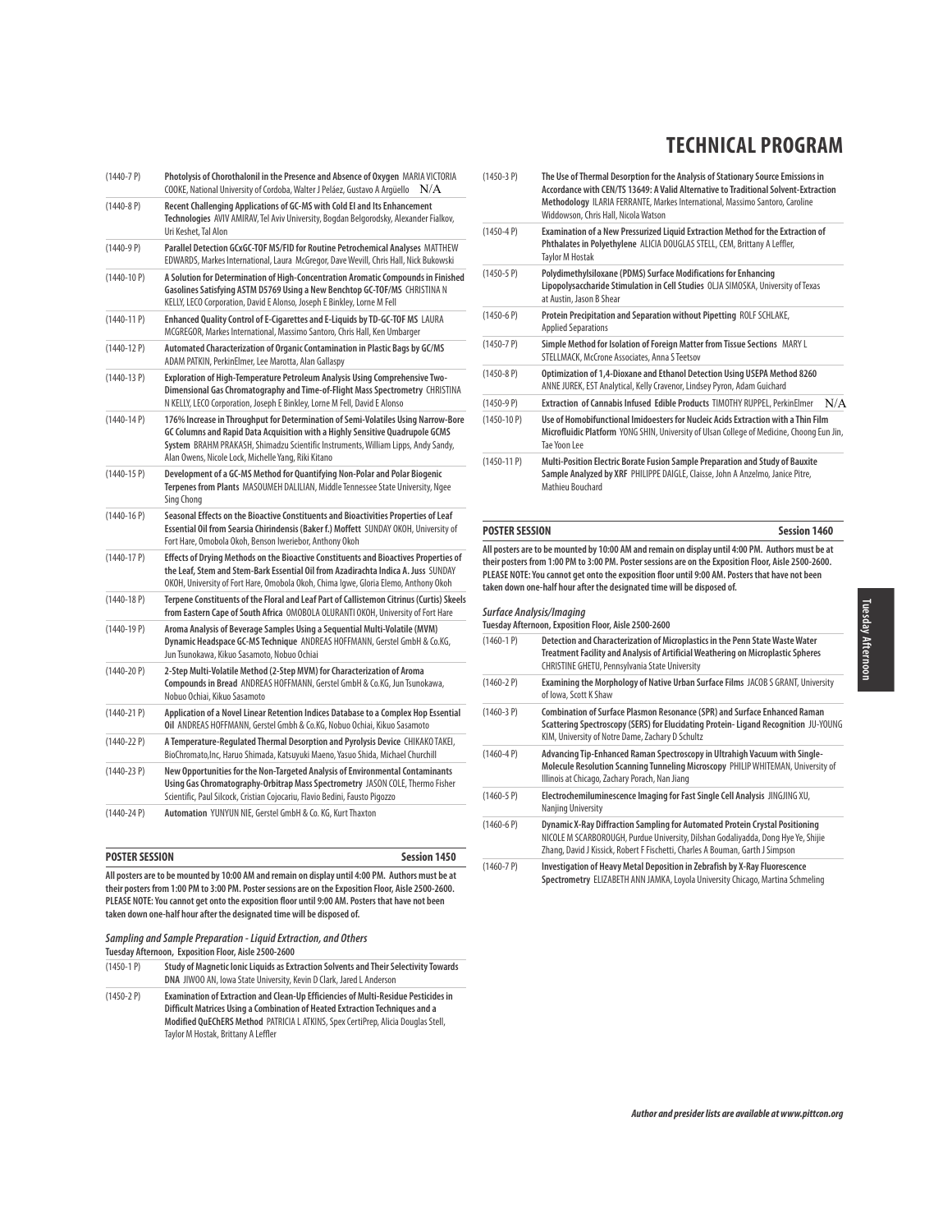# TECHNICAL PROGRAM

(1440-7 P) **Photolysis of Chorothalonil in the Presence and Absence of Oxygen** MARIA VICTORIA COOKE, National University of Cordoba, Walter J Peláez, Gustavo A Argüello N/A

(1440-8 P) **Recent Challenging Applications of GC-MS with Cold EI and Its Enhancement Technologies** AVIV AMIRAV, Tel Aviv University, Bogdan Belgorodsky, Alexander Fialkov, Uri Keshet, Tal Alon

(1440-9 P) **Parallel Detection GCxGC-TOF MS/FID for Routine Petrochemical Analyses** MATTHEW EDWARDS, Markes International, Laura McGregor, Dave Wevill, Chris Hall, Nick Bukowski

(1440-10 P) **A Solution for Determination of High-Concentration Aromatic Compounds in Finished Gasolines Satisfying ASTM D5769 Using a New Benchtop GC-TOF/MS** CHRISTINA N KELLY, LECO Corporation, David E Alonso, Joseph E Binkley, Lorne M Fell

(1440-11 P) **Enhanced Quality Control of E-Cigarettes and E-Liquids by TD-GC-TOF MS** LAURA MCGREGOR, Markes International, Massimo Santoro, Chris Hall, Ken Umbarger

(1440-12 P) **Automated Characterization of Organic Contamination in Plastic Bags by GC/MS** ADAM PATKIN, PerkinElmer, Lee Marotta, Alan Gallaspy

(1440-13 P) **Exploration of High-Temperature Petroleum Analysis Using Comprehensive Two-Dimensional Gas Chromatography and Time-of-Flight Mass Spectrometry** CHRISTINA N KELLY, LECO Corporation, Joseph E Binkley, Lorne M Fell, David E Alonso

(1440-14 P) **176% Increase in Throughput for Determination of Semi-Volatiles Using Narrow-Bore GC Columns and Rapid Data Acquisition with a Highly Sensitive Quadrupole GCMS System** BRAHM PRAKASH, Shimadzu Scientific Instruments, William Lipps, Andy Sandy, Alan Owens, Nicole Lock, Michelle Yang, Riki Kitano

(1440-15 P) **Development of a GC-MS Method for Quantifying Non-Polar and Polar Biogenic Terpenes from Plants** MASOUMEH DALILIAN, Middle Tennessee State University, Ngee Sing Chong

(1440-16 P) **Seasonal Effects on the Bioactive Constituents and Bioactivities Properties of Leaf Essential Oil from Searsia Chirindensis (Baker f.) Moffett** SUNDAY OKOH, University of Fort Hare, Omobola Okoh, Benson Iweriebor, Anthony Okoh

(1440-17 P) **Effects of Drying Methods on the Bioactive Constituents and Bioactives Properties of the Leaf, Stem and Stem-Bark Essential Oil from Azadirachta Indica A. Juss** SUNDAY OKOH, University of Fort Hare, Omobola Okoh, Chima Igwe, Gloria Elemo, Anthony Okoh

(1440-18 P) **Terpene Constituents of the Floral and Leaf Part of Callistemon Citrinus (Curtis) Skeels from Eastern Cape of South Africa** OMOBOLA OLURANTI OKOH, University of Fort Hare

(1440-19 P) **Aroma Analysis of Beverage Samples Using a Sequential Multi-Volatile (MVM) Dynamic Headspace GC-MS Technique** ANDREAS HOFFMANN, Gerstel GmbH & Co.KG, Jun Tsunokawa, Kikuo Sasamoto, Nobuo Ochiai

(1440-20 P) **2-Step Multi-Volatile Method (2-Step MVM) for Characterization of Aroma Compounds in Bread** ANDREAS HOFFMANN, Gerstel GmbH & Co.KG, Jun Tsunokawa, Nobuo Ochiai, Kikuo Sasamoto

(1440-21 P) **Application of a Novel Linear Retention Indices Database to a Complex Hop Essential Oil** ANDREAS HOFFMANN, Gerstel Gmbh & Co.KG, Nobuo Ochiai, Kikuo Sasamoto

(1440-22 P) **A Temperature-Regulated Thermal Desorption and Pyrolysis Device** CHIKAKO TAKEI, BioChromato,Inc, Haruo Shimada, Katsuyuki Maeno, Yasuo Shida, Michael Churchill

(1440-23 P) **New Opportunities for the Non-Targeted Analysis of Environmental Contaminants Using Gas Chromatography-Orbitrap Mass Spectrometry** JASON COLE, Thermo Fisher Scientific, Paul Silcock, Cristian Cojocariu, Flavio Bedini, Fausto Pigozzo

(1440-24 P) **Automation** YUNYUN NIE, Gerstel GmbH & Co. KG, Kurt Thaxton

## POSTER SESSION — Session 1450

**All posters are to be mounted by 10:00 AM and remain on display until 4:00 PM. Authors must be at their posters from 1:00 PM to 3:00 PM. Poster sessions are on the Exposition Floor, Aisle 2500-2600. PLEASE NOTE: You cannot get onto the exposition floor until 9:00 AM. Posters that have not been taken down one-half hour after the designated time will be disposed of.**

### *Sampling and Sample Preparation - Liquid Extraction, and Others*

**Tuesday Afternoon, Exposition Floor, Aisle 2500-2600**

(1450-1 P) **Study of Magnetic Ionic Liquids as Extraction Solvents and Their Selectivity Towards DNA** JIWOO AN, Iowa State University, Kevin D Clark, Jared L Anderson

(1450-2 P) **Examination of Extraction and Clean-Up Efficiencies of Multi-Residue Pesticides in Difficult Matrices Using a Combination of Heated Extraction Techniques and a Modified QuEChERS Method** PATRICIA L ATKINS, Spex CertiPrep, Alicia Douglas Stell, Taylor M Hostak, Brittany A Leffler

(1450-3 P) **The Use of Thermal Desorption for the Analysis of Stationary Source Emissions in Accordance with CEN/TS 13649: A Valid Alternative to Traditional Solvent-Extraction Methodology** ILARIA FERRANTE, Markes International, Massimo Santoro, Caroline Widdowson, Chris Hall, Nicola Watson

(1450-4 P) **Examination of a New Pressurized Liquid Extraction Method for the Extraction of Phthalates in Polyethylene** ALICIA DOUGLAS STELL, CEM, Brittany A Leffler, Taylor M Hostak

(1450-5 P) **Polydimethylsiloxane (PDMS) Surface Modifications for Enhancing Lipopolysaccharide Stimulation in Cell Studies** OLJA SIMOSKA, University of Texas at Austin, Jason B Shear

(1450-6 P) **Protein Precipitation and Separation without Pipetting** ROLF SCHLAKE, Applied Separations

(1450-7 P) **Simple Method for Isolation of Foreign Matter from Tissue Sections** MARY L STELLMACK, McCrone Associates, Anna S Teetsov

(1450-8 P) **Optimization of 1,4-Dioxane and Ethanol Detection Using USEPA Method 8260** ANNE JUREK, EST Analytical, Kelly Cravenor, Lindsey Pyron, Adam Guichard

(1450-9 P) **Extraction of Cannabis Infused Edible Products** TIMOTHY RUPPEL, PerkinElmer N/A

(1450-10 P) **Use of Homobifunctional Imidoesters for Nucleic Acids Extraction with a Thin Film Microfluidic Platform** YONG SHIN, University of Ulsan College of Medicine, Choong Eun Jin, Tae Yoon Lee

(1450-11 P) **Multi-Position Electric Borate Fusion Sample Preparation and Study of Bauxite Sample Analyzed by XRF** PHILIPPE DAIGLE, Claisse, John A Anzelmo, Janice Pitre, Mathieu Bouchard

## POSTER SESSION — Session 1460

**All posters are to be mounted by 10:00 AM and remain on display until 4:00 PM. Authors must be at their posters from 1:00 PM to 3:00 PM. Poster sessions are on the Exposition Floor, Aisle 2500-2600. PLEASE NOTE: You cannot get onto the exposition floor until 9:00 AM. Posters that have not been taken down one-half hour after the designated time will be disposed of.**

### *Surface Analysis/Imaging*

**Tuesday Afternoon, Exposition Floor, Aisle 2500-2600**

(1460-1 P) **Detection and Characterization of Microplastics in the Penn State Waste Water Treatment Facility and Analysis of Artificial Weathering on Microplastic Spheres** CHRISTINE GHETU, Pennsylvania State University

(1460-2 P) **Examining the Morphology of Native Urban Surface Films** JACOB S GRANT, University of Iowa, Scott K Shaw

(1460-3 P) **Combination of Surface Plasmon Resonance (SPR) and Surface Enhanced Raman Scattering Spectroscopy (SERS) for Elucidating Protein- Ligand Recognition** JU-YOUNG KIM, University of Notre Dame, Zachary D Schultz

(1460-4 P) **Advancing Tip-Enhanced Raman Spectroscopy in Ultrahigh Vacuum with Single-Molecule Resolution Scanning Tunneling Microscopy** PHILIP WHITEMAN, University of Illinois at Chicago, Zachary Porach, Nan Jiang

(1460-5 P) **Electrochemiluminescence Imaging for Fast Single Cell Analysis** JINGJING XU, Nanjing University

(1460-6 P) **Dynamic X-Ray Diffraction Sampling for Automated Protein Crystal Positioning** NICOLE M SCARBOROUGH, Purdue University, Dilshan Godaliyadda, Dong Hye Ye, Shijie Zhang, David J Kissick, Robert F Fischetti, Charles A Bouman, Garth J Simpson

(1460-7 P) **Investigation of Heavy Metal Deposition in Zebrafish by X-Ray Fluorescence Spectrometry** ELIZABETH ANN JAMKA, Loyola University Chicago, Martina Schmeling

*Author and presider lists are available at www.pittcon.org*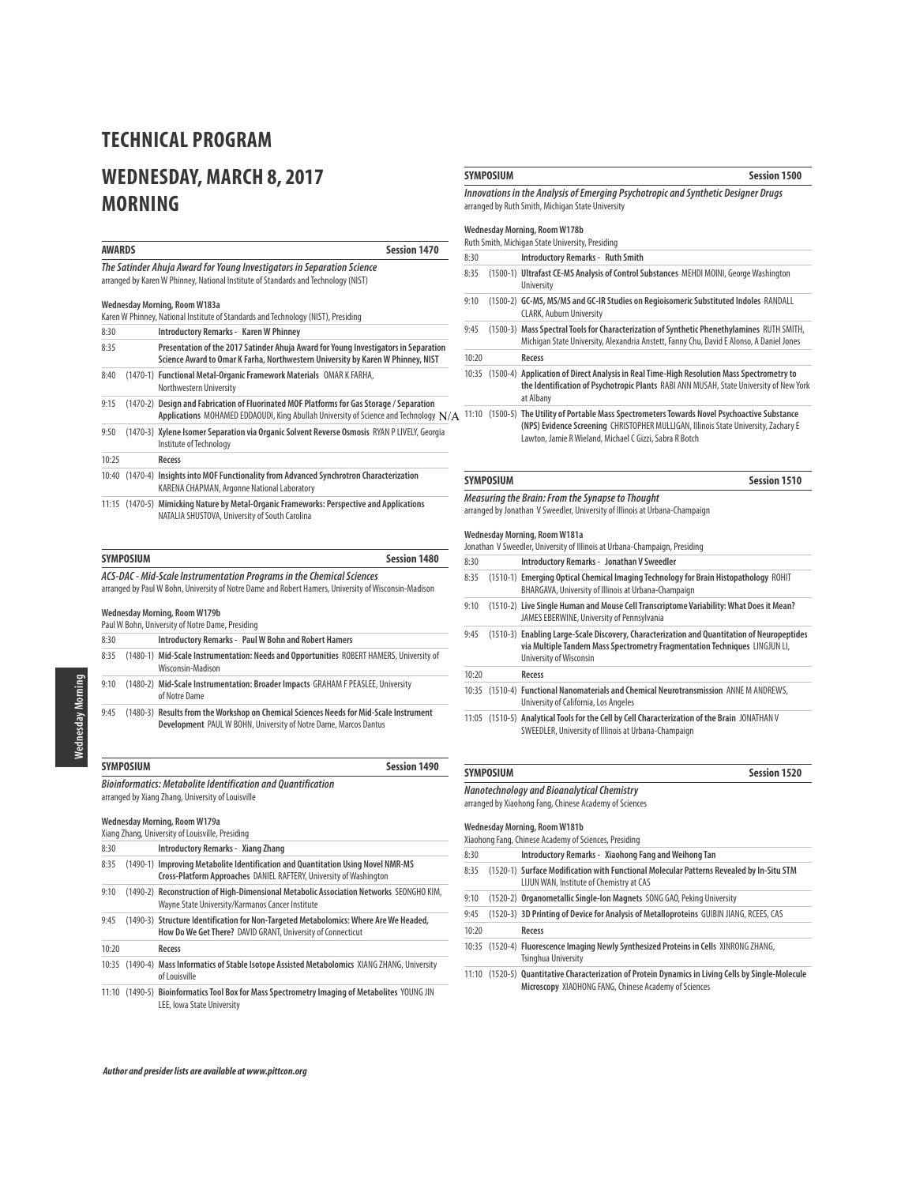# TECHNICAL PROGRAM

# WEDNESDAY, MARCH 8, 2017 MORNING

## AWARDS — Session 1470

***The Satinder Ahuja Award for Young Investigators in Separation Science***
arranged by Karen W Phinney, National Institute of Standards and Technology (NIST)

**Wednesday Morning, Room W183a**
Karen W Phinney, National Institute of Standards and Technology (NIST), Presiding

| Time | No. | Title |
|---|---|---|
| 8:30 | | **Introductory Remarks - Karen W Phinney** |
| 8:35 | | **Presentation of the 2017 Satinder Ahuja Award for Young Investigators in Separation Science Award to Omar K Farha, Northwestern University by Karen W Phinney, NIST** |
| 8:40 | (1470-1) | **Functional Metal-Organic Framework Materials** OMAR K FARHA, Northwestern University |
| 9:15 | (1470-2) | **Design and Fabrication of Fluorinated MOF Platforms for Gas Storage / Separation Applications** MOHAMED EDDAOUDI, King Abullah University of Science and Technology N/A |
| 9:50 | (1470-3) | **Xylene Isomer Separation via Organic Solvent Reverse Osmosis** RYAN P LIVELY, Georgia Institute of Technology |
| 10:25 | | **Recess** |
| 10:40 | (1470-4) | **Insights into MOF Functionality from Advanced Synchrotron Characterization** KARENA CHAPMAN, Argonne National Laboratory |
| 11:15 | (1470-5) | **Mimicking Nature by Metal-Organic Frameworks: Perspective and Applications** NATALIA SHUSTOVA, University of South Carolina |

## SYMPOSIUM — Session 1480

***ACS-DAC - Mid-Scale Instrumentation Programs in the Chemical Sciences***
arranged by Paul W Bohn, University of Notre Dame and Robert Hamers, University of Wisconsin-Madison

**Wednesday Morning, Room W179b**
Paul W Bohn, University of Notre Dame, Presiding

| Time | No. | Title |
|---|---|---|
| 8:30 | | **Introductory Remarks - Paul W Bohn and Robert Hamers** |
| 8:35 | (1480-1) | **Mid-Scale Instrumentation: Needs and Opportunities** ROBERT HAMERS, University of Wisconsin-Madison |
| 9:10 | (1480-2) | **Mid-Scale Instrumentation: Broader Impacts** GRAHAM F PEASLEE, University of Notre Dame |
| 9:45 | (1480-3) | **Results from the Workshop on Chemical Sciences Needs for Mid-Scale Instrument Development** PAUL W BOHN, University of Notre Dame, Marcos Dantus |

## SYMPOSIUM — Session 1490

***Bioinformatics: Metabolite Identification and Quantification***
arranged by Xiang Zhang, University of Louisville

**Wednesday Morning, Room W179a**
Xiang Zhang, University of Louisville, Presiding

| Time | No. | Title |
|---|---|---|
| 8:30 | | **Introductory Remarks - Xiang Zhang** |
| 8:35 | (1490-1) | **Improving Metabolite Identification and Quantitation Using Novel NMR-MS Cross-Platform Approaches** DANIEL RAFTERY, University of Washington |
| 9:10 | (1490-2) | **Reconstruction of High-Dimensional Metabolic Association Networks** SEONGHO KIM, Wayne State University/Karmanos Cancer Institute |
| 9:45 | (1490-3) | **Structure Identification for Non-Targeted Metabolomics: Where Are We Headed, How Do We Get There?** DAVID GRANT, University of Connecticut |
| 10:20 | | **Recess** |
| 10:35 | (1490-4) | **Mass Informatics of Stable Isotope Assisted Metabolomics** XIANG ZHANG, University of Louisville |
| 11:10 | (1490-5) | **Bioinformatics Tool Box for Mass Spectrometry Imaging of Metabolites** YOUNG JIN LEE, Iowa State University |

## SYMPOSIUM — Session 1500

***Innovations in the Analysis of Emerging Psychotropic and Synthetic Designer Drugs***
arranged by Ruth Smith, Michigan State University

**Wednesday Morning, Room W178b**
Ruth Smith, Michigan State University, Presiding

| Time | No. | Title |
|---|---|---|
| 8:30 | | **Introductory Remarks - Ruth Smith** |
| 8:35 | (1500-1) | **Ultrafast CE-MS Analysis of Control Substances** MEHDI MOINI, George Washington University |
| 9:10 | (1500-2) | **GC-MS, MS/MS and GC-IR Studies on Regioisomeric Substituted Indoles** RANDALL CLARK, Auburn University |
| 9:45 | (1500-3) | **Mass Spectral Tools for Characterization of Synthetic Phenethylamines** RUTH SMITH, Michigan State University, Alexandria Anstett, Fanny Chu, David E Alonso, A Daniel Jones |
| 10:20 | | **Recess** |
| 10:35 | (1500-4) | **Application of Direct Analysis in Real Time-High Resolution Mass Spectrometry to the Identification of Psychotropic Plants** RABI ANN MUSAH, State University of New York at Albany |
| 11:10 | (1500-5) | **The Utility of Portable Mass Spectrometers Towards Novel Psychoactive Substance (NPS) Evidence Screening** CHRISTOPHER MULLIGAN, Illinois State University, Zachary E Lawton, Jamie R Wieland, Michael C Gizzi, Sabra R Botch |

## SYMPOSIUM — Session 1510

***Measuring the Brain: From the Synapse to Thought***
arranged by Jonathan V Sweedler, University of Illinois at Urbana-Champaign

**Wednesday Morning, Room W181a**
Jonathan V Sweedler, University of Illinois at Urbana-Champaign, Presiding

| Time | No. | Title |
|---|---|---|
| 8:30 | | **Introductory Remarks - Jonathan V Sweedler** |
| 8:35 | (1510-1) | **Emerging Optical Chemical Imaging Technology for Brain Histopathology** ROHIT BHARGAVA, University of Illinois at Urbana-Champaign |
| 9:10 | (1510-2) | **Live Single Human and Mouse Cell Transcriptome Variability: What Does it Mean?** JAMES EBERWINE, University of Pennsylvania |
| 9:45 | (1510-3) | **Enabling Large-Scale Discovery, Characterization and Quantitation of Neuropeptides via Multiple Tandem Mass Spectrometry Fragmentation Techniques** LINGJUN LI, University of Wisconsin |
| 10:20 | | **Recess** |
| 10:35 | (1510-4) | **Functional Nanomaterials and Chemical Neurotransmission** ANNE M ANDREWS, University of California, Los Angeles |
| 11:05 | (1510-5) | **Analytical Tools for the Cell by Cell Characterization of the Brain** JONATHAN V SWEEDLER, University of Illinois at Urbana-Champaign |

## SYMPOSIUM — Session 1520

***Nanotechnology and Bioanalytical Chemistry***
arranged by Xiaohong Fang, Chinese Academy of Sciences

**Wednesday Morning, Room W181b**
Xiaohong Fang, Chinese Academy of Sciences, Presiding

| Time | No. | Title |
|---|---|---|
| 8:30 | | **Introductory Remarks - Xiaohong Fang and Weihong Tan** |
| 8:35 | (1520-1) | **Surface Modification with Functional Molecular Patterns Revealed by In-Situ STM** LIJUN WAN, Institute of Chemistry at CAS |
| 9:10 | (1520-2) | **Organometallic Single-Ion Magnets** SONG GAO, Peking University |
| 9:45 | (1520-3) | **3D Printing of Device for Analysis of Metalloproteins** GUIBIN JIANG, RCEES, CAS |
| 10:20 | | **Recess** |
| 10:35 | (1520-4) | **Fluorescence Imaging Newly Synthesized Proteins in Cells** XINRONG ZHANG, Tsinghua University |
| 11:10 | (1520-5) | **Quantitative Characterization of Protein Dynamics in Living Cells by Single-Molecule Microscopy** XIAOHONG FANG, Chinese Academy of Sciences |

*Author and presider lists are available at www.pittcon.org*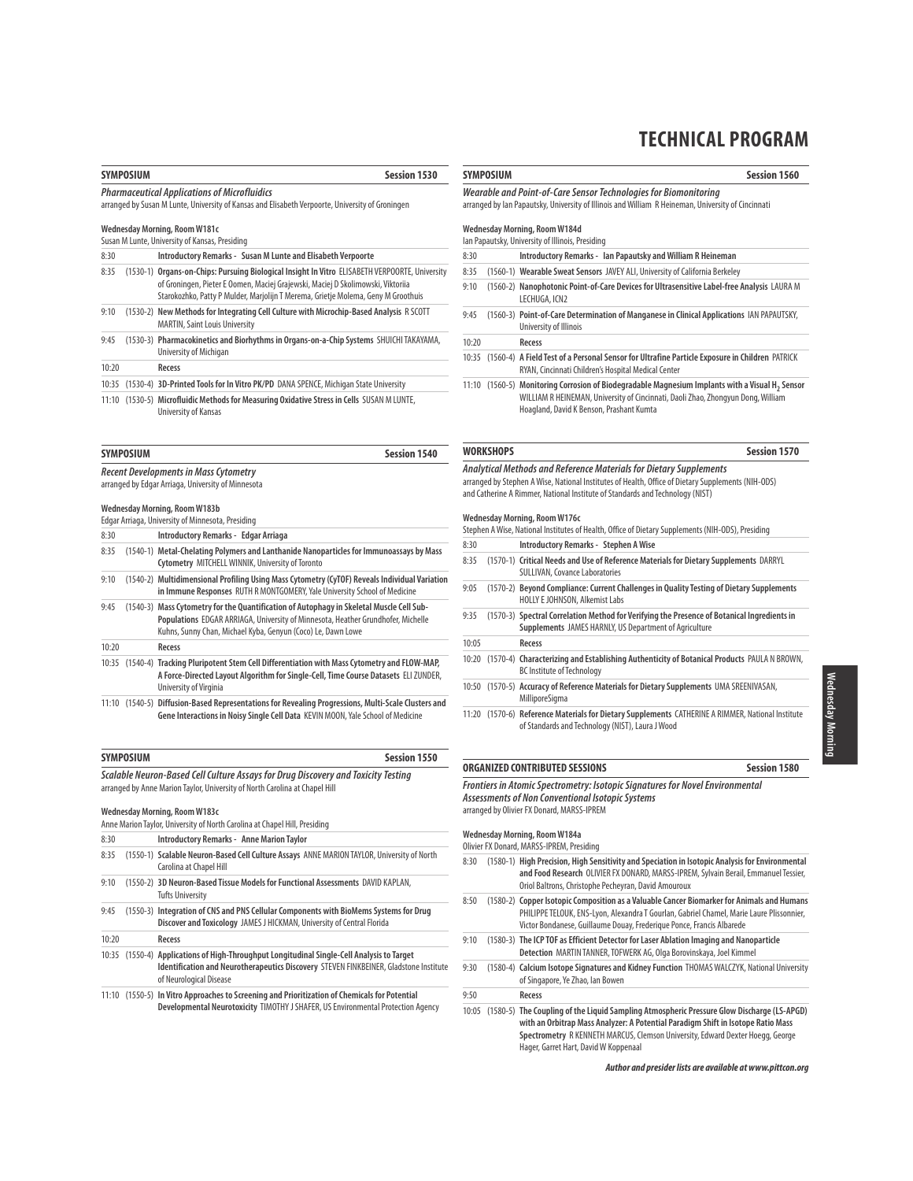# TECHNICAL PROGRAM

## SYMPOSIUM — Session 1530

***Pharmaceutical Applications of Microfluidics***
arranged by Susan M Lunte, University of Kansas and Elisabeth Verpoorte, University of Groningen

**Wednesday Morning, Room W181c**
Susan M Lunte, University of Kansas, Presiding

| Time | No. | Presentation |
|---|---|---|
| 8:30 | | **Introductory Remarks - Susan M Lunte and Elisabeth Verpoorte** |
| 8:35 | (1530-1) | **Organs-on-Chips: Pursuing Biological Insight In Vitro** ELISABETH VERPOORTE, University of Groningen, Pieter E Oomen, Maciej Grajewski, Maciej D Skolimowski, Viktoriia Starokozhko, Patty P Mulder, Marjolijn T Merema, Grietje Molema, Geny M Groothuis |
| 9:10 | (1530-2) | **New Methods for Integrating Cell Culture with Microchip-Based Analysis** R SCOTT MARTIN, Saint Louis University |
| 9:45 | (1530-3) | **Pharmacokinetics and Biorhythms in Organs-on-a-Chip Systems** SHUICHI TAKAYAMA, University of Michigan |
| 10:20 | | **Recess** |
| 10:35 | (1530-4) | **3D-Printed Tools for In Vitro PK/PD** DANA SPENCE, Michigan State University |
| 11:10 | (1530-5) | **Microfluidic Methods for Measuring Oxidative Stress in Cells** SUSAN M LUNTE, University of Kansas |

## SYMPOSIUM — Session 1540

***Recent Developments in Mass Cytometry***
arranged by Edgar Arriaga, University of Minnesota

**Wednesday Morning, Room W183b**
Edgar Arriaga, University of Minnesota, Presiding

| Time | No. | Presentation |
|---|---|---|
| 8:30 | | **Introductory Remarks - Edgar Arriaga** |
| 8:35 | (1540-1) | **Metal-Chelating Polymers and Lanthanide Nanoparticles for Immunoassays by Mass Cytometry** MITCHELL WINNIK, University of Toronto |
| 9:10 | (1540-2) | **Multidimensional Profiling Using Mass Cytometry (CyTOF) Reveals Individual Variation in Immune Responses** RUTH R MONTGOMERY, Yale University School of Medicine |
| 9:45 | (1540-3) | **Mass Cytometry for the Quantification of Autophagy in Skeletal Muscle Cell Sub-Populations** EDGAR ARRIAGA, University of Minnesota, Heather Grundhofer, Michelle Kuhns, Sunny Chan, Michael Kyba, Genyun (Coco) Le, Dawn Lowe |
| 10:20 | | **Recess** |
| 10:35 | (1540-4) | **Tracking Pluripotent Stem Cell Differentiation with Mass Cytometry and FLOW-MAP, A Force-Directed Layout Algorithm for Single-Cell, Time Course Datasets** ELI ZUNDER, University of Virginia |
| 11:10 | (1540-5) | **Diffusion-Based Representations for Revealing Progressions, Multi-Scale Clusters and Gene Interactions in Noisy Single Cell Data** KEVIN MOON, Yale School of Medicine |

## SYMPOSIUM — Session 1550

***Scalable Neuron-Based Cell Culture Assays for Drug Discovery and Toxicity Testing***
arranged by Anne Marion Taylor, University of North Carolina at Chapel Hill

**Wednesday Morning, Room W183c**
Anne Marion Taylor, University of North Carolina at Chapel Hill, Presiding

| Time | No. | Presentation |
|---|---|---|
| 8:30 | | **Introductory Remarks - Anne Marion Taylor** |
| 8:35 | (1550-1) | **Scalable Neuron-Based Cell Culture Assays** ANNE MARION TAYLOR, University of North Carolina at Chapel Hill |
| 9:10 | (1550-2) | **3D Neuron-Based Tissue Models for Functional Assessments** DAVID KAPLAN, Tufts University |
| 9:45 | (1550-3) | **Integration of CNS and PNS Cellular Components with BioMems Systems for Drug Discover and Toxicology** JAMES J HICKMAN, University of Central Florida |
| 10:20 | | **Recess** |
| 10:35 | (1550-4) | **Applications of High-Throughput Longitudinal Single-Cell Analysis to Target Identification and Neurotherapeutics Discovery** STEVEN FINKBEINER, Gladstone Institute of Neurological Disease |
| 11:10 | (1550-5) | **In Vitro Approaches to Screening and Prioritization of Chemicals for Potential Developmental Neurotoxicity** TIMOTHY J SHAFER, US Environmental Protection Agency |

## SYMPOSIUM — Session 1560

***Wearable and Point-of-Care Sensor Technologies for Biomonitoring***
arranged by Ian Papautsky, University of Illinois and William R Heineman, University of Cincinnati

**Wednesday Morning, Room W184d**
Ian Papautsky, University of Illinois, Presiding

| Time | No. | Presentation |
|---|---|---|
| 8:30 | | **Introductory Remarks - Ian Papautsky and William R Heineman** |
| 8:35 | (1560-1) | **Wearable Sweat Sensors** JAVEY ALI, University of California Berkeley |
| 9:10 | (1560-2) | **Nanophotonic Point-of-Care Devices for Ultrasensitive Label-free Analysis** LAURA M LECHUGA, ICN2 |
| 9:45 | (1560-3) | **Point-of-Care Determination of Manganese in Clinical Applications** IAN PAPAUTSKY, University of Illinois |
| 10:20 | | **Recess** |
| 10:35 | (1560-4) | **A Field Test of a Personal Sensor for Ultrafine Particle Exposure in Children** PATRICK RYAN, Cincinnati Children's Hospital Medical Center |
| 11:10 | (1560-5) | **Monitoring Corrosion of Biodegradable Magnesium Implants with a Visual $H_2$ Sensor** WILLIAM R HEINEMAN, University of Cincinnati, Daoli Zhao, Zhongyun Dong, William Hoagland, David K Benson, Prashant Kumta |

## WORKSHOPS — Session 1570

***Analytical Methods and Reference Materials for Dietary Supplements***
arranged by Stephen A Wise, National Institutes of Health, Office of Dietary Supplements (NIH-ODS) and Catherine A Rimmer, National Institute of Standards and Technology (NIST)

**Wednesday Morning, Room W176c**
Stephen A Wise, National Institutes of Health, Office of Dietary Supplements (NIH-ODS), Presiding

| Time | No. | Presentation |
|---|---|---|
| 8:30 | | **Introductory Remarks - Stephen A Wise** |
| 8:35 | (1570-1) | **Critical Needs and Use of Reference Materials for Dietary Supplements** DARRYL SULLIVAN, Covance Laboratories |
| 9:05 | (1570-2) | **Beyond Compliance: Current Challenges in Quality Testing of Dietary Supplements** HOLLY E JOHNSON, Alkemist Labs |
| 9:35 | (1570-3) | **Spectral Correlation Method for Verifying the Presence of Botanical Ingredients in Supplements** JAMES HARNLY, US Department of Agriculture |
| 10:05 | | **Recess** |
| 10:20 | (1570-4) | **Characterizing and Establishing Authenticity of Botanical Products** PAULA N BROWN, BC Institute of Technology |
| 10:50 | (1570-5) | **Accuracy of Reference Materials for Dietary Supplements** UMA SREENIVASAN, MilliporeSigma |
| 11:20 | (1570-6) | **Reference Materials for Dietary Supplements** CATHERINE A RIMMER, National Institute of Standards and Technology (NIST), Laura J Wood |

## ORGANIZED CONTRIBUTED SESSIONS — Session 1580

***Frontiers in Atomic Spectrometry: Isotopic Signatures for Novel Environmental Assessments of Non Conventional Isotopic Systems***
arranged by Olivier FX Donard, MARSS-IPREM

**Wednesday Morning, Room W184a**
Olivier FX Donard, MARSS-IPREM, Presiding

| Time | No. | Presentation |
|---|---|---|
| 8:30 | (1580-1) | **High Precision, High Sensitivity and Speciation in Isotopic Analysis for Environmental and Food Research** OLIVIER FX DONARD, MARSS-IPREM, Sylvain Berail, Emmanuel Tessier, Oriol Baltrons, Christophe Pecheyran, David Amouroux |
| 8:50 | (1580-2) | **Copper Isotopic Composition as a Valuable Cancer Biomarker for Animals and Humans** PHILIPPE TELOUK, ENS-Lyon, Alexandra T Gourlan, Gabriel Chamel, Marie Laure Plissonnier, Victor Bondanese, Guillaume Douay, Frederique Ponce, Francis Albarede |
| 9:10 | (1580-3) | **The ICP TOF as Efficient Detector for Laser Ablation Imaging and Nanoparticle Detection** MARTIN TANNER, TOFWERK AG, Olga Borovinskaya, Joel Kimmel |
| 9:30 | (1580-4) | **Calcium Isotope Signatures and Kidney Function** THOMAS WALCZYK, National University of Singapore, Ye Zhao, Ian Bowen |
| 9:50 | | **Recess** |
| 10:05 | (1580-5) | **The Coupling of the Liquid Sampling Atmospheric Pressure Glow Discharge (LS-APGD) with an Orbitrap Mass Analyzer: A Potential Paradigm Shift in Isotope Ratio Mass Spectrometry** R KENNETH MARCUS, Clemson University, Edward Dexter Hoegg, George Hager, Garret Hart, David W Koppenaal |

***Author and presider lists are available at www.pittcon.org***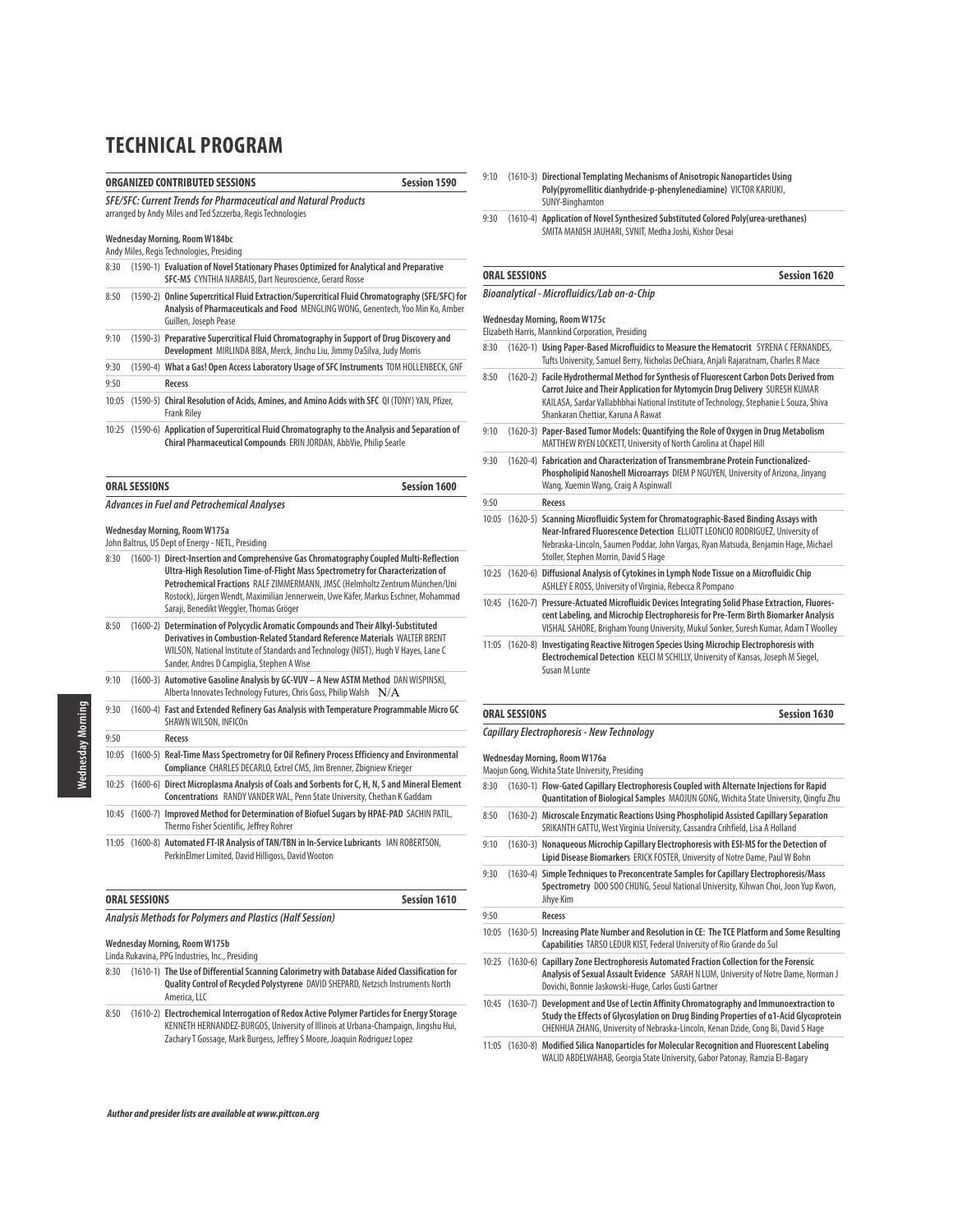# TECHNICAL PROGRAM

## ORGANIZED CONTRIBUTED SESSIONS — Session 1590

***SFE/SFC: Current Trends for Pharmaceutical and Natural Products***
arranged by Andy Miles and Ted Szczerba, Regis Technologies

**Wednesday Morning, Room W184bc**
Andy Miles, Regis Technologies, Presiding

- 8:30 (1590-1) **Evaluation of Novel Stationary Phases Optimized for Analytical and Preparative SFC-MS** CYNTHIA NARBAIS, Dart Neuroscience, Gerard Rosse
- 8:50 (1590-2) **Online Supercritical Fluid Extraction/Supercritical Fluid Chromatography (SFE/SFC) for Analysis of Pharmaceuticals and Food** MENGLING WONG, Genentech, Yoo Min Ko, Amber Guillen, Joseph Pease
- 9:10 (1590-3) **Preparative Supercritical Fluid Chromatography in Support of Drug Discovery and Development** MIRLINDA BIBA, Merck, Jinchu Liu, Jimmy DaSilva, Judy Morris
- 9:30 (1590-4) **What a Gas! Open Access Laboratory Usage of SFC Instruments** TOM HOLLENBECK, GNF
- 9:50 **Recess**
- 10:05 (1590-5) **Chiral Resolution of Acids, Amines, and Amino Acids with SFC** QI (TONY) YAN, Pfizer, Frank Riley
- 10:25 (1590-6) **Application of Supercritical Fluid Chromatography to the Analysis and Separation of Chiral Pharmaceutical Compounds** ERIN JORDAN, AbbVie, Philip Searle

## ORAL SESSIONS — Session 1600

***Advances in Fuel and Petrochemical Analyses***

**Wednesday Morning, Room W175a**
John Baltrus, US Dept of Energy - NETL, Presiding

- 8:30 (1600-1) **Direct-Insertion and Comprehensive Gas Chromatography Coupled Multi-Reflection Ultra-High Resolution Time-of-Flight Mass Spectrometry for Characterization of Petrochemical Fractions** RALF ZIMMERMANN, JMSC (Helmholtz Zentrum München/Uni Rostock), Jürgen Wendt, Maximilian Jennerwein, Uwe Käfer, Markus Eschner, Mohammad Saraji, Benedikt Weggler, Thomas Gröger
- 8:50 (1600-2) **Determination of Polycyclic Aromatic Compounds and Their Alkyl-Substituted Derivatives in Combustion-Related Standard Reference Materials** WALTER BRENT WILSON, National Institute of Standards and Technology (NIST), Hugh V Hayes, Lane C Sander, Andres D Campiglia, Stephen A Wise
- 9:10 (1600-3) **Automotive Gasoline Analysis by GC-VUV – A New ASTM Method** DAN WISPINSKI, Alberta Innovates Technology Futures, Chris Goss, Philip Walsh N/A
- 9:30 (1600-4) **Fast and Extended Refinery Gas Analysis with Temperature Programmable Micro GC** SHAWN WILSON, INFICOn
- 9:50 **Recess**
- 10:05 (1600-5) **Real-Time Mass Spectrometry for Oil Refinery Process Efficiency and Environmental Compliance** CHARLES DECARLO, Extrel CMS, Jim Brenner, Zbigniew Krieger
- 10:25 (1600-6) **Direct Microplasma Analysis of Coals and Sorbents for C, H, N, S and Mineral Element Concentrations** RANDY VANDER WAL, Penn State University, Chethan K Gaddam
- 10:45 (1600-7) **Improved Method for Determination of Biofuel Sugars by HPAE-PAD** SACHIN PATIL, Thermo Fisher Scientific, Jeffrey Rohrer
- 11:05 (1600-8) **Automated FT-IR Analysis of TAN/TBN in In-Service Lubricants** IAN ROBERTSON, PerkinElmer Limited, David Hilligoss, David Wooton

## ORAL SESSIONS — Session 1610

***Analysis Methods for Polymers and Plastics (Half Session)***

**Wednesday Morning, Room W175b**
Linda Rukavina, PPG Industries, Inc., Presiding

- 8:30 (1610-1) **The Use of Differential Scanning Calorimetry with Database Aided Classification for Quality Control of Recycled Polystyrene** DAVID SHEPARD, Netzsch Instruments North America, LLC
- 8:50 (1610-2) **Electrochemical Interrogation of Redox Active Polymer Particles for Energy Storage** KENNETH HERNANDEZ-BURGOS, University of Illinois at Urbana-Champaign, Jingshu Hui, Zachary T Gossage, Mark Burgess, Jeffrey S Moore, Joaquin Rodriguez Lopez
- 9:10 (1610-3) **Directional Templating Mechanisms of Anisotropic Nanoparticles Using Poly(pyromellitic dianhydride-p-phenylenediamine)** VICTOR KARIUKI, SUNY-Binghamton
- 9:30 (1610-4) **Application of Novel Synthesized Substituted Colored Poly(urea-urethanes)** SMITA MANISH JAUHARI, SVNIT, Medha Joshi, Kishor Desai

## ORAL SESSIONS — Session 1620

***Bioanalytical - Microfluidics/Lab on-a-Chip***

**Wednesday Morning, Room W175c**
Elizabeth Harris, Mannkind Corporation, Presiding

- 8:30 (1620-1) **Using Paper-Based Microfluidics to Measure the Hematocrit** SYRENA C FERNANDES, Tufts University, Samuel Berry, Nicholas DeChiara, Anjali Rajaratnam, Charles R Mace
- 8:50 (1620-2) **Facile Hydrothermal Method for Synthesis of Fluorescent Carbon Dots Derived from Carrot Juice and Their Application for Mytomycin Drug Delivery** SURESH KUMAR KAILASA, Sardar Vallabhbhai National Institute of Technology, Stephanie L Souza, Shiva Shankaran Chettiar, Karuna A Rawat
- 9:10 (1620-3) **Paper-Based Tumor Models: Quantifying the Role of Oxygen in Drug Metabolism** MATTHEW RYEN LOCKETT, University of North Carolina at Chapel Hill
- 9:30 (1620-4) **Fabrication and Characterization of Transmembrane Protein Functionalized-Phospholipid Nanoshell Microarrays** DIEM P NGUYEN, University of Arizona, Jinyang Wang, Xuemin Wang, Craig A Aspinwall
- 9:50 **Recess**
- 10:05 (1620-5) **Scanning Microfluidic System for Chromatographic-Based Binding Assays with Near-Infrared Fluorescence Detection** ELLIOTT LEONCIO RODRIGUEZ, University of Nebraska-Lincoln, Saumen Poddar, John Vargas, Ryan Matsuda, Benjamin Hage, Michael Stoller, Stephen Morrin, David S Hage
- 10:25 (1620-6) **Diffusional Analysis of Cytokines in Lymph Node Tissue on a Microfluidic Chip** ASHLEY E ROSS, University of Virginia, Rebecca R Pompano
- 10:45 (1620-7) **Pressure-Actuated Microfluidic Devices Integrating Solid Phase Extraction, Fluorescent Labeling, and Microchip Electrophoresis for Pre-Term Birth Biomarker Analysis** VISHAL SAHORE, Brigham Young University, Mukul Sonker, Suresh Kumar, Adam T Woolley
- 11:05 (1620-8) **Investigating Reactive Nitrogen Species Using Microchip Electrophoresis with Electrochemical Detection** KELCI M SCHILLY, University of Kansas, Joseph M Siegel, Susan M Lunte

## ORAL SESSIONS — Session 1630

***Capillary Electrophoresis - New Technology***

**Wednesday Morning, Room W176a**
Maojun Gong, Wichita State University, Presiding

- 8:30 (1630-1) **Flow-Gated Capillary Electrophoresis Coupled with Alternate Injections for Rapid Quantitation of Biological Samples** MAOJUN GONG, Wichita State University, Qingfu Zhu
- 8:50 (1630-2) **Microscale Enzymatic Reactions Using Phospholipid Assisted Capillary Separation** SRIKANTH GATTU, West Virginia University, Cassandra Crihfield, Lisa A Holland
- 9:10 (1630-3) **Nonaqueous Microchip Capillary Electrophoresis with ESI-MS for the Detection of Lipid Disease Biomarkers** ERICK FOSTER, University of Notre Dame, Paul W Bohn
- 9:30 (1630-4) **Simple Techniques to Preconcentrate Samples for Capillary Electrophoresis/Mass Spectrometry** DOO SOO CHUNG, Seoul National University, Kihwan Choi, Joon Yup Kwon, Jihye Kim
- 9:50 **Recess**
- 10:05 (1630-5) **Increasing Plate Number and Resolution in CE: The TCE Platform and Some Resulting Capabilities** TARSO LEDUR KIST, Federal University of Rio Grande do Sul
- 10:25 (1630-6) **Capillary Zone Electrophoresis Automated Fraction Collection for the Forensic Analysis of Sexual Assault Evidence** SARAH N LUM, University of Notre Dame, Norman J Dovichi, Bonnie Jaskowski-Huge, Carlos Gusti Gartner
- 10:45 (1630-7) **Development and Use of Lectin Affinity Chromatography and Immunoextraction to Study the Effects of Glycosylation on Drug Binding Properties of α1-Acid Glycoprotein** CHENHUA ZHANG, University of Nebraska-Lincoln, Kenan Dzide, Cong Bi, David S Hage
- 11:05 (1630-8) **Modified Silica Nanoparticles for Molecular Recognition and Fluorescent Labeling** WALID ABDELWAHAB, Georgia State University, Gabor Patonay, Ramzia El-Bagary

*Author and presider lists are available at www.pittcon.org*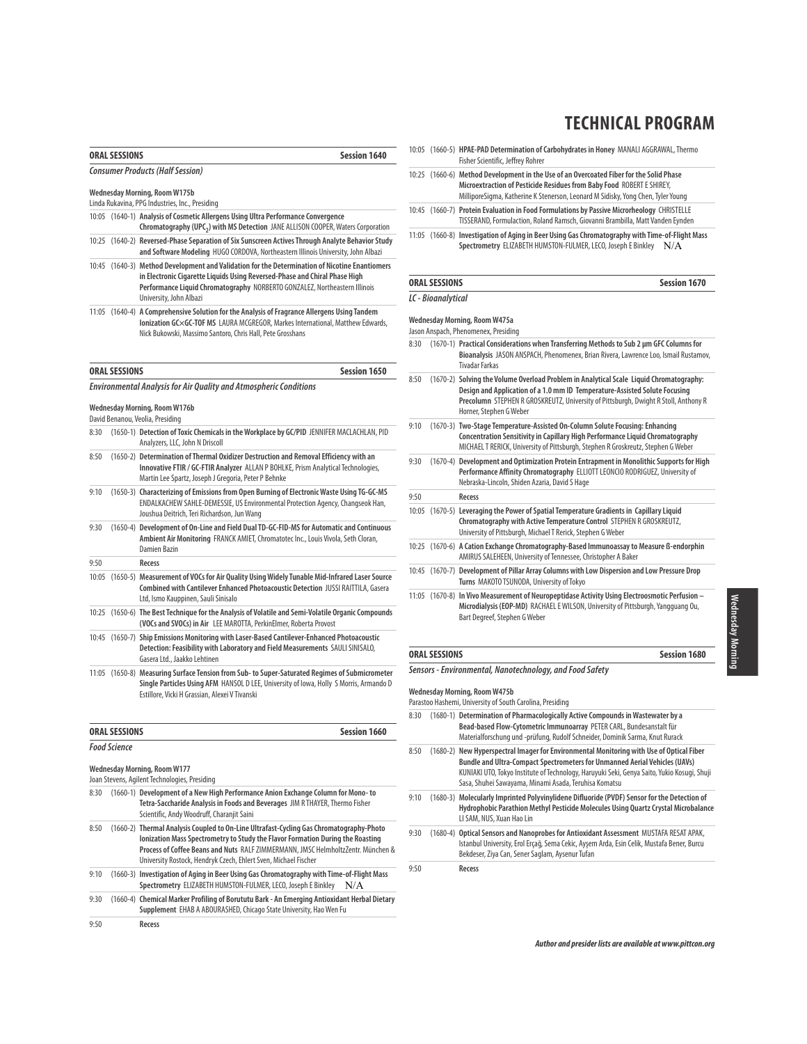# TECHNICAL PROGRAM

## ORAL SESSIONS — Session 1640

***Consumer Products (Half Session)***

**Wednesday Morning, Room W175b**
Linda Rukavina, PPG Industries, Inc., Presiding

10:05 (1640-1) **Analysis of Cosmetic Allergens Using Ultra Performance Convergence Chromatography (UPC$_2$) with MS Detection** JANE ALLISON COOPER, Waters Corporation

10:25 (1640-2) **Reversed-Phase Separation of Six Sunscreen Actives Through Analyte Behavior Study and Software Modeling** HUGO CORDOVA, Northeastern Illinois University, John Albazi

10:45 (1640-3) **Method Development and Validation for the Determination of Nicotine Enantiomers in Electronic Cigarette Liquids Using Reversed-Phase and Chiral Phase High Performance Liquid Chromatography** NORBERTO GONZALEZ, Northeastern Illinois University, John Albazi

11:05 (1640-4) **A Comprehensive Solution for the Analysis of Fragrance Allergens Using Tandem Ionization GC×GC-TOF MS** LAURA MCGREGOR, Markes International, Matthew Edwards, Nick Bukowski, Massimo Santoro, Chris Hall, Pete Grosshans

## ORAL SESSIONS — Session 1650

***Environmental Analysis for Air Quality and Atmospheric Conditions***

**Wednesday Morning, Room W176b**
David Benanou, Veolia, Presiding

8:30 (1650-1) **Detection of Toxic Chemicals in the Workplace by GC/PID** JENNIFER MACLACHLAN, PID Analyzers, LLC, John N Driscoll

8:50 (1650-2) **Determination of Thermal Oxidizer Destruction and Removal Efficiency with an Innovative FTIR / GC-FTIR Analyzer** ALLAN P BOHLKE, Prism Analytical Technologies, Martin Lee Spartz, Joseph J Gregoria, Peter P Behnke

9:10 (1650-3) **Characterizing of Emissions from Open Burning of Electronic Waste Using TG-GC-MS** ENDALKACHEW SAHLE-DEMESSIE, US Environmental Protection Agency, Changseok Han, Joushua Deitrich, Teri Richardson, Jun Wang

9:30 (1650-4) **Development of On-Line and Field Dual TD-GC-FID-MS for Automatic and Continuous Ambient Air Monitoring** FRANCK AMIET, Chromatotec Inc., Louis Vivola, Seth Cloran, Damien Bazin

9:50 **Recess**

10:05 (1650-5) **Measurement of VOCs for Air Quality Using Widely Tunable Mid-Infrared Laser Source Combined with Cantilever Enhanced Photoacoustic Detection** JUSSI RAITTILA, Gasera Ltd, Ismo Kauppinen, Sauli Sinisalo

10:25 (1650-6) **The Best Technique for the Analysis of Volatile and Semi-Volatile Organic Compounds (VOCs and SVOCs) in Air** LEE MAROTTA, PerkinElmer, Roberta Provost

10:45 (1650-7) **Ship Emissions Monitoring with Laser-Based Cantilever-Enhanced Photoacoustic Detection: Feasibility with Laboratory and Field Measurements** SAULI SINISALO, Gasera Ltd., Jaakko Lehtinen

11:05 (1650-8) **Measuring Surface Tension from Sub- to Super-Saturated Regimes of Submicrometer Single Particles Using AFM** HANSOL D LEE, University of Iowa, Holly S Morris, Armando D Estillore, Vicki H Grassian, Alexei V Tivanski

## ORAL SESSIONS — Session 1660

***Food Science***

**Wednesday Morning, Room W177**
Joan Stevens, Agilent Technologies, Presiding

8:30 (1660-1) **Development of a New High Performance Anion Exchange Column for Mono- to Tetra-Saccharide Analysis in Foods and Beverages** JIM R THAYER, Thermo Fisher Scientific, Andy Woodruff, Charanjit Saini

8:50 (1660-2) **Thermal Analysis Coupled to On-Line Ultrafast-Cycling Gas Chromatography-Photo Ionization Mass Spectrometry to Study the Flavor Formation During the Roasting Process of Coffee Beans and Nuts** RALF ZIMMERMANN, JMSC HelmholtzZentr. München & University Rostock, Hendryk Czech, Ehlert Sven, Michael Fischer

9:10 (1660-3) **Investigation of Aging in Beer Using Gas Chromatography with Time-of-Flight Mass Spectrometry** ELIZABETH HUMSTON-FULMER, LECO, Joseph E Binkley N/A

9:30 (1660-4) **Chemical Marker Profiling of Borututu Bark - An Emerging Antioxidant Herbal Dietary Supplement** EHAB A ABOURASHED, Chicago State University, Hao Wen Fu

9:50 **Recess**

10:05 (1660-5) **HPAE-PAD Determination of Carbohydrates in Honey** MANALI AGGRAWAL, Thermo Fisher Scientific, Jeffrey Rohrer

10:25 (1660-6) **Method Development in the Use of an Overcoated Fiber for the Solid Phase Microextraction of Pesticide Residues from Baby Food** ROBERT E SHIREY, MilliporeSigma, Katherine K Stenerson, Leonard M Sidisky, Yong Chen, Tyler Young

10:45 (1660-7) **Protein Evaluation in Food Formulations by Passive Microrheology** CHRISTELLE TISSERAND, Formulaction, Roland Ramsch, Giovanni Brambilla, Matt Vanden Eynden

11:05 (1660-8) **Investigation of Aging in Beer Using Gas Chromatography with Time-of-Flight Mass Spectrometry** ELIZABETH HUMSTON-FULMER, LECO, Joseph E Binkley N/A

## ORAL SESSIONS — Session 1670

***LC - Bioanalytical***

**Wednesday Morning, Room W475a**
Jason Anspach, Phenomenex, Presiding

8:30 (1670-1) **Practical Considerations when Transferring Methods to Sub 2 µm GFC Columns for Bioanalysis** JASON ANSPACH, Phenomenex, Brian Rivera, Lawrence Loo, Ismail Rustamov, Tivadar Farkas

8:50 (1670-2) **Solving the Volume Overload Problem in Analytical Scale Liquid Chromatography: Design and Application of a 1.0 mm ID Temperature-Assisted Solute Focusing Precolumn** STEPHEN R GROSKREUTZ, University of Pittsburgh, Dwight R Stoll, Anthony R Horner, Stephen G Weber

9:10 (1670-3) **Two-Stage Temperature-Assisted On-Column Solute Focusing: Enhancing Concentration Sensitivity in Capillary High Performance Liquid Chromatography** MICHAEL T RERICK, University of Pittsburgh, Stephen R Groskreutz, Stephen G Weber

9:30 (1670-4) **Development and Optimization Protein Entrapment in Monolithic Supports for High Performance Affinity Chromatography** ELLIOTT LEONCIO RODRIGUEZ, University of Nebraska-Lincoln, Shiden Azaria, David S Hage

9:50 **Recess**

10:05 (1670-5) **Leveraging the Power of Spatial Temperature Gradients in Capillary Liquid Chromatography with Active Temperature Control** STEPHEN R GROSKREUTZ, University of Pittsburgh, Michael T Rerick, Stephen G Weber

10:25 (1670-6) **A Cation Exchange Chromatography-Based Immunoassay to Measure ß-endorphin** AMIRUS SALEHEEN, University of Tennessee, Christopher A Baker

10:45 (1670-7) **Development of Pillar Array Columns with Low Dispersion and Low Pressure Drop Turns** MAKOTO TSUNODA, University of Tokyo

11:05 (1670-8) **In Vivo Measurement of Neuropeptidase Activity Using Electroosmotic Perfusion – Microdialysis (EOP-MD)** RACHAEL E WILSON, University of Pittsburgh, Yangguang Ou, Bart Degreef, Stephen G Weber

## ORAL SESSIONS — Session 1680

***Sensors - Environmental, Nanotechnology, and Food Safety***

**Wednesday Morning, Room W475b**
Parastoo Hashemi, University of South Carolina, Presiding

8:30 (1680-1) **Determination of Pharmacologically Active Compounds in Wastewater by a Bead-based Flow-Cytometric Immunoarray** PETER CARL, Bundesanstalt für Materialforschung und -prüfung, Rudolf Schneider, Dominik Sarma, Knut Rurack

8:50 (1680-2) **New Hyperspectral Imager for Environmental Monitoring with Use of Optical Fiber Bundle and Ultra-Compact Spectrometers for Unmanned Aerial Vehicles (UAVs)** KUNIAKI UTO, Tokyo Institute of Technology, Haruyuki Seki, Genya Saito, Yukio Kosugi, Shuji Sasa, Shuhei Sawayama, Minami Asada, Teruhisa Komatsu

9:10 (1680-3) **Molecularly Imprinted Polyvinylidene Difluoride (PVDF) Sensor for the Detection of Hydrophobic Parathion Methyl Pesticide Molecules Using Quartz Crystal Microbalance** LI SAM, NUS, Xuan Hao Lin

9:30 (1680-4) **Optical Sensors and Nanoprobes for Antioxidant Assessment** MUSTAFA RESAT APAK, Istanbul University, Erol Erçağ, Sema Cekic, Ayşem Arda, Esin Celik, Mustafa Bener, Burcu Bekdeser, Ziya Can, Sener Saglam, Aysenur Tufan

9:50 **Recess**

*Author and presider lists are available at www.pittcon.org*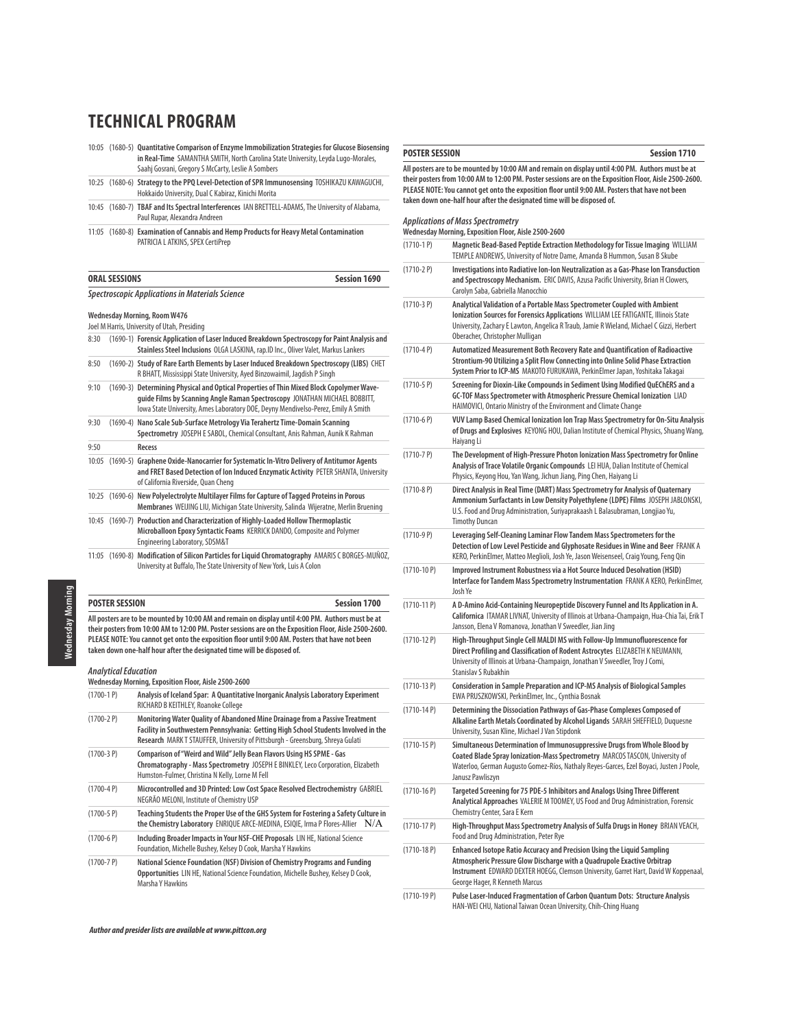# TECHNICAL PROGRAM

10:05 (1680-5) **Quantitative Comparison of Enzyme Immobilization Strategies for Glucose Biosensing in Real-Time** SAMANTHA SMITH, North Carolina State University, Leyda Lugo-Morales, Saahj Gosrani, Gregory S McCarty, Leslie A Sombers

10:25 (1680-6) **Strategy to the PPQ Level-Detection of SPR Immunosensing** TOSHIKAZU KAWAGUCHI, Hokkaido University, Dual C Kabiraz, Kinichi Morita

10:45 (1680-7) **TBAF and Its Spectral Interferences** IAN BRETTELL-ADAMS, The University of Alabama, Paul Rupar, Alexandra Andreen

11:05 (1680-8) **Examination of Cannabis and Hemp Products for Heavy Metal Contamination** PATRICIA L ATKINS, SPEX CertiPrep

## ORAL SESSIONS — Session 1690

### *Spectroscopic Applications in Materials Science*

**Wednesday Morning, Room W476**
Joel M Harris, University of Utah, Presiding

8:30 (1690-1) **Forensic Application of Laser Induced Breakdown Spectroscopy for Paint Analysis and Stainless Steel Inclusions** OLGA LASKINA, rap.ID Inc., Oliver Valet, Markus Lankers

8:50 (1690-2) **Study of Rare Earth Elements by Laser Induced Breakdown Spectroscopy (LIBS)** CHET R BHATT, Mississippi State University, Ayed Binzowaimil, Jagdish P Singh

9:10 (1690-3) **Determining Physical and Optical Properties of Thin Mixed Block Copolymer Wave-guide Films by Scanning Angle Raman Spectroscopy** JONATHAN MICHAEL BOBBITT, Iowa State University, Ames Laboratory DOE, Deyny Mendivelso-Perez, Emily A Smith

9:30 (1690-4) **Nano Scale Sub-Surface Metrology Via Terahertz Time-Domain Scanning Spectrometry** JOSEPH E SABOL, Chemical Consultant, Anis Rahman, Aunik K Rahman

9:50 **Recess**

10:05 (1690-5) **Graphene Oxide-Nanocarrier for Systematic In-Vitro Delivery of Antitumor Agents and FRET Based Detection of Ion Induced Enzymatic Activity** PETER SHANTA, University of California Riverside, Quan Cheng

10:25 (1690-6) **New Polyelectrolyte Multilayer Films for Capture of Tagged Proteins in Porous Membranes** WEIJING LIU, Michigan State University, Salinda Wijeratne, Merlin Bruening

10:45 (1690-7) **Production and Characterization of Highly-Loaded Hollow Thermoplastic Microballoon Epoxy Syntactic Foams** KERRICK DANDO, Composite and Polymer Engineering Laboratory, SDSM&T

11:05 (1690-8) **Modification of Silicon Particles for Liquid Chromatography** AMARIS C BORGES-MUÑOZ, University at Buffalo, The State University of New York, Luis A Colon

## POSTER SESSION — Session 1700

**All posters are to be mounted by 10:00 AM and remain on display until 4:00 PM. Authors must be at their posters from 10:00 AM to 12:00 PM. Poster sessions are on the Exposition Floor, Aisle 2500-2600. PLEASE NOTE: You cannot get onto the exposition floor until 9:00 AM. Posters that have not been taken down one-half hour after the designated time will be disposed of.**

### *Analytical Education*

**Wednesday Morning, Exposition Floor, Aisle 2500-2600**

(1700-1 P) **Analysis of Iceland Spar: A Quantitative Instrumental Inorganic Analysis Laboratory Experiment** RICHARD B KEITHLEY, Roanoke College

(1700-2 P) **Monitoring Water Quality of Abandoned Mine Drainage from a Passive Treatment Facility in Southwestern Pennsylvania: Getting High School Students Involved in the Research** MARK T STAUFFER, University of Pittsburgh - Greensburg, Shreya Gulati

(1700-3 P) **Comparison of "Weird and Wild" Jelly Bean Flavors Using HS SPME - Gas Chromatography - Mass Spectrometry** JOSEPH E BINKLEY, Leco Corporation, Elizabeth Humston-Fulmer, Christina N Kelly, Lorne M Fell

(1700-4 P) **Microcontrolled and 3D Printed: Low Cost Space Resolved Electrochemistry** GABRIEL NEGRÃO MELONI, Institute of Chemistry USP

(1700-5 P) **Teaching Students the Proper Use of the GHS System for Fostering a Safety Culture in the Chemistry Laboratory** ENRIQUE ARCE-MEDINA, ESIQIE, Irma P Flores-Allier N/A

(1700-6 P) **Including Broader Impacts in Your NSF-CHE Proposals** LIN HE, National Science Foundation, Michelle Bushey, Kelsey D Cook, Marsha Y Hawkins

(1700-7 P) **National Science Foundation (NSF) Division of Chemistry Programs and Funding Opportunities** LIN HE, National Science Foundation, Michelle Bushey, Kelsey D Cook, Marsha Y Hawkins

## POSTER SESSION — Session 1710

**All posters are to be mounted by 10:00 AM and remain on display until 4:00 PM. Authors must be at their posters from 10:00 AM to 12:00 PM. Poster sessions are on the Exposition Floor, Aisle 2500-2600. PLEASE NOTE: You cannot get onto the exposition floor until 9:00 AM. Posters that have not been taken down one-half hour after the designated time will be disposed of.**

### *Applications of Mass Spectrometry*

**Wednesday Morning, Exposition Floor, Aisle 2500-2600**

(1710-1 P) **Magnetic Bead-Based Peptide Extraction Methodology for Tissue Imaging** WILLIAM TEMPLE ANDREWS, University of Notre Dame, Amanda B Hummon, Susan B Skube

(1710-2 P) **Investigations into Radiative Ion-Ion Neutralization as a Gas-Phase Ion Transduction and Spectroscopy Mechanism.** ERIC DAVIS, Azusa Pacific University, Brian H Clowers, Carolyn Saba, Gabriella Manocchio

(1710-3 P) **Analytical Validation of a Portable Mass Spectrometer Coupled with Ambient Ionization Sources for Forensics Applications** WILLIAM LEE FATIGANTE, Illinois State University, Zachary E Lawton, Angelica R Traub, Jamie R Wieland, Michael C Gizzi, Herbert Oberacher, Christopher Mulligan

(1710-4 P) **Automatized Measurement Both Recovery Rate and Quantification of Radioactive Strontium-90 Utilizing a Split Flow Connecting into Online Solid Phase Extraction System Prior to ICP-MS** MAKOTO FURUKAWA, PerkinElmer Japan, Yoshitaka Takagai

(1710-5 P) **Screening for Dioxin-Like Compounds in Sediment Using Modified QuEChERS and a GC-TOF Mass Spectrometer with Atmospheric Pressure Chemical Ionization** LIAD HAIMOVICI, Ontario Ministry of the Environment and Climate Change

(1710-6 P) **VUV Lamp Based Chemical Ionization Ion Trap Mass Spectrometry for On-Situ Analysis of Drugs and Explosives** KEYONG HOU, Dalian Institute of Chemical Physics, Shuang Wang, Haiyang Li

(1710-7 P) **The Development of High-Pressure Photon Ionization Mass Spectrometry for Online Analysis of Trace Volatile Organic Compounds** LEI HUA, Dalian Institute of Chemical Physics, Keyong Hou, Yan Wang, Jichun Jiang, Ping Chen, Haiyang Li

(1710-8 P) **Direct Analysis in Real Time (DART) Mass Spectrometry for Analysis of Quaternary Ammonium Surfactants in Low Density Polyethylene (LDPE) Films** JOSEPH JABLONSKI, U.S. Food and Drug Administration, Suriyaprakaash L Balasubraman, Longjiao Yu, Timothy Duncan

(1710-9 P) **Leveraging Self-Cleaning Laminar Flow Tandem Mass Spectrometers for the Detection of Low Level Pesticide and Glyphosate Residues in Wine and Beer** FRANK A KERO, PerkinElmer, Matteo Meglioli, Josh Ye, Jason Weisenseel, Craig Young, Feng Qin

(1710-10 P) **Improved Instrument Robustness via a Hot Source Induced Desolvation (HSID) Interface for Tandem Mass Spectrometry Instrumentation** FRANK A KERO, PerkinElmer, Josh Ye

(1710-11 P) **A D-Amino Acid-Containing Neuropeptide Discovery Funnel and Its Application in A. Californica** ITAMAR LIVNAT, University of Illinois at Urbana-Champaign, Hua-Chia Tai, Erik T Jansson, Elena V Romanova, Jonathan V Sweedler, Jian Jing

(1710-12 P) **High-Throughput Single Cell MALDI MS with Follow-Up Immunofluorescence for Direct Profiling and Classification of Rodent Astrocytes** ELIZABETH K NEUMANN, University of Illinois at Urbana-Champaign, Jonathan V Sweedler, Troy J Comi, Stanislav S Rubakhin

(1710-13 P) **Consideration in Sample Preparation and ICP-MS Analysis of Biological Samples** EWA PRUSZKOWSKI, PerkinElmer, Inc., Cynthia Bosnak

(1710-14 P) **Determining the Dissociation Pathways of Gas-Phase Complexes Composed of Alkaline Earth Metals Coordinated by Alcohol Ligands** SARAH SHEFFIELD, Duquesne University, Susan Kline, Michael J Van Stipdonk

(1710-15 P) **Simultaneous Determination of Immunosuppressive Drugs from Whole Blood by Coated Blade Spray Ionization-Mass Spectrometry** MARCOS TASCON, University of Waterloo, German Augusto Gomez-Rios, Nathaly Reyes-Garces, Ezel Boyaci, Justen J Poole, Janusz Pawliszyn

(1710-16 P) **Targeted Screening for 75 PDE-5 Inhibitors and Analogs Using Three Different Analytical Approaches** VALERIE M TOOMEY, US Food and Drug Administration, Forensic Chemistry Center, Sara E Kern

(1710-17 P) **High-Throughput Mass Spectrometry Analysis of Sulfa Drugs in Honey** BRIAN VEACH, Food and Drug Administration, Peter Rye

(1710-18 P) **Enhanced Isotope Ratio Accuracy and Precision Using the Liquid Sampling Atmospheric Pressure Glow Discharge with a Quadrupole Exactive Orbitrap Instrument** EDWARD DEXTER HOEGG, Clemson University, Garret Hart, David W Koppenaal, George Hager, R Kenneth Marcus

(1710-19 P) **Pulse Laser-Induced Fragmentation of Carbon Quantum Dots: Structure Analysis** HAN-WEI CHU, National Taiwan Ocean University, Chih-Ching Huang

*Author and presider lists are available at www.pittcon.org*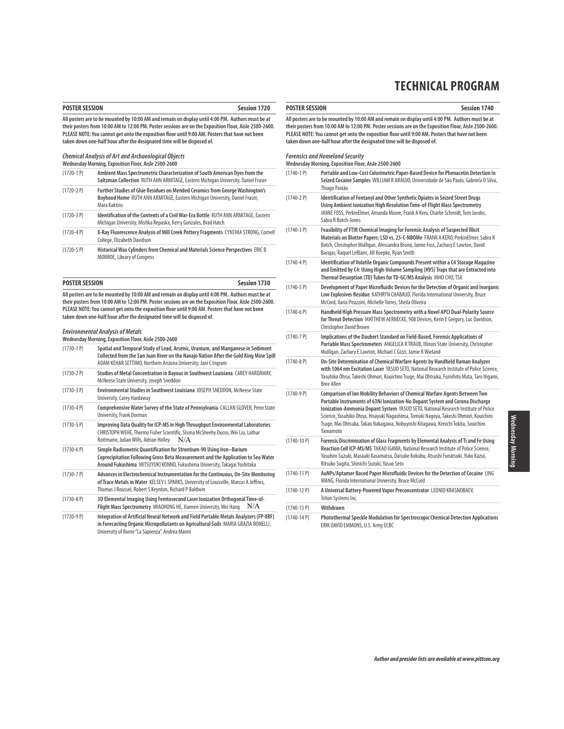# TECHNICAL PROGRAM

## POSTER SESSION — Session 1720

**All posters are to be mounted by 10:00 AM and remain on display until 4:00 PM. Authors must be at their posters from 10:00 AM to 12:00 PM. Poster sessions are on the Exposition Floor, Aisle 2500-2600. PLEASE NOTE: You cannot get onto the exposition floor until 9:00 AM. Posters that have not been taken down one-half hour after the designated time will be disposed of.**

***Chemical Analysis of Art and Archaeological Objects***
**Wednesday Morning, Exposition Floor, Aisle 2500-2600**

| | |
|---|---|
| (1720-1 P) | **Ambient Mass Spectrometric Characterization of South American Dyes from the Saltzman Collection** RUTH ANN ARMITAGE, Eastern Michigan University, Daniel Fraser |
| (1720-2 P) | **Further Studies of Glue Residues on Mended Ceramics from George Washington's Boyhood Home** RUTH ANN ARMITAGE, Eastern Michigan University, Daniel Fraser, Mara Kaktins |
| (1720-3 P) | **Identification of the Contents of a Civil War-Era Bottle** RUTH ANN ARMITAGE, Eastern Michigan University, Mishka Repaska, Kerry Gonzales, Brad Hatch |
| (1720-4 P) | **X-Ray Fluorescence Analysis of Mill Creek Pottery Fragments** CYNTHIA STRONG, Cornell College, Elizabeth Davidson |
| (1720-5 P) | **Historical Wax Cylinders from Chemical and Materials Science Perspectives** ERIC B MONROE, Library of Congress |

## POSTER SESSION — Session 1730

**All posters are to be mounted by 10:00 AM and remain on display until 4:00 PM. Authors must be at their posters from 10:00 AM to 12:00 PM. Poster sessions are on the Exposition Floor, Aisle 2500-2600. PLEASE NOTE: You cannot get onto the exposition floor until 9:00 AM. Posters that have not been taken down one-half hour after the designated time will be disposed of.**

***Environmental Analysis of Metals***
**Wednesday Morning, Exposition Floor, Aisle 2500-2600**

| | |
|---|---|
| (1730-1 P) | **Spatial and Temporal Study of Lead, Arsenic, Uranium, and Manganese in Sediment Collected from the San Juan River on the Navajo Nation After the Gold King Mine Spill** ADAM KEHAR SETTIMO, Northern Arizona University, Jani C Ingram |
| (1730-2 P) | **Studies of Metal Concentration in Bayous in Southwest Louisiana** CAREY HARDAWAY, McNeese State University, Joseph Sneddon |
| (1730-3 P) | **Environmental Studies in Southwest Louisiana** JOSEPH SNEDDON, McNeese State University, Carey Hardaway |
| (1730-4 P) | **Comprehensive Water Survey of the State of Pennsylvania** CALLAN GLOVER, Penn State University, Frank Dorman |
| (1730-5 P) | **Improving Data Quality for ICP-MS in High Throughput Environmental Laboratories** CHRISTOPH WEHE, Thermo Fisher Scientific, Shona McSheehy Ducos, Wei Liu, Lothar Rottmann, Julian Wills, Adrian Holley N/A |
| (1730-6 P) | **Simple Radiometric Quantification for Strontium-90 Using Iron–Barium Coprecipitation Following Gross Beta Measurement and the Application to Sea Water Around Fukushima** MITSUYUKI KONNO, Fukushima University, Takagai Yoshitaka |
| (1730-7 P) | **Advances in Electrochemical Instrumentation for the Continuous, On-Site Monitoring of Trace Metals in Water** KELSEY L SPARKS, University of Louisville, Marcus A Jeffries, Thomas J Roussel, Robert S Keynton, Richard P Baldwin |
| (1730-8 P) | **3D Elemental Imaging Using Femtosecond Laser Ionization Orthogonal Time-of-Flight Mass Spectrometry** MIAOHONG HE, Xiamen University, Wei Hang N/A |
| (1730-9 P) | **Integration of Artificial Neural Network and Field Portable Metals Analyzers (FP-XRF) in Forecasting Organic Micropollutants on Agricultural Soils** MARIA GRAZIA BONELLI, University of Rome "La Sapienza", Andrea Manni |

## POSTER SESSION — Session 1740

**All posters are to be mounted by 10:00 AM and remain on display until 4:00 PM. Authors must be at their posters from 10:00 AM to 12:00 PM. Poster sessions are on the Exposition Floor, Aisle 2500-2600. PLEASE NOTE: You cannot get onto the exposition floor until 9:00 AM. Posters that have not been taken down one-half hour after the designated time will be disposed of.**

***Forensics and Homeland Security***
**Wednesday Morning, Exposition Floor, Aisle 2500-2600**

| | |
|---|---|
| (1740-1 P) | **Portable and Low-Cost Colorimetric Paper-Based Device for Phenacetin Detection in Seized Cocaine Samples** WILLIAM R ARAUJO, Universidade de São Paulo, Gabriela O Silva, Thiago Paixão |
| (1740-2 P) | **Identification of Fentanyl and Other Synthetic Opiates in Seized Street Drugs Using Ambient Ionization High Resolution Time-of-Flight Mass Spectrometry** JAMIE FOSS, PerkinElmer, Amanda Moore, Frank A Kero, Charlie Schmidt, Tom Jacobs, Sabra R Botch-Jones |
| (1740-3 P) | **Feasibility of FTIR Chemical Imaging for Forensic Analysis of Suspected Illicit Materials on Blotter Papers: LSD vs. 25-C-NBOMe** FRANK A KERO, PerkinElmer, Sabra R Botch, Christopher Mulligan, Alessandra Bruno, Jamie Foss, Zachary E Lawton, David Barajas, Raquel LeBlanc, Jill Koepke, Ryan Smith |
| (1740-4 P) | **Identification of Volatile Organic Compounds Present within a C4 Storage Magazine and Emitted by C4: Using High-Volume Sampling (HVS) Traps that are Extracted into Thermal Desorption (TD) Tubes for TD-GC/MS Analysis** INHO CHO, TSA |
| (1740-5 P) | **Development of Paper Microfluidic Devices for the Detection of Organic and Inorganic Low Explosives Residue** KATHRYN CHABAUD, Florida International University, Bruce McCord, Ilaria Pirazzini, Michelle Torres, Sheila Oliveira |
| (1740-6 P) | **Handheld High Pressure Mass Spectrometry with a Novel APCI Dual-Polarity Source for Threat Detection** MATTHEW AERNECKE, 908 Devices, Kerin E Gregory, Luc Davidson, Christopher David Brown |
| (1740-7 P) | **Implications of the Daubert Standard on Field-Based, Forensic Applications of Portable Mass Spectrometers** ANGELICA R TRAUB, Illinois State University, Christopher Mulligan, Zachary E Lawton, Michael C Gizzi, Jamie R Wieland |
| (1740-8 P) | **On-Site Determination of Chemical Warfare Agents by Handheld Raman Analyzer with 1064 nm Excitation Laser** YASUO SETO, National Research Institute of Police Science, Yasuhiko Ohrui, Takeshi Ohmori, Kouichiro Tsuge, Mai Ohtsuka, Fumihito Muta, Taro Nigami, Bree Allen |
| (1740-9 P) | **Comparison of Ion Mobility Behaviors of Chemical Warfare Agents Between Two Portable Instruments of 63Ni Ionization-No Dopant System and Corona Discharge Ionization-Ammonia Dopant System** YASUO SETO, National Research Institute of Police Science, Yasuhiko Ohrui, Hisayuki Nagashima, Tomoki Nagoya, Takeshi Ohmori, Kouichiro Tsuge, Mai Ohtsuka, Takao Nakagawa, Nobuyoshi Kitagawa, Kenichi Tokita, Souichiro Yamamoto |
| (1740-10 P) | **Forensic Discrimination of Glass Fragments by Elemental Analysis of Ti and Fe Using Reaction Cell ICP-MS/MS** TAKAO IGAWA, National Research Institute of Police Science, Yasuhiro Suzuki, Masaaki Kasamatsu, Daisuke Kokubu, Atsushi Funatsuki, Yuko Kazui, Ritsuko Sugita, Shinichi Suzuki, Yasuo Seto |
| (1740-11 P) | **AuNPs/Aptamer Based Paper Microfluidic Devices for the Detection of Cocaine** LING WANG, Florida International University, Bruce McCord |
| (1740-12 P) | **A Universal Battery-Powered Vapor Preconcentrator** LEONID KRASNOBAEV, Triton Systems Inc. |
| (1740-13 P) | **Withdrawn** |
| (1740-14 P) | **Photothermal Speckle Modulation for Spectroscopic Chemical Detection Applications** ERIK DAVID EMMONS, U.S. Army ECBC |

***Author and presider lists are available at www.pittcon.org***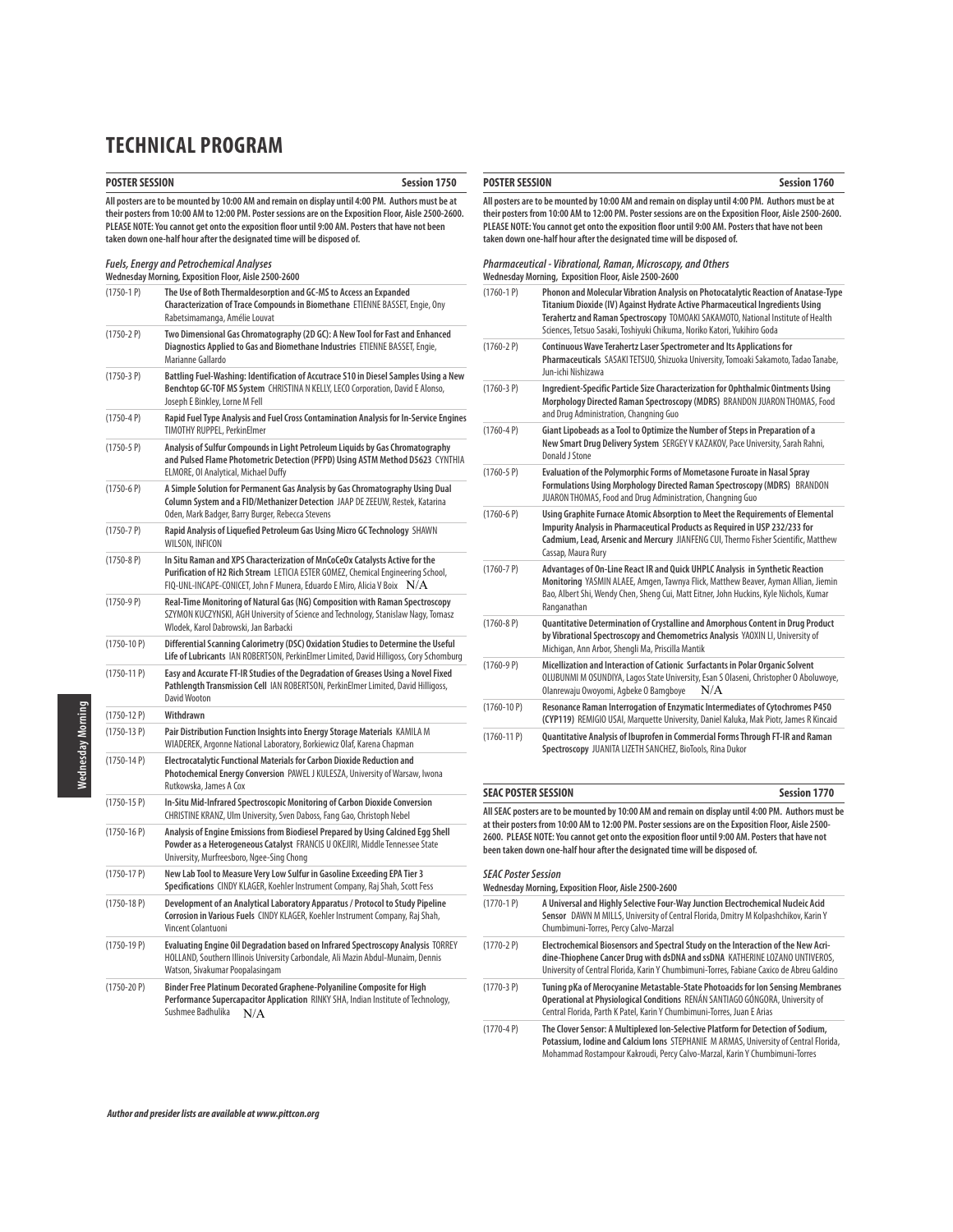# TECHNICAL PROGRAM

## POSTER SESSION — Session 1750

**All posters are to be mounted by 10:00 AM and remain on display until 4:00 PM. Authors must be at their posters from 10:00 AM to 12:00 PM. Poster sessions are on the Exposition Floor, Aisle 2500-2600. PLEASE NOTE: You cannot get onto the exposition floor until 9:00 AM. Posters that have not been taken down one-half hour after the designated time will be disposed of.**

***Fuels, Energy and Petrochemical Analyses***
**Wednesday Morning, Exposition Floor, Aisle 2500-2600**

| | |
|---|---|
| (1750-1 P) | **The Use of Both Thermaldesorption and GC-MS to Access an Expanded Characterization of Trace Compounds in Biomethane** ETIENNE BASSET, Engie, Ony Rabetsimamanga, Amélie Louvat |
| (1750-2 P) | **Two Dimensional Gas Chromatography (2D GC): A New Tool for Fast and Enhanced Diagnostics Applied to Gas and Biomethane Industries** ETIENNE BASSET, Engie, Marianne Gallardo |
| (1750-3 P) | **Battling Fuel-Washing: Identification of Accutrace S10 in Diesel Samples Using a New Benchtop GC-TOF MS System** CHRISTINA N KELLY, LECO Corporation, David E Alonso, Joseph E Binkley, Lorne M Fell |
| (1750-4 P) | **Rapid Fuel Type Analysis and Fuel Cross Contamination Analysis for In-Service Engines** TIMOTHY RUPPEL, PerkinElmer |
| (1750-5 P) | **Analysis of Sulfur Compounds in Light Petroleum Liquids by Gas Chromatography and Pulsed Flame Photometric Detection (PFPD) Using ASTM Method D5623** CYNTHIA ELMORE, OI Analytical, Michael Duffy |
| (1750-6 P) | **A Simple Solution for Permanent Gas Analysis by Gas Chromatography Using Dual Column System and a FID/Methanizer Detection** JAAP DE ZEEUW, Restek, Katarina Oden, Mark Badger, Barry Burger, Rebecca Stevens |
| (1750-7 P) | **Rapid Analysis of Liquefied Petroleum Gas Using Micro GC Technology** SHAWN WILSON, INFICON |
| (1750-8 P) | **In Situ Raman and XPS Characterization of MnCoCeOx Catalysts Active for the Purification of H2 Rich Stream** LETICIA ESTER GOMEZ, Chemical Engineering School, FIQ-UNL-INCAPE-CONICET, John F Munera, Eduardo E Miro, Alicia V Boix N/A |
| (1750-9 P) | **Real-Time Monitoring of Natural Gas (NG) Composition with Raman Spectroscopy** SZYMON KUCZYNSKI, AGH University of Science and Technology, Stanislaw Nagy, Tomasz Wlodek, Karol Dabrowski, Jan Barbacki |
| (1750-10 P) | **Differential Scanning Calorimetry (DSC) Oxidation Studies to Determine the Useful Life of Lubricants** IAN ROBERTSON, PerkinElmer Limited, David Hilligoss, Cory Schomburg |
| (1750-11 P) | **Easy and Accurate FT-IR Studies of the Degradation of Greases Using a Novel Fixed Pathlength Transmission Cell** IAN ROBERTSON, PerkinElmer Limited, David Hilligoss, David Wooton |
| (1750-12 P) | **Withdrawn** |
| (1750-13 P) | **Pair Distribution Function Insights into Energy Storage Materials** KAMILA M WIADEREK, Argonne National Laboratory, Borkiewicz Olaf, Karena Chapman |
| (1750-14 P) | **Electrocatalytic Functional Materials for Carbon Dioxide Reduction and Photochemical Energy Conversion** PAWEL J KULESZA, University of Warsaw, Iwona Rutkowska, James A Cox |
| (1750-15 P) | **In-Situ Mid-Infrared Spectroscopic Monitoring of Carbon Dioxide Conversion** CHRISTINE KRANZ, Ulm University, Sven Daboss, Fang Gao, Christoph Nebel |
| (1750-16 P) | **Analysis of Engine Emissions from Biodiesel Prepared by Using Calcined Egg Shell Powder as a Heterogeneous Catalyst** FRANCIS U OKEJIRI, Middle Tennessee State University, Murfreesboro, Ngee-Sing Chong |
| (1750-17 P) | **New Lab Tool to Measure Very Low Sulfur in Gasoline Exceeding EPA Tier 3 Specifications** CINDY KLAGER, Koehler Instrument Company, Raj Shah, Scott Fess |
| (1750-18 P) | **Development of an Analytical Laboratory Apparatus / Protocol to Study Pipeline Corrosion in Various Fuels** CINDY KLAGER, Koehler Instrument Company, Raj Shah, Vincent Colantuoni |
| (1750-19 P) | **Evaluating Engine Oil Degradation based on Infrared Spectroscopy Analysis** TORREY HOLLAND, Southern Illinois University Carbondale, Ali Mazin Abdul-Munaim, Dennis Watson, Sivakumar Poopalasingam |
| (1750-20 P) | **Binder Free Platinum Decorated Graphene-Polyaniline Composite for High Performance Supercapacitor Application** RINKY SHA, Indian Institute of Technology, Sushmee Badhulika N/A |

## POSTER SESSION — Session 1760

**All posters are to be mounted by 10:00 AM and remain on display until 4:00 PM. Authors must be at their posters from 10:00 AM to 12:00 PM. Poster sessions are on the Exposition Floor, Aisle 2500-2600. PLEASE NOTE: You cannot get onto the exposition floor until 9:00 AM. Posters that have not been taken down one-half hour after the designated time will be disposed of.**

***Pharmaceutical - Vibrational, Raman, Microscopy, and Others***
**Wednesday Morning, Exposition Floor, Aisle 2500-2600**

| | |
|---|---|
| (1760-1 P) | **Phonon and Molecular Vibration Analysis on Photocatalytic Reaction of Anatase-Type Titanium Dioxide (IV) Against Hydrate Active Pharmaceutical Ingredients Using Terahertz and Raman Spectroscopy** TOMOAKI SAKAMOTO, National Institute of Health Sciences, Tetsuo Sasaki, Toshiyuki Chikuma, Noriko Katori, Yukihiro Goda |
| (1760-2 P) | **Continuous Wave Terahertz Laser Spectrometer and Its Applications for Pharmaceuticals** SASAKI TETSUO, Shizuoka University, Tomoaki Sakamoto, Tadao Tanabe, Jun-ichi Nishizawa |
| (1760-3 P) | **Ingredient-Specific Particle Size Characterization for Ophthalmic Ointments Using Morphology Directed Raman Spectroscopy (MDRS)** BRANDON JUARON THOMAS, Food and Drug Administration, Changning Guo |
| (1760-4 P) | **Giant Lipobeads as a Tool to Optimize the Number of Steps in Preparation of a New Smart Drug Delivery System** SERGEY V KAZAKOV, Pace University, Sarah Rahni, Donald J Stone |
| (1760-5 P) | **Evaluation of the Polymorphic Forms of Mometasone Furoate in Nasal Spray Formulations Using Morphology Directed Raman Spectroscopy (MDRS)** BRANDON JUARON THOMAS, Food and Drug Administration, Changning Guo |
| (1760-6 P) | **Using Graphite Furnace Atomic Absorption to Meet the Requirements of Elemental Impurity Analysis in Pharmaceutical Products as Required in USP 232/233 for Cadmium, Lead, Arsenic and Mercury** JIANFENG CUI, Thermo Fisher Scientific, Matthew Cassap, Maura Rury |
| (1760-7 P) | **Advantages of On-Line React IR and Quick UHPLC Analysis in Synthetic Reaction Monitoring** YASMIN ALAEE, Amgen, Tawnya Flick, Matthew Beaver, Ayman Allian, Jiemin Bao, Albert Shi, Wendy Chen, Sheng Cui, Matt Eitner, John Huckins, Kyle Nichols, Kumar Ranganathan |
| (1760-8 P) | **Quantitative Determination of Crystalline and Amorphous Content in Drug Product by Vibrational Spectroscopy and Chemometrics Analysis** YAOXIN LI, University of Michigan, Ann Arbor, Shengli Ma, Priscilla Mantik |
| (1760-9 P) | **Micellization and Interaction of Cationic Surfactants in Polar Organic Solvent** OLUBUNMI M OSUNDIYA, Lagos State University, Esan S Olaseni, Christopher O Aboluwoye, Olanrewaju Owoyomi, Agbeke O Bamgboye N/A |
| (1760-10 P) | **Resonance Raman Interrogation of Enzymatic Intermediates of Cytochromes P450 (CYP119)** REMIGIO USAI, Marquette University, Daniel Kaluka, Mak Piotr, James R Kincaid |
| (1760-11 P) | **Quantitative Analysis of Ibuprofen in Commercial Forms Through FT-IR and Raman Spectroscopy** JUANITA LIZETH SANCHEZ, BioTools, Rina Dukor |

## SEAC POSTER SESSION — Session 1770

**All SEAC posters are to be mounted by 10:00 AM and remain on display until 4:00 PM. Authors must be at their posters from 10:00 AM to 12:00 PM. Poster sessions are on the Exposition Floor, Aisle 2500-2600. PLEASE NOTE: You cannot get onto the exposition floor until 9:00 AM. Posters that have not been taken down one-half hour after the designated time will be disposed of.**

***SEAC Poster Session***
**Wednesday Morning, Exposition Floor, Aisle 2500-2600**

| | |
|---|---|
| (1770-1 P) | **A Universal and Highly Selective Four-Way Junction Electrochemical Nucleic Acid Sensor** DAWN M MILLS, University of Central Florida, Dmitry M Kolpashchikov, Karin Y Chumbimuni-Torres, Percy Calvo-Marzal |
| (1770-2 P) | **Electrochemical Biosensors and Spectral Study on the Interaction of the New Acridine-Thiophene Cancer Drug with dsDNA and ssDNA** KATHERINE LOZANO UNTIVEROS, University of Central Florida, Karin Y Chumbimuni-Torres, Fabiane Caxico de Abreu Galdino |
| (1770-3 P) | **Tuning pKa of Merocyanine Metastable-State Photoacids for Ion Sensing Membranes Operational at Physiological Conditions** RENÁN SANTIAGO GÓNGORA, University of Central Florida, Parth K Patel, Karin Y Chumbimuni-Torres, Juan E Arias |
| (1770-4 P) | **The Clover Sensor: A Multiplexed Ion-Selective Platform for Detection of Sodium, Potassium, Iodine and Calcium Ions** STEPHANIE M ARMAS, University of Central Florida, Mohammad Rostampour Kakroudi, Percy Calvo-Marzal, Karin Y Chumbimuni-Torres |

*Author and presider lists are available at www.pittcon.org*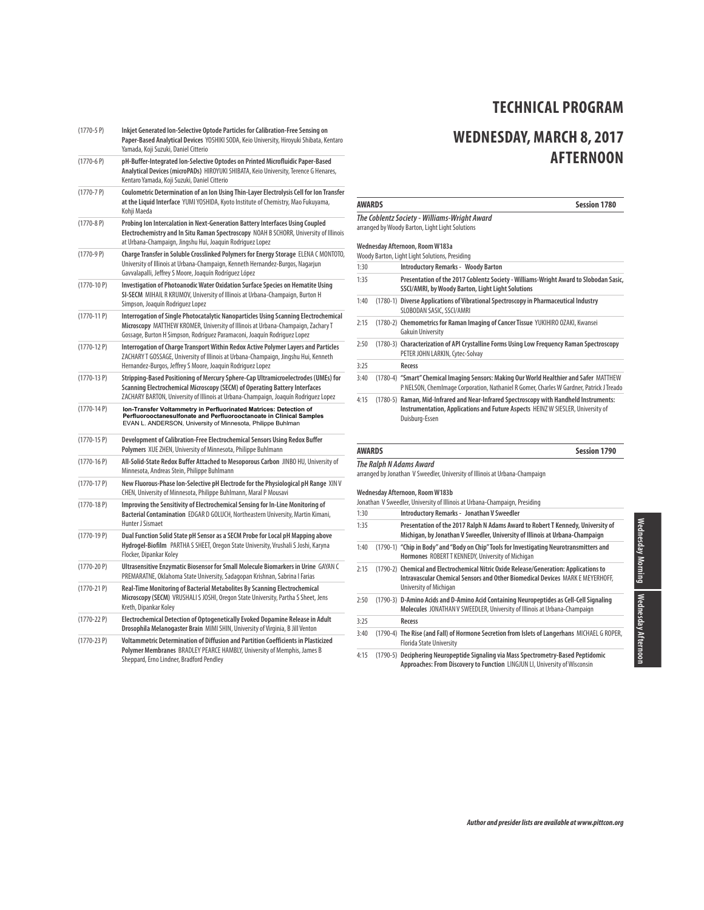| | |
|---|---|
| (1770-5 P) | **Inkjet Generated Ion-Selective Optode Particles for Calibration-Free Sensing on Paper-Based Analytical Devices** YOSHIKI SODA, Keio University, Hiroyuki Shibata, Kentaro Yamada, Koji Suzuki, Daniel Citterio |
| (1770-6 P) | **pH-Buffer-Integrated Ion-Selective Optodes on Printed Microfluidic Paper-Based Analytical Devices (microPADs)** HIROYUKI SHIBATA, Keio University, Terence G Henares, Kentaro Yamada, Koji Suzuki, Daniel Citterio |
| (1770-7 P) | **Coulometric Determination of an Ion Using Thin-Layer Electrolysis Cell for Ion Transfer at the Liquid Interface** YUMI YOSHIDA, Kyoto Institute of Chemistry, Mao Fukuyama, Kohji Maeda |
| (1770-8 P) | **Probing Ion Intercalation in Next-Generation Battery Interfaces Using Coupled Electrochemistry and In Situ Raman Spectroscopy** NOAH B SCHORR, University of Illinois at Urbana-Champaign, Jingshu Hui, Joaquin Rodriguez Lopez |
| (1770-9 P) | **Charge Transfer in Soluble Crosslinked Polymers for Energy Storage** ELENA C MONTOTO, University of Illinois at Urbana-Champaign, Kenneth Hernandez-Burgos, Nagarjun Gavvalapalli, Jeffrey S Moore, Joaquin Rodriguez López |
| (1770-10 P) | **Investigation of Photoanodic Water Oxidation Surface Species on Hematite Using SI-SECM** MIHAIL R KRUMOV, University of Illinois at Urbana-Champaign, Burton H Simpson, Joaquin Rodriguez Lopez |
| (1770-11 P) | **Interrogation of Single Photocatalytic Nanoparticles Using Scanning Electrochemical Microscopy** MATTHEW KROMER, University of Illinois at Urbana-Champaign, Zachary T Gossage, Burton H Simpson, Rodriguez Paramaconi, Joaquin Rodriguez Lopez |
| (1770-12 P) | **Interrogation of Charge Transport Within Redox Active Polymer Layers and Particles** ZACHARY T GOSSAGE, University of Illinois at Urbana-Champaign, Jingshu Hui, Kenneth Hernandez-Burgos, Jeffrey S Moore, Joaquin Rodriguez Lopez |
| (1770-13 P) | **Stripping-Based Positioning of Mercury Sphere-Cap Ultramicroelectrodes (UMEs) for Scanning Electrochemical Microscopy (SECM) of Operating Battery Interfaces** ZACHARY BARTON, University of Illinois at Urbana-Champaign, Joaquin Rodriguez Lopez |
| (1770-14 P) | **Ion-Transfer Voltammetry in Perfluorinated Matrices: Detection of Perfluorooctanesulfonate and Perfluorooctanoate in Clinical Samples** EVAN L. ANDERSON, University of Minnesota, Philippe Buhlman |
| (1770-15 P) | **Development of Calibration-Free Electrochemical Sensors Using Redox Buffer Polymers** XUE ZHEN, University of Minnesota, Philippe Buhlmann |
| (1770-16 P) | **All-Solid-State Redox Buffer Attached to Mesoporous Carbon** JINBO HU, University of Minnesota, Andreas Stein, Philippe Buhlmann |
| (1770-17 P) | **New Fluorous-Phase Ion-Selective pH Electrode for the Physiological pH Range** XIN V CHEN, University of Minnesota, Philippe Buhlmann, Maral P Mousavi |
| (1770-18 P) | **Improving the Sensitivity of Electrochemical Sensing for In-Line Monitoring of Bacterial Contamination** EDGAR D GOLUCH, Northeastern University, Martin Kimani, Hunter J Sismaet |
| (1770-19 P) | **Dual Function Solid State pH Sensor as a SECM Probe for Local pH Mapping above Hydrogel-Biofilm** PARTHA S SHEET, Oregon State University, Vrushali S Joshi, Karyna Flocker, Dipankar Koley |
| (1770-20 P) | **Ultrasensitive Enzymatic Biosensor for Small Molecule Biomarkers in Urine** GAYAN C PREMARATNE, Oklahoma State University, Sadagopan Krishnan, Sabrina I Farias |
| (1770-21 P) | **Real-Time Monitoring of Bacterial Metabolites By Scanning Electrochemical Microscopy (SECM)** VRUSHALI S JOSHI, Oregon State University, Partha S Sheet, Jens Kreth, Dipankar Koley |
| (1770-22 P) | **Electrochemical Detection of Optogenetically Evoked Dopamine Release in Adult Drosophila Melanogaster Brain** MIMI SHIN, University of Virginia, B Jill Venton |
| (1770-23 P) | **Voltammetric Determination of Diffusion and Partition Coefficients in Plasticized Polymer Membranes** BRADLEY PEARCE HAMBLY, University of Memphis, James B Sheppard, Erno Lindner, Bradford Pendley |

# TECHNICAL PROGRAM

# WEDNESDAY, MARCH 8, 2017 AFTERNOON

## AWARDS — Session 1780

***The Coblentz Society - Williams-Wright Award***

arranged by Woody Barton, Light Light Solutions

**Wednesday Afternoon, Room W183a**

Woody Barton, Light Light Solutions, Presiding

| | | |
|---|---|---|
| 1:30 | | **Introductory Remarks - Woody Barton** |
| 1:35 | | **Presentation of the 2017 Coblentz Society - Williams-Wright Award to Slobodan Sasic, SSCI/AMRI, by Woody Barton, Light Light Solutions** |
| 1:40 | (1780-1) | **Diverse Applications of Vibrational Spectroscopy in Pharmaceutical Industry** SLOBODAN SASIC, SSCI/AMRI |
| 2:15 | (1780-2) | **Chemometrics for Raman Imaging of Cancer Tissue** YUKIHIRO OZAKI, Kwansei Gakuin University |
| 2:50 | (1780-3) | **Characterization of API Crystalline Forms Using Low Frequency Raman Spectroscopy** PETER JOHN LARKIN, Cytec-Solvay |
| 3:25 | | **Recess** |
| 3:40 | (1780-4) | **"Smart" Chemical Imaging Sensors: Making Our World Healthier and Safer** MATTHEW P NELSON, ChemImage Corporation, Nathaniel R Gomer, Charles W Gardner, Patrick J Treado |
| 4:15 | (1780-5) | **Raman, Mid-Infrared and Near-Infrared Spectroscopy with Handheld Instruments: Instrumentation, Applications and Future Aspects** HEINZ W SIESLER, University of Duisburg-Essen |

## AWARDS — Session 1790

***The Ralph N Adams Award***

arranged by Jonathan V Sweedler, University of Illinois at Urbana-Champaign

**Wednesday Afternoon, Room W183b**

Jonathan V Sweedler, University of Illinois at Urbana-Champaign, Presiding

| | | |
|---|---|---|
| 1:30 | | **Introductory Remarks - Jonathan V Sweedler** |
| 1:35 | | **Presentation of the 2017 Ralph N Adams Award to Robert T Kennedy, University of Michigan, by Jonathan V Sweedler, University of Illinois at Urbana-Champaign** |
| 1:40 | (1790-1) | **"Chip in Body" and "Body on Chip" Tools for Investigating Neurotransmitters and Hormones** ROBERT T KENNEDY, University of Michigan |
| 2:15 | (1790-2) | **Chemical and Electrochemical Nitric Oxide Release/Generation: Applications to Intravascular Chemical Sensors and Other Biomedical Devices** MARK E MEYERHOFF, University of Michigan |
| 2:50 | (1790-3) | **D-Amino Acids and D-Amino Acid Containing Neuropeptides as Cell-Cell Signaling Molecules** JONATHAN V SWEEDLER, University of Illinois at Urbana-Champaign |
| 3:25 | | **Recess** |
| 3:40 | (1790-4) | **The Rise (and Fall) of Hormone Secretion from Islets of Langerhans** MICHAEL G ROPER, Florida State University |
| 4:15 | (1790-5) | **Deciphering Neuropeptide Signaling via Mass Spectrometry-Based Peptidomic Approaches: From Discovery to Function** LINGJUN LI, University of Wisconsin |

*Author and presider lists are available at www.pittcon.org*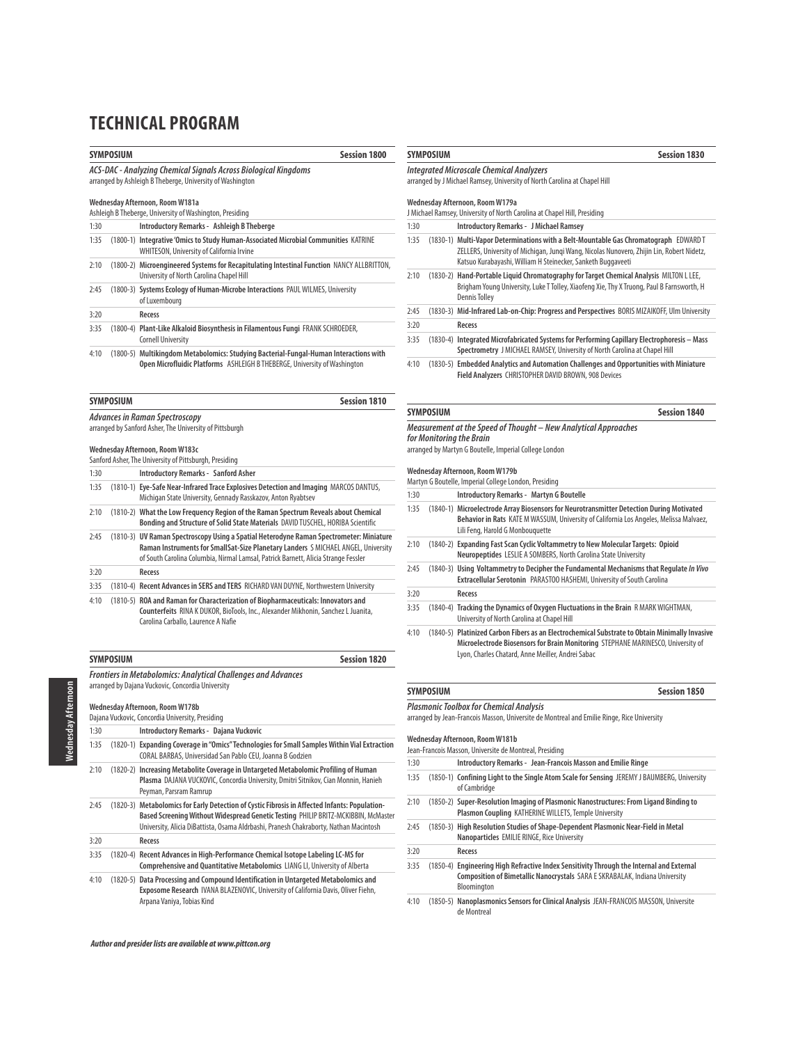# TECHNICAL PROGRAM

## SYMPOSIUM — Session 1800

***ACS-DAC - Analyzing Chemical Signals Across Biological Kingdoms***
arranged by Ashleigh B Theberge, University of Washington

**Wednesday Afternoon, Room W181a**
Ashleigh B Theberge, University of Washington, Presiding

| | | |
|---|---|---|
| 1:30 | | **Introductory Remarks - Ashleigh B Theberge** |
| 1:35 | (1800-1) | **Integrative 'Omics to Study Human-Associated Microbial Communities** KATRINE WHITESON, University of California Irvine |
| 2:10 | (1800-2) | **Microengineered Systems for Recapitulating Intestinal Function** NANCY ALLBRITTON, University of North Carolina Chapel Hill |
| 2:45 | (1800-3) | **Systems Ecology of Human-Microbe Interactions** PAUL WILMES, University of Luxembourg |
| 3:20 | | **Recess** |
| 3:35 | (1800-4) | **Plant-Like Alkaloid Biosynthesis in Filamentous Fungi** FRANK SCHROEDER, Cornell University |
| 4:10 | (1800-5) | **Multikingdom Metabolomics: Studying Bacterial-Fungal-Human Interactions with Open Microfluidic Platforms** ASHLEIGH B THEBERGE, University of Washington |

## SYMPOSIUM — Session 1810

***Advances in Raman Spectroscopy***
arranged by Sanford Asher, The University of Pittsburgh

**Wednesday Afternoon, Room W183c**
Sanford Asher, The University of Pittsburgh, Presiding

| | | |
|---|---|---|
| 1:30 | | **Introductory Remarks - Sanford Asher** |
| 1:35 | (1810-1) | **Eye-Safe Near-Infrared Trace Explosives Detection and Imaging** MARCOS DANTUS, Michigan State University, Gennady Rasskazov, Anton Ryabtsev |
| 2:10 | (1810-2) | **What the Low Frequency Region of the Raman Spectrum Reveals about Chemical Bonding and Structure of Solid State Materials** DAVID TUSCHEL, HORIBA Scientific |
| 2:45 | (1810-3) | **UV Raman Spectroscopy Using a Spatial Heterodyne Raman Spectrometer: Miniature Raman Instruments for SmallSat-Size Planetary Landers** S MICHAEL ANGEL, University of South Carolina Columbia, Nirmal Lamsal, Patrick Barnett, Alicia Strange Fessler |
| 3:20 | | **Recess** |
| 3:35 | (1810-4) | **Recent Advances in SERS and TERS** RICHARD VAN DUYNE, Northwestern University |
| 4:10 | (1810-5) | **ROA and Raman for Characterization of Biopharmaceuticals: Innovators and Counterfeits** RINA K DUKOR, BioTools, Inc., Alexander Mikhonin, Sanchez L Juanita, Carolina Carballo, Laurence A Nafie |

## SYMPOSIUM — Session 1820

***Frontiers in Metabolomics: Analytical Challenges and Advances***
arranged by Dajana Vuckovic, Concordia University

**Wednesday Afternoon, Room W178b**
Dajana Vuckovic, Concordia University, Presiding

| | | |
|---|---|---|
| 1:30 | | **Introductory Remarks - Dajana Vuckovic** |
| 1:35 | (1820-1) | **Expanding Coverage in "Omics" Technologies for Small Samples Within Vial Extraction** CORAL BARBAS, Universidad San Pablo CEU, Joanna B Godzien |
| 2:10 | (1820-2) | **Increasing Metabolite Coverage in Untargeted Metabolomic Profiling of Human Plasma** DAJANA VUCKOVIC, Concordia University, Dmitri Sitnikov, Cian Monnin, Hanieh Peyman, Parsram Ramrup |
| 2:45 | (1820-3) | **Metabolomics for Early Detection of Cystic Fibrosis in Affected Infants: Population-Based Screening Without Widespread Genetic Testing** PHILIP BRITZ-MCKIBBIN, McMaster University, Alicia DiBattista, Osama Aldrbashi, Pranesh Chakraborty, Nathan Macintosh |
| 3:20 | | **Recess** |
| 3:35 | (1820-4) | **Recent Advances in High-Performance Chemical Isotope Labeling LC-MS for Comprehensive and Quantitative Metabolomics** LIANG LI, University of Alberta |
| 4:10 | (1820-5) | **Data Processing and Compound Identification in Untargeted Metabolomics and Exposome Research** IVANA BLAZENOVIC, University of California Davis, Oliver Fiehn, Arpana Vaniya, Tobias Kind |

## SYMPOSIUM — Session 1830

***Integrated Microscale Chemical Analyzers***
arranged by J Michael Ramsey, University of North Carolina at Chapel Hill

**Wednesday Afternoon, Room W179a**
J Michael Ramsey, University of North Carolina at Chapel Hill, Presiding

| | | |
|---|---|---|
| 1:30 | | **Introductory Remarks - J Michael Ramsey** |
| 1:35 | (1830-1) | **Multi-Vapor Determinations with a Belt-Mountable Gas Chromatograph** EDWARD T ZELLERS, University of Michigan, Junqi Wang, Nicolas Nunovero, Zhijin Lin, Robert Nidetz, Katsuo Kurabayashi, William H Steinecker, Sanketh Buggaveeti |
| 2:10 | (1830-2) | **Hand-Portable Liquid Chromatography for Target Chemical Analysis** MILTON L LEE, Brigham Young University, Luke T Tolley, Xiaofeng Xie, Thy X Truong, Paul B Farnsworth, H Dennis Tolley |
| 2:45 | (1830-3) | **Mid-Infrared Lab-on-Chip: Progress and Perspectives** BORIS MIZAIKOFF, Ulm University |
| 3:20 | | **Recess** |
| 3:35 | (1830-4) | **Integrated Microfabricated Systems for Performing Capillary Electrophoresis – Mass Spectrometry** J MICHAEL RAMSEY, University of North Carolina at Chapel Hill |
| 4:10 | (1830-5) | **Embedded Analytics and Automation Challenges and Opportunities with Miniature Field Analyzers** CHRISTOPHER DAVID BROWN, 908 Devices |

## SYMPOSIUM — Session 1840

***Measurement at the Speed of Thought – New Analytical Approaches for Monitoring the Brain***
arranged by Martyn G Boutelle, Imperial College London

**Wednesday Afternoon, Room W179b**
Martyn G Boutelle, Imperial College London, Presiding

| | | |
|---|---|---|
| 1:30 | | **Introductory Remarks - Martyn G Boutelle** |
| 1:35 | (1840-1) | **Microelectrode Array Biosensors for Neurotransmitter Detection During Motivated Behavior in Rats** KATE M WASSUM, University of California Los Angeles, Melissa Malvaez, Lili Feng, Harold G Monbouquette |
| 2:10 | (1840-2) | **Expanding Fast Scan Cyclic Voltammetry to New Molecular Targets: Opioid Neuropeptides** LESLIE A SOMBERS, North Carolina State University |
| 2:45 | (1840-3) | **Using Voltammetry to Decipher the Fundamental Mechanisms that Regulate *In Vivo* Extracellular Serotonin** PARASTOO HASHEMI, University of South Carolina |
| 3:20 | | **Recess** |
| 3:35 | (1840-4) | **Tracking the Dynamics of Oxygen Fluctuations in the Brain** R MARK WIGHTMAN, University of North Carolina at Chapel Hill |
| 4:10 | (1840-5) | **Platinized Carbon Fibers as an Electrochemical Substrate to Obtain Minimally Invasive Microelectrode Biosensors for Brain Monitoring** STEPHANE MARINESCO, University of Lyon, Charles Chatard, Anne Meiller, Andrei Sabac |

## SYMPOSIUM — Session 1850

***Plasmonic Toolbox for Chemical Analysis***
arranged by Jean-Francois Masson, Universite de Montreal and Emilie Ringe, Rice University

**Wednesday Afternoon, Room W181b**
Jean-Francois Masson, Universite de Montreal, Presiding

| | | |
|---|---|---|
| 1:30 | | **Introductory Remarks - Jean-Francois Masson and Emilie Ringe** |
| 1:35 | (1850-1) | **Confining Light to the Single Atom Scale for Sensing** JEREMY J BAUMBERG, University of Cambridge |
| 2:10 | (1850-2) | **Super-Resolution Imaging of Plasmonic Nanostructures: From Ligand Binding to Plasmon Coupling** KATHERINE WILLETS, Temple University |
| 2:45 | (1850-3) | **High Resolution Studies of Shape-Dependent Plasmonic Near-Field in Metal Nanoparticles** EMILIE RINGE, Rice University |
| 3:20 | | **Recess** |
| 3:35 | (1850-4) | **Engineering High Refractive Index Sensitivity Through the Internal and External Composition of Bimetallic Nanocrystals** SARA E SKRABALAK, Indiana University Bloomington |
| 4:10 | (1850-5) | **Nanoplasmonics Sensors for Clinical Analysis** JEAN-FRANCOIS MASSON, Universite de Montreal |

***Author and presider lists are available at www.pittcon.org***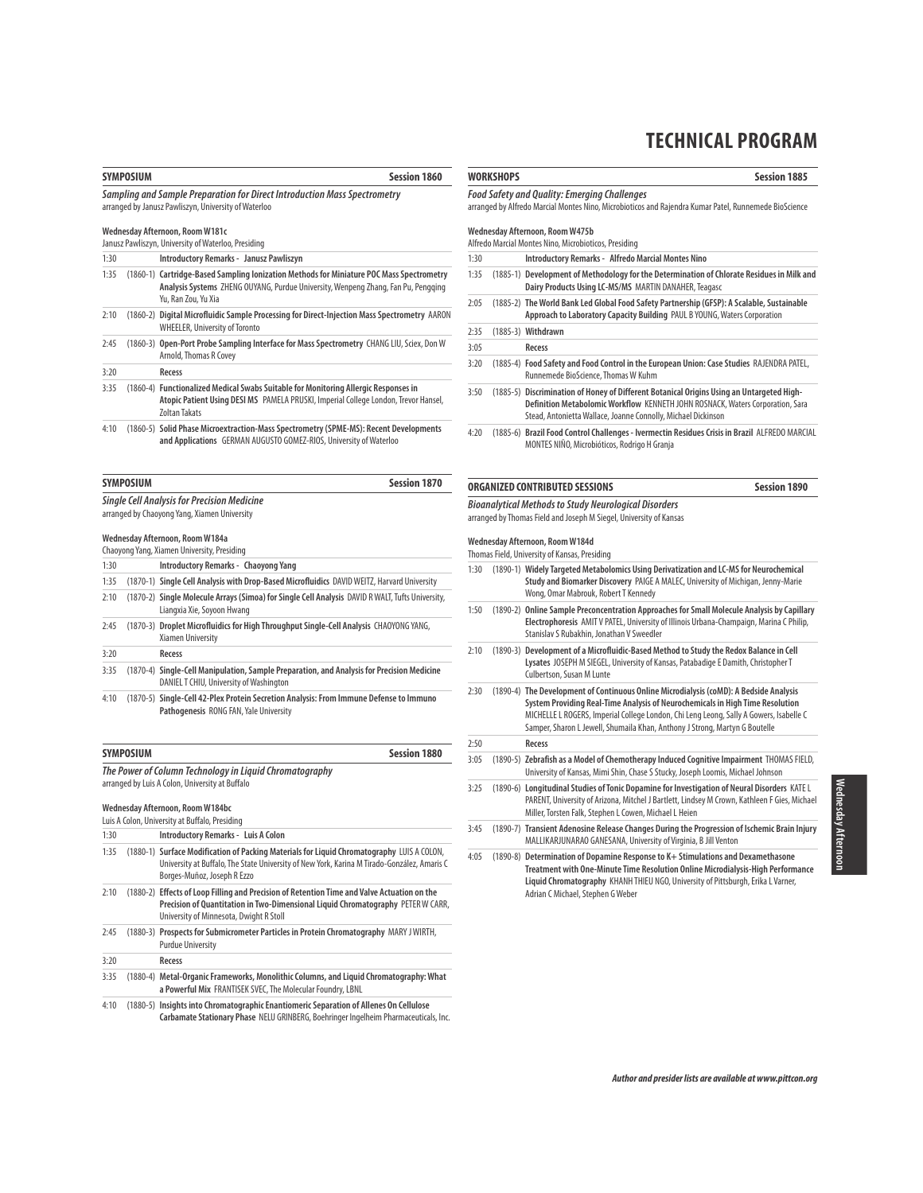# TECHNICAL PROGRAM

## SYMPOSIUM — Session 1860

***Sampling and Sample Preparation for Direct Introduction Mass Spectrometry***
arranged by Janusz Pawliszyn, University of Waterloo

**Wednesday Afternoon, Room W181c**
Janusz Pawliszyn, University of Waterloo, Presiding

| Time | | |
|---|---|---|
| 1:30 | | **Introductory Remarks - Janusz Pawliszyn** |
| 1:35 | (1860-1) | **Cartridge-Based Sampling Ionization Methods for Miniature POC Mass Spectrometry Analysis Systems** ZHENG OUYANG, Purdue University, Wenpeng Zhang, Fan Pu, Pengqing Yu, Ran Zou, Yu Xia |
| 2:10 | (1860-2) | **Digital Microfluidic Sample Processing for Direct-Injection Mass Spectrometry** AARON WHEELER, University of Toronto |
| 2:45 | (1860-3) | **Open-Port Probe Sampling Interface for Mass Spectrometry** CHANG LIU, Sciex, Don W Arnold, Thomas R Covey |
| 3:20 | | **Recess** |
| 3:35 | (1860-4) | **Functionalized Medical Swabs Suitable for Monitoring Allergic Responses in Atopic Patient Using DESI MS** PAMELA PRUSKI, Imperial College London, Trevor Hansel, Zoltan Takats |
| 4:10 | (1860-5) | **Solid Phase Microextraction-Mass Spectrometry (SPME-MS): Recent Developments and Applications** GERMAN AUGUSTO GOMEZ-RIOS, University of Waterloo |

## SYMPOSIUM — Session 1870

***Single Cell Analysis for Precision Medicine***
arranged by Chaoyong Yang, Xiamen University

**Wednesday Afternoon, Room W184a**
Chaoyong Yang, Xiamen University, Presiding

| Time | | |
|---|---|---|
| 1:30 | | **Introductory Remarks - Chaoyong Yang** |
| 1:35 | (1870-1) | **Single Cell Analysis with Drop-Based Microfluidics** DAVID WEITZ, Harvard University |
| 2:10 | (1870-2) | **Single Molecule Arrays (Simoa) for Single Cell Analysis** DAVID R WALT, Tufts University, Liangxia Xie, Soyoon Hwang |
| 2:45 | (1870-3) | **Droplet Microfluidics for High Throughput Single-Cell Analysis** CHAOYONG YANG, Xiamen University |
| 3:20 | | **Recess** |
| 3:35 | (1870-4) | **Single-Cell Manipulation, Sample Preparation, and Analysis for Precision Medicine** DANIEL T CHIU, University of Washington |
| 4:10 | (1870-5) | **Single-Cell 42-Plex Protein Secretion Analysis: From Immune Defense to Immuno Pathogenesis** RONG FAN, Yale University |

## SYMPOSIUM — Session 1880

***The Power of Column Technology in Liquid Chromatography***
arranged by Luis A Colon, University at Buffalo

**Wednesday Afternoon, Room W184bc**
Luis A Colon, University at Buffalo, Presiding

| Time | | |
|---|---|---|
| 1:30 | | **Introductory Remarks - Luis A Colon** |
| 1:35 | (1880-1) | **Surface Modification of Packing Materials for Liquid Chromatography** LUIS A COLON, University at Buffalo, The State University of New York, Karina M Tirado-González, Amaris C Borges-Muñoz, Joseph R Ezzo |
| 2:10 | (1880-2) | **Effects of Loop Filling and Precision of Retention Time and Valve Actuation on the Precision of Quantitation in Two-Dimensional Liquid Chromatography** PETER W CARR, University of Minnesota, Dwight R Stoll |
| 2:45 | (1880-3) | **Prospects for Submicrometer Particles in Protein Chromatography** MARY J WIRTH, Purdue University |
| 3:20 | | **Recess** |
| 3:35 | (1880-4) | **Metal-Organic Frameworks, Monolithic Columns, and Liquid Chromatography: What a Powerful Mix** FRANTISEK SVEC, The Molecular Foundry, LBNL |
| 4:10 | (1880-5) | **Insights into Chromatographic Enantiomeric Separation of Allenes On Cellulose Carbamate Stationary Phase** NELU GRINBERG, Boehringer Ingelheim Pharmaceuticals, Inc. |

## WORKSHOPS — Session 1885

***Food Safety and Quality: Emerging Challenges***
arranged by Alfredo Marcial Montes Nino, Microbioticos and Rajendra Kumar Patel, Runnemede BioScience

**Wednesday Afternoon, Room W475b**
Alfredo Marcial Montes Nino, Microbioticos, Presiding

| Time | | |
|---|---|---|
| 1:30 | | **Introductory Remarks - Alfredo Marcial Montes Nino** |
| 1:35 | (1885-1) | **Development of Methodology for the Determination of Chlorate Residues in Milk and Dairy Products Using LC-MS/MS** MARTIN DANAHER, Teagasc |
| 2:05 | (1885-2) | **The World Bank Led Global Food Safety Partnership (GFSP): A Scalable, Sustainable Approach to Laboratory Capacity Building** PAUL B YOUNG, Waters Corporation |
| 2:35 | (1885-3) | **Withdrawn** |
| 3:05 | | **Recess** |
| 3:20 | (1885-4) | **Food Safety and Food Control in the European Union: Case Studies** RAJENDRA PATEL, Runnemede BioScience, Thomas W Kuhm |
| 3:50 | (1885-5) | **Discrimination of Honey of Different Botanical Origins Using an Untargeted High-Definition Metabolomic Workflow** KENNETH JOHN ROSNACK, Waters Corporation, Sara Stead, Antonietta Wallace, Joanne Connolly, Michael Dickinson |
| 4:20 | (1885-6) | **Brazil Food Control Challenges - Ivermectin Residues Crisis in Brazil** ALFREDO MARCIAL MONTES NIÑO, Microbióticos, Rodrigo H Granja |

## ORGANIZED CONTRIBUTED SESSIONS — Session 1890

***Bioanalytical Methods to Study Neurological Disorders***
arranged by Thomas Field and Joseph M Siegel, University of Kansas

**Wednesday Afternoon, Room W184d**
Thomas Field, University of Kansas, Presiding

| Time | | |
|---|---|---|
| 1:30 | (1890-1) | **Widely Targeted Metabolomics Using Derivatization and LC-MS for Neurochemical Study and Biomarker Discovery** PAIGE A MALEC, University of Michigan, Jenny-Marie Wong, Omar Mabrouk, Robert T Kennedy |
| 1:50 | (1890-2) | **Online Sample Preconcentration Approaches for Small Molecule Analysis by Capillary Electrophoresis** AMIT V PATEL, University of Illinois Urbana-Champaign, Marina C Philip, Stanislav S Rubakhin, Jonathan V Sweedler |
| 2:10 | (1890-3) | **Development of a Microfluidic-Based Method to Study the Redox Balance in Cell Lysates** JOSEPH M SIEGEL, University of Kansas, Patabadige E Damith, Christopher T Culbertson, Susan M Lunte |
| 2:30 | (1890-4) | **The Development of Continuous Online Microdialysis (coMD): A Bedside Analysis System Providing Real-Time Analysis of Neurochemicals in High Time Resolution** MICHELLE L ROGERS, Imperial College London, Chi Leng Leong, Sally A Gowers, Isabelle C Samper, Sharon L Jewell, Shumaila Khan, Anthony J Strong, Martyn G Boutelle |
| 2:50 | | **Recess** |
| 3:05 | (1890-5) | **Zebrafish as a Model of Chemotherapy Induced Cognitive Impairment** THOMAS FIELD, University of Kansas, Mimi Shin, Chase S Stucky, Joseph Loomis, Michael Johnson |
| 3:25 | (1890-6) | **Longitudinal Studies of Tonic Dopamine for Investigation of Neural Disorders** KATE L PARENT, University of Arizona, Mitchel J Bartlett, Lindsey M Crown, Kathleen F Gies, Michael Miller, Torsten Falk, Stephen L Cowen, Michael L Heien |
| 3:45 | (1890-7) | **Transient Adenosine Release Changes During the Progression of Ischemic Brain Injury** MALLIKARJUNARAO GANESANA, University of Virginia, B Jill Venton |
| 4:05 | (1890-8) | **Determination of Dopamine Response to K+ Stimulations and Dexamethasone Treatment with One-Minute Time Resolution Online Microdialysis-High Performance Liquid Chromatography** KHANH THIEU NGO, University of Pittsburgh, Erika L Varner, Adrian C Michael, Stephen G Weber |

*Author and presider lists are available at www.pittcon.org*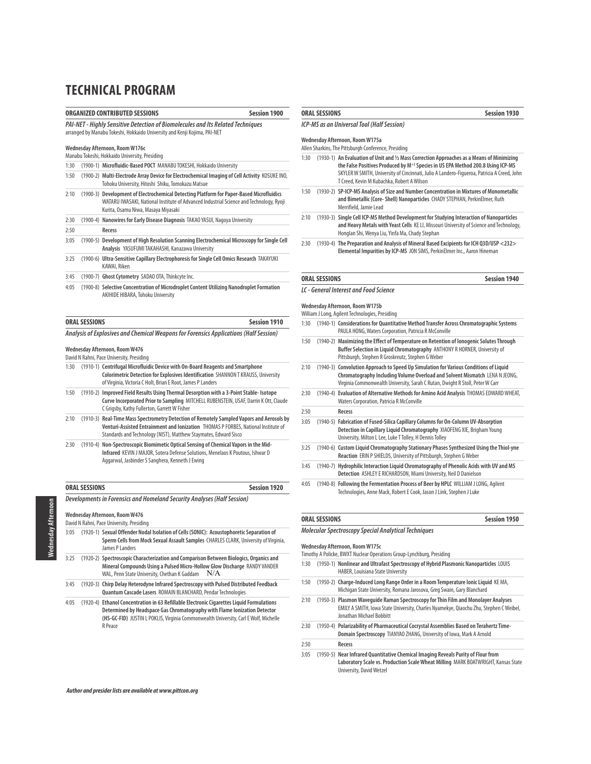# TECHNICAL PROGRAM

## ORGANIZED CONTRIBUTED SESSIONS — Session 1900

***PAI-NET - Highly Sensitive Detection of Biomolecules and Its Related Techniques***

arranged by Manabu Tokeshi, Hokkaido University and Kenji Kojima, PAI-NET

**Wednesday Afternoon, Room W176c**

Manabu Tokeshi, Hokkaido University, Presiding

| | | |
|---|---|---|
| 1:30 | (1900-1) | **Microfluidic-Based POCT** MANABU TOKESHI, Hokkaido University |
| 1:50 | (1900-2) | **Multi-Electrode Array Device for Electrochemical Imaging of Cell Activity** KOSUKE INO, Tohoku University, Hitoshi Shiku, Tomokazu Matsue |
| 2:10 | (1900-3) | **Development of Electrochemical Detecting Platform for Paper-Based Microfluidics** WATARU IWASAKI, National Institute of Advanced Industrial Science and Technology, Ryoji Kurita, Osamu Niwa, Masaya Miyazaki |
| 2:30 | (1900-4) | **Nanowires for Early Disease Diagnosis** TAKAO YASUI, Nagoya University |
| 2:50 | | **Recess** |
| 3:05 | (1900-5) | **Development of High Resolution Scanning Electrochemical Microscopy for Single Cell Analysis** YASUFUMI TAKAHASHI, Kanazawa University |
| 3:25 | (1900-6) | **Ultra-Sensitive Capillary Electrophoresis for Single Cell Omics Research** TAKAYUKI KAWAI, Riken |
| 3:45 | (1900-7) | **Ghost Cytometry** SADAO OTA, Thinkcyte Inc. |
| 4:05 | (1900-8) | **Selective Concentration of Microdroplet Content Utilizing Nanodroplet Formation** AKIHIDE HIBARA, Tohoku University |

## ORAL SESSIONS — Session 1910

***Analysis of Explosives and Chemical Weapons for Forensics Applications (Half Session)***

**Wednesday Afternoon, Room W476**

David N Rahni, Pace University, Presiding

| | | |
|---|---|---|
| 1:30 | (1910-1) | **Centrifugal Microfluidic Device with On-Board Reagents and Smartphone Colorimetric Detection for Explosives Identification** SHANNON T KRAUSS, University of Virginia, Victoria C Holt, Brian E Root, James P Landers |
| 1:50 | (1910-2) | **Improved Field Results Using Thermal Desorption with a 3-Point Stable- Isotope Curve Incorporated Prior to Sampling** MITCHELL RUBENSTEIN, USAF, Darrin K Ott, Claude C Grigsby, Kathy Fullerton, Garrett W Fisher |
| 2:10 | (1910-3) | **Real-Time Mass Spectrometry Detection of Remotely Sampled Vapors and Aerosols by Venturi-Assisted Entrainment and Ionization** THOMAS P FORBES, National Institute of Standards and Technology (NIST), Matthew Staymates, Edward Sisco |
| 2:30 | (1910-4) | **Non-Spectroscopic Biomimetic Optical Sensing of Chemical Vapors in the Mid-Infrared** KEVIN J MAJOR, Sotera Defense Solutions, Menelaos K Poutous, Ishwar D Aggarwal, Jasbinder S Sanghera, Kenneth J Ewing |

## ORAL SESSIONS — Session 1920

***Developments in Forensics and Homeland Security Analyses (Half Session)***

**Wednesday Afternoon, Room W476**

David N Rahni, Pace University, Presiding

| | | |
|---|---|---|
| 3:05 | (1920-1) | **Sexual Offender Nodal Isolation of Cells (SONIC): Acoustophoretic Separation of Sperm Cells from Mock Sexual Assault Samples** CHARLES CLARK, University of Virginia, James P Landers |
| 3:25 | (1920-2) | **Spectroscopic Characterization and Comparison Between Biologics, Organics and Mineral Compounds Using a Pulsed Micro-Hollow Glow Discharge** RANDY VANDER WAL, Penn State University, Chethan K Gaddam N/A |
| 3:45 | (1920-3) | **Chirp Delay Heterodyne Infrared Spectroscopy with Pulsed Distributed Feedback Quantum Cascade Lasers** ROMAIN BLANCHARD, Pendar Technologies |
| 4:05 | (1920-4) | **Ethanol Concentration in 63 Refillable Electronic Cigarettes Liquid Formulations Determined by Headspace Gas Chromatography with Flame Ionization Detector (HS-GC-FID)** JUSTIN L POKLIS, Virginia Commonwealth University, Carl E Wolf, Michelle R Peace |

## ORAL SESSIONS — Session 1930

***ICP-MS as an Universal Tool (Half Session)***

**Wednesday Afternoon, Room W175a**

Allen Sharkins, The Pittsburgh Conference, Presiding

| | | |
|---|---|---|
| 1:30 | (1930-1) | **An Evaluation of Unit and ½ Mass Correction Approaches as a Means of Minimizing the False Positives Produced by $M^{+2}$ Species in US EPA Method 200.8 Using ICP-MS** SKYLER W SMITH, University of Cincinnati, Julio A Landero-Figueroa, Patricia A Creed, John T Creed, Kevin M Kubachka, Robert A Wilson |
| 1:50 | (1930-2) | **SP-ICP-MS Analysis of Size and Number Concentration in Mixtures of Monometallic and Bimetallic (Core- Shell) Nanoparticles** CHADY STEPHAN, PerkinElmer, Ruth Merrifield, Jamie Lead |
| 2:10 | (1930-3) | **Single Cell ICP-MS Method Development for Studying Interaction of Nanoparticles and Heavy Metals with Yeast Cells** KE LI, Missouri University of Science and Technology, Honglan Shi, Wenya Liu, Yinfa Ma, Chady Stephan |
| 2:30 | (1930-4) | **The Preparation and Analysis of Mineral Based Excipients for ICH Q3D/USP <232> Elemental Impurities by ICP-MS** JON SIMS, PerkinElmer Inc., Aaron Hineman |

## ORAL SESSIONS — Session 1940

***LC - General Interest and Food Science***

**Wednesday Afternoon, Room W175b**

William J Long, Agilent Technologies, Presiding

| | | |
|---|---|---|
| 1:30 | (1940-1) | **Considerations for Quantitative Method Transfer Across Chromatographic Systems** PAULA HONG, Waters Corporation, Patricia R McConville |
| 1:50 | (1940-2) | **Maximizing the Effect of Temperature on Retention of Ionogenic Solutes Through Buffer Selection in Liquid Chromatography** ANTHONY R HORNER, University of Pittsburgh, Stephen R Groskreutz, Stephen G Weber |
| 2:10 | (1940-3) | **Convolution Approach to Speed Up Simulation for Various Conditions of Liquid Chromatography Including Volume Overload and Solvent Mismatch** LENA N JEONG, Virginia Commonwealth University, Sarah C Rutan, Dwight R Stoll, Peter W Carr |
| 2:30 | (1940-4) | **Evaluation of Alternative Methods for Amino Acid Analysis** THOMAS EDWARD WHEAT, Waters Corporation, Patricia R McConville |
| 2:50 | | **Recess** |
| 3:05 | (1940-5) | **Fabrication of Fused-Silica Capillary Columns for On-Column UV-Absorption Detection in Capillary Liquid Chromatography** XIAOFENG XIE, Brigham Young University, Milton L Lee, Luke T Tolley, H Dennis Tolley |
| 3:25 | (1940-6) | **Custom Liquid Chromatography Stationary Phases Synthesized Using the Thiol-yne Reaction** ERIN P SHIELDS, University of Pittsburgh, Stephen G Weber |
| 3:45 | (1940-7) | **Hydrophilic Interaction Liquid Chromatography of Phenolic Acids with UV and MS Detection** ASHLEY E RICHARDSON, Miami University, Neil D Danielson |
| 4:05 | (1940-8) | **Following the Fermentation Process of Beer by HPLC** WILLIAM J LONG, Agilent Technologies, Anne Mack, Robert E Cook, Jason J Link, Stephen J Luke |

## ORAL SESSIONS — Session 1950

***Molecular Spectroscopy Special Analytical Techniques***

**Wednesday Afternoon, Room W175c**

Timothy A Policke, BWXT Nuclear Operations Group-Lynchburg, Presiding

| | | |
|---|---|---|
| 1:30 | (1950-1) | **Nonlinear and Ultrafast Spectroscopy of Hybrid Plasmonic Nanoparticles** LOUIS HABER, Louisiana State University |
| 1:50 | (1950-2) | **Charge-Induced Long Range Order in a Room Temperature Ionic Liquid** KE MA, Michigan State University, Romana Jarosova, Greg Swain, Gary Blanchard |
| 2:10 | (1950-3) | **Plasmon Waveguide Raman Spectroscopy for Thin Film and Monolayer Analyses** EMILY A SMITH, Iowa State University, Charles Nyamekye, Qiaochu Zhu, Stephen C Weibel, Jonathan Michael Bobbitt |
| 2:30 | (1950-4) | **Polarizability of Pharmaceutical Cocrystal Assemblies Based on Terahertz Time-Domain Spectroscopy** TIANYAO ZHANG, University of Iowa, Mark A Arnold |
| 2:50 | | **Recess** |
| 3:05 | (1950-5) | **Near Infrared Quantitative Chemical Imaging Reveals Purity of Flour from Laboratory Scale vs. Production Scale Wheat Milling** MARK BOATWRIGHT, Kansas State University, David Wetzel |

*Author and presider lists are available at www.pittcon.org*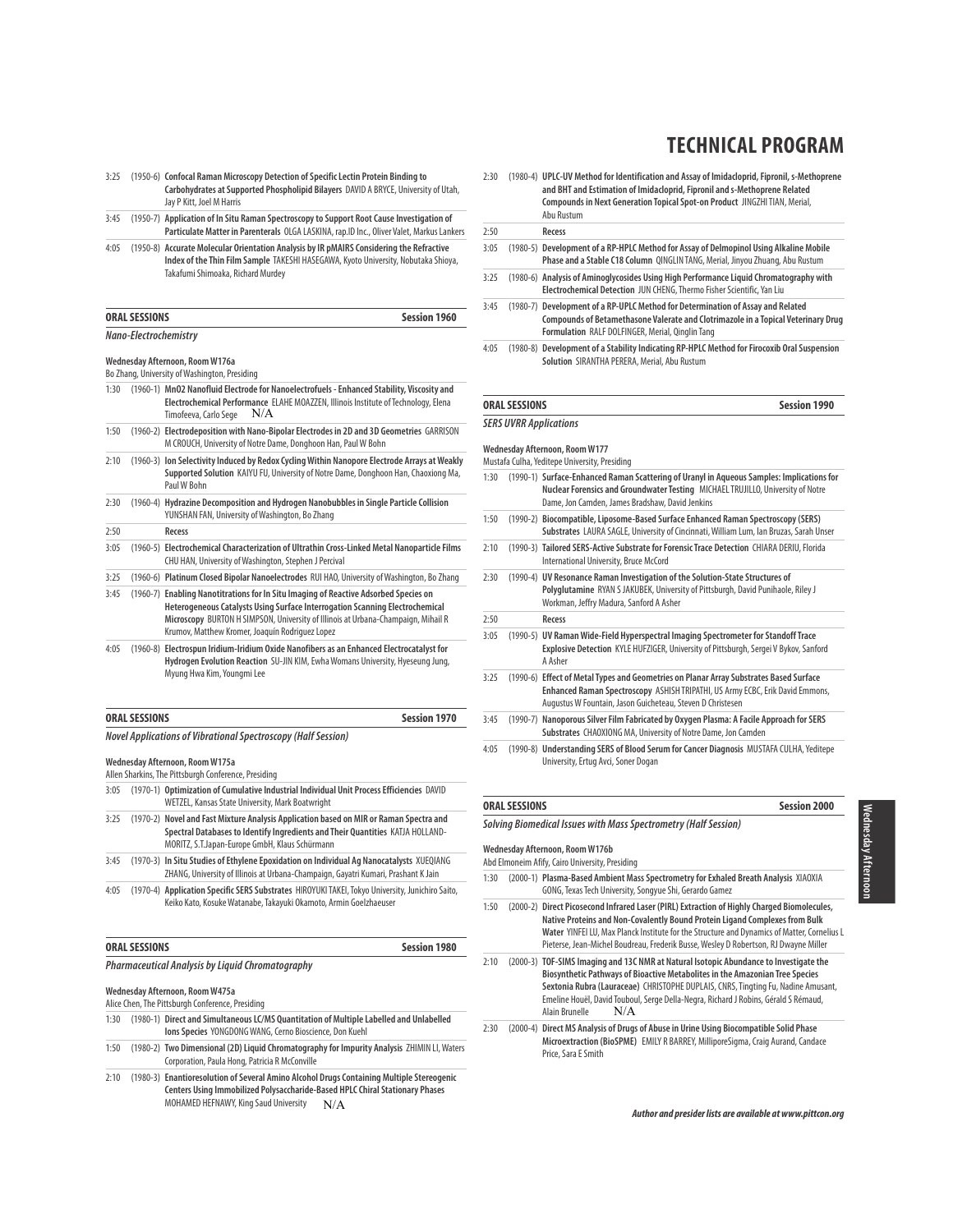# TECHNICAL PROGRAM

3:25 (1950-6) **Confocal Raman Microscopy Detection of Specific Lectin Protein Binding to Carbohydrates at Supported Phospholipid Bilayers** DAVID A BRYCE, University of Utah, Jay P Kitt, Joel M Harris

3:45 (1950-7) **Application of In Situ Raman Spectroscopy to Support Root Cause Investigation of Particulate Matter in Parenterals** OLGA LASKINA, rap.ID Inc., Oliver Valet, Markus Lankers

4:05 (1950-8) **Accurate Molecular Orientation Analysis by IR pMAIRS Considering the Refractive Index of the Thin Film Sample** TAKESHI HASEGAWA, Kyoto University, Nobutaka Shioya, Takafumi Shimoaka, Richard Murdey

## ORAL SESSIONS — Session 1960

### *Nano-Electrochemistry*

**Wednesday Afternoon, Room W176a**
Bo Zhang, University of Washington, Presiding

1:30 (1960-1) **MnO2 Nanofluid Electrode for Nanoelectrofuels - Enhanced Stability, Viscosity and Electrochemical Performance** ELAHE MOAZZEN, Illinois Institute of Technology, Elena Timofeeva, Carlo Sege N/A

1:50 (1960-2) **Electrodeposition with Nano-Bipolar Electrodes in 2D and 3D Geometries** GARRISON M CROUCH, University of Notre Dame, Donghoon Han, Paul W Bohn

2:10 (1960-3) **Ion Selectivity Induced by Redox Cycling Within Nanopore Electrode Arrays at Weakly Supported Solution** KAIYU FU, University of Notre Dame, Donghoon Han, Chaoxiong Ma, Paul W Bohn

2:30 (1960-4) **Hydrazine Decomposition and Hydrogen Nanobubbles in Single Particle Collision** YUNSHAN FAN, University of Washington, Bo Zhang

2:50 **Recess**

3:05 (1960-5) **Electrochemical Characterization of Ultrathin Cross-Linked Metal Nanoparticle Films** CHU HAN, University of Washington, Stephen J Percival

3:25 (1960-6) **Platinum Closed Bipolar Nanoelectrodes** RUI HAO, University of Washington, Bo Zhang

3:45 (1960-7) **Enabling Nanotitrations for In Situ Imaging of Reactive Adsorbed Species on Heterogeneous Catalysts Using Surface Interrogation Scanning Electrochemical Microscopy** BURTON H SIMPSON, University of Illinois at Urbana-Champaign, Mihail R Krumov, Matthew Kromer, Joaquín Rodríguez Lopez

4:05 (1960-8) **Electrospun Iridium-Iridium Oxide Nanofibers as an Enhanced Electrocatalyst for Hydrogen Evolution Reaction** SU-JIN KIM, Ewha Womans University, Hyeseung Jung, Myung Hwa Kim, Youngmi Lee

## ORAL SESSIONS — Session 1970

### *Novel Applications of Vibrational Spectroscopy (Half Session)*

**Wednesday Afternoon, Room W175a**
Allen Sharkins, The Pittsburgh Conference, Presiding

3:05 (1970-1) **Optimization of Cumulative Industrial Individual Unit Process Efficiencies** DAVID WETZEL, Kansas State University, Mark Boatwright

3:25 (1970-2) **Novel and Fast Mixture Analysis Application based on MIR or Raman Spectra and Spectral Databases to Identify Ingredients and Their Quantities** KATJA HOLLAND-MORITZ, S.T.Japan-Europe GmbH, Klaus Schürmann

3:45 (1970-3) **In Situ Studies of Ethylene Epoxidation on Individual Ag Nanocatalysts** XUEQIANG ZHANG, University of Illinois at Urbana-Champaign, Gayatri Kumari, Prashant K Jain

4:05 (1970-4) **Application Specific SERS Substrates** HIROYUKI TAKEI, Tokyo University, Junichiro Saito, Keiko Kato, Kosuke Watanabe, Takayuki Okamoto, Armin Goelzhaeuser

## ORAL SESSIONS — Session 1980

### *Pharmaceutical Analysis by Liquid Chromatography*

**Wednesday Afternoon, Room W475a**
Alice Chen, The Pittsburgh Conference, Presiding

1:30 (1980-1) **Direct and Simultaneous LC/MS Quantitation of Multiple Labelled and Unlabelled Ions Species** YONGDONG WANG, Cerno Bioscience, Don Kuehl

1:50 (1980-2) **Two Dimensional (2D) Liquid Chromatography for Impurity Analysis** ZHIMIN LI, Waters Corporation, Paula Hong, Patricia R McConville

2:10 (1980-3) **Enantioresolution of Several Amino Alcohol Drugs Containing Multiple Stereogenic Centers Using Immobilized Polysaccharide-Based HPLC Chiral Stationary Phases** MOHAMED HEFNAWY, King Saud University N/A

2:30 (1980-4) **UPLC-UV Method for Identification and Assay of Imidacloprid, Fipronil, s-Methoprene and BHT and Estimation of Imidacloprid, Fipronil and s-Methoprene Related Compounds in Next Generation Topical Spot-on Product** JINGZHI TIAN, Merial, Abu Rustum

2:50 **Recess**

3:05 (1980-5) **Development of a RP-HPLC Method for Assay of Delmopinol Using Alkaline Mobile Phase and a Stable C18 Column** QINGLIN TANG, Merial, Jinyou Zhuang, Abu Rustum

3:25 (1980-6) **Analysis of Aminoglycosides Using High Performance Liquid Chromatography with Electrochemical Detection** JUN CHENG, Thermo Fisher Scientific, Yan Liu

3:45 (1980-7) **Development of a RP-UPLC Method for Determination of Assay and Related Compounds of Betamethasone Valerate and Clotrimazole in a Topical Veterinary Drug Formulation** RALF DOLFINGER, Merial, Qinglin Tang

4:05 (1980-8) **Development of a Stability Indicating RP-HPLC Method for Firocoxib Oral Suspension Solution** SIRANTHA PERERA, Merial, Abu Rustum

## ORAL SESSIONS — Session 1990

### *SERS UVRR Applications*

**Wednesday Afternoon, Room W177**
Mustafa Culha, Yeditepe University, Presiding

1:30 (1990-1) **Surface-Enhanced Raman Scattering of Uranyl in Aqueous Samples: Implications for Nuclear Forensics and Groundwater Testing** MICHAEL TRUJILLO, University of Notre Dame, Jon Camden, James Bradshaw, David Jenkins

1:50 (1990-2) **Biocompatible, Liposome-Based Surface Enhanced Raman Spectroscopy (SERS) Substrates** LAURA SAGLE, University of Cincinnati, William Lum, Ian Bruzas, Sarah Unser

2:10 (1990-3) **Tailored SERS-Active Substrate for Forensic Trace Detection** CHIARA DERIU, Florida International University, Bruce McCord

2:30 (1990-4) **UV Resonance Raman Investigation of the Solution-State Structures of Polyglutamine** RYAN S JAKUBEK, University of Pittsburgh, David Punihaole, Riley J Workman, Jeffry Madura, Sanford A Asher

2:50 **Recess**

3:05 (1990-5) **UV Raman Wide-Field Hyperspectral Imaging Spectrometer for Standoff Trace Explosive Detection** KYLE HUFZIGER, University of Pittsburgh, Sergei V Bykov, Sanford A Asher

3:25 (1990-6) **Effect of Metal Types and Geometries on Planar Array Substrates Based Surface Enhanced Raman Spectroscopy** ASHISH TRIPATHI, US Army ECBC, Erik David Emmons, Augustus W Fountain, Jason Guicheteau, Steven D Christesen

3:45 (1990-7) **Nanoporous Silver Film Fabricated by Oxygen Plasma: A Facile Approach for SERS Substrates** CHAOXIONG MA, University of Notre Dame, Jon Camden

4:05 (1990-8) **Understanding SERS of Blood Serum for Cancer Diagnosis** MUSTAFA CULHA, Yeditepe University, Ertug Avci, Soner Dogan

## ORAL SESSIONS — Session 2000

### *Solving Biomedical Issues with Mass Spectrometry (Half Session)*

**Wednesday Afternoon, Room W176b**
Abd Elmoneim Afify, Cairo University, Presiding

1:30 (2000-1) **Plasma-Based Ambient Mass Spectrometry for Exhaled Breath Analysis** XIAOXIA GONG, Texas Tech University, Songyue Shi, Gerardo Gamez

1:50 (2000-2) **Direct Picosecond Infrared Laser (PIRL) Extraction of Highly Charged Biomolecules, Native Proteins and Non-Covalently Bound Protein Ligand Complexes from Bulk Water** YINFEI LU, Max Planck Institute for the Structure and Dynamics of Matter, Cornelius L Pieterse, Jean-Michel Boudreau, Frederik Busse, Wesley D Robertson, RJ Dwayne Miller

2:10 (2000-3) **TOF-SIMS Imaging and 13C NMR at Natural Isotopic Abundance to Investigate the Biosynthetic Pathways of Bioactive Metabolites in the Amazonian Tree Species Sextonia Rubra (Lauraceae)** CHRISTOPHE DUPLAIS, CNRS, Tingting Fu, Nadine Amusant, Emeline Houël, David Touboul, Serge Della-Negra, Richard J Robins, Gérald S Rémaud, Alain Brunelle N/A

2:30 (2000-4) **Direct MS Analysis of Drugs of Abuse in Urine Using Biocompatible Solid Phase Microextraction (BioSPME)** EMILY R BARREY, MilliporeSigma, Craig Aurand, Candace Price, Sara E Smith

*Author and presider lists are available at www.pittcon.org*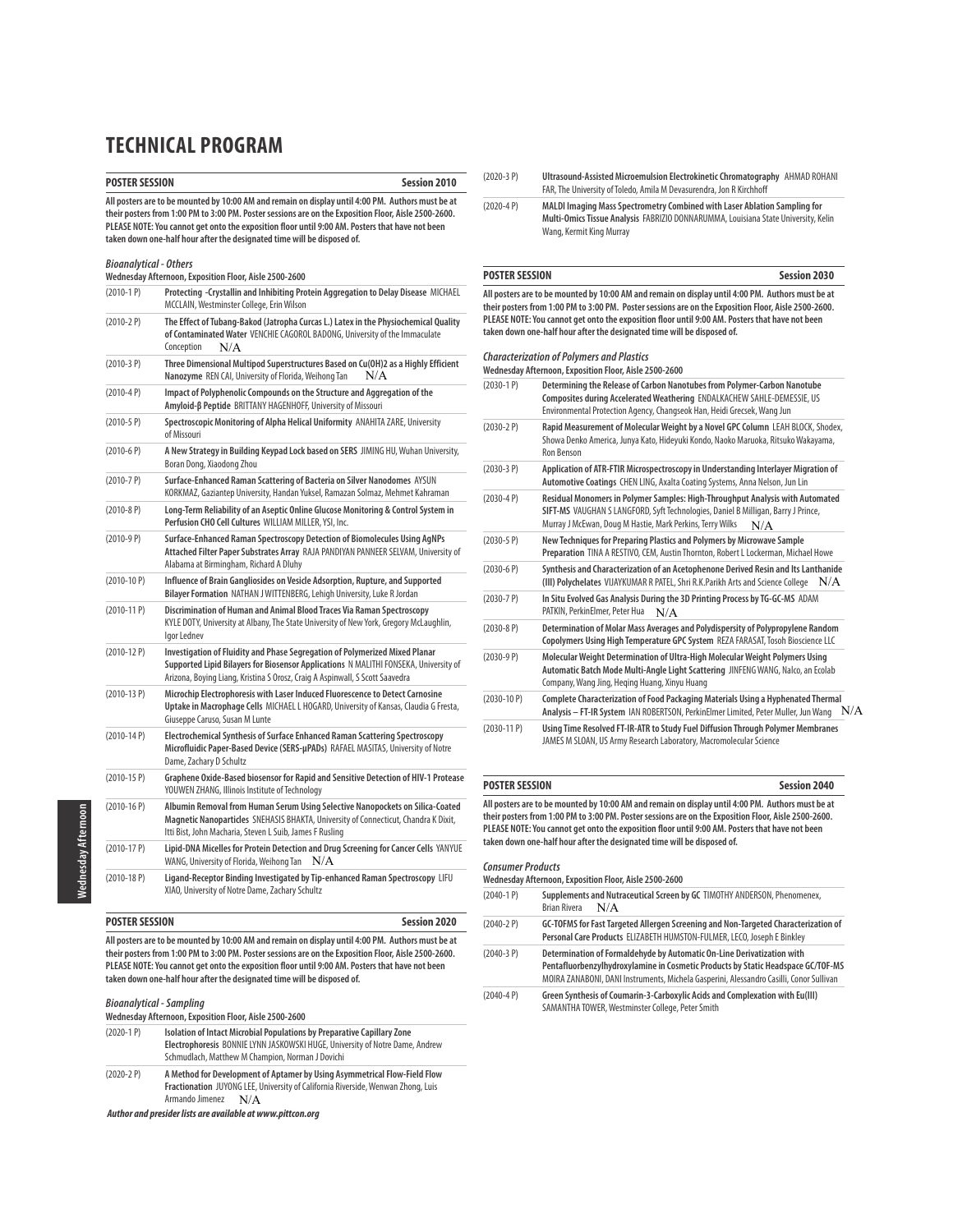# TECHNICAL PROGRAM

## POSTER SESSION — Session 2010

**All posters are to be mounted by 10:00 AM and remain on display until 4:00 PM. Authors must be at their posters from 1:00 PM to 3:00 PM. Poster sessions are on the Exposition Floor, Aisle 2500-2600. PLEASE NOTE: You cannot get onto the exposition floor until 9:00 AM. Posters that have not been taken down one-half hour after the designated time will be disposed of.**

***Bioanalytical - Others***

**Wednesday Afternoon, Exposition Floor, Aisle 2500-2600**

| | |
|---|---|
| (2010-1 P) | **Protecting -Crystallin and Inhibiting Protein Aggregation to Delay Disease** MICHAEL MCCLAIN, Westminster College, Erin Wilson |
| (2010-2 P) | **The Effect of Tubang-Bakod (Jatropha Curcas L.) Latex in the Physiochemical Quality of Contaminated Water** VENCHIE CAGOROL BADONG, University of the Immaculate Conception N/A |
| (2010-3 P) | **Three Dimensional Multipod Superstructures Based on Cu(OH)2 as a Highly Efficient Nanozyme** REN CAI, University of Florida, Weihong Tan N/A |
| (2010-4 P) | **Impact of Polyphenolic Compounds on the Structure and Aggregation of the Amyloid-β Peptide** BRITTANY HAGENHOFF, University of Missouri |
| (2010-5 P) | **Spectroscopic Monitoring of Alpha Helical Uniformity** ANAHITA ZARE, University of Missouri |
| (2010-6 P) | **A New Strategy in Building Keypad Lock based on SERS** JIMING HU, Wuhan University, Boran Dong, Xiaodong Zhou |
| (2010-7 P) | **Surface-Enhanced Raman Scattering of Bacteria on Silver Nanodomes** AYSUN KORKMAZ, Gaziantep University, Handan Yuksel, Ramazan Solmaz, Mehmet Kahraman |
| (2010-8 P) | **Long-Term Reliability of an Aseptic Online Glucose Monitoring & Control System in Perfusion CHO Cell Cultures** WILLIAM MILLER, YSI, Inc. |
| (2010-9 P) | **Surface-Enhanced Raman Spectroscopy Detection of Biomolecules Using AgNPs Attached Filter Paper Substrates Array** RAJA PANDIYAN PANNEER SELVAM, University of Alabama at Birmingham, Richard A Dluhy |
| (2010-10 P) | **Influence of Brain Gangliosides on Vesicle Adsorption, Rupture, and Supported Bilayer Formation** NATHAN J WITTENBERG, Lehigh University, Luke R Jordan |
| (2010-11 P) | **Discrimination of Human and Animal Blood Traces Via Raman Spectroscopy** KYLE DOTY, University at Albany, The State University of New York, Gregory McLaughlin, Igor Lednev |
| (2010-12 P) | **Investigation of Fluidity and Phase Segregation of Polymerized Mixed Planar Supported Lipid Bilayers for Biosensor Applications** N MALITHI FONSEKA, University of Arizona, Boying Liang, Kristina S Orosz, Craig A Aspinwall, S Scott Saavedra |
| (2010-13 P) | **Microchip Electrophoresis with Laser Induced Fluorescence to Detect Carnosine Uptake in Macrophage Cells** MICHAEL L HOGARD, University of Kansas, Claudia G Fresta, Giuseppe Caruso, Susan M Lunte |
| (2010-14 P) | **Electrochemical Synthesis of Surface Enhanced Raman Scattering Spectroscopy Microfluidic Paper-Based Device (SERS-μPADs)** RAFAEL MASITAS, University of Notre Dame, Zachary D Schultz |
| (2010-15 P) | **Graphene Oxide-Based biosensor for Rapid and Sensitive Detection of HIV-1 Protease** YOUWEN ZHANG, Illinois Institute of Technology |
| (2010-16 P) | **Albumin Removal from Human Serum Using Selective Nanopockets on Silica-Coated Magnetic Nanoparticles** SNEHASIS BHAKTA, University of Connecticut, Chandra K Dixit, Itti Bist, John Macharia, Steven L Suib, James F Rusling |
| (2010-17 P) | **Lipid-DNA Micelles for Protein Detection and Drug Screening for Cancer Cells** YANYUE WANG, University of Florida, Weihong Tan N/A |
| (2010-18 P) | **Ligand-Receptor Binding Investigated by Tip-enhanced Raman Spectroscopy** LIFU XIAO, University of Notre Dame, Zachary Schultz |

## POSTER SESSION — Session 2020

**All posters are to be mounted by 10:00 AM and remain on display until 4:00 PM. Authors must be at their posters from 1:00 PM to 3:00 PM. Poster sessions are on the Exposition Floor, Aisle 2500-2600. PLEASE NOTE: You cannot get onto the exposition floor until 9:00 AM. Posters that have not been taken down one-half hour after the designated time will be disposed of.**

***Bioanalytical - Sampling***

**Wednesday Afternoon, Exposition Floor, Aisle 2500-2600**

| | |
|---|---|
| (2020-1 P) | **Isolation of Intact Microbial Populations by Preparative Capillary Zone Electrophoresis** BONNIE LYNN JASKOWSKI HUGE, University of Notre Dame, Andrew Schmudlach, Matthew M Champion, Norman J Dovichi |
| (2020-2 P) | **A Method for Development of Aptamer by Using Asymmetrical Flow-Field Flow Fractionation** JUYONG LEE, University of California Riverside, Wenwan Zhong, Luis Armando Jimenez N/A |
| (2020-3 P) | **Ultrasound-Assisted Microemulsion Electrokinetic Chromatography** AHMAD ROHANI FAR, The University of Toledo, Amila M Devasurendra, Jon R Kirchhoff |
| (2020-4 P) | **MALDI Imaging Mass Spectrometry Combined with Laser Ablation Sampling for Multi-Omics Tissue Analysis** FABRIZIO DONNARUMMA, Louisiana State University, Kelin Wang, Kermit King Murray |

## POSTER SESSION — Session 2030

**All posters are to be mounted by 10:00 AM and remain on display until 4:00 PM. Authors must be at their posters from 1:00 PM to 3:00 PM. Poster sessions are on the Exposition Floor, Aisle 2500-2600. PLEASE NOTE: You cannot get onto the exposition floor until 9:00 AM. Posters that have not been taken down one-half hour after the designated time will be disposed of.**

***Characterization of Polymers and Plastics***

**Wednesday Afternoon, Exposition Floor, Aisle 2500-2600**

| | |
|---|---|
| (2030-1 P) | **Determining the Release of Carbon Nanotubes from Polymer-Carbon Nanotube Composites during Accelerated Weathering** ENDALKACHEW SAHLE-DEMESSIE, US Environmental Protection Agency, Changseok Han, Heidi Grecsek, Wang Jun |
| (2030-2 P) | **Rapid Measurement of Molecular Weight by a Novel GPC Column** LEAH BLOCK, Shodex, Showa Denko America, Junya Kato, Hideyuki Kondo, Naoko Maruoka, Ritsuko Wakayama, Ron Benson |
| (2030-3 P) | **Application of ATR-FTIR Microspectroscopy in Understanding Interlayer Migration of Automotive Coatings** CHEN LING, Axalta Coating Systems, Anna Nelson, Jun Lin |
| (2030-4 P) | **Residual Monomers in Polymer Samples: High-Throughput Analysis with Automated SIFT-MS** VAUGHAN S LANGFORD, Syft Technologies, Daniel B Milligan, Barry J Prince, Murray J McEwan, Doug M Hastie, Mark Perkins, Terry Wilks N/A |
| (2030-5 P) | **New Techniques for Preparing Plastics and Polymers by Microwave Sample Preparation** TINA A RESTIVO, CEM, Austin Thornton, Robert L Lockerman, Michael Howe |
| (2030-6 P) | **Synthesis and Characterization of an Acetophenone Derived Resin and Its Lanthanide (III) Polychelates** VIJAYKUMAR R PATEL, Shri R.K.Parikh Arts and Science College N/A |
| (2030-7 P) | **In Situ Evolved Gas Analysis During the 3D Printing Process by TG-GC-MS** ADAM PATKIN, PerkinElmer, Peter Hua N/A |
| (2030-8 P) | **Determination of Molar Mass Averages and Polydispersity of Polypropylene Random Copolymers Using High Temperature GPC System** REZA FARASAT, Tosoh Bioscience LLC |
| (2030-9 P) | **Molecular Weight Determination of Ultra-High Molecular Weight Polymers Using Automatic Batch Mode Multi-Angle Light Scattering** JINFENG WANG, Nalco, an Ecolab Company, Wang Jing, Heqing Huang, Xinyu Huang |
| (2030-10 P) | **Complete Characterization of Food Packaging Materials Using a Hyphenated Thermal Analysis – FT-IR System** IAN ROBERTSON, PerkinElmer Limited, Peter Muller, Jun Wang N/A |
| (2030-11 P) | **Using Time Resolved FT-IR-ATR to Study Fuel Diffusion Through Polymer Membranes** JAMES M SLOAN, US Army Research Laboratory, Macromolecular Science |

## POSTER SESSION — Session 2040

**All posters are to be mounted by 10:00 AM and remain on display until 4:00 PM. Authors must be at their posters from 1:00 PM to 3:00 PM. Poster sessions are on the Exposition Floor, Aisle 2500-2600. PLEASE NOTE: You cannot get onto the exposition floor until 9:00 AM. Posters that have not been taken down one-half hour after the designated time will be disposed of.**

***Consumer Products***

**Wednesday Afternoon, Exposition Floor, Aisle 2500-2600**

| | |
|---|---|
| (2040-1 P) | **Supplements and Nutraceutical Screen by GC** TIMOTHY ANDERSON, Phenomenex, Brian Rivera N/A |
| (2040-2 P) | **GC-TOFMS for Fast Targeted Allergen Screening and Non-Targeted Characterization of Personal Care Products** ELIZABETH HUMSTON-FULMER, LECO, Joseph E Binkley |
| (2040-3 P) | **Determination of Formaldehyde by Automatic On-Line Derivatization with Pentafluorbenzylhydroxylamine in Cosmetic Products by Static Headspace GC/TOF-MS** MOIRA ZANABONI, DANI Instruments, Michela Gasperini, Alessandro Casilli, Conor Sullivan |
| (2040-4 P) | **Green Synthesis of Coumarin-3-Carboxylic Acids and Complexation with Eu(III)** SAMANTHA TOWER, Westminster College, Peter Smith |

***Author and presider lists are available at www.pittcon.org***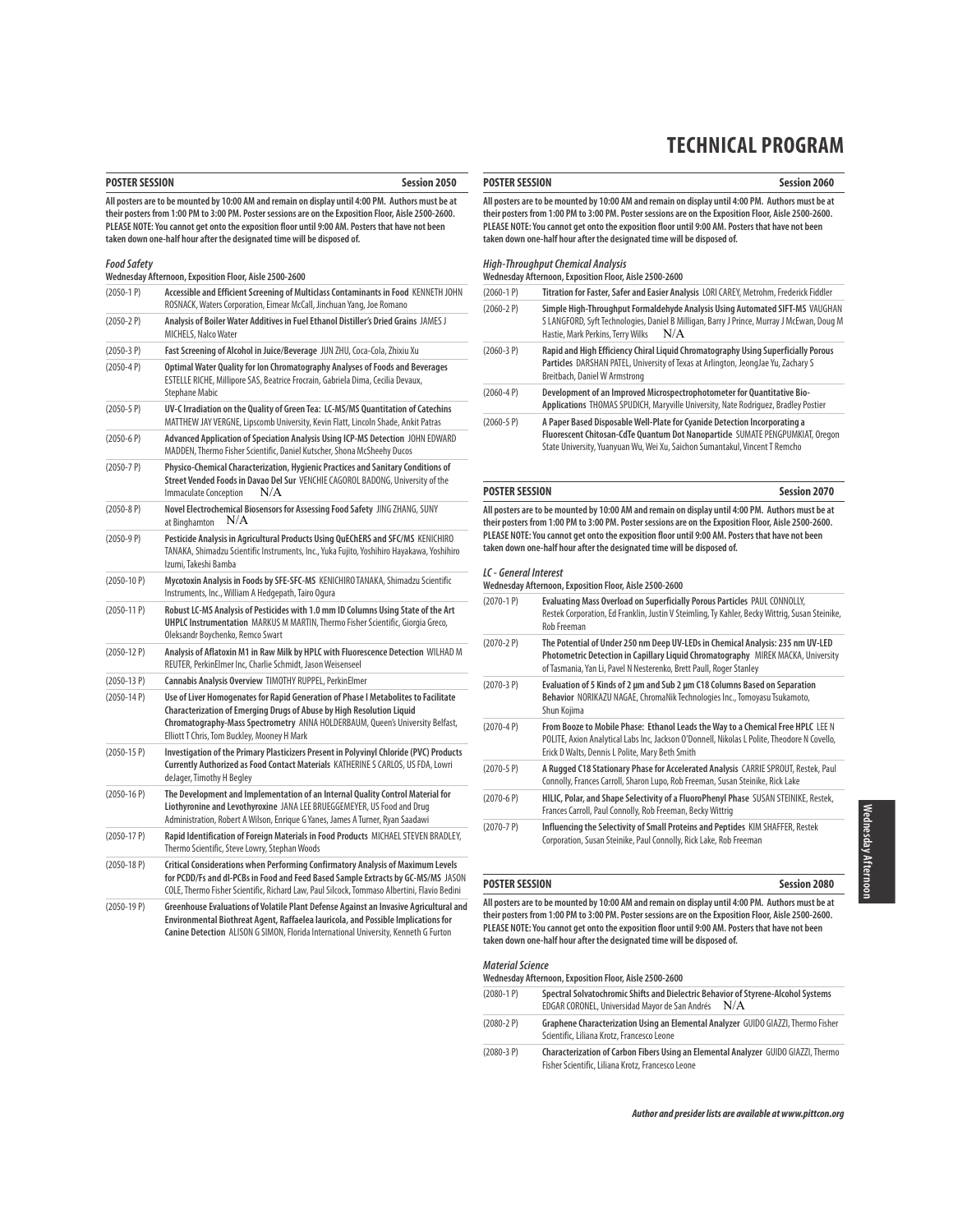# TECHNICAL PROGRAM

## POSTER SESSION — Session 2050

**All posters are to be mounted by 10:00 AM and remain on display until 4:00 PM. Authors must be at their posters from 1:00 PM to 3:00 PM. Poster sessions are on the Exposition Floor, Aisle 2500-2600. PLEASE NOTE: You cannot get onto the exposition floor until 9:00 AM. Posters that have not been taken down one-half hour after the designated time will be disposed of.**

***Food Safety***
**Wednesday Afternoon, Exposition Floor, Aisle 2500-2600**

| | |
|---|---|
| (2050-1 P) | **Accessible and Efficient Screening of Multiclass Contaminants in Food** KENNETH JOHN ROSNACK, Waters Corporation, Eimear McCall, Jinchuan Yang, Joe Romano |
| (2050-2 P) | **Analysis of Boiler Water Additives in Fuel Ethanol Distiller's Dried Grains** JAMES J MICHELS, Nalco Water |
| (2050-3 P) | **Fast Screening of Alcohol in Juice/Beverage** JUN ZHU, Coca-Cola, Zhixiu Xu |
| (2050-4 P) | **Optimal Water Quality for Ion Chromatography Analyses of Foods and Beverages** ESTELLE RICHE, Millipore SAS, Beatrice Frocrain, Gabriela Dima, Cecilia Devaux, Stephane Mabic |
| (2050-5 P) | **UV-C Irradiation on the Quality of Green Tea: LC-MS/MS Quantitation of Catechins** MATTHEW JAY VERGNE, Lipscomb University, Kevin Flatt, Lincoln Shade, Ankit Patras |
| (2050-6 P) | **Advanced Application of Speciation Analysis Using ICP-MS Detection** JOHN EDWARD MADDEN, Thermo Fisher Scientific, Daniel Kutscher, Shona McSheehy Ducos |
| (2050-7 P) | **Physico-Chemical Characterization, Hygienic Practices and Sanitary Conditions of Street Vended Foods in Davao Del Sur** VENCHIE CAGOROL BADONG, University of the Immaculate Conception N/A |
| (2050-8 P) | **Novel Electrochemical Biosensors for Assessing Food Safety** JING ZHANG, SUNY at Binghamton N/A |
| (2050-9 P) | **Pesticide Analysis in Agricultural Products Using QuEChERS and SFC/MS** KENICHIRO TANAKA, Shimadzu Scientific Instruments, Inc., Yuka Fujito, Yoshihiro Hayakawa, Yoshihiro Izumi, Takeshi Bamba |
| (2050-10 P) | **Mycotoxin Analysis in Foods by SFE-SFC-MS** KENICHIRO TANAKA, Shimadzu Scientific Instruments, Inc., William A Hedgepath, Tairo Ogura |
| (2050-11 P) | **Robust LC-MS Analysis of Pesticides with 1.0 mm ID Columns Using State of the Art UHPLC Instrumentation** MARKUS M MARTIN, Thermo Fisher Scientific, Giorgia Greco, Oleksandr Boychenko, Remco Swart |
| (2050-12 P) | **Analysis of Aflatoxin M1 in Raw Milk by HPLC with Fluorescence Detection** WILHAD M REUTER, PerkinElmer Inc, Charlie Schmidt, Jason Weisenseel |
| (2050-13 P) | **Cannabis Analysis Overview** TIMOTHY RUPPEL, PerkinElmer |
| (2050-14 P) | **Use of Liver Homogenates for Rapid Generation of Phase I Metabolites to Facilitate Characterization of Emerging Drugs of Abuse by High Resolution Liquid Chromatography-Mass Spectrometry** ANNA HOLDERBAUM, Queen's University Belfast, Elliott T Chris, Tom Buckley, Mooney H Mark |
| (2050-15 P) | **Investigation of the Primary Plasticizers Present in Polyvinyl Chloride (PVC) Products Currently Authorized as Food Contact Materials** KATHERINE S CARLOS, US FDA, Lowri deJager, Timothy H Begley |
| (2050-16 P) | **The Development and Implementation of an Internal Quality Control Material for Liothyronine and Levothyroxine** JANA LEE BRUEGGEMEYER, US Food and Drug Administration, Robert A Wilson, Enrique G Yanes, James A Turner, Ryan Saadawi |
| (2050-17 P) | **Rapid Identification of Foreign Materials in Food Products** MICHAEL STEVEN BRADLEY, Thermo Scientific, Steve Lowry, Stephan Woods |
| (2050-18 P) | **Critical Considerations when Performing Confirmatory Analysis of Maximum Levels for PCDD/Fs and dl-PCBs in Food and Feed Based Sample Extracts by GC-MS/MS** JASON COLE, Thermo Fisher Scientific, Richard Law, Paul Silcock, Tommaso Albertini, Flavio Bedini |
| (2050-19 P) | **Greenhouse Evaluations of Volatile Plant Defense Against an Invasive Agricultural and Environmental Biothreat Agent, Raffaelea lauricola, and Possible Implications for Canine Detection** ALISON G SIMON, Florida International University, Kenneth G Furton |

## POSTER SESSION — Session 2060

**All posters are to be mounted by 10:00 AM and remain on display until 4:00 PM. Authors must be at their posters from 1:00 PM to 3:00 PM. Poster sessions are on the Exposition Floor, Aisle 2500-2600. PLEASE NOTE: You cannot get onto the exposition floor until 9:00 AM. Posters that have not been taken down one-half hour after the designated time will be disposed of.**

***High-Throughput Chemical Analysis***
**Wednesday Afternoon, Exposition Floor, Aisle 2500-2600**

| | |
|---|---|
| (2060-1 P) | **Titration for Faster, Safer and Easier Analysis** LORI CAREY, Metrohm, Frederick Fiddler |
| (2060-2 P) | **Simple High-Throughput Formaldehyde Analysis Using Automated SIFT-MS** VAUGHAN S LANGFORD, Syft Technologies, Daniel B Milligan, Barry J Prince, Murray J McEwan, Doug M Hastie, Mark Perkins, Terry Wilks N/A |
| (2060-3 P) | **Rapid and High Efficiency Chiral Liquid Chromatography Using Superficially Porous Particles** DARSHAN PATEL, University of Texas at Arlington, JeongJae Yu, Zachary S Breitbach, Daniel W Armstrong |
| (2060-4 P) | **Development of an Improved Microspectrophotometer for Quantitative Bio-Applications** THOMAS SPUDICH, Maryville University, Nate Rodriguez, Bradley Postier |
| (2060-5 P) | **A Paper Based Disposable Well-Plate for Cyanide Detection Incorporating a Fluorescent Chitosan-CdTe Quantum Dot Nanoparticle** SUMATE PENGPUMKIAT, Oregon State University, Yuanyuan Wu, Wei Xu, Saichon Sumantakul, Vincent T Remcho |

## POSTER SESSION — Session 2070

**All posters are to be mounted by 10:00 AM and remain on display until 4:00 PM. Authors must be at their posters from 1:00 PM to 3:00 PM. Poster sessions are on the Exposition Floor, Aisle 2500-2600. PLEASE NOTE: You cannot get onto the exposition floor until 9:00 AM. Posters that have not been taken down one-half hour after the designated time will be disposed of.**

***LC - General Interest***
**Wednesday Afternoon, Exposition Floor, Aisle 2500-2600**

| | |
|---|---|
| (2070-1 P) | **Evaluating Mass Overload on Superficially Porous Particles** PAUL CONNOLLY, Restek Corporation, Ed Franklin, Justin V Steimling, Ty Kahler, Becky Wittrig, Susan Steinike, Rob Freeman |
| (2070-2 P) | **The Potential of Under 250 nm Deep UV-LEDs in Chemical Analysis: 235 nm UV-LED Photometric Detection in Capillary Liquid Chromatography** MIREK MACKA, University of Tasmania, Yan Li, Pavel N Nesterenko, Brett Paull, Roger Stanley |
| (2070-3 P) | **Evaluation of 5 Kinds of 2 µm and Sub 2 µm C18 Columns Based on Separation Behavior** NORIKAZU NAGAE, ChromaNik Technologies Inc., Tomoyasu Tsukamoto, Shun Kojima |
| (2070-4 P) | **From Booze to Mobile Phase: Ethanol Leads the Way to a Chemical Free HPLC** LEE N POLITE, Axion Analytical Labs Inc, Jackson O'Donnell, Nikolas L Polite, Theodore N Covello, Erick D Walts, Dennis L Polite, Mary Beth Smith |
| (2070-5 P) | **A Rugged C18 Stationary Phase for Accelerated Analysis** CARRIE SPROUT, Restek, Paul Connolly, Frances Carroll, Sharon Lupo, Rob Freeman, Susan Steinike, Rick Lake |
| (2070-6 P) | **HILIC, Polar, and Shape Selectivity of a FluoroPhenyl Phase** SUSAN STEINIKE, Restek, Frances Carroll, Paul Connolly, Rob Freeman, Becky Wittrig |
| (2070-7 P) | **Influencing the Selectivity of Small Proteins and Peptides** KIM SHAFFER, Restek Corporation, Susan Steinike, Paul Connolly, Rick Lake, Rob Freeman |

## POSTER SESSION — Session 2080

**All posters are to be mounted by 10:00 AM and remain on display until 4:00 PM. Authors must be at their posters from 1:00 PM to 3:00 PM. Poster sessions are on the Exposition Floor, Aisle 2500-2600. PLEASE NOTE: You cannot get onto the exposition floor until 9:00 AM. Posters that have not been taken down one-half hour after the designated time will be disposed of.**

***Material Science***
**Wednesday Afternoon, Exposition Floor, Aisle 2500-2600**

| | |
|---|---|
| (2080-1 P) | **Spectral Solvatochromic Shifts and Dielectric Behavior of Styrene-Alcohol Systems** EDGAR CORONEL, Universidad Mayor de San Andrés N/A |
| (2080-2 P) | **Graphene Characterization Using an Elemental Analyzer** GUIDO GIAZZI, Thermo Fisher Scientific, Liliana Krotz, Francesco Leone |
| (2080-3 P) | **Characterization of Carbon Fibers Using an Elemental Analyzer** GUIDO GIAZZI, Thermo Fisher Scientific, Liliana Krotz, Francesco Leone |

*Author and presider lists are available at www.pittcon.org*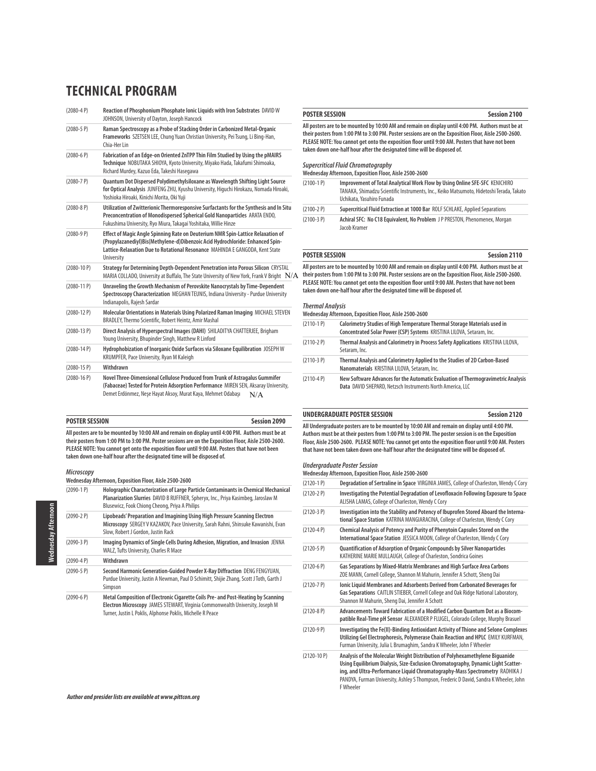# TECHNICAL PROGRAM

| | |
|---|---|
| (2080-4 P) | **Reaction of Phosphonium Phosphate Ionic Liquids with Iron Substrates** DAVID W JOHNSON, University of Dayton, Joseph Hancock |
| (2080-5 P) | **Raman Spectroscopy as a Probe of Stacking Order in Carbonized Metal-Organic Frameworks** SZETSEN LEE, Chung Yuan Christian University, Pei Tsung, Li Bing-Han, Chia-Her Lin |
| (2080-6 P) | **Fabrication of an Edge-on Oriented ZnTPP Thin Film Studied by Using the pMAIRS Technique** NOBUTAKA SHIOYA, Kyoto University, Miyako Hada, Takafumi Shimoaka, Richard Murdey, Kazuo Eda, Takeshi Hasegawa |
| (2080-7 P) | **Quantum Dot Dispersed Polydimethylsiloxane as Wavelength Shifting Light Source for Optical Analysis** JUNFENG ZHU, Kyushu University, Higuchi Hirokazu, Nomada Hiroaki, Yoshioka Hiroaki, Kinichi Morita, Oki Yuji |
| (2080-8 P) | **Utilization of Zwitterionic Thermoresponsive Surfactants for the Synthesis and In Situ Preconcentration of Monodispersed Spherical Gold Nanoparticles** ARATA ENDO, Fukushima University, Ryo Miura, Takagai Yoshitaka, Willie Hinze |
| (2080-9 P) | **Effect of Magic Angle Spinning Rate on Deuterium NMR Spin-Lattice Relaxation of (Propylazanediyl)Bis(Methylene-d)Dibenzoic Acid Hydrochloride: Enhanced Spin-Lattice-Relaxation Due to Rotational Resonance** MAHINDA E GANGODA, Kent State University |
| (2080-10 P) | **Strategy for Determining Depth-Dependent Penetration into Porous Silicon** CRYSTAL MARIA COLLADO, University at Buffalo, The State University of New York, Frank V Bright N/A |
| (2080-11 P) | **Unraveling the Growth Mechanism of Perovskite Nanocrystals by Time-Dependent Spectroscopy Characterization** MEGHAN TEUNIS, Indiana University - Purdue University Indianapolis, Rajesh Sardar |
| (2080-12 P) | **Molecular Orientations in Materials Using Polarized Raman Imaging** MICHAEL STEVEN BRADLEY, Thermo Scientific, Robert Heintz, Amir Mashal |
| (2080-13 P) | **Direct Analysis of Hyperspectral Images (DAHI)** SHILADITYA CHATTERJEE, Brigham Young University, Bhupinder Singh, Matthew R Linford |
| (2080-14 P) | **Hydrophobization of Inorganic Oxide Surfaces via Siloxane Equilibration** JOSEPH W KRUMPFER, Pace University, Ryan M Kaleigh |
| (2080-15 P) | **Withdrawn** |
| (2080-16 P) | **Novel Three-Dimensional Cellulose Produced from Trunk of Astragalus Gummifer (Fabaceae) Tested for Protein Adsorption Performance** MIREN SEN, Aksaray University, Demet Erdönmez, Neşe Hayat Aksoy, Murat Kaya, Mehmet Odabaşı N/A |

## POSTER SESSION — Session 2090

**All posters are to be mounted by 10:00 AM and remain on display until 4:00 PM. Authors must be at their posters from 1:00 PM to 3:00 PM. Poster sessions are on the Exposition Floor, Aisle 2500-2600. PLEASE NOTE: You cannot get onto the exposition floor until 9:00 AM. Posters that have not been taken down one-half hour after the designated time will be disposed of.**

***Microscopy***

**Wednesday Afternoon, Exposition Floor, Aisle 2500-2600**

| | |
|---|---|
| (2090-1 P) | **Holographic Characterization of Large Particle Contaminants in Chemical Mechanical Planarization Slurries** DAVID B RUFFNER, Spheryx, Inc., Priya Kasimbeg, Jaroslaw M Blusewicz, Fook Chiong Cheong, Priya A Philips |
| (2090-2 P) | **Lipobeads' Preparation and Imagining Using High Pressure Scanning Electron Microscopy** SERGEY V KAZAKOV, Pace University, Sarah Rahni, Shinsuke Kawanishi, Evan Slow, Robert J Gordon, Justin Rack |
| (2090-3 P) | **Imaging Dynamics of Single Cells During Adhesion, Migration, and Invasion** JENNA WALZ, Tufts University, Charles R Mace |
| (2090-4 P) | **Withdrawn** |
| (2090-5 P) | **Second Harmonic Generation-Guided Powder X-Ray Diffraction** DENG FENGYUAN, Purdue University, Justin A Newman, Paul D Schimitt, Shijie Zhang, Scott J Toth, Garth J Simpson |
| (2090-6 P) | **Metal Composition of Electronic Cigarette Coils Pre- and Post-Heating by Scanning Electron Microscopy** JAMES STEWART, Virginia Commonwealth University, Joseph M Turner, Justin L Poklis, Alphonse Poklis, Michelle R Peace |

## POSTER SESSION — Session 2100

**All posters are to be mounted by 10:00 AM and remain on display until 4:00 PM. Authors must be at their posters from 1:00 PM to 3:00 PM. Poster sessions are on the Exposition Floor, Aisle 2500-2600. PLEASE NOTE: You cannot get onto the exposition floor until 9:00 AM. Posters that have not been taken down one-half hour after the designated time will be disposed of.**

***Supercritical Fluid Chromatography***

**Wednesday Afternoon, Exposition Floor, Aisle 2500-2600**

| | |
|---|---|
| (2100-1 P) | **Improvement of Total Analytical Work Flow by Using Online SFE-SFC** KENICHIRO TANAKA, Shimadzu Scientific Instruments, Inc., Keiko Matsumoto, Hidetoshi Terada, Takato Uchikata, Yasuhiro Funada |
| (2100-2 P) | **Supercritical Fluid Extraction at 1000 Bar** ROLF SCHLAKE, Applied Separations |
| (2100-3 P) | **Achiral SFC: No C18 Equivalent, No Problem** J P PRESTON, Phenomenex, Morgan Jacob Kramer |

## POSTER SESSION — Session 2110

**All posters are to be mounted by 10:00 AM and remain on display until 4:00 PM. Authors must be at their posters from 1:00 PM to 3:00 PM. Poster sessions are on the Exposition Floor, Aisle 2500-2600. PLEASE NOTE: You cannot get onto the exposition floor until 9:00 AM. Posters that have not been taken down one-half hour after the designated time will be disposed of.**

***Thermal Analysis***

**Wednesday Afternoon, Exposition Floor, Aisle 2500-2600**

| | |
|---|---|
| (2110-1 P) | **Calorimetry Studies of High Temperature Thermal Storage Materials used in Concentrated Solar Power (CSP) Systems** KRISTINA LILOVA, Setaram, Inc. |
| (2110-2 P) | **Thermal Analysis and Calorimetry in Process Safety Applications** KRISTINA LILOVA, Setaram, Inc. |
| (2110-3 P) | **Thermal Analysis and Calorimetry Applied to the Studies of 2D Carbon-Based Nanomaterials** KRISTINA LILOVA, Setaram, Inc. |
| (2110-4 P) | **New Software Advances for the Automatic Evaluation of Thermogravimetric Analysis Data** DAVID SHEPARD, Netzsch Instruments North America, LLC |

## UNDERGRADUATE POSTER SESSION — Session 2120

**All Undergraduate posters are to be mounted by 10:00 AM and remain on display until 4:00 PM. Authors must be at their posters from 1:00 PM to 3:00 PM. The poster session is on the Exposition Floor, Aisle 2500-2600. PLEASE NOTE: You cannot get onto the exposition floor until 9:00 AM. Posters that have not been taken down one-half hour after the designated time will be disposed of.**

***Undergraduate Poster Session***

**Wednesday Afternoon, Exposition Floor, Aisle 2500-2600**

| | |
|---|---|
| (2120-1 P) | **Degradation of Sertraline in Space** VIRGINIA JAMES, College of Charleston, Wendy C Cory |
| (2120-2 P) | **Investigating the Potential Degradation of Levofloxacin Following Exposure to Space** ALISHA LAMAS, College of Charleston, Wendy C Cory |
| (2120-3 P) | **Investigation into the Stability and Potency of Ibuprofen Stored Aboard the International Space Station** KATRINA MANGIARACINA, College of Charleston, Wendy C Cory |
| (2120-4 P) | **Chemical Analysis of Potency and Purity of Phenytoin Capsules Stored on the International Space Station** JESSICA MOON, College of Charleston, Wendy C Cory |
| (2120-5 P) | **Quantification of Adsorption of Organic Compounds by Silver Nanoparticles** KATHERINE MARIE MULLAUGH, College of Charleston, Sondrica Goines |
| (2120-6 P) | **Gas Separations by Mixed-Matrix Membranes and High Surface Area Carbons** ZOE MANN, Cornell College, Shannon M Mahurin, Jennifer A Schott, Sheng Dai |
| (2120-7 P) | **Ionic Liquid Membranes and Adsorbents Derived from Carbonated Beverages for Gas Separations** CAITLIN STIEBER, Cornell College and Oak Ridge National Laboratory, Shannon M Mahurin, Sheng Dai, Jennifer A Schott |
| (2120-8 P) | **Advancements Toward Fabrication of a Modified Carbon Quantum Dot as a Biocompatible Real-Time pH Sensor** ALEXANDER P FLUGEL, Colorado College, Murphy Brasuel |
| (2120-9 P) | **Investigating the Fe(II)-Binding Antioxidant Activity of Thione and Selone Complexes Utilizing Gel Electrophoresis, Polymerase Chain Reaction and HPLC** EMILY KURFMAN, Furman University, Julia L Brumaghim, Sandra K Wheeler, John F Wheeler |
| (2120-10 P) | **Analysis of the Molecular Weight Distribution of Polyhexamethylene Biguanide Using Equilibrium Dialysis, Size-Exclusion Chromatography, Dynamic Light Scattering, and Ultra-Performance Liquid Chromatography-Mass Spectrometry** RADHIKA J PANDYA, Furman University, Ashley S Thompson, Frederic D David, Sandra K Wheeler, John F Wheeler |

*Author and presider lists are available at www.pittcon.org*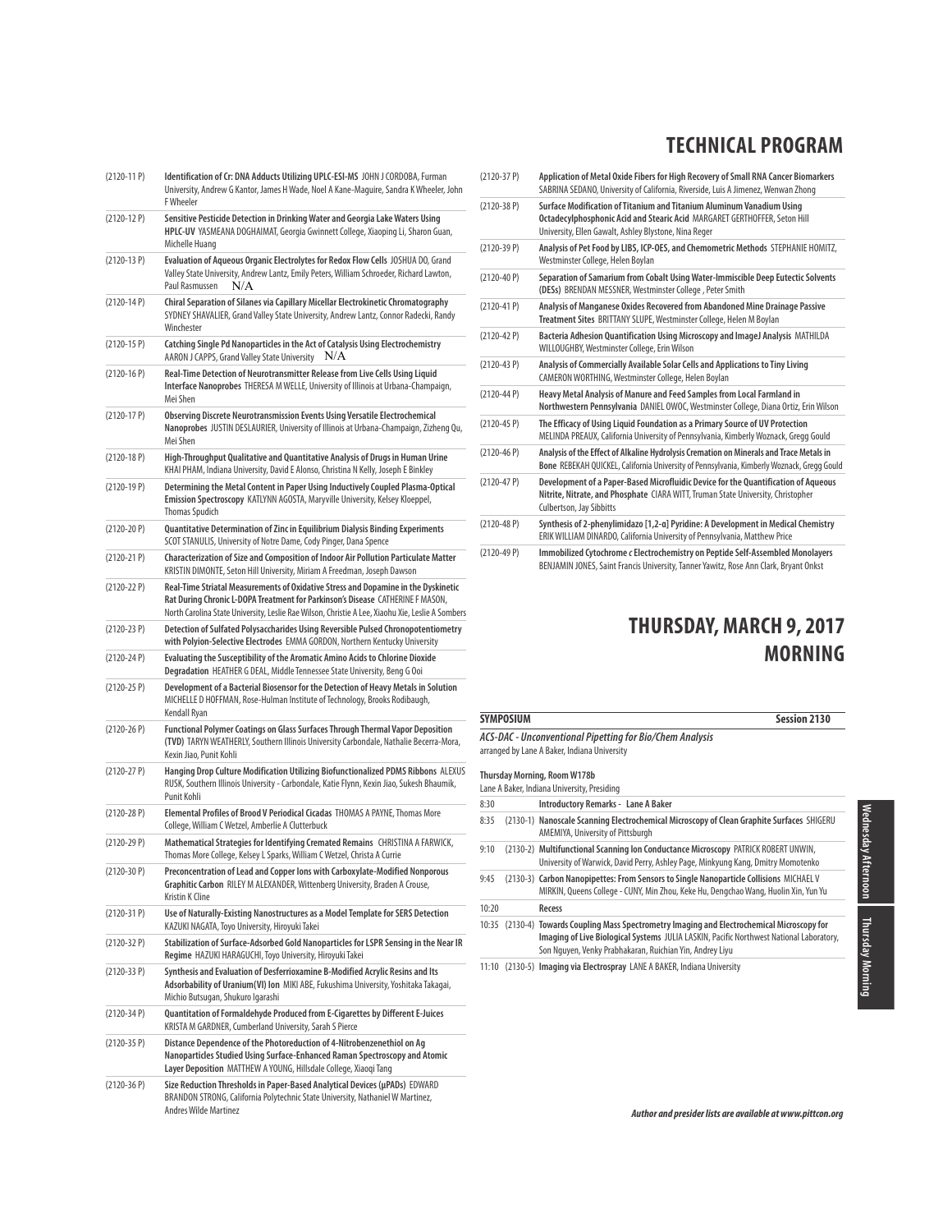# TECHNICAL PROGRAM

(2120-11 P) **Identification of Cr: DNA Adducts Utilizing UPLC-ESI-MS** JOHN J CORDOBA, Furman University, Andrew G Kantor, James H Wade, Noel A Kane-Maguire, Sandra K Wheeler, John F Wheeler

(2120-12 P) **Sensitive Pesticide Detection in Drinking Water and Georgia Lake Waters Using HPLC-UV** YASMEANA DOGHAIMAT, Georgia Gwinnett College, Xiaoping Li, Sharon Guan, Michelle Huang

(2120-13 P) **Evaluation of Aqueous Organic Electrolytes for Redox Flow Cells** JOSHUA DO, Grand Valley State University, Andrew Lantz, Emily Peters, William Schroeder, Richard Lawton, Paul Rasmussen N/A

(2120-14 P) **Chiral Separation of Silanes via Capillary Micellar Electrokinetic Chromatography** SYDNEY SHAVALIER, Grand Valley State University, Andrew Lantz, Connor Radecki, Randy Winchester

(2120-15 P) **Catching Single Pd Nanoparticles in the Act of Catalysis Using Electrochemistry** AARON J CAPPS, Grand Valley State University N/A

(2120-16 P) **Real-Time Detection of Neurotransmitter Release from Live Cells Using Liquid Interface Nanoprobes** THERESA M WELLE, University of Illinois at Urbana-Champaign, Mei Shen

(2120-17 P) **Observing Discrete Neurotransmission Events Using Versatile Electrochemical Nanoprobes** JUSTIN DESLAURIER, University of Illinois at Urbana-Champaign, Zizheng Qu, Mei Shen

(2120-18 P) **High-Throughput Qualitative and Quantitative Analysis of Drugs in Human Urine** KHAI PHAM, Indiana University, David E Alonso, Christina N Kelly, Joseph E Binkley

(2120-19 P) **Determining the Metal Content in Paper Using Inductively Coupled Plasma-Optical Emission Spectroscopy** KATLYNN AGOSTA, Maryville University, Kelsey Kloeppel, Thomas Spudich

(2120-20 P) **Quantitative Determination of Zinc in Equilibrium Dialysis Binding Experiments** SCOT STANULIS, University of Notre Dame, Cody Pinger, Dana Spence

(2120-21 P) **Characterization of Size and Composition of Indoor Air Pollution Particulate Matter** KRISTIN DIMONTE, Seton Hill University, Miriam A Freedman, Joseph Dawson

(2120-22 P) **Real-Time Striatal Measurements of Oxidative Stress and Dopamine in the Dyskinetic Rat During Chronic L-DOPA Treatment for Parkinson's Disease** CATHERINE F MASON, North Carolina State University, Leslie Rae Wilson, Christie A Lee, Xiaohu Xie, Leslie A Sombers

(2120-23 P) **Detection of Sulfated Polysaccharides Using Reversible Pulsed Chronopotentiometry with Polyion-Selective Electrodes** EMMA GORDON, Northern Kentucky University

(2120-24 P) **Evaluating the Susceptibility of the Aromatic Amino Acids to Chlorine Dioxide Degradation** HEATHER G DEAL, Middle Tennessee State University, Beng G Ooi

(2120-25 P) **Development of a Bacterial Biosensor for the Detection of Heavy Metals in Solution** MICHELLE D HOFFMAN, Rose-Hulman Institute of Technology, Brooks Rodibaugh, Kendall Ryan

(2120-26 P) **Functional Polymer Coatings on Glass Surfaces Through Thermal Vapor Deposition (TVD)** TARYN WEATHERLY, Southern Illinois University Carbondale, Nathalie Becerra-Mora, Kexin Jiao, Punit Kohli

(2120-27 P) **Hanging Drop Culture Modification Utilizing Biofunctionalized PDMS Ribbons** ALEXUS RUSK, Southern Illinois University - Carbondale, Katie Flynn, Kexin Jiao, Sukesh Bhaumik, Punit Kohli

(2120-28 P) **Elemental Profiles of Brood V Periodical Cicadas** THOMAS A PAYNE, Thomas More College, William C Wetzel, Amberlie A Clutterbuck

(2120-29 P) **Mathematical Strategies for Identifying Cremated Remains** CHRISTINA A FARWICK, Thomas More College, Kelsey L Sparks, William C Wetzel, Christa A Currie

(2120-30 P) **Preconcentration of Lead and Copper Ions with Carboxylate-Modified Nonporous Graphitic Carbon** RILEY M ALEXANDER, Wittenberg University, Braden A Crouse, Kristin K Cline

(2120-31 P) **Use of Naturally-Existing Nanostructures as a Model Template for SERS Detection** KAZUKI NAGATA, Toyo University, Hiroyuki Takei

(2120-32 P) **Stabilization of Surface-Adsorbed Gold Nanoparticles for LSPR Sensing in the Near IR Regime** HAZUKI HARAGUCHI, Toyo University, Hiroyuki Takei

(2120-33 P) **Synthesis and Evaluation of Desferrioxamine B-Modified Acrylic Resins and Its Adsorbability of Uranium(VI) Ion** MIKI ABE, Fukushima University, Yoshitaka Takagai, Michio Butsugan, Shukuro Igarashi

(2120-34 P) **Quantitation of Formaldehyde Produced from E-Cigarettes by Different E-Juices** KRISTA M GARDNER, Cumberland University, Sarah S Pierce

(2120-35 P) **Distance Dependence of the Photoreduction of 4-Nitrobenzenethiol on Ag Nanoparticles Studied Using Surface-Enhanced Raman Spectroscopy and Atomic Layer Deposition** MATTHEW A YOUNG, Hillsdale College, Xiaoqi Tang

(2120-36 P) **Size Reduction Thresholds in Paper-Based Analytical Devices (µPADs)** EDWARD BRANDON STRONG, California Polytechnic State University, Nathaniel W Martinez, Andres Wilde Martinez

(2120-37 P) **Application of Metal Oxide Fibers for High Recovery of Small RNA Cancer Biomarkers** SABRINA SEDANO, University of California, Riverside, Luis A Jimenez, Wenwan Zhong

(2120-38 P) **Surface Modification of Titanium and Titanium Aluminum Vanadium Using Octadecylphosphonic Acid and Stearic Acid** MARGARET GERTHOFFER, Seton Hill University, Ellen Gawalt, Ashley Blystone, Nina Reger

(2120-39 P) **Analysis of Pet Food by LIBS, ICP-OES, and Chemometric Methods** STEPHANIE HOMITZ, Westminster College, Helen Boylan

(2120-40 P) **Separation of Samarium from Cobalt Using Water-Immiscible Deep Eutectic Solvents (DESs)** BRENDAN MESSNER, Westminster College , Peter Smith

(2120-41 P) **Analysis of Manganese Oxides Recovered from Abandoned Mine Drainage Passive Treatment Sites** BRITTANY SLUPE, Westminster College, Helen M Boylan

(2120-42 P) **Bacteria Adhesion Quantification Using Microscopy and ImageJ Analysis** MATHILDA WILLOUGHBY, Westminster College, Erin Wilson

(2120-43 P) **Analysis of Commercially Available Solar Cells and Applications to Tiny Living** CAMERON WORTHING, Westminster College, Helen Boylan

(2120-44 P) **Heavy Metal Analysis of Manure and Feed Samples from Local Farmland in Northwestern Pennsylvania** DANIEL OWOC, Westminster College, Diana Ortiz, Erin Wilson

(2120-45 P) **The Efficacy of Using Liquid Foundation as a Primary Source of UV Protection** MELINDA PREAUX, California University of Pennsylvania, Kimberly Woznack, Gregg Gould

(2120-46 P) **Analysis of the Effect of Alkaline Hydrolysis Cremation on Minerals and Trace Metals in Bone** REBEKAH QUICKEL, California University of Pennsylvania, Kimberly Woznack, Gregg Gould

(2120-47 P) **Development of a Paper-Based Microfluidic Device for the Quantification of Aqueous Nitrite, Nitrate, and Phosphate** CIARA WITT, Truman State University, Christopher Culbertson, Jay Sibbitts

(2120-48 P) **Synthesis of 2-phenylimidazo [1,2-a] Pyridine: A Development in Medical Chemistry** ERIK WILLIAM DINARDO, California University of Pennsylvania, Matthew Price

(2120-49 P) **Immobilized Cytochrome *c* Electrochemistry on Peptide Self-Assembled Monolayers** BENJAMIN JONES, Saint Francis University, Tanner Yawitz, Rose Ann Clark, Bryant Onkst

# THURSDAY, MARCH 9, 2017 MORNING

**SYMPOSIUM** **Session 2130**

***ACS-DAC - Unconventional Pipetting for Bio/Chem Analysis***
arranged by Lane A Baker, Indiana University

**Thursday Morning, Room W178b**
Lane A Baker, Indiana University, Presiding

8:30 **Introductory Remarks - Lane A Baker**

8:35 (2130-1) **Nanoscale Scanning Electrochemical Microscopy of Clean Graphite Surfaces** SHIGERU AMEMIYA, University of Pittsburgh

9:10 (2130-2) **Multifunctional Scanning Ion Conductance Microscopy** PATRICK ROBERT UNWIN, University of Warwick, David Perry, Ashley Page, Minkyung Kang, Dmitry Momotenko

9:45 (2130-3) **Carbon Nanopipettes: From Sensors to Single Nanoparticle Collisions** MICHAEL V MIRKIN, Queens College - CUNY, Min Zhou, Keke Hu, Dengchao Wang, Huolin Xin, Yun Yu

10:20 **Recess**

10:35 (2130-4) **Towards Coupling Mass Spectrometry Imaging and Electrochemical Microscopy for Imaging of Live Biological Systems** JULIA LASKIN, Pacific Northwest National Laboratory, Son Nguyen, Venky Prabhakaran, Ruichian Yin, Andrey Liyu

11:10 (2130-5) **Imaging via Electrospray** LANE A BAKER, Indiana University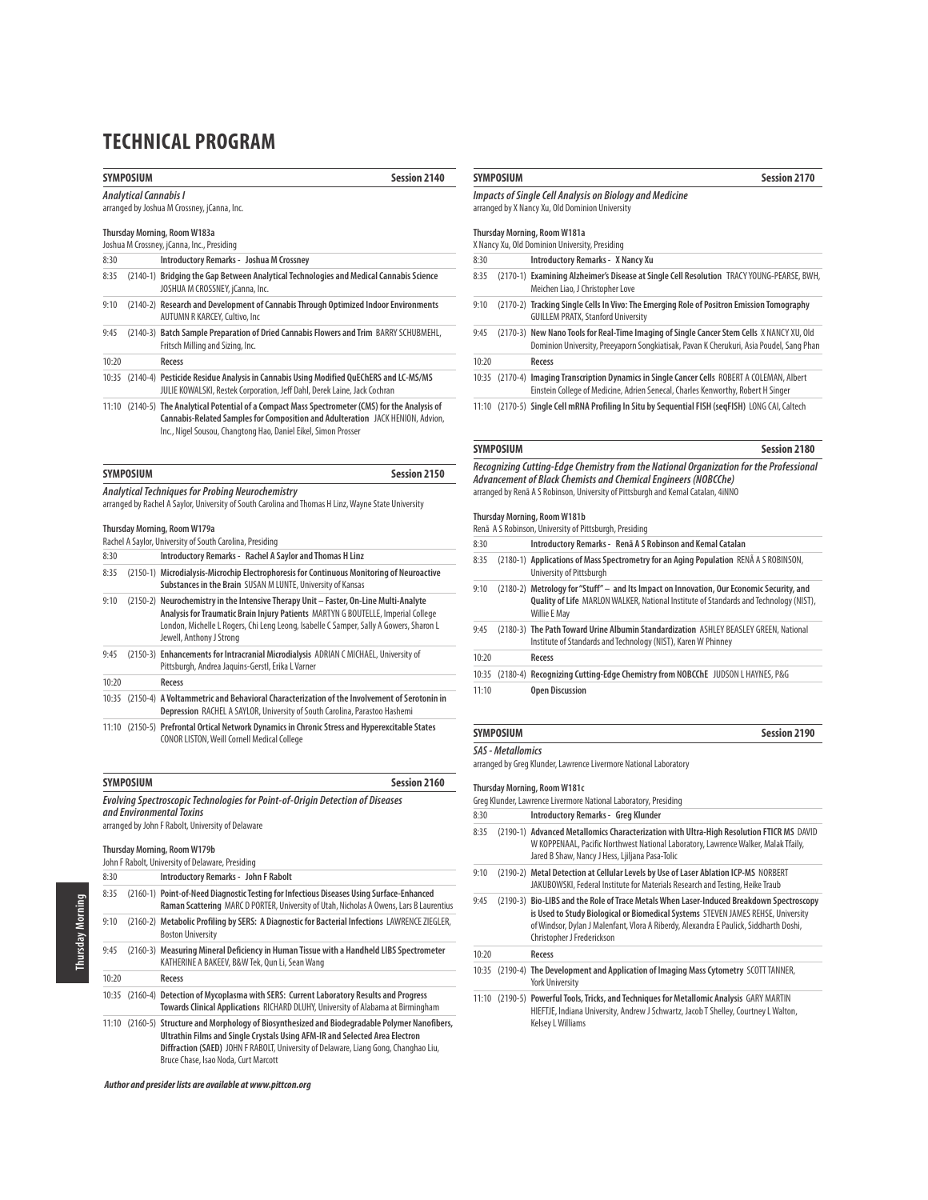# TECHNICAL PROGRAM

## SYMPOSIUM — Session 2140

***Analytical Cannabis I***
arranged by Joshua M Crossney, jCanna, Inc.

**Thursday Morning, Room W183a**
Joshua M Crossney, jCanna, Inc., Presiding

| | | |
|---|---|---|
| 8:30 | | **Introductory Remarks - Joshua M Crossney** |
| 8:35 | (2140-1) | **Bridging the Gap Between Analytical Technologies and Medical Cannabis Science** JOSHUA M CROSSNEY, jCanna, Inc. |
| 9:10 | (2140-2) | **Research and Development of Cannabis Through Optimized Indoor Environments** AUTUMN R KARCEY, Cultivo, Inc |
| 9:45 | (2140-3) | **Batch Sample Preparation of Dried Cannabis Flowers and Trim** BARRY SCHUBMEHL, Fritsch Milling and Sizing, Inc. |
| 10:20 | | **Recess** |
| 10:35 | (2140-4) | **Pesticide Residue Analysis in Cannabis Using Modified QuEChERS and LC-MS/MS** JULIE KOWALSKI, Restek Corporation, Jeff Dahl, Derek Laine, Jack Cochran |
| 11:10 | (2140-5) | **The Analytical Potential of a Compact Mass Spectrometer (CMS) for the Analysis of Cannabis-Related Samples for Composition and Adulteration** JACK HENION, Advion, Inc., Nigel Sousou, Changtong Hao, Daniel Eikel, Simon Prosser |

## SYMPOSIUM — Session 2150

***Analytical Techniques for Probing Neurochemistry***
arranged by Rachel A Saylor, University of South Carolina and Thomas H Linz, Wayne State University

**Thursday Morning, Room W179a**
Rachel A Saylor, University of South Carolina, Presiding

| | | |
|---|---|---|
| 8:30 | | **Introductory Remarks - Rachel A Saylor and Thomas H Linz** |
| 8:35 | (2150-1) | **Microdialysis-Microchip Electrophoresis for Continuous Monitoring of Neuroactive Substances in the Brain** SUSAN M LUNTE, University of Kansas |
| 9:10 | (2150-2) | **Neurochemistry in the Intensive Therapy Unit – Faster, On-Line Multi-Analyte Analysis for Traumatic Brain Injury Patients** MARTYN G BOUTELLE, Imperial College London, Michelle L Rogers, Chi Leng Leong, Isabelle C Samper, Sally A Gowers, Sharon L Jewell, Anthony J Strong |
| 9:45 | (2150-3) | **Enhancements for Intracranial Microdialysis** ADRIAN C MICHAEL, University of Pittsburgh, Andrea Jaquins-Gerstl, Erika L Varner |
| 10:20 | | **Recess** |
| 10:35 | (2150-4) | **A Voltammetric and Behavioral Characterization of the Involvement of Serotonin in Depression** RACHEL A SAYLOR, University of South Carolina, Parastoo Hashemi |
| 11:10 | (2150-5) | **Prefrontal Ortical Network Dynamics in Chronic Stress and Hyperexcitable States** CONOR LISTON, Weill Cornell Medical College |

## SYMPOSIUM — Session 2160

***Evolving Spectroscopic Technologies for Point-of-Origin Detection of Diseases and Environmental Toxins***
arranged by John F Rabolt, University of Delaware

**Thursday Morning, Room W179b**
John F Rabolt, University of Delaware, Presiding

| | | |
|---|---|---|
| 8:30 | | **Introductory Remarks - John F Rabolt** |
| 8:35 | (2160-1) | **Point-of-Need Diagnostic Testing for Infectious Diseases Using Surface-Enhanced Raman Scattering** MARC D PORTER, University of Utah, Nicholas A Owens, Lars B Laurentius |
| 9:10 | (2160-2) | **Metabolic Profiling by SERS: A Diagnostic for Bacterial Infections** LAWRENCE ZIEGLER, Boston University |
| 9:45 | (2160-3) | **Measuring Mineral Deficiency in Human Tissue with a Handheld LIBS Spectrometer** KATHERINE A BAKEEV, B&W Tek, Qun Li, Sean Wang |
| 10:20 | | **Recess** |
| 10:35 | (2160-4) | **Detection of Mycoplasma with SERS: Current Laboratory Results and Progress Towards Clinical Applications** RICHARD DLUHY, University of Alabama at Birmingham |
| 11:10 | (2160-5) | **Structure and Morphology of Biosynthesized and Biodegradable Polymer Nanofibers, Ultrathin Films and Single Crystals Using AFM-IR and Selected Area Electron Diffraction (SAED)** JOHN F RABOLT, University of Delaware, Liang Gong, Changhao Liu, Bruce Chase, Isao Noda, Curt Marcott |

## SYMPOSIUM — Session 2170

***Impacts of Single Cell Analysis on Biology and Medicine***
arranged by X Nancy Xu, Old Dominion University

**Thursday Morning, Room W181a**
X Nancy Xu, Old Dominion University, Presiding

| | | |
|---|---|---|
| 8:30 | | **Introductory Remarks - X Nancy Xu** |
| 8:35 | (2170-1) | **Examining Alzheimer's Disease at Single Cell Resolution** TRACY YOUNG-PEARSE, BWH, Meichen Liao, J Christopher Love |
| 9:10 | (2170-2) | **Tracking Single Cells In Vivo: The Emerging Role of Positron Emission Tomography** GUILLEM PRATX, Stanford University |
| 9:45 | (2170-3) | **New Nano Tools for Real-Time Imaging of Single Cancer Stem Cells** X NANCY XU, Old Dominion University, Preeyaporn Songkiatisak, Pavan K Cherukuri, Asia Poudel, Sang Phan |
| 10:20 | | **Recess** |
| 10:35 | (2170-4) | **Imaging Transcription Dynamics in Single Cancer Cells** ROBERT A COLEMAN, Albert Einstein College of Medicine, Adrien Senecal, Charles Kenworthy, Robert H Singer |
| 11:10 | (2170-5) | **Single Cell mRNA Profiling In Situ by Sequential FISH (seqFISH)** LONG CAI, Caltech |

## SYMPOSIUM — Session 2180

***Recognizing Cutting-Edge Chemistry from the National Organization for the Professional Advancement of Black Chemists and Chemical Engineers (NOBCChe)***
arranged by Renã A S Robinson, University of Pittsburgh and Kemal Catalan, 4iNNO

**Thursday Morning, Room W181b**
Renã A S Robinson, University of Pittsburgh, Presiding

| | | |
|---|---|---|
| 8:30 | | **Introductory Remarks - Renã A S Robinson and Kemal Catalan** |
| 8:35 | (2180-1) | **Applications of Mass Spectrometry for an Aging Population** RENÃ A S ROBINSON, University of Pittsburgh |
| 9:10 | (2180-2) | **Metrology for "Stuff" – and Its Impact on Innovation, Our Economic Security, and Quality of Life** MARLON WALKER, National Institute of Standards and Technology (NIST), Willie E May |
| 9:45 | (2180-3) | **The Path Toward Urine Albumin Standardization** ASHLEY BEASLEY GREEN, National Institute of Standards and Technology (NIST), Karen W Phinney |
| 10:20 | | **Recess** |
| 10:35 | (2180-4) | **Recognizing Cutting-Edge Chemistry from NOBCChE** JUDSON L HAYNES, P&G |
| 11:10 | | **Open Discussion** |

## SYMPOSIUM — Session 2190

***SAS - Metallomics***
arranged by Greg Klunder, Lawrence Livermore National Laboratory

**Thursday Morning, Room W181c**
Greg Klunder, Lawrence Livermore National Laboratory, Presiding

| | | |
|---|---|---|
| 8:30 | | **Introductory Remarks - Greg Klunder** |
| 8:35 | (2190-1) | **Advanced Metallomics Characterization with Ultra-High Resolution FTICR MS** DAVID W KOPPENAAL, Pacific Northwest National Laboratory, Lawrence Walker, Malak Tfaily, Jared B Shaw, Nancy J Hess, Ljiljana Pasa-Tolic |
| 9:10 | (2190-2) | **Metal Detection at Cellular Levels by Use of Laser Ablation ICP-MS** NORBERT JAKUBOWSKI, Federal Institute for Materials Research and Testing, Heike Traub |
| 9:45 | (2190-3) | **Bio-LIBS and the Role of Trace Metals When Laser-Induced Breakdown Spectroscopy is Used to Study Biological or Biomedical Systems** STEVEN JAMES REHSE, University of Windsor, Dylan J Malenfant, Vlora A Riberdy, Alexandra E Paulick, Siddharth Doshi, Christopher J Frederickson |
| 10:20 | | **Recess** |
| 10:35 | (2190-4) | **The Development and Application of Imaging Mass Cytometry** SCOTT TANNER, York University |
| 11:10 | (2190-5) | **Powerful Tools, Tricks, and Techniques for Metallomic Analysis** GARY MARTIN HIEFTJE, Indiana University, Andrew J Schwartz, Jacob T Shelley, Courtney L Walton, Kelsey L Williams |

***Author and presider lists are available at www.pittcon.org***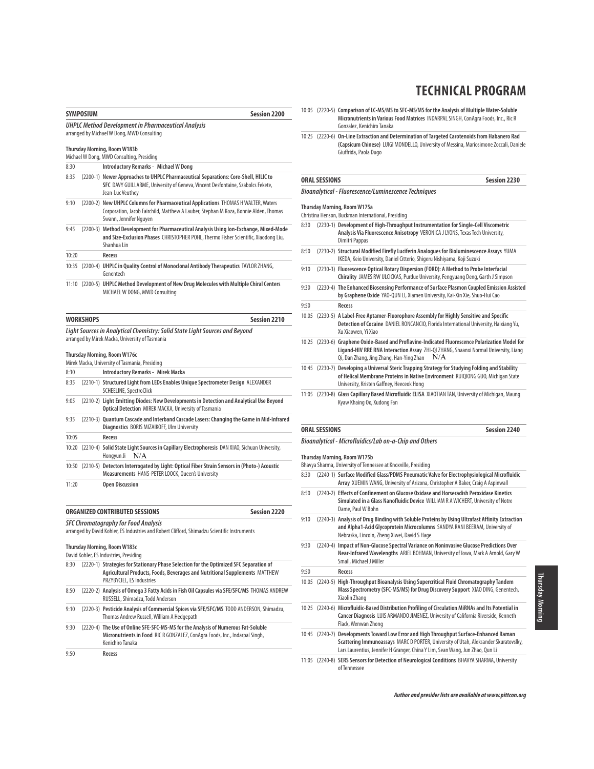# TECHNICAL PROGRAM

## SYMPOSIUM — Session 2200

***UHPLC Method Development in Pharmaceutical Analysis***
arranged by Michael W Dong, MWD Consulting

**Thursday Morning, Room W183b**
Michael W Dong, MWD Consulting, Presiding

| Time | Session | Title |
|---|---|---|
| 8:30 | | **Introductory Remarks - Michael W Dong** |
| 8:35 | (2200-1) | **Newer Approaches to UHPLC Pharmaceutical Separations: Core-Shell, HILIC to SFC** DAVY GUILLARME, University of Geneva, Vincent Desfontaine, Szabolcs Fekete, Jean-Luc Veuthey |
| 9:10 | (2200-2) | **New UHPLC Columns for Pharmaceutical Applications** THOMAS H WALTER, Waters Corporation, Jacob Fairchild, Matthew A Lauber, Stephan M Koza, Bonnie Alden, Thomas Swann, Jennifer Nguyen |
| 9:45 | (2200-3) | **Method Development for Pharmaceutical Analysis Using Ion-Exchange, Mixed-Mode and Size-Exclusion Phases** CHRISTOPHER POHL, Thermo Fisher Scientific, Xiaodong Liu, Shanhua Lin |
| 10:20 | | **Recess** |
| 10:35 | (2200-4) | **UHPLC in Quality Control of Monoclonal Antibody Therapeutics** TAYLOR ZHANG, Genentech |
| 11:10 | (2200-5) | **UHPLC Method Development of New Drug Molecules with Multiple Chiral Centers** MICHAEL W DONG, MWD Consulting |

## WORKSHOPS — Session 2210

***Light Sources in Analytical Chemistry: Solid State Light Sources and Beyond***
arranged by Mirek Macka, University of Tasmania

**Thursday Morning, Room W176c**
Mirek Macka, University of Tasmania, Presiding

| Time | Session | Title |
|---|---|---|
| 8:30 | | **Introductory Remarks - Mirek Macka** |
| 8:35 | (2210-1) | **Structured Light from LEDs Enables Unique Spectrometer Design** ALEXANDER SCHEELINE, SpectroClick |
| 9:05 | (2210-2) | **Light Emitting Diodes: New Developments in Detection and Analytical Use Beyond Optical Detection** MIREK MACKA, University of Tasmania |
| 9:35 | (2210-3) | **Quantum Cascade and Interband Cascade Lasers: Changing the Game in Mid-Infrared Diagnostics** BORIS MIZAIKOFF, Ulm University |
| 10:05 | | **Recess** |
| 10:20 | (2210-4) | **Solid State Light Sources in Capillary Electrophoresis** DAN XIAO, Sichuan University, Hongyun Ji N/A |
| 10:50 | (2210-5) | **Detectors Interrogated by Light: Optical Fiber Strain Sensors in (Photo-) Acoustic Measurements** HANS-PETER LOOCK, Queen's University |
| 11:20 | | **Open Discussion** |

## ORGANIZED CONTRIBUTED SESSIONS — Session 2220

***SFC Chromatography for Food Analysis***
arranged by David Kohler, ES Industries and Robert Clifford, Shimadzu Scientific Instruments

**Thursday Morning, Room W183c**
David Kohler, ES Industries, Presiding

| Time | Session | Title |
|---|---|---|
| 8:30 | (2220-1) | **Strategies for Stationary Phase Selection for the Optimized SFC Separation of Agricultural Products, Foods, Beverages and Nutritional Supplements** MATTHEW PRZYBYCIEL, ES Industries |
| 8:50 | (2220-2) | **Analysis of Omega 3 Fatty Acids in Fish Oil Capsules via SFE/SFC/MS** THOMAS ANDREW RUSSELL, Shimadzu, Todd Anderson |
| 9:10 | (2220-3) | **Pesticide Analysis of Commercial Spices via SFE/SFC/MS** TODD ANDERSON, Shimadzu, Thomas Andrew Russell, William A Hedgepath |
| 9:30 | (2220-4) | **The Use of Online SFE-SFC-MS-MS for the Analysis of Numerous Fat-Soluble Micronutrients in Food** RIC R GONZALEZ, ConAgra Foods, Inc., Indarpal Singh, Kenichiro Tanaka |
| 9:50 | | **Recess** |
| 10:05 | (2220-5) | **Comparison of LC-MS/MS to SFC-MS/MS for the Analysis of Multiple Water-Soluble Micronutrients in Various Food Matrices** INDARPAL SINGH, ConAgra Foods, Inc., Ric R Gonzalez, Kenichiro Tanaka |
| 10:25 | (2220-6) | **On-Line Extraction and Determination of Targeted Carotenoids from Habanero Rad (Capsicum Chinese)** LUIGI MONDELLO, University of Messina, Mariosimone Zoccali, Daniele Giuffrida, Paola Dugo |

## ORAL SESSIONS — Session 2230

***Bioanalytical - Fluorescence/Luminescence Techniques***

**Thursday Morning, Room W175a**
Christina Henson, Buckman International, Presiding

| Time | Session | Title |
|---|---|---|
| 8:30 | (2230-1) | **Development of High-Throughput Instrumentation for Single-Cell Viscometric Analysis Via Fluorescence Anisotropy** VERONICA J LYONS, Texas Tech University, Dimitri Pappas |
| 8:50 | (2230-2) | **Structural Modified Firefly Luciferin Analogues for Bioluminescence Assays** YUMA IKEDA, Keio University, Daniel Citterio, Shigeru Nishiyama, Koji Suzuki |
| 9:10 | (2230-3) | **Fluorescence Optical Rotary Dispersion (FORD): A Method to Probe Interfacial Chirality** JAMES RW ULCICKAS, Purdue University, Fengyuang Deng, Garth J Simpson |
| 9:30 | (2230-4) | **The Enhanced Biosensing Performance of Surface Plasmon Coupled Emission Assisted by Graphene Oxide** YAO-QUN LI, Xiamen University, Kai-Xin Xie, Shuo-Hui Cao |
| 9:50 | | **Recess** |
| 10:05 | (2230-5) | **A Label-Free Aptamer-Fluorophore Assembly for Highly Sensitive and Specific Detection of Cocaine** DANIEL RONCANCIO, Florida International University, Haixiang Yu, Xu Xiaowen, Yi Xiao |
| 10:25 | (2230-6) | **Graphene Oxide-Based and Proflavine-Indicated Fluorescence Polarization Model for Ligand-HIV RRE RNA Interaction Assay** ZHI-QI ZHANG, Shaanxi Normal University, Liang Qi, Dan Zhang, Jing Zhang, Han-Ying Zhan N/A |
| 10:45 | (2230-7) | **Developing a Universal Steric Trapping Strategy for Studying Folding and Stability of Helical Membrane Proteins in Native Environment** RUIQIONG GUO, Michigan State University, Kristen Gaffney, Heeceok Hong |
| 11:05 | (2230-8) | **Glass Capillary Based Microfluidic ELISA** XIAOTIAN TAN, University of Michigan, Maung Kyaw Khaing Oo, Xudong Fan |

## ORAL SESSIONS — Session 2240

***Bioanalytical - Microfluidics/Lab on-a-Chip and Others***

**Thursday Morning, Room W175b**
Bhavya Sharma, University of Tennessee at Knoxville, Presiding

| Time | Session | Title |
|---|---|---|
| 8:30 | (2240-1) | **Surface Modified Glass/PDMS Pneumatic Valve for Electrophysiological Microfluidic Array** XUEMIN WANG, University of Arizona, Christopher A Baker, Craig A Aspinwall |
| 8:50 | (2240-2) | **Effects of Confinement on Glucose Oxidase and Horseradish Peroxidase Kinetics Simulated in a Glass Nanofluidic Device** WILLIAM R A WICHERT, University of Notre Dame, Paul W Bohn |
| 9:10 | (2240-3) | **Analysis of Drug Binding with Soluble Proteins by Using Ultrafast Affinity Extraction and Alpha1-Acid Glycoprotein Microcolumns** SANDYA RANI BEERAM, University of Nebraska, Lincoln, Zheng Xiwei, David S Hage |
| 9:30 | (2240-4) | **Impact of Non-Glucose Spectral Variance on Noninvasive Glucose Predictions Over Near-Infrared Wavelengths** ARIEL BOHMAN, University of Iowa, Mark A Arnold, Gary W Small, Michael J Miller |
| 9:50 | | **Recess** |
| 10:05 | (2240-5) | **High-Throughput Bioanalysis Using Supercritical Fluid Chromatography Tandem Mass Spectrometry (SFC-MS/MS) for Drug Discovery Support** XIAO DING, Genentech, Xiaolin Zhang |
| 10:25 | (2240-6) | **Microfluidic-Based Distribution Profiling of Circulation MiRNAs and Its Potential in Cancer Diagnosis** LUIS ARMANDO JIMENEZ, University of California Riverside, Kenneth Flack, Wenwan Zhong |
| 10:45 | (2240-7) | **Developments Toward Low Error and High Throughput Surface-Enhanced Raman Scattering Immunoassays** MARC D PORTER, University of Utah, Aleksander Skuratovslky, Lars Laurentius, Jennifer H Granger, China Y Lim, Sean Wang, Jun Zhao, Qun Li |
| 11:05 | (2240-8) | **SERS Sensors for Detection of Neurological Conditions** BHAVYA SHARMA, University of Tennessee |

*Author and presider lists are available at www.pittcon.org*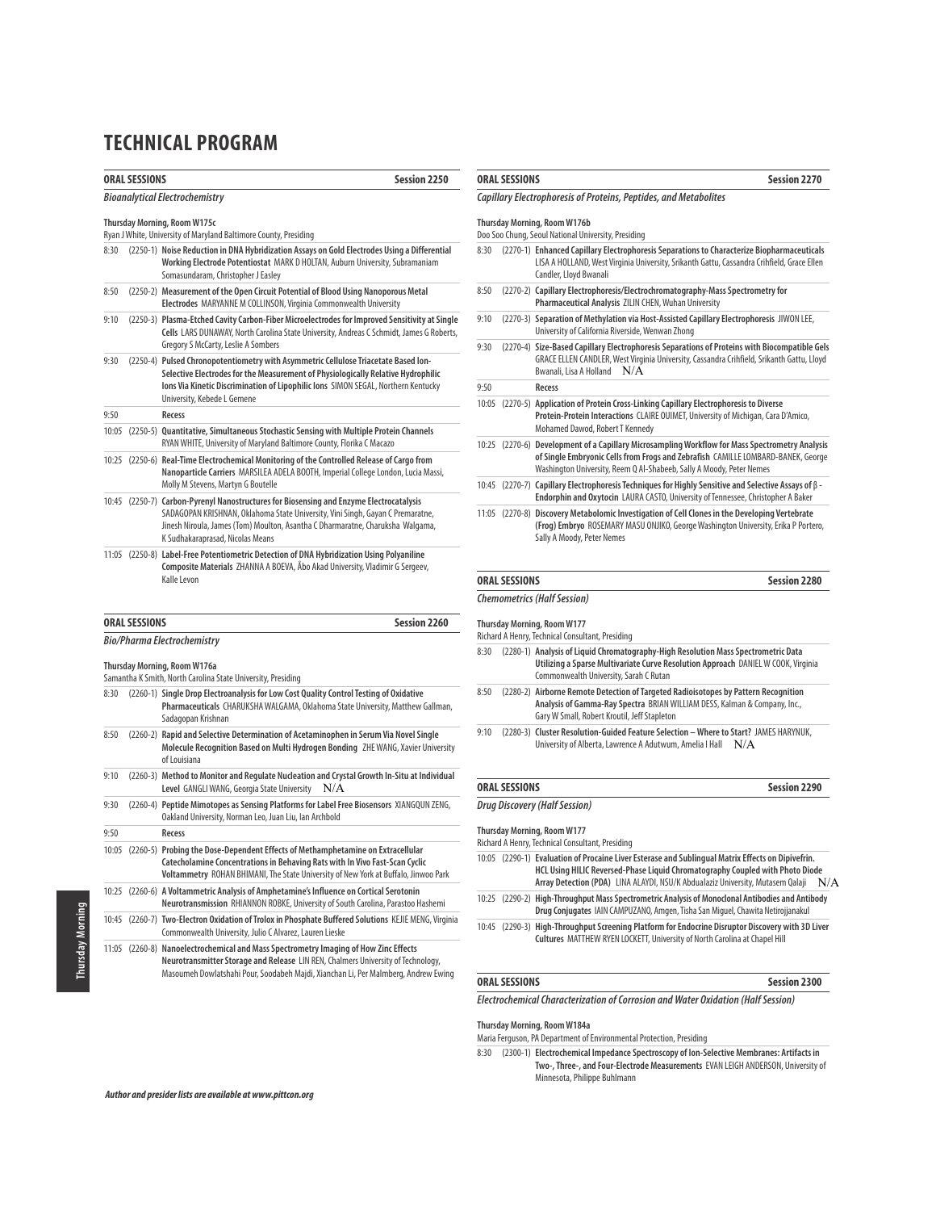# TECHNICAL PROGRAM

## ORAL SESSIONS — Session 2250

### *Bioanalytical Electrochemistry*

**Thursday Morning, Room W175c**
Ryan J White, University of Maryland Baltimore County, Presiding

8:30 (2250-1) **Noise Reduction in DNA Hybridization Assays on Gold Electrodes Using a Differential Working Electrode Potentiostat** MARK D HOLTAN, Auburn University, Subramaniam Somasundaram, Christopher J Easley

8:50 (2250-2) **Measurement of the Open Circuit Potential of Blood Using Nanoporous Metal Electrodes** MARYANNE M COLLINSON, Virginia Commonwealth University

9:10 (2250-3) **Plasma-Etched Cavity Carbon-Fiber Microelectrodes for Improved Sensitivity at Single Cells** LARS DUNAWAY, North Carolina State University, Andreas C Schmidt, James G Roberts, Gregory S McCarty, Leslie A Sombers

9:30 (2250-4) **Pulsed Chronopotentiometry with Asymmetric Cellulose Triacetate Based Ion-Selective Electrodes for the Measurement of Physiologically Relative Hydrophilic Ions Via Kinetic Discrimination of Lipophilic Ions** SIMON SEGAL, Northern Kentucky University, Kebede L Gemene

9:50 **Recess**

10:05 (2250-5) **Quantitative, Simultaneous Stochastic Sensing with Multiple Protein Channels** RYAN WHITE, University of Maryland Baltimore County, Florika C Macazo

10:25 (2250-6) **Real-Time Electrochemical Monitoring of the Controlled Release of Cargo from Nanoparticle Carriers** MARSILEA ADELA BOOTH, Imperial College London, Lucia Massi, Molly M Stevens, Martyn G Boutelle

10:45 (2250-7) **Carbon-Pyrenyl Nanostructures for Biosensing and Enzyme Electrocatalysis** SADAGOPAN KRISHNAN, Oklahoma State University, Vini Singh, Gayan C Premaratne, Jinesh Niroula, James (Tom) Moulton, Asantha C Dharmaratne, Charuksha Walgama, K Sudhakaraprasad, Nicolas Means

11:05 (2250-8) **Label-Free Potentiometric Detection of DNA Hybridization Using Polyaniline Composite Materials** ZHANNA A BOEVA, Åbo Akad University, Vladimir G Sergeev, Kalle Levon

## ORAL SESSIONS — Session 2260

### *Bio/Pharma Electrochemistry*

**Thursday Morning, Room W176a**
Samantha K Smith, North Carolina State University, Presiding

8:30 (2260-1) **Single Drop Electroanalysis for Low Cost Quality Control Testing of Oxidative Pharmaceuticals** CHARUKSHA WALGAMA, Oklahoma State University, Matthew Gallman, Sadagopan Krishnan

8:50 (2260-2) **Rapid and Selective Determination of Acetaminophen in Serum Via Novel Single Molecule Recognition Based on Multi Hydrogen Bonding** ZHE WANG, Xavier University of Louisiana

9:10 (2260-3) **Method to Monitor and Regulate Nucleation and Crystal Growth In-Situ at Individual Level** GANGLI WANG, Georgia State University N/A

9:30 (2260-4) **Peptide Mimotopes as Sensing Platforms for Label Free Biosensors** XIANGQUN ZENG, Oakland University, Norman Leo, Juan Liu, Ian Archbold

9:50 **Recess**

10:05 (2260-5) **Probing the Dose-Dependent Effects of Methamphetamine on Extracellular Catecholamine Concentrations in Behaving Rats with In Vivo Fast-Scan Cyclic Voltammetry** ROHAN BHIMANI, The State University of New York at Buffalo, Jinwoo Park

10:25 (2260-6) **A Voltammetric Analysis of Amphetamine's Influence on Cortical Serotonin Neurotransmission** RHIANNON ROBKE, University of South Carolina, Parastoo Hashemi

10:45 (2260-7) **Two-Electron Oxidation of Trolox in Phosphate Buffered Solutions** KEJIE MENG, Virginia Commonwealth University, Julio C Alvarez, Lauren Lieske

11:05 (2260-8) **Nanoelectrochemical and Mass Spectrometry Imaging of How Zinc Effects Neurotransmitter Storage and Release** LIN REN, Chalmers University of Technology, Masoumeh Dowlatshahi Pour, Soodabeh Majdi, Xianchan Li, Per Malmberg, Andrew Ewing

## ORAL SESSIONS — Session 2270

### *Capillary Electrophoresis of Proteins, Peptides, and Metabolites*

**Thursday Morning, Room W176b**
Doo Soo Chung, Seoul National University, Presiding

8:30 (2270-1) **Enhanced Capillary Electrophoresis Separations to Characterize Biopharmaceuticals** LISA A HOLLAND, West Virginia University, Srikanth Gattu, Cassandra Crihfield, Grace Ellen Candler, Lloyd Bwanali

8:50 (2270-2) **Capillary Electrophoresis/Electrochromatography-Mass Spectrometry for Pharmaceutical Analysis** ZILIN CHEN, Wuhan University

9:10 (2270-3) **Separation of Methylation via Host-Assisted Capillary Electrophoresis** JIWON LEE, University of California Riverside, Wenwan Zhong

9:30 (2270-4) **Size-Based Capillary Electrophoresis Separations of Proteins with Biocompatible Gels** GRACE ELLEN CANDLER, West Virginia University, Cassandra Crihfield, Srikanth Gattu, Lloyd Bwanali, Lisa A Holland N/A

9:50 **Recess**

10:05 (2270-5) **Application of Protein Cross-Linking Capillary Electrophoresis to Diverse Protein-Protein Interactions** CLAIRE OUIMET, University of Michigan, Cara D'Amico, Mohamed Dawod, Robert T Kennedy

10:25 (2270-6) **Development of a Capillary Microsampling Workflow for Mass Spectrometry Analysis of Single Embryonic Cells from Frogs and Zebrafish** CAMILLE LOMBARD-BANEK, George Washington University, Reem Q Al-Shabeeb, Sally A Moody, Peter Nemes

10:45 (2270-7) **Capillary Electrophoresis Techniques for Highly Sensitive and Selective Assays of β-Endorphin and Oxytocin** LAURA CASTO, University of Tennessee, Christopher A Baker

11:05 (2270-8) **Discovery Metabolomic Investigation of Cell Clones in the Developing Vertebrate (Frog) Embryo** ROSEMARY MASU ONJIKO, George Washington University, Erika P Portero, Sally A Moody, Peter Nemes

## ORAL SESSIONS — Session 2280

### *Chemometrics (Half Session)*

**Thursday Morning, Room W177**
Richard A Henry, Technical Consultant, Presiding

8:30 (2280-1) **Analysis of Liquid Chromatography-High Resolution Mass Spectrometric Data Utilizing a Sparse Multivariate Curve Resolution Approach** DANIEL W COOK, Virginia Commonwealth University, Sarah C Rutan

8:50 (2280-2) **Airborne Remote Detection of Targeted Radioisotopes by Pattern Recognition Analysis of Gamma-Ray Spectra** BRIAN WILLIAM DESS, Kalman & Company, Inc., Gary W Small, Robert Kroutil, Jeff Stapleton

9:10 (2280-3) **Cluster Resolution-Guided Feature Selection – Where to Start?** JAMES HARYNUK, University of Alberta, Lawrence A Adutwum, Amelia I Hall N/A

## ORAL SESSIONS — Session 2290

### *Drug Discovery (Half Session)*

**Thursday Morning, Room W177**
Richard A Henry, Technical Consultant, Presiding

10:05 (2290-1) **Evaluation of Procaine Liver Esterase and Sublingual Matrix Effects on Dipivefrin. HCL Using HILIC Reversed-Phase Liquid Chromatography Coupled with Photo Diode Array Detection (PDA)** LINA ALAYDI, NSU/K Abdualaziz University, Mutasem Qalaji N/A

10:25 (2290-2) **High-Throughput Mass Spectrometric Analysis of Monoclonal Antibodies and Antibody Drug Conjugates** IAIN CAMPUZANO, Amgen, Tisha San Miguel, Chawita Netirojjanakul

10:45 (2290-3) **High-Throughput Screening Platform for Endocrine Disruptor Discovery with 3D Liver Cultures** MATTHEW RYEN LOCKETT, University of North Carolina at Chapel Hill

## ORAL SESSIONS — Session 2300

### *Electrochemical Characterization of Corrosion and Water Oxidation (Half Session)*

**Thursday Morning, Room W184a**
Maria Ferguson, PA Department of Environmental Protection, Presiding

8:30 (2300-1) **Electrochemical Impedance Spectroscopy of Ion-Selective Membranes: Artifacts in Two-, Three-, and Four-Electrode Measurements** EVAN LEIGH ANDERSON, University of Minnesota, Philippe Buhlmann

*Author and presider lists are available at www.pittcon.org*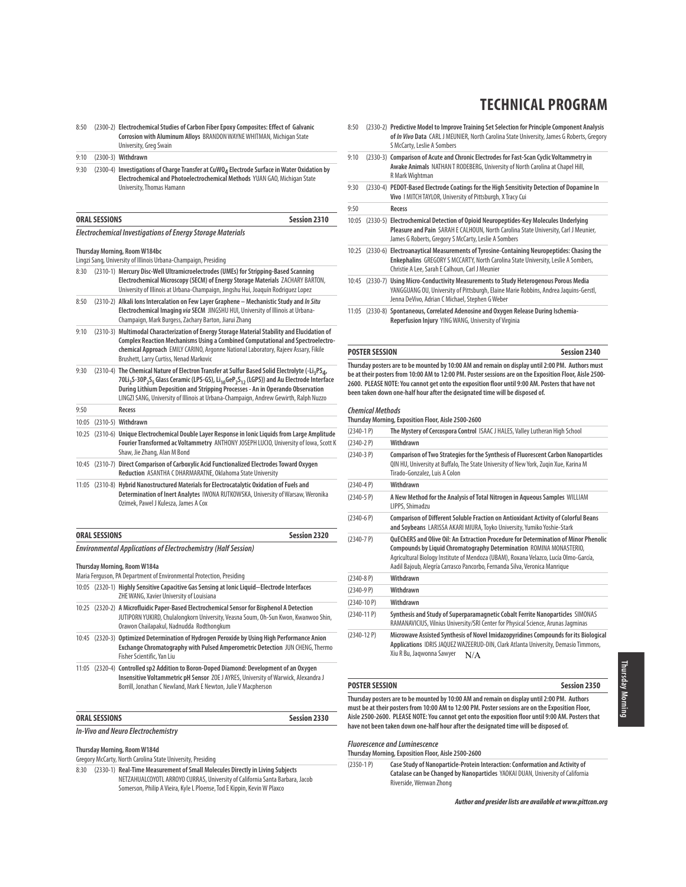8:50 (2300-2) **Electrochemical Studies of Carbon Fiber Epoxy Composites: Effect of Galvanic Corrosion with Aluminum Alloys** BRANDON WAYNE WHITMAN, Michigan State University, Greg Swain

9:10 (2300-3) **Withdrawn**

9:30 (2300-4) **Investigations of Charge Transfer at $CuWO_4$ Electrode Surface in Water Oxidation by Electrochemical and Photoelectrochemical Methods** YUAN GAO, Michigan State University, Thomas Hamann

## ORAL SESSIONS — Session 2310

### *Electrochemical Investigations of Energy Storage Materials*

**Thursday Morning, Room W184bc**

Lingzi Sang, University of Illinois Urbana-Champaign, Presiding

8:30 (2310-1) **Mercury Disc-Well Ultramicroelectrodes (UMEs) for Stripping-Based Scanning Electrochemical Microscopy (SECM) of Energy Storage Materials** ZACHARY BARTON, University of Illinois at Urbana-Champaign, Jingshu Hui, Joaquín Rodriguez Lopez

8:50 (2310-2) **Alkali Ions Intercalation on Few Layer Graphene – Mechanistic Study and *In Situ* Electrochemical Imaging *via* SECM** JINGSHU HUI, University of Illinois at Urbana-Champaign, Mark Burgess, Zachary Barton, Jiarui Zhang

9:10 (2310-3) **Multimodal Characterization of Energy Storage Material Stability and Elucidation of Complex Reaction Mechanisms Using a Combined Computational and Spectroelectrochemical Approach** EMILY CARINO, Argonne National Laboratory, Rajeev Assary, Fikile Brushett, Larry Curtiss, Nenad Markovic

9:30 (2310-4) **The Chemical Nature of Electron Transfer at Sulfur Based Solid Electrolyte (-$Li_3PS_4$, $70Li_2S$-$30P_2S_5$ Glass Ceramic (LPS-GS), $Li_{10}GeP_2S_{12}$ (LGPS)) and Au Electrode Interface During Lithium Deposition and Stripping Processes - An in Operando Observation** LINGZI SANG, University of Illinois at Urbana-Champaign, Andrew Gewirth, Ralph Nuzzo

9:50 **Recess**

10:05 (2310-5) **Withdrawn**

10:25 (2310-6) **Unique Electrochemical Double Layer Response in Ionic Liquids from Large Amplitude Fourier Transformed ac Voltammetry** ANTHONY JOSEPH LUCIO, University of Iowa, Scott K Shaw, Jie Zhang, Alan M Bond

10:45 (2310-7) **Direct Comparison of Carboxylic Acid Functionalized Electrodes Toward Oxygen Reduction** ASANTHA C DHARMARATNE, Oklahoma State University

11:05 (2310-8) **Hybrid Nanostructured Materials for Electrocatalytic Oxidation of Fuels and Determination of Inert Analytes** IWONA RUTKOWSKA, University of Warsaw, Weronika Ozimek, Pawel J Kulesza, James A Cox

## ORAL SESSIONS — Session 2320

### *Environmental Applications of Electrochemistry (Half Session)*

**Thursday Morning, Room W184a**

Maria Ferguson, PA Department of Environmental Protection, Presiding

10:05 (2320-1) **Highly Sensitive Capacitive Gas Sensing at Ionic Liquid–Electrode Interfaces** ZHE WANG, Xavier University of Louisiana

10:25 (2320-2) **A Microfluidic Paper-Based Electrochemical Sensor for Bisphenol A Detection** JUTIPORN YUKIRD, Chulalongkorn University, Veasna Soum, Oh-Sun Kwon, Kwanwoo Shin, Orawon Chailapakul, Nadnudda Rodthongkum

10:45 (2320-3) **Optimized Determination of Hydrogen Peroxide by Using High Performance Anion Exchange Chromatography with Pulsed Amperometric Detection** JUN CHENG, Thermo Fisher Scientific, Yan Liu

11:05 (2320-4) **Controlled sp2 Addition to Boron-Doped Diamond: Development of an Oxygen Insensitive Voltammetric pH Sensor** ZOE J AYRES, University of Warwick, Alexandra J Borrill, Jonathan C Newland, Mark E Newton, Julie V Macpherson

## ORAL SESSIONS — Session 2330

### *In-Vivo and Neuro Electrochemistry*

**Thursday Morning, Room W184d**

Gregory McCarty, North Carolina State University, Presiding

8:30 (2330-1) **Real-Time Measurement of Small Molecules Directly in Living Subjects** NETZAHUALCOYOTL ARROYO CURRAS, University of California Santa Barbara, Jacob Somerson, Philip A Vieira, Kyle L Ploense, Tod E Kippin, Kevin W Plaxco

8:50 (2330-2) **Predictive Model to Improve Training Set Selection for Principle Component Analysis of *In Vivo* Data** CARL J MEUNIER, North Carolina State University, James G Roberts, Gregory S McCarty, Leslie A Sombers

9:10 (2330-3) **Comparison of Acute and Chronic Electrodes for Fast-Scan Cyclic Voltammetry in Awake Animals** NATHAN T RODEBERG, University of North Carolina at Chapel Hill, R Mark Wightman

9:30 (2330-4) **PEDOT-Based Electrode Coatings for the High Sensitivity Detection of Dopamine In Vivo** I MITCH TAYLOR, University of Pittsburgh, X Tracy Cui

9:50 **Recess**

10:05 (2330-5) **Electrochemical Detection of Opioid Neuropeptides-Key Molecules Underlying Pleasure and Pain** SARAH E CALHOUN, North Carolina State University, Carl J Meunier, James G Roberts, Gregory S McCarty, Leslie A Sombers

10:25 (2330-6) **Electroanaytical Measurements of Tyrosine-Containing Neuropeptides: Chasing the Enkephalins** GREGORY S MCCARTY, North Carolina State University, Leslie A Sombers, Christie A Lee, Sarah E Calhoun, Carl J Meunier

10:45 (2330-7) **Using Micro-Conductivity Measurements to Study Heterogenous Porous Media** YANGGUANG OU, University of Pittsburgh, Elaine Marie Robbins, Andrea Jaquins-Gerstl, Jenna DeVivo, Adrian C Michael, Stephen G Weber

11:05 (2330-8) **Spontaneous, Correlated Adenosine and Oxygen Release During Ischemia-Reperfusion Injury** YING WANG, University of Virginia

## POSTER SESSION — Session 2340

**Thursday posters are to be mounted by 10:00 AM and remain on display until 2:00 PM. Authors must be at their posters from 10:00 AM to 12:00 PM. Poster sessions are on the Exposition Floor, Aisle 2500-2600. PLEASE NOTE: You cannot get onto the exposition floor until 9:00 AM. Posters that have not been taken down one-half hour after the designated time will be disposed of.**

### *Chemical Methods*

**Thursday Morning, Exposition Floor, Aisle 2500-2600**

(2340-1 P) **The Mystery of Cercospora Control** ISAAC J HALES, Valley Lutheran High School

(2340-2 P) **Withdrawn**

(2340-3 P) **Comparison of Two Strategies for the Synthesis of Fluorescent Carbon Nanoparticles** QIN HU, University at Buffalo, The State University of New York, Zuqin Xue, Karina M Tirado-Gonzalez, Luis A Colon

(2340-4 P) **Withdrawn**

(2340-5 P) **A New Method for the Analysis of Total Nitrogen in Aqueous Samples** WILLIAM LIPPS, Shimadzu

(2340-6 P) **Comparison of Different Soluble Fraction on Antioxidant Activity of Colorful Beans and Soybeans** LARISSA AKARI MIURA, Toyko University, Yumiko Yoshie-Stark

(2340-7 P) **QuEChERS and Olive Oil: An Extraction Procedure for Determination of Minor Phenolic Compounds by Liquid Chromatography Determination** ROMINA MONASTERIO, Agricultural Biology Institute of Mendoza (UBAM), Roxana Velazco, Lucía Olmo-García, Aadil Bajoub, Alegría Carrasco Pancorbo, Fernanda Silva, Veronica Manrique

(2340-8 P) **Withdrawn**

(2340-9 P) **Withdrawn**

(2340-10 P) **Withdrawn**

(2340-11 P) **Synthesis and Study of Superparamagnetic Cobalt Ferrite Nanoparticles** SIMONAS RAMANAVICIUS, Vilnius University/SRI Center for Physical Science, Arunas Jagminas

(2340-12 P) **Microwave Assisted Synthesis of Novel Imidazopyridines Compounds for its Biological Applications** IDRIS JAQUEZ WAZEERUD-DIN, Clark Atlanta University, Demasio Timmons, Xiu R Bu, Jaqwonna Sawyer N/A

## POSTER SESSION — Session 2350

**Thursday posters are to be mounted by 10:00 AM and remain on display until 2:00 PM. Authors must be at their posters from 10:00 AM to 12:00 PM. Poster sessions are on the Exposition Floor, Aisle 2500-2600. PLEASE NOTE: You cannot get onto the exposition floor until 9:00 AM. Posters that have not been taken down one-half hour after the designated time will be disposed of.**

### *Fluorescence and Luminescence*

**Thursday Morning, Exposition Floor, Aisle 2500-2600**

(2350-1 P) **Case Study of Nanoparticle-Protein Interaction: Conformation and Activity of Catalase can be Changed by Nanoparticles** YAOKAI DUAN, University of California Riverside, Wenwan Zhong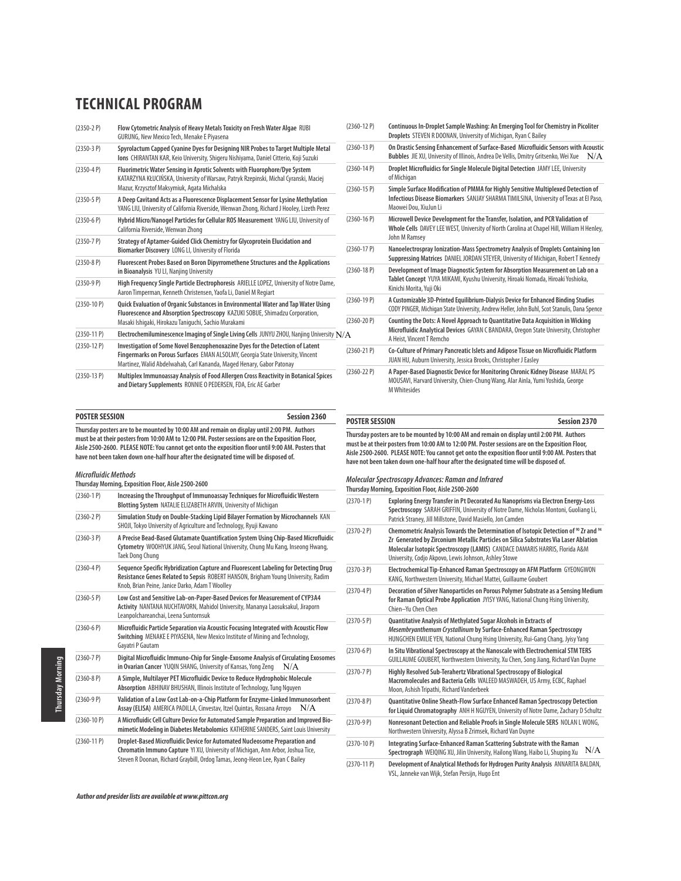# TECHNICAL PROGRAM

(2350-2 P) **Flow Cytometric Analysis of Heavy Metals Toxicity on Fresh Water Algae** RUBI GURUNG, New Mexico Tech, Menake E Piyasena

(2350-3 P) **Spyrolactum Capped Cyanine Dyes for Designing NIR Probes to Target Multiple Metal Ions** CHIRANTAN KAR, Keio University, Shigeru Nishiyama, Daniel Citterio, Koji Suzuki

(2350-4 P) **Fluorimetric Water Sensing in Aprotic Solvents with Fluorophore/Dye System** KATARZYNA KŁUCIŃSKA, University of Warsaw, Patryk Rzepinski, Michal Cyranski, Maciej Mazur, Krzysztof Maksymiuk, Agata Michalska

(2350-5 P) **A Deep Cavitand Acts as a Fluorescence Displacement Sensor for Lysine Methylation** YANG LIU, University of California Riverside, Wenwan Zhong, Richard J Hooley, Lizeth Perez

(2350-6 P) **Hybrid Micro/Nanogel Particles for Cellular ROS Measurement** YANG LIU, University of California Riverside, Wenwan Zhong

(2350-7 P) **Strategy of Aptamer-Guided Click Chemistry for Glycoprotein Elucidation and Biomarker Discovery** LONG LI, University of Florida

(2350-8 P) **Fluorescent Probes Based on Boron Dipyrromethene Structures and the Applications in Bioanalysis** YU LI, Nanjing University

(2350-9 P) **High Frequency Single Particle Electrophoresis** ARIELLE LOPEZ, University of Notre Dame, Aaron Timperman, Kenneth Christensen, Yaofa Li, Daniel M Regiart

(2350-10 P) **Quick Evaluation of Organic Substances in Environmental Water and Tap Water Using Fluorescence and Absorption Spectroscopy** KAZUKI SOBUE, Shimadzu Corporation, Masaki Ishigaki, Hirokazu Taniguchi, Sachio Murakami

(2350-11 P) **Electrochemiluminescence Imaging of Single Living Cells** JUNYU ZHOU, Nanjing University N/A

(2350-12 P) **Investigation of Some Novel Benzophenoxazine Dyes for the Detection of Latent Fingermarks on Porous Surfaces** EMAN ALSOLMY, Georgia State University, Vincent Martinez, Walid Abdelwahab, Carl Kananda, Maged Henary, Gabor Patonay

(2350-13 P) **Multiplex Immunoassay Analysis of Food Allergen Cross Reactivity in Botanical Spices and Dietary Supplements** RONNIE O PEDERSEN, FDA, Eric AE Garber

## POSTER SESSION — Session 2360

**Thursday posters are to be mounted by 10:00 AM and remain on display until 2:00 PM. Authors must be at their posters from 10:00 AM to 12:00 PM. Poster sessions are on the Exposition Floor, Aisle 2500-2600. PLEASE NOTE: You cannot get onto the exposition floor until 9:00 AM. Posters that have not been taken down one-half hour after the designated time will be disposed of.**

### *Microfluidic Methods*

**Thursday Morning, Exposition Floor, Aisle 2500-2600**

(2360-1 P) **Increasing the Throughput of Immunoassay Techniques for Microfluidic Western Blotting System** NATALIE ELIZABETH ARVIN, University of Michigan

(2360-2 P) **Simulation Study on Double-Stacking Lipid Bilayer Formation by Microchannels** KAN SHOJI, Tokyo University of Agriculture and Technology, Ryuji Kawano

(2360-3 P) **A Precise Bead-Based Glutamate Quantification System Using Chip-Based Microfluidic Cytometry** WOOHYUK JANG, Seoul National University, Chung Mu Kang, Inseong Hwang, Taek Dong Chung

(2360-4 P) **Sequence Specific Hybridization Capture and Fluorescent Labeling for Detecting Drug Resistance Genes Related to Sepsis** ROBERT HANSON, Brigham Young University, Radim Knob, Brian Peine, Janice Darko, Adam T Woolley

(2360-5 P) **Low Cost and Sensitive Lab-on-Paper-Based Devices for Measurement of CYP3A4 Activity** NANTANA NUCHTAVORN, Mahidol University, Mananya Laosuksakul, Jiraporn Leanpolchareanchai, Leena Suntornsuk

(2360-6 P) **Microfluidic Particle Separation via Acoustic Focusing Integrated with Acoustic Flow Switching** MENAKE E PIYASENA, New Mexico Institute of Mining and Technology, Gayatri P Gautam

(2360-7 P) **Digital Microfluidic Immuno-Chip for Single-Exosome Analysis of Circulating Exosomes in Ovarian Cancer** YUQIN SHANG, University of Kansas, Yong Zeng N/A

(2360-8 P) **A Simple, Multilayer PET Microfluidic Device to Reduce Hydrophobic Molecule Absorption** ABHINAV BHUSHAN, Illinois Institute of Technology, Tung Nguyen

(2360-9 P) **Validation of a Low Cost Lab-on-a-Chip Platform for Enzyme-Linked Immunosorbent Assay (ELISA)** AMERICA PADILLA, Cinvestav, Itzel Quintas, Rossana Arroyo N/A

(2360-10 P) **A Microfluidic Cell Culture Device for Automated Sample Preparation and Improved Bio-mimetic Modeling in Diabetes Metabolomics** KATHERINE SANDERS, Saint Louis University

(2360-11 P) **Droplet-Based Microfluidic Device for Automated Nucleosome Preparation and Chromatin Immuno Capture** YI XU, University of Michigan, Ann Arbor, Joshua Tice, Steven R Doonan, Richard Graybill, Ordog Tamas, Jeong-Heon Lee, Ryan C Bailey

(2360-12 P) **Continuous In-Droplet Sample Washing: An Emerging Tool for Chemistry in Picoliter Droplets** STEVEN R DOONAN, University of Michigan, Ryan C Bailey

(2360-13 P) **On Drastic Sensing Enhancement of Surface-Based Microfluidic Sensors with Acoustic Bubbles** JIE XU, University of Illinois, Andrea De Vellis, Dmitry Gritsenko, Wei Xue N/A

(2360-14 P) **Droplet Microfluidics for Single Molecule Digital Detection** JAMY LEE, University of Michigan

(2360-15 P) **Simple Surface Modification of PMMA for Highly Sensitive Multiplexed Detection of Infectious Disease Biomarkers** SANJAY SHARMA TIMILSINA, University of Texas at El Paso, Maowei Dou, XiuJun Li

(2360-16 P) **Microwell Device Development for the Transfer, Isolation, and PCR Validation of Whole Cells** DAVEY LEE WEST, University of North Carolina at Chapel Hill, William H Henley, John M Ramsey

(2360-17 P) **Nanoelectrospray Ionization-Mass Spectrometry Analysis of Droplets Containing Ion Suppressing Matrices** DANIEL JORDAN STEYER, University of Michigan, Robert T Kennedy

(2360-18 P) **Development of Image Diagnostic System for Absorption Measurement on Lab on a Tablet Concept** YUYA MIKAMI, Kyushu University, Hiroaki Nomada, Hiroaki Yoshioka, Kinichi Morita, Yuji Oki

(2360-19 P) **A Customizable 3D-Printed Equilibrium-Dialysis Device for Enhanced Binding Studies** CODY PINGER, Michigan State University, Andrew Heller, John Buhl, Scot Stanulis, Dana Spence

(2360-20 P) **Counting the Dots: A Novel Approach to Quantitative Data Acquisition in Wicking Microfluidic Analytical Devices** GAYAN C BANDARA, Oregon State University, Christopher A Heist, Vincent T Remcho

(2360-21 P) **Co-Culture of Primary Pancreatic Islets and Adipose Tissue on Microfluidic Platform** JUAN HU, Auburn University, Jessica Brooks, Christopher J Easley

(2360-22 P) **A Paper-Based Diagnostic Device for Monitoring Chronic Kidney Disease** MARAL PS MOUSAVI, Harvard University, Chien-Chung Wang, Alar Ainla, Yumi Yoshida, George M Whitesides

## POSTER SESSION — Session 2370

**Thursday posters are to be mounted by 10:00 AM and remain on display until 2:00 PM. Authors must be at their posters from 10:00 AM to 12:00 PM. Poster sessions are on the Exposition Floor, Aisle 2500-2600. PLEASE NOTE: You cannot get onto the exposition floor until 9:00 AM. Posters that have not been taken down one-half hour after the designated time will be disposed of.**

### *Molecular Spectroscopy Advances: Raman and Infrared*

**Thursday Morning, Exposition Floor, Aisle 2500-2600**

(2370-1 P) **Exploring Energy Transfer in Pt Decorated Au Nanoprisms via Electron Energy-Loss Spectroscopy** SARAH GRIFFIN, University of Notre Dame, Nicholas Montoni, Guoliang Li, Patrick Straney, Jill Millstone, David Masiello, Jon Camden

(2370-2 P) **Chemometric Analysis Towards the Determination of Isotopic Detection of $^{90}$Zr and $^{94}$Zr Generated by Zirconium Metallic Particles on Silica Substrates Via Laser Ablation Molecular Isotopic Spectroscopy (LAMIS)** CANDACE DAMARIS HARRIS, Florida A&M University, Codjo Akpovo, Lewis Johnson, Ashley Stowe

(2370-3 P) **Electrochemical Tip-Enhanced Raman Spectroscopy on AFM Platform** GYEONGWON KANG, Northwestern University, Michael Mattei, Guillaume Goubert

(2370-4 P) **Decoration of Silver Nanoparticles on Porous Polymer Substrate as a Sensing Medium for Raman Optical Probe Application** JYISY YANG, National Chung Hsing University, Chien–Yu Chen Chen

(2370-5 P) **Quantitative Analysis of Methylated Sugar Alcohols in Extracts of *Mesembryanthemum Crystallinum* by Surface-Enhanced Raman Spectroscopy** HUNGCHEN EMILIE YEN, National Chung Hsing University, Rui-Gang Chang, Jyisy Yang

(2370-6 P) **In Situ Vibrational Spectroscopy at the Nanoscale with Electrochemical STM TERS** GUILLAUME GOUBERT, Northwestern University, Xu Chen, Song Jiang, Richard Van Duyne

(2370-7 P) **Highly Resolved Sub-Terahertz Vibrational Spectroscopy of Biological Macromolecules and Bacteria Cells** WALEED MASWADEH, US Army, ECBC, Raphael Moon, Ashish Tripathi, Richard Vanderbeek

(2370-8 P) **Quantitative Online Sheath-Flow Surface Enhanced Raman Spectroscopy Detection for Liquid Chromatography** ANH H NGUYEN, University of Notre Dame, Zachary D Schultz

(2370-9 P) **Nonresonant Detection and Reliable Proofs in Single Molecule SERS** NOLAN L WONG, Northwestern University, Alyssa B Zrimsek, Richard Van Duyne

(2370-10 P) **Integrating Surface-Enhanced Raman Scattering Substrate with the Raman Spectrograph** WEIQING XU, Jilin University, Hailong Wang, Haibo Li, Shuping Xu N/A

(2370-11 P) **Development of Analytical Methods for Hydrogen Purity Analysis** ANNARITA BALDAN, VSL, Janneke van Wijk, Stefan Persijn, Hugo Ent

*Author and presider lists are available at www.pittcon.org*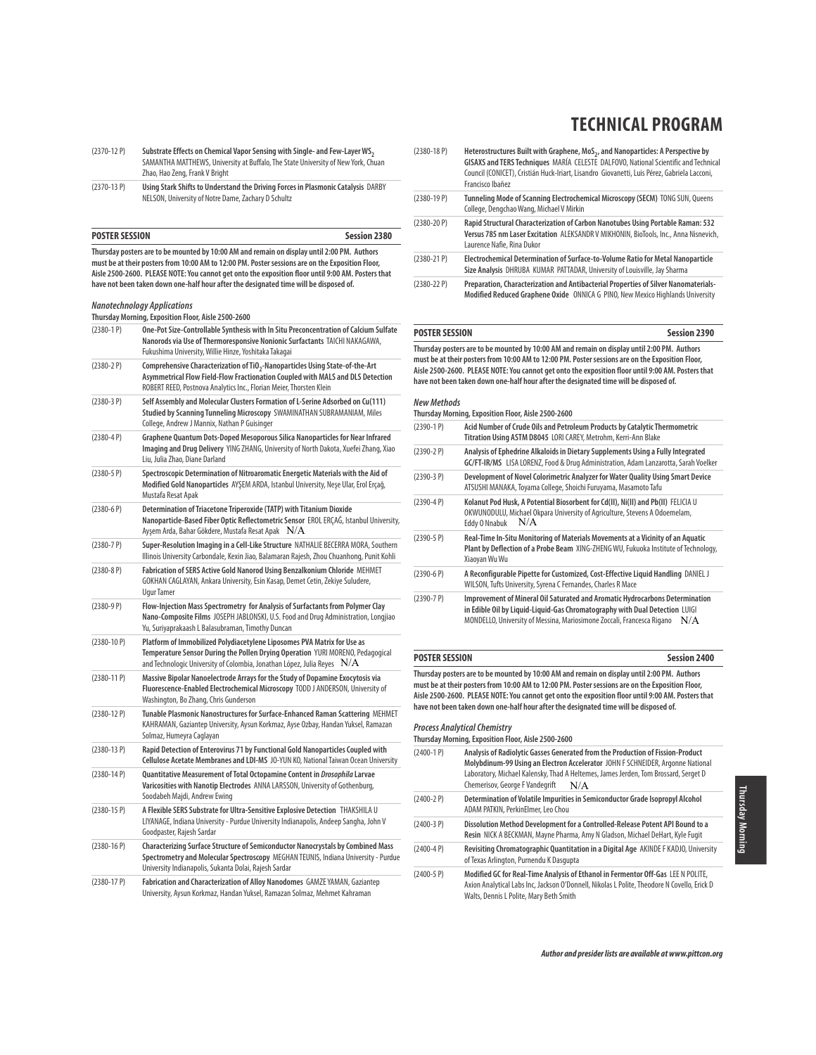# TECHNICAL PROGRAM

(2370-12 P) **Substrate Effects on Chemical Vapor Sensing with Single- and Few-Layer $WS_2$** SAMANTHA MATTHEWS, University at Buffalo, The State University of New York, Chuan Zhao, Hao Zeng, Frank V Bright

(2370-13 P) **Using Stark Shifts to Understand the Driving Forces in Plasmonic Catalysis** DARBY NELSON, University of Notre Dame, Zachary D Schultz

## POSTER SESSION — Session 2380

**Thursday posters are to be mounted by 10:00 AM and remain on display until 2:00 PM. Authors must be at their posters from 10:00 AM to 12:00 PM. Poster sessions are on the Exposition Floor, Aisle 2500-2600. PLEASE NOTE: You cannot get onto the exposition floor until 9:00 AM. Posters that have not been taken down one-half hour after the designated time will be disposed of.**

### *Nanotechnology Applications*

**Thursday Morning, Exposition Floor, Aisle 2500-2600**

(2380-1 P) **One-Pot Size-Controllable Synthesis with In Situ Preconcentration of Calcium Sulfate Nanorods via Use of Thermoresponsive Nonionic Surfactants** TAICHI NAKAGAWA, Fukushima University, Willie Hinze, Yoshitaka Takagai

(2380-2 P) **Comprehensive Characterization of $TiO_2$-Nanoparticles Using State-of-the-Art Asymmetrical Flow Field-Flow Fractionation Coupled with MALS and DLS Detection** ROBERT REED, Postnova Analytics Inc., Florian Meier, Thorsten Klein

(2380-3 P) **Self Assembly and Molecular Clusters Formation of L-Serine Adsorbed on Cu(111) Studied by Scanning Tunneling Microscopy** SWAMINATHAN SUBRAMANIAM, Miles College, Andrew J Mannix, Nathan P Guisinger

(2380-4 P) **Graphene Quantum Dots-Doped Mesoporous Silica Nanoparticles for Near Infrared Imaging and Drug Delivery** YING ZHANG, University of North Dakota, Xuefei Zhang, Xiao Liu, Julia Zhao, Diane Darland

(2380-5 P) **Spectroscopic Determination of Nitroaromatic Energetic Materials with the Aid of Modified Gold Nanoparticles** AYŞEM ARDA, Istanbul University, Neşe Ular, Erol Erçağ, Mustafa Resat Apak

(2380-6 P) **Determination of Triacetone Triperoxide (TATP) with Titanium Dioxide Nanoparticle-Based Fiber Optic Reflectometric Sensor** EROL ERÇAĞ, Istanbul University, Ayşem Arda, Bahar Gökdere, Mustafa Resat Apak N/A

(2380-7 P) **Super-Resolution Imaging in a Cell-Like Structure** NATHALIE BECERRA MORA, Southern Illinois University Carbondale, Kexin Jiao, Balamaran Rajesh, Zhou Chuanhong, Punit Kohli

(2380-8 P) **Fabrication of SERS Active Gold Nanorod Using Benzalkonium Chloride** MEHMET GOKHAN CAGLAYAN, Ankara University, Esin Kasap, Demet Cetin, Zekiye Suludere, Ugur Tamer

(2380-9 P) **Flow-Injection Mass Spectrometry for Analysis of Surfactants from Polymer Clay Nano-Composite Films** JOSEPH JABLONSKI, U.S. Food and Drug Administration, Longjiao Yu, Suriyaprakaash L Balasubraman, Timothy Duncan

(2380-10 P) **Platform of Immobilized Polydiacetylene Liposomes PVA Matrix for Use as Temperature Sensor During the Pollen Drying Operation** YURI MORENO, Pedagogical and Technologic University of Colombia, Jonathan López, Julia Reyes N/A

(2380-11 P) **Massive Bipolar Nanoelectrode Arrays for the Study of Dopamine Exocytosis via Fluorescence-Enabled Electrochemical Microscopy** TODD J ANDERSON, University of Washington, Bo Zhang, Chris Gunderson

(2380-12 P) **Tunable Plasmonic Nanostructures for Surface-Enhanced Raman Scattering** MEHMET KAHRAMAN, Gaziantep University, Aysun Korkmaz, Ayse Ozbay, Handan Yuksel, Ramazan Solmaz, Humeyra Caglayan

(2380-13 P) **Rapid Detection of Enterovirus 71 by Functional Gold Nanoparticles Coupled with Cellulose Acetate Membranes and LDI-MS** JO-YUN KO, National Taiwan Ocean University

(2380-14 P) **Quantitative Measurement of Total Octopamine Content in *Drosophila* Larvae Varicosities with Nanotip Electrodes** ANNA LARSSON, University of Gothenburg, Soodabeh Majdi, Andrew Ewing

(2380-15 P) **A Flexible SERS Substrate for Ultra-Sensitive Explosive Detection** THAKSHILA U LIYANAGE, Indiana University - Purdue University Indianapolis, Andeep Sangha, John V Goodpaster, Rajesh Sardar

(2380-16 P) **Characterizing Surface Structure of Semiconductor Nanocrystals by Combined Mass Spectrometry and Molecular Spectroscopy** MEGHAN TEUNIS, Indiana University - Purdue University Indianapolis, Sukanta Dolai, Rajesh Sardar

(2380-17 P) **Fabrication and Characterization of Alloy Nanodomes** GAMZE YAMAN, Gaziantep University, Aysun Korkmaz, Handan Yuksel, Ramazan Solmaz, Mehmet Kahraman

(2380-18 P) **Heterostructures Built with Graphene, $MoS_2$, and Nanoparticles: A Perspective by GISAXS and TERS Techniques** MARÍA CELESTE DALFOVO, National Scientific and Technical Council (CONICET), Cristián Huck-Iriart, Lisandro Giovanetti, Luis Pérez, Gabriela Lacconi, Francisco Ibañez

(2380-19 P) **Tunneling Mode of Scanning Electrochemical Microscopy (SECM)** TONG SUN, Queens College, Dengchao Wang, Michael V Mirkin

(2380-20 P) **Rapid Structural Characterization of Carbon Nanotubes Using Portable Raman: 532 Versus 785 nm Laser Excitation** ALEKSANDR V MIKHONIN, BioTools, Inc., Anna Nisnevich, Laurence Nafie, Rina Dukor

(2380-21 P) **Electrochemical Determination of Surface-to-Volume Ratio for Metal Nanoparticle Size Analysis** DHRUBA KUMAR PATTADAR, University of Louisville, Jay Sharma

(2380-22 P) **Preparation, Characterization and Antibacterial Properties of Silver Nanomaterials-Modified Reduced Graphene Oxide** ONNICA G PINO, New Mexico Highlands University

## POSTER SESSION — Session 2390

**Thursday posters are to be mounted by 10:00 AM and remain on display until 2:00 PM. Authors must be at their posters from 10:00 AM to 12:00 PM. Poster sessions are on the Exposition Floor, Aisle 2500-2600. PLEASE NOTE: You cannot get onto the exposition floor until 9:00 AM. Posters that have not been taken down one-half hour after the designated time will be disposed of.**

### *New Methods*

**Thursday Morning, Exposition Floor, Aisle 2500-2600**

(2390-1 P) **Acid Number of Crude Oils and Petroleum Products by Catalytic Thermometric Titration Using ASTM D8045** LORI CAREY, Metrohm, Kerri-Ann Blake

(2390-2 P) **Analysis of Ephedrine Alkaloids in Dietary Supplements Using a Fully Integrated GC/FT-IR/MS** LISA LORENZ, Food & Drug Administration, Adam Lanzarotta, Sarah Voelker

(2390-3 P) **Development of Novel Colorimetric Analyzer for Water Quality Using Smart Device** ATSUSHI MANAKA, Toyama College, Shoichi Furuyama, Masamoto Tafu

(2390-4 P) **Kolanut Pod Husk, A Potential Biosorbent for Cd(II), Ni(II) and Pb(II)** FELICIA U OKWUNODULU, Michael Okpara University of Agriculture, Stevens A Odoemelam, Eddy O Nnabuk N/A

(2390-5 P) **Real-Time In-Situ Monitoring of Materials Movements at a Vicinity of an Aquatic Plant by Deflection of a Probe Beam** XING-ZHENG WU, Fukuoka Institute of Technology, Xiaoyan Wu Wu

(2390-6 P) **A Reconfigurable Pipette for Customized, Cost-Effective Liquid Handling** DANIEL J WILSON, Tufts University, Syrena C Fernandes, Charles R Mace

(2390-7 P) **Improvement of Mineral Oil Saturated and Aromatic Hydrocarbons Determination in Edible Oil by Liquid-Liquid-Gas Chromatography with Dual Detection** LUIGI MONDELLO, University of Messina, Mariosimone Zoccali, Francesca Rigano N/A

## POSTER SESSION — Session 2400

**Thursday posters are to be mounted by 10:00 AM and remain on display until 2:00 PM. Authors must be at their posters from 10:00 AM to 12:00 PM. Poster sessions are on the Exposition Floor, Aisle 2500-2600. PLEASE NOTE: You cannot get onto the exposition floor until 9:00 AM. Posters that have not been taken down one-half hour after the designated time will be disposed of.**

### *Process Analytical Chemistry*

**Thursday Morning, Exposition Floor, Aisle 2500-2600**

(2400-1 P) **Analysis of Radiolytic Gasses Generated from the Production of Fission-Product Molybdinum-99 Using an Electron Accelerator** JOHN F SCHNEIDER, Argonne National Laboratory, Michael Kalensky, Thad A Heltemes, James Jerden, Tom Brossard, Serget D Chemerisov, George F Vandegrift N/A

(2400-2 P) **Determination of Volatile Impurities in Semiconductor Grade Isopropyl Alcohol** ADAM PATKIN, PerkinElmer, Leo Chou

(2400-3 P) **Dissolution Method Development for a Controlled-Release Potent API Bound to a Resin** NICK A BECKMAN, Mayne Pharma, Amy N Gladson, Michael DeHart, Kyle Fugit

(2400-4 P) **Revisiting Chromatographic Peak Quantitation in a Digital Age** AKINDE F KADJO, University of Texas Arlington, Purnendu K Dasgupta

(2400-5 P) **Modified GC for Real-Time Analysis of Ethanol in Fermentor Off-Gas** LEE N POLITE, Axion Analytical Labs Inc, Jackson O'Donnell, Nikolas L Polite, Theodore N Covello, Erick D Walts, Dennis L Polite, Mary Beth Smith

*Author and presider lists are available at www.pittcon.org*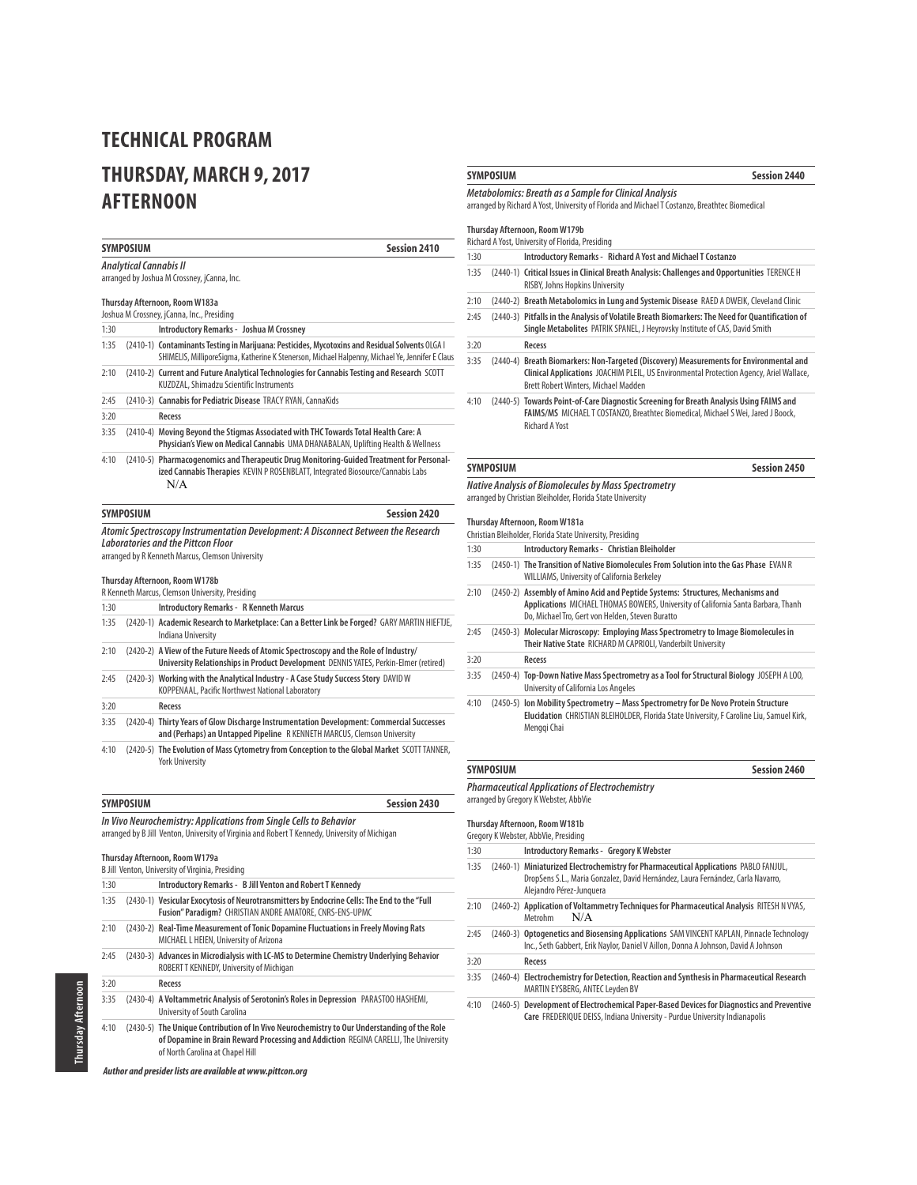# TECHNICAL PROGRAM

# THURSDAY, MARCH 9, 2017 AFTERNOON

## SYMPOSIUM — Session 2410

***Analytical Cannabis II***
arranged by Joshua M Crossney, jCanna, Inc.

**Thursday Afternoon, Room W183a**
Joshua M Crossney, jCanna, Inc., Presiding

| Time | Paper | Title |
|---|---|---|
| 1:30 | | **Introductory Remarks - Joshua M Crossney** |
| 1:35 | (2410-1) | **Contaminants Testing in Marijuana: Pesticides, Mycotoxins and Residual Solvents** OLGA I SHIMELIS, MilliporeSigma, Katherine K Stenerson, Michael Halpenny, Michael Ye, Jennifer E Claus |
| 2:10 | (2410-2) | **Current and Future Analytical Technologies for Cannabis Testing and Research** SCOTT KUZDZAL, Shimadzu Scientific Instruments |
| 2:45 | (2410-3) | **Cannabis for Pediatric Disease** TRACY RYAN, CannaKids |
| 3:20 | | **Recess** |
| 3:35 | (2410-4) | **Moving Beyond the Stigmas Associated with THC Towards Total Health Care: A Physician's View on Medical Cannabis** UMA DHANABALAN, Uplifting Health & Wellness |
| 4:10 | (2410-5) | **Pharmacogenomics and Therapeutic Drug Monitoring-Guided Treatment for Personalized Cannabis Therapies** KEVIN P ROSENBLATT, Integrated Biosource/Cannabis Labs N/A |

## SYMPOSIUM — Session 2420

***Atomic Spectroscopy Instrumentation Development: A Disconnect Between the Research Laboratories and the Pittcon Floor***
arranged by R Kenneth Marcus, Clemson University

**Thursday Afternoon, Room W178b**
R Kenneth Marcus, Clemson University, Presiding

| Time | Paper | Title |
|---|---|---|
| 1:30 | | **Introductory Remarks - R Kenneth Marcus** |
| 1:35 | (2420-1) | **Academic Research to Marketplace: Can a Better Link be Forged?** GARY MARTIN HIEFTJE, Indiana University |
| 2:10 | (2420-2) | **A View of the Future Needs of Atomic Spectroscopy and the Role of Industry/University Relationships in Product Development** DENNIS YATES, Perkin-Elmer (retired) |
| 2:45 | (2420-3) | **Working with the Analytical Industry - A Case Study Success Story** DAVID W KOPPENAAL, Pacific Northwest National Laboratory |
| 3:20 | | **Recess** |
| 3:35 | (2420-4) | **Thirty Years of Glow Discharge Instrumentation Development: Commercial Successes and (Perhaps) an Untapped Pipeline** R KENNETH MARCUS, Clemson University |
| 4:10 | (2420-5) | **The Evolution of Mass Cytometry from Conception to the Global Market** SCOTT TANNER, York University |

## SYMPOSIUM — Session 2430

***In Vivo Neurochemistry: Applications from Single Cells to Behavior***
arranged by B Jill Venton, University of Virginia and Robert T Kennedy, University of Michigan

**Thursday Afternoon, Room W179a**
B Jill Venton, University of Virginia, Presiding

| Time | Paper | Title |
|---|---|---|
| 1:30 | | **Introductory Remarks - B Jill Venton and Robert T Kennedy** |
| 1:35 | (2430-1) | **Vesicular Exocytosis of Neurotransmitters by Endocrine Cells: The End to the "Full Fusion" Paradigm?** CHRISTIAN ANDRE AMATORE, CNRS-ENS-UPMC |
| 2:10 | (2430-2) | **Real-Time Measurement of Tonic Dopamine Fluctuations in Freely Moving Rats** MICHAEL L HEIEN, University of Arizona |
| 2:45 | (2430-3) | **Advances in Microdialysis with LC-MS to Determine Chemistry Underlying Behavior** ROBERT T KENNEDY, University of Michigan |
| 3:20 | | **Recess** |
| 3:35 | (2430-4) | **A Voltammetric Analysis of Serotonin's Roles in Depression** PARASTOO HASHEMI, University of South Carolina |
| 4:10 | (2430-5) | **The Unique Contribution of In Vivo Neurochemistry to Our Understanding of the Role of Dopamine in Brain Reward Processing and Addiction** REGINA CARELLI, The University of North Carolina at Chapel Hill |

***Author and presider lists are available at www.pittcon.org***

## SYMPOSIUM — Session 2440

***Metabolomics: Breath as a Sample for Clinical Analysis***
arranged by Richard A Yost, University of Florida and Michael T Costanzo, Breathtec Biomedical

**Thursday Afternoon, Room W179b**
Richard A Yost, University of Florida, Presiding

| Time | Paper | Title |
|---|---|---|
| 1:30 | | **Introductory Remarks - Richard A Yost and Michael T Costanzo** |
| 1:35 | (2440-1) | **Critical Issues in Clinical Breath Analysis: Challenges and Opportunities** TERENCE H RISBY, Johns Hopkins University |
| 2:10 | (2440-2) | **Breath Metabolomics in Lung and Systemic Disease** RAED A DWEIK, Cleveland Clinic |
| 2:45 | (2440-3) | **Pitfalls in the Analysis of Volatile Breath Biomarkers: The Need for Quantification of Single Metabolites** PATRIK SPANEL, J Heyrovsky Institute of CAS, David Smith |
| 3:20 | | **Recess** |
| 3:35 | (2440-4) | **Breath Biomarkers: Non-Targeted (Discovery) Measurements for Environmental and Clinical Applications** JOACHIM PLEIL, US Environmental Protection Agency, Ariel Wallace, Brett Robert Winters, Michael Madden |
| 4:10 | (2440-5) | **Towards Point-of-Care Diagnostic Screening for Breath Analysis Using FAIMS and FAIMS/MS** MICHAEL T COSTANZO, Breathtec Biomedical, Michael S Wei, Jared J Boock, Richard A Yost |

## SYMPOSIUM — Session 2450

***Native Analysis of Biomolecules by Mass Spectrometry***
arranged by Christian Bleiholder, Florida State University

**Thursday Afternoon, Room W181a**
Christian Bleiholder, Florida State University, Presiding

| Time | Paper | Title |
|---|---|---|
| 1:30 | | **Introductory Remarks - Christian Bleiholder** |
| 1:35 | (2450-1) | **The Transition of Native Biomolecules From Solution into the Gas Phase** EVAN R WILLIAMS, University of California Berkeley |
| 2:10 | (2450-2) | **Assembly of Amino Acid and Peptide Systems: Structures, Mechanisms and Applications** MICHAEL THOMAS BOWERS, University of California Santa Barbara, Thanh Do, Michael Tro, Gert von Helden, Steven Buratto |
| 2:45 | (2450-3) | **Molecular Microscopy: Employing Mass Spectrometry to Image Biomolecules in Their Native State** RICHARD M CAPRIOLI, Vanderbilt University |
| 3:20 | | **Recess** |
| 3:35 | (2450-4) | **Top-Down Native Mass Spectrometry as a Tool for Structural Biology** JOSEPH A LOO, University of California Los Angeles |
| 4:10 | (2450-5) | **Ion Mobility Spectrometry – Mass Spectrometry for De Novo Protein Structure Elucidation** CHRISTIAN BLEIHOLDER, Florida State University, F Caroline Liu, Samuel Kirk, Mengqi Chai |

## SYMPOSIUM — Session 2460

***Pharmaceutical Applications of Electrochemistry***
arranged by Gregory K Webster, AbbVie

**Thursday Afternoon, Room W181b**
Gregory K Webster, AbbVie, Presiding

| Time | Paper | Title |
|---|---|---|
| 1:30 | | **Introductory Remarks - Gregory K Webster** |
| 1:35 | (2460-1) | **Miniaturized Electrochemistry for Pharmaceutical Applications** PABLO FANJUL, DropSens S.L., Maria Gonzalez, David Hernández, Laura Fernández, Carla Navarro, Alejandro Pérez-Junquera |
| 2:10 | (2460-2) | **Application of Voltammetry Techniques for Pharmaceutical Analysis** RITESH N VYAS, Metrohm N/A |
| 2:45 | (2460-3) | **Optogenetics and Biosensing Applications** SAM VINCENT KAPLAN, Pinnacle Technology Inc., Seth Gabbert, Erik Naylor, Daniel V Aillon, Donna A Johnson, David A Johnson |
| 3:20 | | **Recess** |
| 3:35 | (2460-4) | **Electrochemistry for Detection, Reaction and Synthesis in Pharmaceutical Research** MARTIN EYSBERG, ANTEC Leyden BV |
| 4:10 | (2460-5) | **Development of Electrochemical Paper-Based Devices for Diagnostics and Preventive Care** FREDERIQUE DEISS, Indiana University - Purdue University Indianapolis |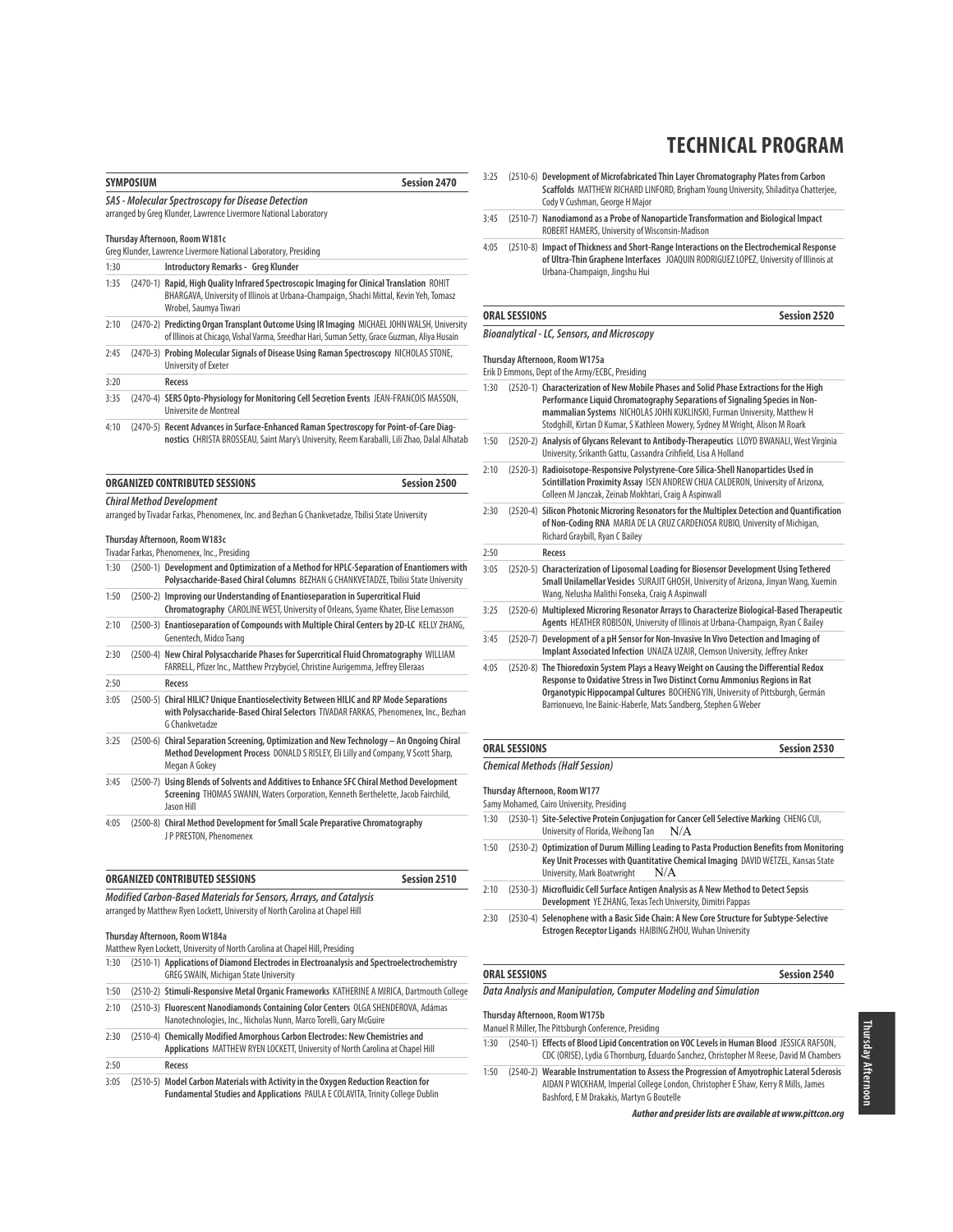# TECHNICAL PROGRAM

## SYMPOSIUM — Session 2470

***SAS - Molecular Spectroscopy for Disease Detection***
arranged by Greg Klunder, Lawrence Livermore National Laboratory

**Thursday Afternoon, Room W181c**
Greg Klunder, Lawrence Livermore National Laboratory, Presiding

| | | |
|---|---|---|
| 1:30 | | **Introductory Remarks - Greg Klunder** |
| 1:35 | (2470-1) | **Rapid, High Quality Infrared Spectroscopic Imaging for Clinical Translation** ROHIT BHARGAVA, University of Illinois at Urbana-Champaign, Shachi Mittal, Kevin Yeh, Tomasz Wrobel, Saumya Tiwari |
| 2:10 | (2470-2) | **Predicting Organ Transplant Outcome Using IR Imaging** MICHAEL JOHN WALSH, University of Illinois at Chicago, Vishal Varma, Sreedhar Hari, Suman Setty, Grace Guzman, Aliya Husain |
| 2:45 | (2470-3) | **Probing Molecular Signals of Disease Using Raman Spectroscopy** NICHOLAS STONE, University of Exeter |
| 3:20 | | **Recess** |
| 3:35 | (2470-4) | **SERS Opto-Physiology for Monitoring Cell Secretion Events** JEAN-FRANCOIS MASSON, Universite de Montreal |
| 4:10 | (2470-5) | **Recent Advances in Surface-Enhanced Raman Spectroscopy for Point-of-Care Diagnostics** CHRISTA BROSSEAU, Saint Mary's University, Reem Karaballi, Lili Zhao, Dalal Alhatab |

## ORGANIZED CONTRIBUTED SESSIONS — Session 2500

***Chiral Method Development***
arranged by Tivadar Farkas, Phenomenex, Inc. and Bezhan G Chankvetadze, Tbilisi State University

**Thursday Afternoon, Room W183c**
Tivadar Farkas, Phenomenex, Inc., Presiding

| | | |
|---|---|---|
| 1:30 | (2500-1) | **Development and Optimization of a Method for HPLC-Separation of Enantiomers with Polysaccharide-Based Chiral Columns** BEZHAN G CHANKVETADZE, Tbilisi State University |
| 1:50 | (2500-2) | **Improving our Understanding of Enantioseparation in Supercritical Fluid Chromatography** CAROLINE WEST, University of Orleans, Syame Khater, Elise Lemasson |
| 2:10 | (2500-3) | **Enantioseparation of Compounds with Multiple Chiral Centers by 2D-LC** KELLY ZHANG, Genentech, Midco Tsang |
| 2:30 | (2500-4) | **New Chiral Polysaccharide Phases for Supercritical Fluid Chromatography** WILLIAM FARRELL, Pfizer Inc., Matthew Przybyciel, Christine Aurigemma, Jeffrey Elleraas |
| 2:50 | | **Recess** |
| 3:05 | (2500-5) | **Chiral HILIC? Unique Enantioselectivity Between HILIC and RP Mode Separations with Polysaccharide-Based Chiral Selectors** TIVADAR FARKAS, Phenomenex, Inc., Bezhan G Chankvetadze |
| 3:25 | (2500-6) | **Chiral Separation Screening, Optimization and New Technology – An Ongoing Chiral Method Development Process** DONALD S RISLEY, Eli Lilly and Company, V Scott Sharp, Megan A Gokey |
| 3:45 | (2500-7) | **Using Blends of Solvents and Additives to Enhance SFC Chiral Method Development Screening** THOMAS SWANN, Waters Corporation, Kenneth Berthelette, Jacob Fairchild, Jason Hill |
| 4:05 | (2500-8) | **Chiral Method Development for Small Scale Preparative Chromatography** J P PRESTON, Phenomenex |

## ORGANIZED CONTRIBUTED SESSIONS — Session 2510

***Modified Carbon-Based Materials for Sensors, Arrays, and Catalysis***
arranged by Matthew Ryen Lockett, University of North Carolina at Chapel Hill

**Thursday Afternoon, Room W184a**
Matthew Ryen Lockett, University of North Carolina at Chapel Hill, Presiding

| | | |
|---|---|---|
| 1:30 | (2510-1) | **Applications of Diamond Electrodes in Electroanalysis and Spectroelectrochemistry** GREG SWAIN, Michigan State University |
| 1:50 | (2510-2) | **Stimuli-Responsive Metal Organic Frameworks** KATHERINE A MIRICA, Dartmouth College |
| 2:10 | (2510-3) | **Fluorescent Nanodiamonds Containing Color Centers** OLGA SHENDEROVA, Adámas Nanotechnologies, Inc., Nicholas Nunn, Marco Torelli, Gary McGuire |
| 2:30 | (2510-4) | **Chemically Modified Amorphous Carbon Electrodes: New Chemistries and Applications** MATTHEW RYEN LOCKETT, University of North Carolina at Chapel Hill |
| 2:50 | | **Recess** |
| 3:05 | (2510-5) | **Model Carbon Materials with Activity in the Oxygen Reduction Reaction for Fundamental Studies and Applications** PAULA E COLAVITA, Trinity College Dublin |
| 3:25 | (2510-6) | **Development of Microfabricated Thin Layer Chromatography Plates from Carbon Scaffolds** MATTHEW RICHARD LINFORD, Brigham Young University, Shiladitya Chatterjee, Cody V Cushman, George H Major |
| 3:45 | (2510-7) | **Nanodiamond as a Probe of Nanoparticle Transformation and Biological Impact** ROBERT HAMERS, University of Wisconsin-Madison |
| 4:05 | (2510-8) | **Impact of Thickness and Short-Range Interactions on the Electrochemical Response of Ultra-Thin Graphene Interfaces** JOAQUIN RODRIGUEZ LOPEZ, University of Illinois at Urbana-Champaign, Jingshu Hui |

## ORAL SESSIONS — Session 2520

***Bioanalytical - LC, Sensors, and Microscopy***

**Thursday Afternoon, Room W175a**
Erik D Emmons, Dept of the Army/ECBC, Presiding

| | | |
|---|---|---|
| 1:30 | (2520-1) | **Characterization of New Mobile Phases and Solid Phase Extractions for the High Performance Liquid Chromatography Separations of Signaling Species in Non-mammalian Systems** NICHOLAS JOHN KUKLINSKI, Furman University, Matthew H Stodghill, Kirtan D Kumar, S Kathleen Mowery, Sydney M Wright, Alison M Roark |
| 1:50 | (2520-2) | **Analysis of Glycans Relevant to Antibody-Therapeutics** LLOYD BWANALI, West Virginia University, Srikanth Gattu, Cassandra Crihfield, Lisa A Holland |
| 2:10 | (2520-3) | **Radioisotope-Responsive Polystyrene-Core Silica-Shell Nanoparticles Used in Scintillation Proximity Assay** ISEN ANDREW CHUA CALDERON, University of Arizona, Colleen M Janczak, Zeinab Mokhtari, Craig A Aspinwall |
| 2:30 | (2520-4) | **Silicon Photonic Microring Resonators for the Multiplex Detection and Quantification of Non-Coding RNA** MARIA DE LA CRUZ CARDENOSA RUBIO, University of Michigan, Richard Graybill, Ryan C Bailey |
| 2:50 | | **Recess** |
| 3:05 | (2520-5) | **Characterization of Liposomal Loading for Biosensor Development Using Tethered Small Unilamellar Vesicles** SURAJIT GHOSH, University of Arizona, Jinyan Wang, Xuemin Wang, Nelusha Malithi Fonseka, Craig A Aspinwall |
| 3:25 | (2520-6) | **Multiplexed Microring Resonator Arrays to Characterize Biological-Based Therapeutic Agents** HEATHER ROBISON, University of Illinois at Urbana-Champaign, Ryan C Bailey |
| 3:45 | (2520-7) | **Development of a pH Sensor for Non-Invasive In Vivo Detection and Imaging of Implant Associated Infection** UNAIZA UZAIR, Clemson University, Jeffrey Anker |
| 4:05 | (2520-8) | **The Thioredoxin System Plays a Heavy Weight on Causing the Differential Redox Response to Oxidative Stress in Two Distinct Cornu Ammonius Regions in Rat Organotypic Hippocampal Cultures** BOCHENG YIN, University of Pittsburgh, Germán Barrionuevo, Ine Bainic-Haberle, Mats Sandberg, Stephen G Weber |

## ORAL SESSIONS — Session 2530

***Chemical Methods (Half Session)***

**Thursday Afternoon, Room W177**
Samy Mohamed, Cairo University, Presiding

| | | |
|---|---|---|
| 1:30 | (2530-1) | **Site-Selective Protein Conjugation for Cancer Cell Selective Marking** CHENG CUI, University of Florida, Weihong Tan N/A |
| 1:50 | (2530-2) | **Optimization of Durum Milling Leading to Pasta Production Benefits from Monitoring Key Unit Processes with Quantitative Chemical Imaging** DAVID WETZEL, Kansas State University, Mark Boatwright N/A |
| 2:10 | (2530-3) | **Microfluidic Cell Surface Antigen Analysis as A New Method to Detect Sepsis Development** YE ZHANG, Texas Tech University, Dimitri Pappas |
| 2:30 | (2530-4) | **Selenophene with a Basic Side Chain: A New Core Structure for Subtype-Selective Estrogen Receptor Ligands** HAIBING ZHOU, Wuhan University |

## ORAL SESSIONS — Session 2540

***Data Analysis and Manipulation, Computer Modeling and Simulation***

**Thursday Afternoon, Room W175b**
Manuel R Miller, The Pittsburgh Conference, Presiding

| | | |
|---|---|---|
| 1:30 | (2540-1) | **Effects of Blood Lipid Concentration on VOC Levels in Human Blood** JESSICA RAFSON, CDC (ORISE), Lydia G Thornburg, Eduardo Sanchez, Christopher M Reese, David M Chambers |
| 1:50 | (2540-2) | **Wearable Instrumentation to Assess the Progression of Amyotrophic Lateral Sclerosis** AIDAN P WICKHAM, Imperial College London, Christopher E Shaw, Kerry R Mills, James Bashford, E M Drakakis, Martyn G Boutelle |

***Author and presider lists are available at www.pittcon.org***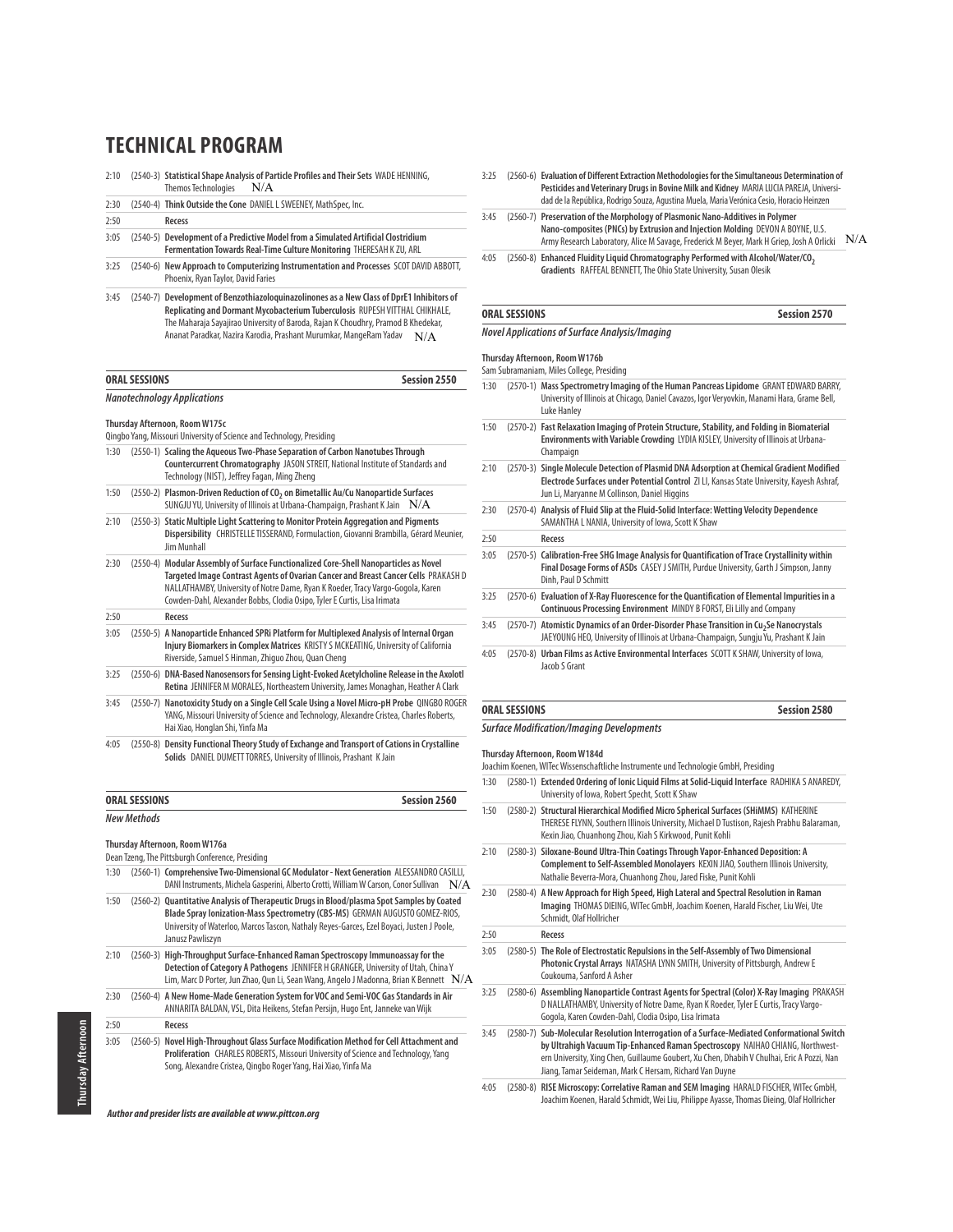# TECHNICAL PROGRAM

2:10 (2540-3) **Statistical Shape Analysis of Particle Profiles and Their Sets** WADE HENNING, Themos Technologies N/A

2:30 (2540-4) **Think Outside the Cone** DANIEL L SWEENEY, MathSpec, Inc.

2:50 **Recess**

3:05 (2540-5) **Development of a Predictive Model from a Simulated Artificial Clostridium Fermentation Towards Real-Time Culture Monitoring** THERESAH K ZU, ARL

3:25 (2540-6) **New Approach to Computerizing Instrumentation and Processes** SCOT DAVID ABBOTT, Phoenix, Ryan Taylor, David Faries

3:45 (2540-7) **Development of Benzothiazoloquinazolinones as a New Class of DprE1 Inhibitors of Replicating and Dormant Mycobacterium Tuberculosis** RUPESH VITTHAL CHIKHALE, The Maharaja Sayajirao University of Baroda, Rajan K Choudhry, Pramod B Khedekar, Ananat Paradkar, Nazira Karodia, Prashant Murumkar, MangeRam Yadav N/A

## ORAL SESSIONS — Session 2550

***Nanotechnology Applications***

**Thursday Afternoon, Room W175c**
Qingbo Yang, Missouri University of Science and Technology, Presiding

1:30 (2550-1) **Scaling the Aqueous Two-Phase Separation of Carbon Nanotubes Through Countercurrent Chromatography** JASON STREIT, National Institute of Standards and Technology (NIST), Jeffrey Fagan, Ming Zheng

1:50 (2550-2) **Plasmon-Driven Reduction of $CO_2$ on Bimetallic Au/Cu Nanoparticle Surfaces** SUNGJU YU, University of Illinois at Urbana-Champaign, Prashant K Jain N/A

2:10 (2550-3) **Static Multiple Light Scattering to Monitor Protein Aggregation and Pigments Dispersibility** CHRISTELLE TISSERAND, Formulaction, Giovanni Brambilla, Gérard Meunier, Jim Munhall

2:30 (2550-4) **Modular Assembly of Surface Functionalized Core-Shell Nanoparticles as Novel Targeted Image Contrast Agents of Ovarian Cancer and Breast Cancer Cells** PRAKASH D NALLATHAMBY, University of Notre Dame, Ryan K Roeder, Tracy Vargo-Gogola, Karen Cowden-Dahl, Alexander Bobbs, Clodia Osipo, Tyler E Curtis, Lisa Irimata

2:50 **Recess**

3:05 (2550-5) **A Nanoparticle Enhanced SPRi Platform for Multiplexed Analysis of Internal Organ Injury Biomarkers in Complex Matrices** KRISTY S MCKEATING, University of California Riverside, Samuel S Hinman, Zhiguo Zhou, Quan Cheng

3:25 (2550-6) **DNA-Based Nanosensors for Sensing Light-Evoked Acetylcholine Release in the Axolotl Retina** JENNIFER M MORALES, Northeastern University, James Monaghan, Heather A Clark

3:45 (2550-7) **Nanotoxicity Study on a Single Cell Scale Using a Novel Micro-pH Probe** QINGBO ROGER YANG, Missouri University of Science and Technology, Alexandre Cristea, Charles Roberts, Hai Xiao, Honglan Shi, Yinfa Ma

4:05 (2550-8) **Density Functional Theory Study of Exchange and Transport of Cations in Crystalline Solids** DANIEL DUMETT TORRES, University of Illinois, Prashant K Jain

## ORAL SESSIONS — Session 2560

***New Methods***

**Thursday Afternoon, Room W176a**
Dean Tzeng, The Pittsburgh Conference, Presiding

1:30 (2560-1) **Comprehensive Two-Dimensional GC Modulator - Next Generation** ALESSANDRO CASILLI, DANI Instruments, Michela Gasperini, Alberto Crotti, William W Carson, Conor Sullivan N/A

1:50 (2560-2) **Quantitative Analysis of Therapeutic Drugs in Blood/plasma Spot Samples by Coated Blade Spray Ionization-Mass Spectrometry (CBS-MS)** GERMAN AUGUSTO GOMEZ-RIOS, University of Waterloo, Marcos Tascon, Nathaly Reyes-Garces, Ezel Boyaci, Justen J Poole, Janusz Pawliszyn

2:10 (2560-3) **High-Throughput Surface-Enhanced Raman Spectroscopy Immunoassay for the Detection of Category A Pathogens** JENNIFER H GRANGER, University of Utah, China Y Lim, Marc D Porter, Jun Zhao, Qun Li, Sean Wang, Angelo J Madonna, Brian K Bennett N/A

2:30 (2560-4) **A New Home-Made Generation System for VOC and Semi-VOC Gas Standards in Air** ANNARITA BALDAN, VSL, Dita Heikens, Stefan Persijn, Hugo Ent, Janneke van Wijk

2:50 **Recess**

3:05 (2560-5) **Novel High-Throughout Glass Surface Modification Method for Cell Attachment and Proliferation** CHARLES ROBERTS, Missouri University of Science and Technology, Yang Song, Alexandre Cristea, Qingbo Roger Yang, Hai Xiao, Yinfa Ma

3:25 (2560-6) **Evaluation of Different Extraction Methodologies for the Simultaneous Determination of Pesticides and Veterinary Drugs in Bovine Milk and Kidney** MARIA LUCIA PAREJA, Universidad de la República, Rodrigo Souza, Agustina Muela, María Verónica Cesio, Horacio Heinzen

3:45 (2560-7) **Preservation of the Morphology of Plasmonic Nano-Additives in Polymer Nano-composites (PNCs) by Extrusion and Injection Molding** DEVON A BOYNE, U.S. Army Research Laboratory, Alice M Savage, Frederick M Beyer, Mark H Griep, Josh A Orlicki N/A

4:05 (2560-8) **Enhanced Fluidity Liquid Chromatography Performed with Alcohol/Water/$CO_2$ Gradients** RAFFEAL BENNETT, The Ohio State University, Susan Olesik

## ORAL SESSIONS — Session 2570

***Novel Applications of Surface Analysis/Imaging***

**Thursday Afternoon, Room W176b**
Sam Subramaniam, Miles College, Presiding

1:30 (2570-1) **Mass Spectrometry Imaging of the Human Pancreas Lipidome** GRANT EDWARD BARRY, University of Illinois at Chicago, Daniel Cavazos, Igor Veryovkin, Manami Hara, Grame Bell, Luke Hanley

1:50 (2570-2) **Fast Relaxation Imaging of Protein Structure, Stability, and Folding in Biomaterial Environments with Variable Crowding** LYDIA KISLEY, University of Illinois at Urbana-Champaign

2:10 (2570-3) **Single Molecule Detection of Plasmid DNA Adsorption at Chemical Gradient Modified Electrode Surfaces under Potential Control** ZI LI, Kansas State University, Kayesh Ashraf, Jun Li, Maryanne M Collinson, Daniel Higgins

2:30 (2570-4) **Analysis of Fluid Slip at the Fluid-Solid Interface: Wetting Velocity Dependence** SAMANTHA L NANIA, University of Iowa, Scott K Shaw

2:50 **Recess**

3:05 (2570-5) **Calibration-Free SHG Image Analysis for Quantification of Trace Crystallinity within Final Dosage Forms of ASDs** CASEY J SMITH, Purdue University, Garth J Simpson, Janny Dinh, Paul D Schmitt

3:25 (2570-6) **Evaluation of X-Ray Fluorescence for the Quantification of Elemental Impurities in a Continuous Processing Environment** MINDY B FORST, Eli Lilly and Company

3:45 (2570-7) **Atomistic Dynamics of an Order-Disorder Phase Transition in $Cu_2Se$ Nanocrystals** JAEYOUNG HEO, University of Illinois at Urbana-Champaign, Sungju Yu, Prashant K Jain

4:05 (2570-8) **Urban Films as Active Environmental Interfaces** SCOTT K SHAW, University of Iowa, Jacob S Grant

## ORAL SESSIONS — Session 2580

***Surface Modification/Imaging Developments***

**Thursday Afternoon, Room W184d**
Joachim Koenen, WITec Wissenschaftliche Instrumente und Technologie GmbH, Presiding

1:30 (2580-1) **Extended Ordering of Ionic Liquid Films at Solid-Liquid Interface** RADHIKA S ANAREDY, University of Iowa, Robert Specht, Scott K Shaw

1:50 (2580-2) **Structural Hierarchical Modified Micro Spherical Surfaces (SHiMMS)** KATHERINE THERESE FLYNN, Southern Illinois University, Michael D Tustison, Rajesh Prabhu Balaraman, Kexin Jiao, Chuanhong Zhou, Kiah S Kirkwood, Punit Kohli

2:10 (2580-3) **Siloxane-Bound Ultra-Thin Coatings Through Vapor-Enhanced Deposition: A Complement to Self-Assembled Monolayers** KEXIN JIAO, Southern Illinois University, Nathalie Beverra-Mora, Chuanhong Zhou, Jared Fiske, Punit Kohli

2:30 (2580-4) **A New Approach for High Speed, High Lateral and Spectral Resolution in Raman Imaging** THOMAS DIEING, WITec GmbH, Joachim Koenen, Harald Fischer, Liu Wei, Ute Schmidt, Olaf Hollricher

2:50 **Recess**

3:05 (2580-5) **The Role of Electrostatic Repulsions in the Self-Assembly of Two Dimensional Photonic Crystal Arrays** NATASHA LYNN SMITH, University of Pittsburgh, Andrew E Coukouma, Sanford A Asher

3:25 (2580-6) **Assembling Nanoparticle Contrast Agents for Spectral (Color) X-Ray Imaging** PRAKASH D NALLATHAMBY, University of Notre Dame, Ryan K Roeder, Tyler E Curtis, Tracy Vargo-Gogola, Karen Cowden-Dahl, Clodia Osipo, Lisa Irimata

3:45 (2580-7) **Sub-Molecular Resolution Interrogation of a Surface-Mediated Conformational Switch by Ultrahigh Vacuum Tip-Enhanced Raman Spectroscopy** NAIHAO CHIANG, Northwestern University, Xing Chen, Guillaume Goubert, Xu Chen, Dhabih V Chulhai, Eric A Pozzi, Nan Jiang, Tamar Seideman, Mark C Hersam, Richard Van Duyne

4:05 (2580-8) **RISE Microscopy: Correlative Raman and SEM Imaging** HARALD FISCHER, WITec GmbH, Joachim Koenen, Harald Schmidt, Wei Liu, Philippe Ayasse, Thomas Dieing, Olaf Hollricher

*Author and presider lists are available at www.pittcon.org*